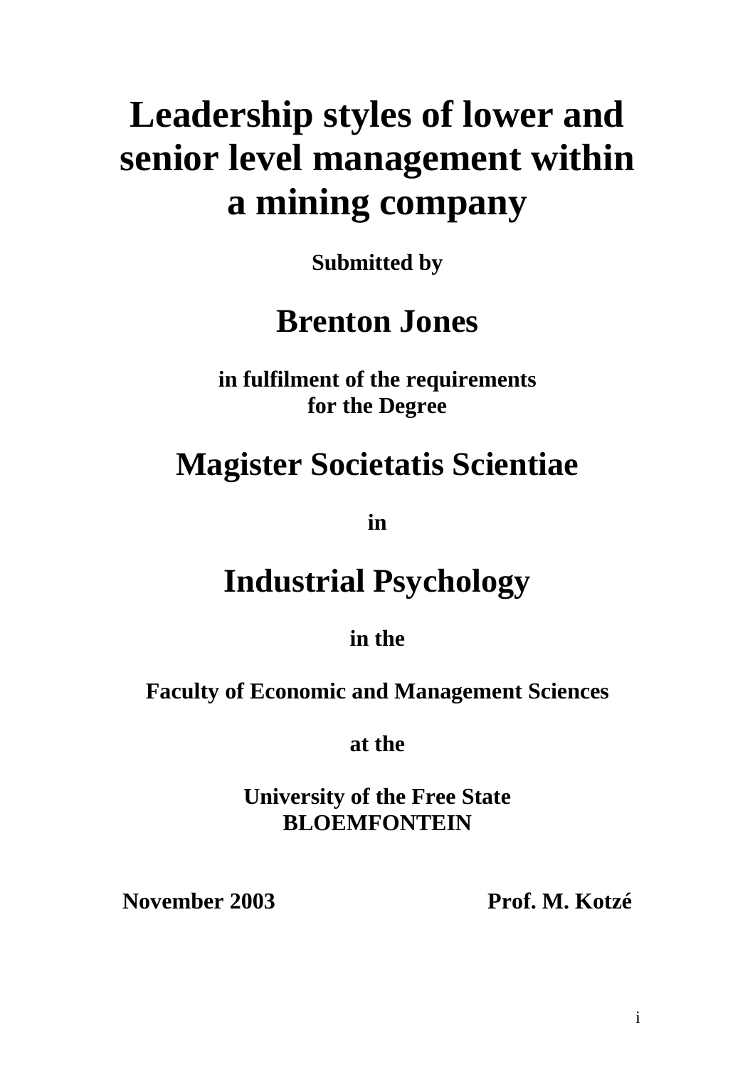# Leadership styles of lower and senior level management within a mining company

**Submitted by**

## Brenton Jones

**in fulfilment of the requirements for the Degree**

## Magister Societatis Scientiae

**in**

## Industrial Psychology

**in the**

**Faculty of Economic and Management Sciences**

**at the**

**University of the Free State**
**BLOEMFONTEIN**

**November 2003** **Prof. M. Kotzé**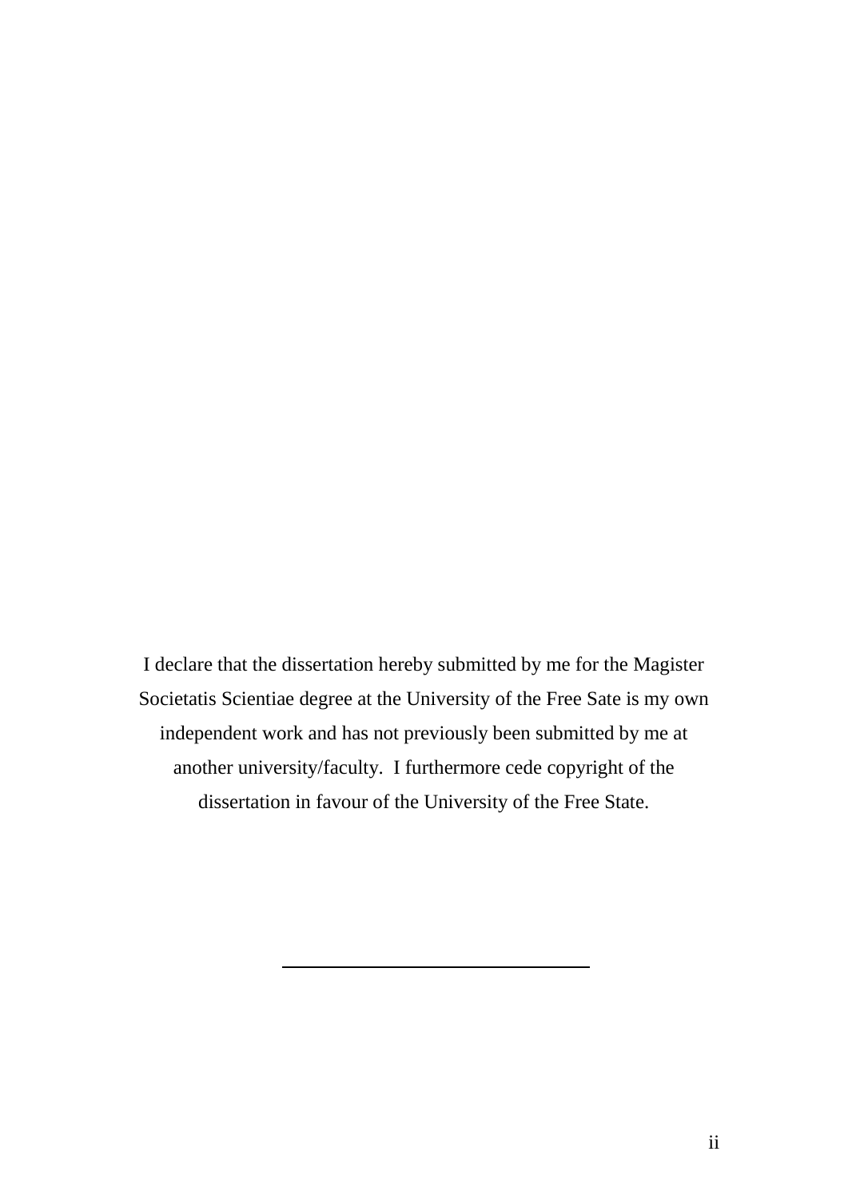I declare that the dissertation hereby submitted by me for the Magister Societatis Scientiae degree at the University of the Free Sate is my own independent work and has not previously been submitted by me at another university/faculty. I furthermore cede copyright of the dissertation in favour of the University of the Free State.

_________________________________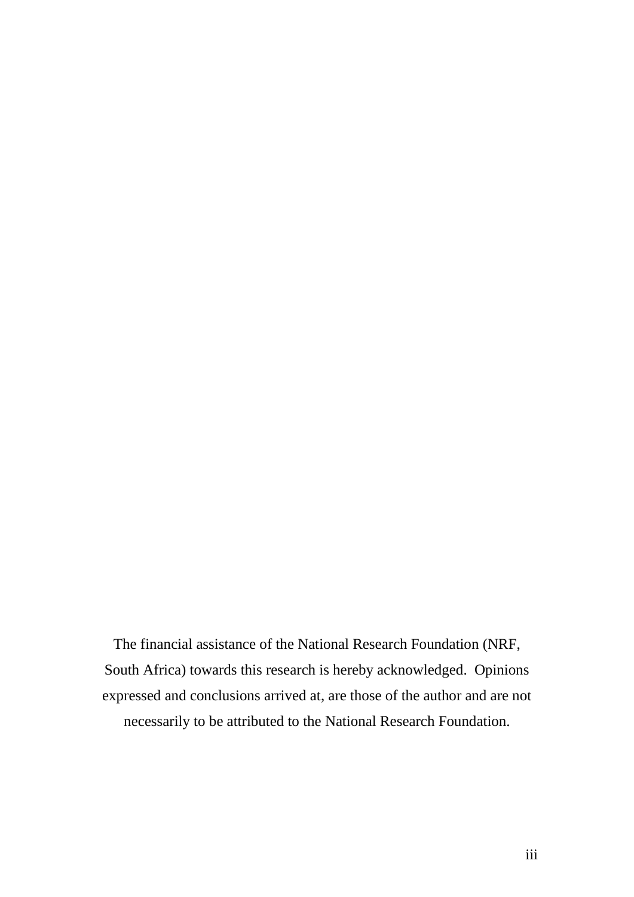The financial assistance of the National Research Foundation (NRF, South Africa) towards this research is hereby acknowledged. Opinions expressed and conclusions arrived at, are those of the author and are not necessarily to be attributed to the National Research Foundation.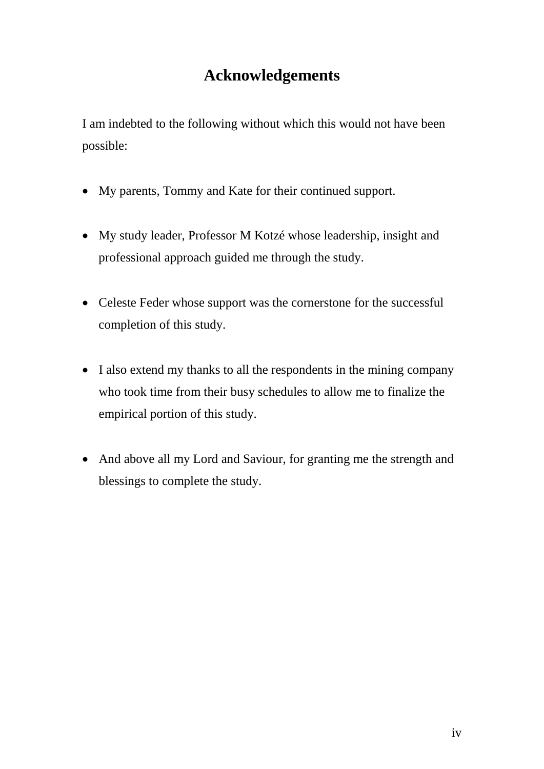# Acknowledgements

I am indebted to the following without which this would not have been possible:

- My parents, Tommy and Kate for their continued support.

- My study leader, Professor M Kotzé whose leadership, insight and professional approach guided me through the study.

- Celeste Feder whose support was the cornerstone for the successful completion of this study.

- I also extend my thanks to all the respondents in the mining company who took time from their busy schedules to allow me to finalize the empirical portion of this study.

- And above all my Lord and Saviour, for granting me the strength and blessings to complete the study.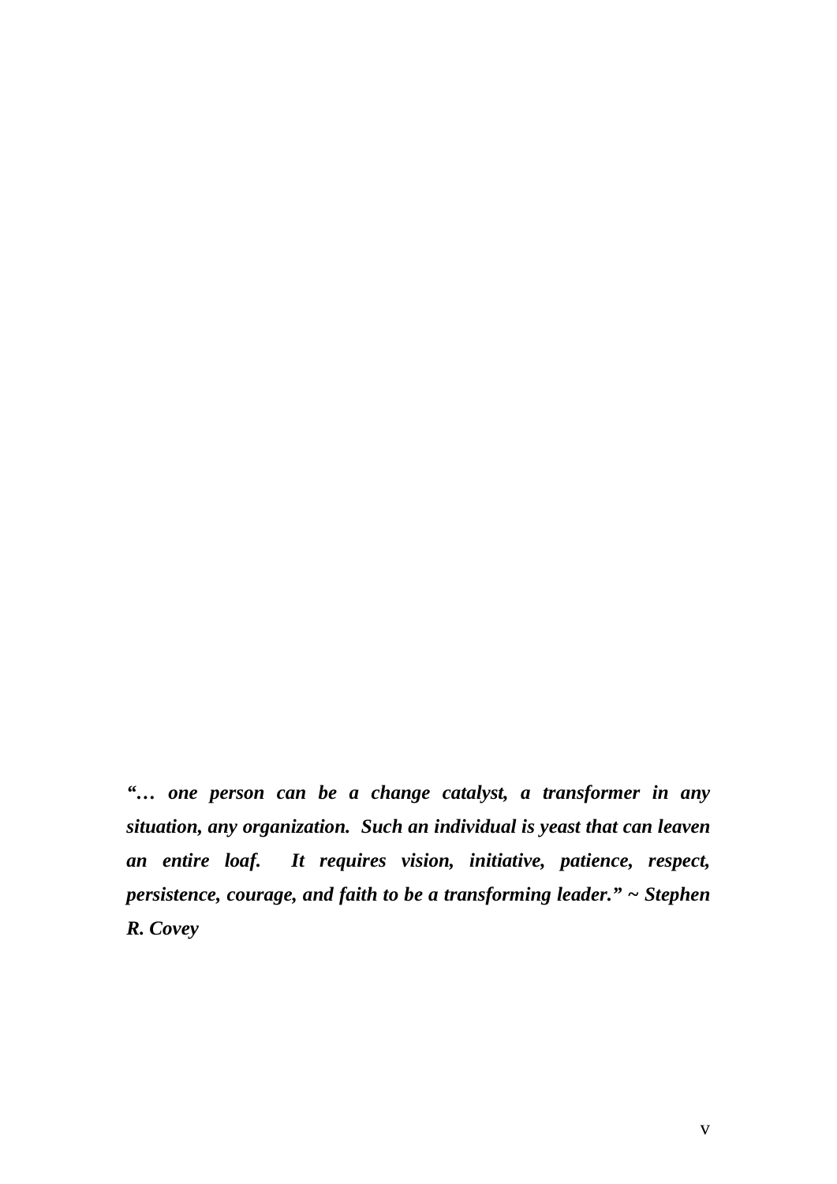***"… one person can be a change catalyst, a transformer in any situation, any organization. Such an individual is yeast that can leaven an entire loaf. It requires vision, initiative, patience, respect, persistence, courage, and faith to be a transforming leader." ~ Stephen R. Covey***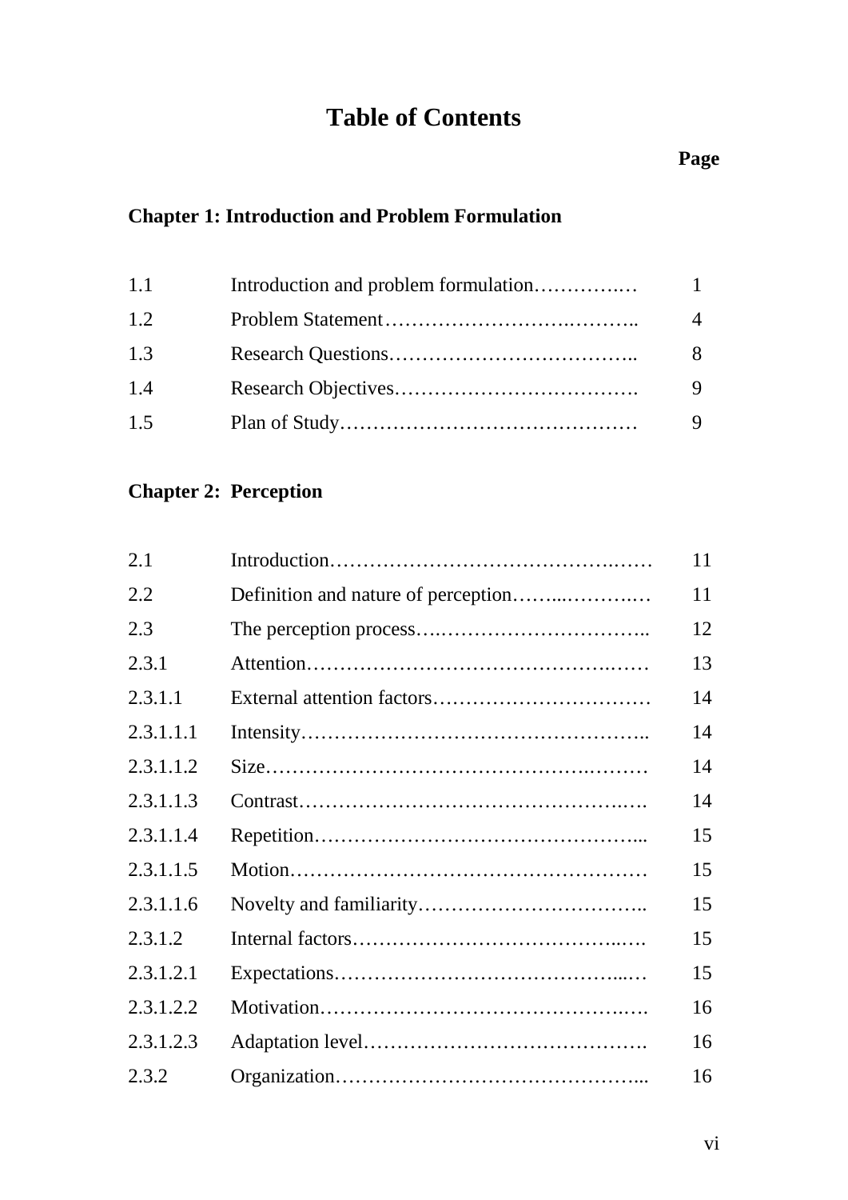# Table of Contents

| | | Page |
|---|---|---|
| **Chapter 1: Introduction and Problem Formulation** | | |
| 1.1 | Introduction and problem formulation | 1 |
| 1.2 | Problem Statement | 4 |
| 1.3 | Research Questions | 8 |
| 1.4 | Research Objectives | 9 |
| 1.5 | Plan of Study | 9 |
| **Chapter 2: Perception** | | |
| 2.1 | Introduction | 11 |
| 2.2 | Definition and nature of perception | 11 |
| 2.3 | The perception process | 12 |
| 2.3.1 | Attention | 13 |
| 2.3.1.1 | External attention factors | 14 |
| 2.3.1.1.1 | Intensity | 14 |
| 2.3.1.1.2 | Size | 14 |
| 2.3.1.1.3 | Contrast | 14 |
| 2.3.1.1.4 | Repetition | 15 |
| 2.3.1.1.5 | Motion | 15 |
| 2.3.1.1.6 | Novelty and familiarity | 15 |
| 2.3.1.2 | Internal factors | 15 |
| 2.3.1.2.1 | Expectations | 15 |
| 2.3.1.2.2 | Motivation | 16 |
| 2.3.1.2.3 | Adaptation level | 16 |
| 2.3.2 | Organization | 16 |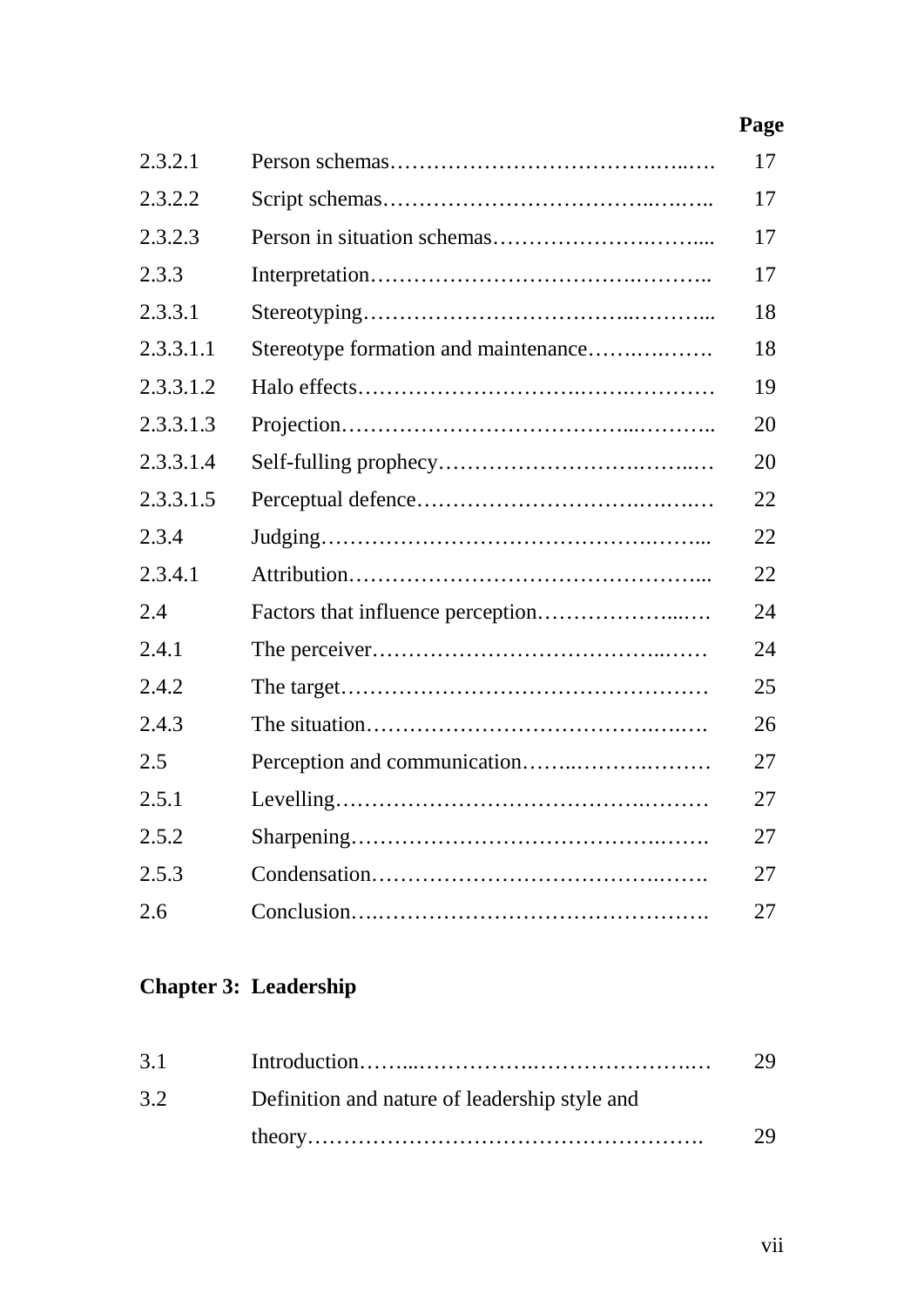| | | Page |
|---|---|---|
| 2.3.2.1 | Person schemas………………………………….…..…. | 17 |
| 2.3.2.2 | Script schemas………………………………..….….. | 17 |
| 2.3.2.3 | Person in situation schemas…………………….……... | 17 |
| 2.3.3 | Interpretation………………………………….……….. | 17 |
| 2.3.3.1 | Stereotyping……………………………..………... | 18 |
| 2.3.3.1.1 | Stereotype formation and maintenance…….….……. | 18 |
| 2.3.3.1.2 | Halo effects…………………………….….………… | 19 |
| 2.3.3.1.3 | Projection………………………………...……….. | 20 |
| 2.3.3.1.4 | Self-fulling prophecy…………………….……..… | 20 |
| 2.3.3.1.5 | Perceptual defence…………………………….….….… | 22 |
| 2.3.4 | Judging……………………………………….……... | 22 |
| 2.3.4.1 | Attribution…………………………………………... | 22 |
| 2.4 | Factors that influence perception………………...…. | 24 |
| 2.4.1 | The perceiver…………………………………..…… | 24 |
| 2.4.2 | The target…………………………………………… | 25 |
| 2.4.3 | The situation…………………………………….….…. | 26 |
| 2.5 | Perception and communication……..…….….……… | 27 |
| 2.5.1 | Levelling……………………………………….……… | 27 |
| 2.5.2 | Sharpening……………………………………..……. | 27 |
| 2.5.3 | Condensation………………………………….……. | 27 |
| 2.6 | Conclusion….………………………………………. | 27 |

**Chapter 3: Leadership**

| | | |
|---|---|---|
| 3.1 | Introduction……...……………….…………………..… | 29 |
| 3.2 | Definition and nature of leadership style and theory………………………………………………. | 29 |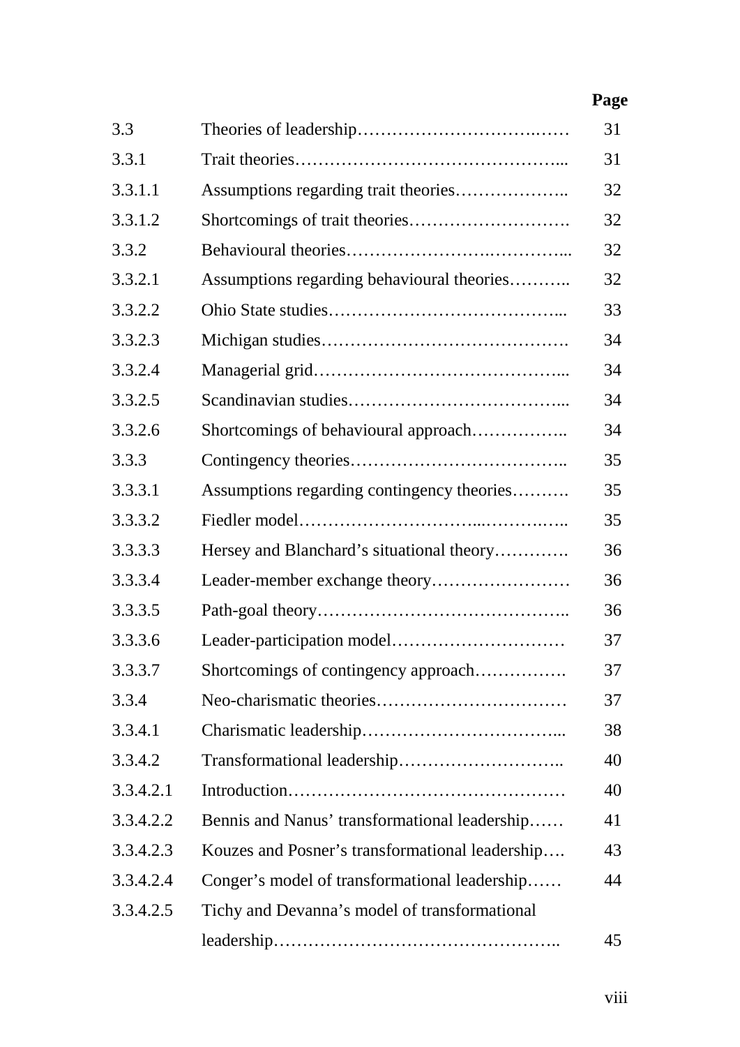| | | Page |
|---|---|---|
| 3.3 | Theories of leadership……………………………….…… | 31 |
| 3.3.1 | Trait theories………………………………………... | 31 |
| 3.3.1.1 | Assumptions regarding trait theories……………….. | 32 |
| 3.3.1.2 | Shortcomings of trait theories………………………. | 32 |
| 3.3.2 | Behavioural theories…………………….…………... | 32 |
| 3.3.2.1 | Assumptions regarding behavioural theories……….. | 32 |
| 3.3.2.2 | Ohio State studies…………………………………... | 33 |
| 3.3.2.3 | Michigan studies……………………………………. | 34 |
| 3.3.2.4 | Managerial grid……………………………………... | 34 |
| 3.3.2.5 | Scandinavian studies………………………………... | 34 |
| 3.3.2.6 | Shortcomings of behavioural approach…………….. | 34 |
| 3.3.3 | Contingency theories……………………………….. | 35 |
| 3.3.3.1 | Assumptions regarding contingency theories………. | 35 |
| 3.3.3.2 | Fiedler model…………………………...……….….. | 35 |
| 3.3.3.3 | Hersey and Blanchard's situational theory…………. | 36 |
| 3.3.3.4 | Leader-member exchange theory…………………… | 36 |
| 3.3.3.5 | Path-goal theory…………………………………….. | 36 |
| 3.3.3.6 | Leader-participation model………………………… | 37 |
| 3.3.3.7 | Shortcomings of contingency approach……………. | 37 |
| 3.3.4 | Neo-charismatic theories…………………………… | 37 |
| 3.3.4.1 | Charismatic leadership……………………………... | 38 |
| 3.3.4.2 | Transformational leadership……………………….. | 40 |
| 3.3.4.2.1 | Introduction………………………………………… | 40 |
| 3.3.4.2.2 | Bennis and Nanus' transformational leadership…… | 41 |
| 3.3.4.2.3 | Kouzes and Posner's transformational leadership…. | 43 |
| 3.3.4.2.4 | Conger's model of transformational leadership…… | 44 |
| 3.3.4.2.5 | Tichy and Devanna's model of transformational leadership………………………………………….. | 45 |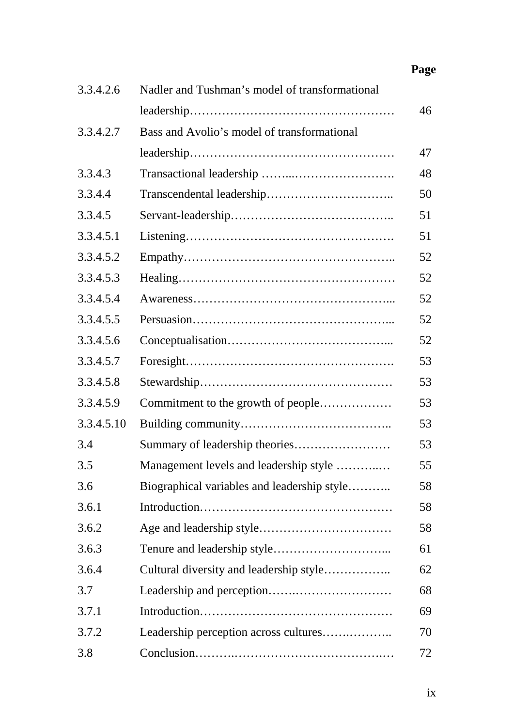| | | Page |
|---|---|---|
| 3.3.4.2.6 | Nadler and Tushman's model of transformational leadership………………………………………… | 46 |
| 3.3.4.2.7 | Bass and Avolio's model of transformational leadership………………………………………… | 47 |
| 3.3.4.3 | Transactional leadership ……...……………………. | 48 |
| 3.3.4.4 | Transcendental leadership………………………….. | 50 |
| 3.3.4.5 | Servant-leadership………………………………….. | 51 |
| 3.3.4.5.1 | Listening……………………………………………. | 51 |
| 3.3.4.5.2 | Empathy…………………………………………….. | 52 |
| 3.3.4.5.3 | Healing……………………………………………… | 52 |
| 3.3.4.5.4 | Awareness…………………………………………... | 52 |
| 3.3.4.5.5 | Persuasion…………………………………………... | 52 |
| 3.3.4.5.6 | Conceptualisation…………………………………... | 52 |
| 3.3.4.5.7 | Foresight……………………………………………. | 53 |
| 3.3.4.5.8 | Stewardship………………………………………… | 53 |
| 3.3.4.5.9 | Commitment to the growth of people……………… | 53 |
| 3.3.4.5.10 | Building community……………………………….. | 53 |
| 3.4 | Summary of leadership theories…………………… | 53 |
| 3.5 | Management levels and leadership style ………..… | 55 |
| 3.6 | Biographical variables and leadership style……….. | 58 |
| 3.6.1 | Introduction………………………………………… | 58 |
| 3.6.2 | Age and leadership style…………………………… | 58 |
| 3.6.3 | Tenure and leadership style………………………... | 61 |
| 3.6.4 | Cultural diversity and leadership style…………….. | 62 |
| 3.7 | Leadership and perception…….…………………… | 68 |
| 3.7.1 | Introduction………………………………………… | 69 |
| 3.7.2 | Leadership perception across cultures…….……….. | 70 |
| 3.8 | Conclusion……….……………………………….… | 72 |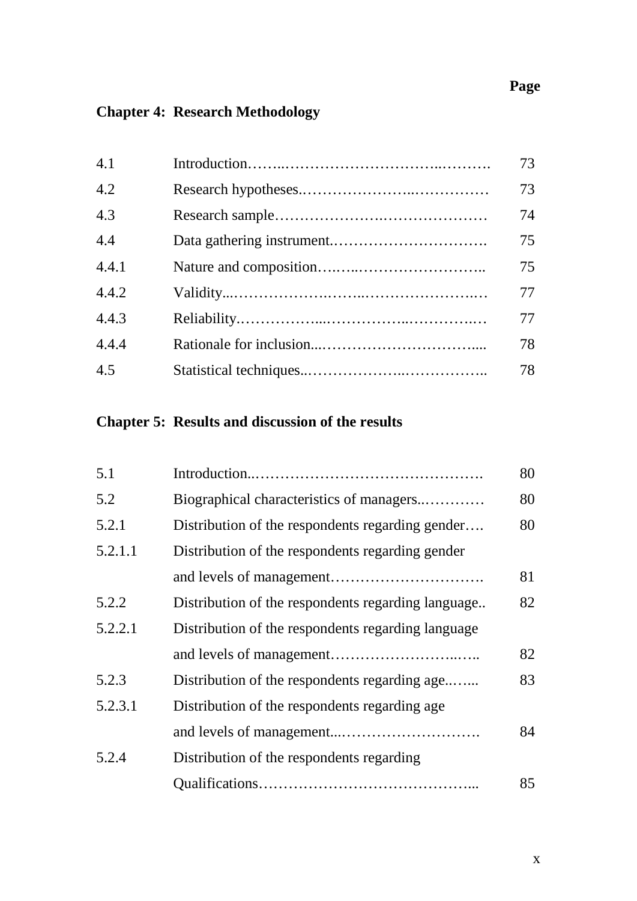| | | Page |
|---|---|---|
| **Chapter 4:** | **Research Methodology** | |
| 4.1 | Introduction……..……………………………..………. | 73 |
| 4.2 | Research hypotheses.…………………..…………… | 73 |
| 4.3 | Research sample…………………….………………… | 74 |
| 4.4 | Data gathering instrument.…………………………. | 75 |
| 4.4.1 | Nature and composition….…...…………………….. | 75 |
| 4.4.2 | Validity...……………….……..…………………..… | 77 |
| 4.4.3 | Reliability.……………...……………..…………..… | 77 |
| 4.4.4 | Rationale for inclusion...………………………….... | 78 |
| 4.5 | Statistical techniques..………………..…………….. | 78 |
| **Chapter 5:** | **Results and discussion of the results** | |
| 5.1 | Introduction..………………………………………. | 80 |
| 5.2 | Biographical characteristics of managers..………… | 80 |
| 5.2.1 | Distribution of the respondents regarding gender…. | 80 |
| 5.2.1.1 | Distribution of the respondents regarding gender and levels of management…………………………. | 81 |
| 5.2.2 | Distribution of the respondents regarding language.. | 82 |
| 5.2.2.1 | Distribution of the respondents regarding language and levels of management……………………..….. | 82 |
| 5.2.3 | Distribution of the respondents regarding age..…... | 83 |
| 5.2.3.1 | Distribution of the respondents regarding age and levels of management...………………………. | 84 |
| 5.2.4 | Distribution of the respondents regarding Qualifications……………………………………... | 85 |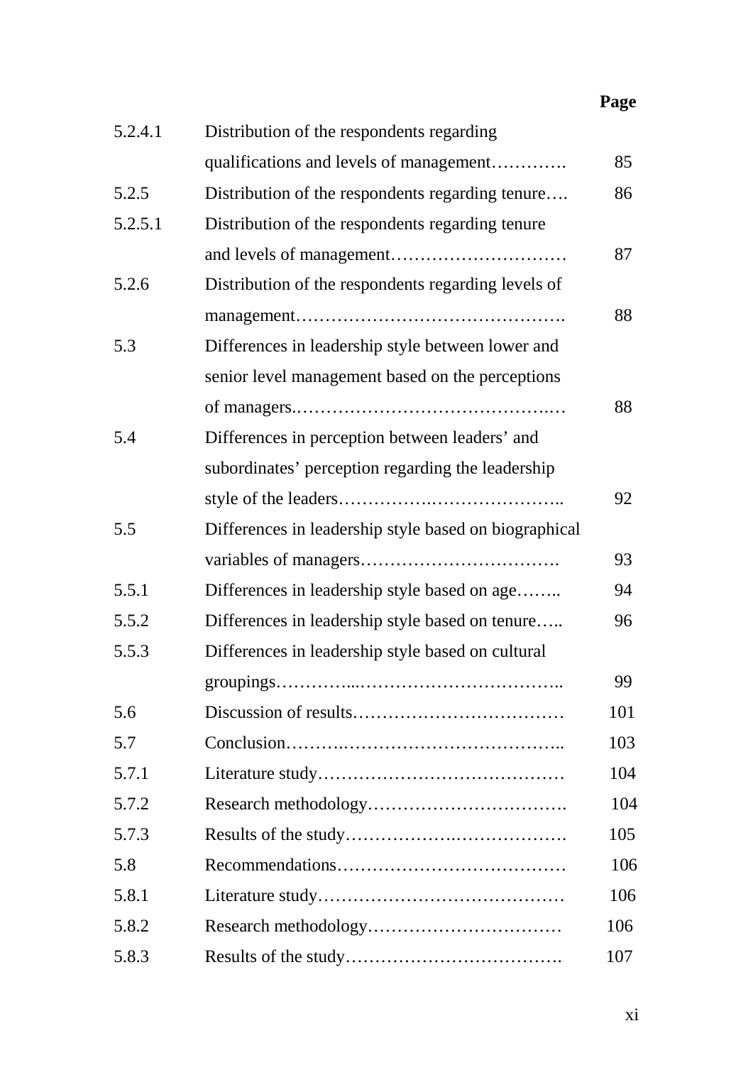| | | Page |
|---|---|---|
| 5.2.4.1 | Distribution of the respondents regarding qualifications and levels of management…………. | 85 |
| 5.2.5 | Distribution of the respondents regarding tenure…. | 86 |
| 5.2.5.1 | Distribution of the respondents regarding tenure and levels of management………………………… | 87 |
| 5.2.6 | Distribution of the respondents regarding levels of management………………………………………. | 88 |
| 5.3 | Differences in leadership style between lower and senior level management based on the perceptions of managers.……………………………………..… | 88 |
| 5.4 | Differences in perception between leaders' and subordinates' perception regarding the leadership style of the leaders……………….……………….. | 92 |
| 5.5 | Differences in leadership style based on biographical variables of managers……………………………. | 93 |
| 5.5.1 | Differences in leadership style based on age…….. | 94 |
| 5.5.2 | Differences in leadership style based on tenure….. | 96 |
| 5.5.3 | Differences in leadership style based on cultural groupings…………...…………………………….. | 99 |
| 5.6 | Discussion of results……………………………… | 101 |
| 5.7 | Conclusion……….……………………………….. | 103 |
| 5.7.1 | Literature study…………………………………… | 104 |
| 5.7.2 | Research methodology……………………………. | 104 |
| 5.7.3 | Results of the study……………….………………. | 105 |
| 5.8 | Recommendations………………………………… | 106 |
| 5.8.1 | Literature study…………………………………… | 106 |
| 5.8.2 | Research methodology…………………………… | 106 |
| 5.8.3 | Results of the study………………………………. | 107 |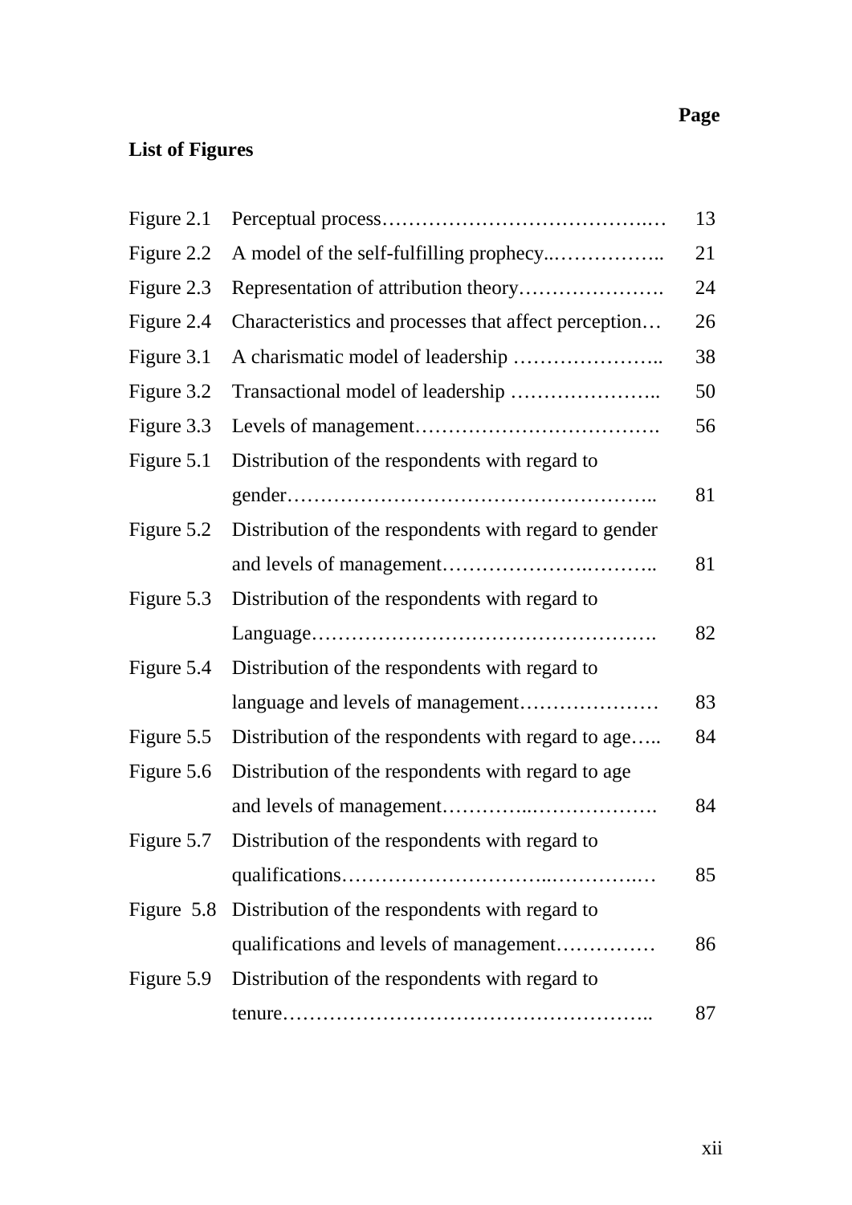## List of Figures

| | | Page |
|---|---|---|
| Figure 2.1 | Perceptual process………………………………….… | 13 |
| Figure 2.2 | A model of the self-fulfilling prophecy..…………….. | 21 |
| Figure 2.3 | Representation of attribution theory…………………. | 24 |
| Figure 2.4 | Characteristics and processes that affect perception… | 26 |
| Figure 3.1 | A charismatic model of leadership ………………….. | 38 |
| Figure 3.2 | Transactional model of leadership ………………….. | 50 |
| Figure 3.3 | Levels of management………………………………. | 56 |
| Figure 5.1 | Distribution of the respondents with regard to gender…………………………………………….. | 81 |
| Figure 5.2 | Distribution of the respondents with regard to gender and levels of management………………..……….. | 81 |
| Figure 5.3 | Distribution of the respondents with regard to Language……………………………………………. | 82 |
| Figure 5.4 | Distribution of the respondents with regard to language and levels of management………………… | 83 |
| Figure 5.5 | Distribution of the respondents with regard to age….. | 84 |
| Figure 5.6 | Distribution of the respondents with regard to age and levels of management…………..………………. | 84 |
| Figure 5.7 | Distribution of the respondents with regard to qualifications…………………………..…………..… | 85 |
| Figure 5.8 | Distribution of the respondents with regard to qualifications and levels of management…………… | 86 |
| Figure 5.9 | Distribution of the respondents with regard to tenure…………………………………………….. | 87 |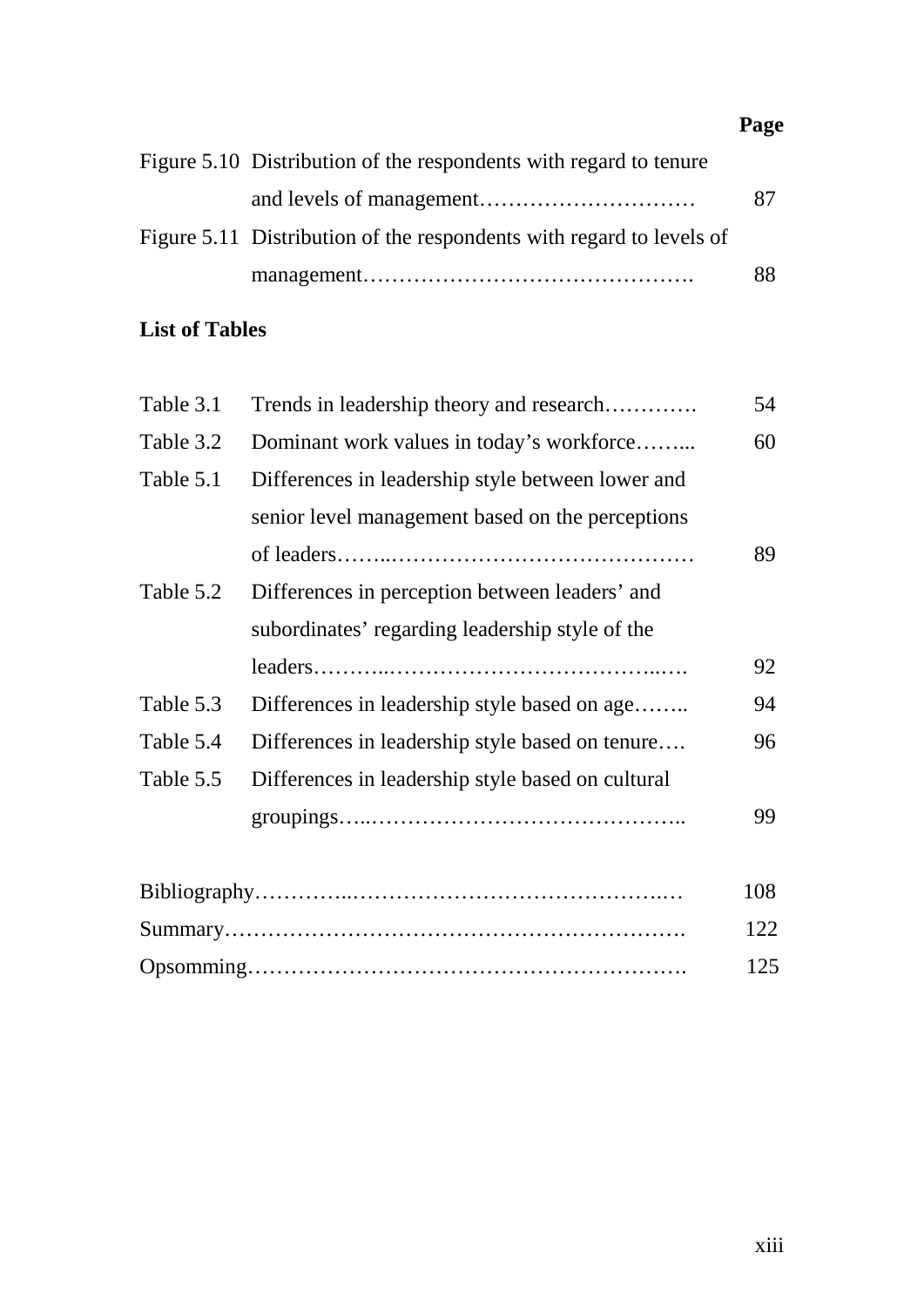| | | Page |
|---|---|---|
| Figure 5.10 | Distribution of the respondents with regard to tenure and levels of management………………………… | 87 |
| Figure 5.11 | Distribution of the respondents with regard to levels of management………………………………………. | 88 |

**List of Tables**

| | | |
|---|---|---|
| Table 3.1 | Trends in leadership theory and research…………. | 54 |
| Table 3.2 | Dominant work values in today's workforce……... | 60 |
| Table 5.1 | Differences in leadership style between lower and senior level management based on the perceptions of leaders……..…………………………………… | 89 |
| Table 5.2 | Differences in perception between leaders' and subordinates' regarding leadership style of the leaders………..…………………………………..…. | 92 |
| Table 5.3 | Differences in leadership style based on age…….. | 94 |
| Table 5.4 | Differences in leadership style based on tenure…. | 96 |
| Table 5.5 | Differences in leadership style based on cultural groupings…..…………………………………….. | 99 |

| | |
|---|---|
| Bibliography…………..……………………………………..… | 108 |
| Summary……………………………………………………… | 122 |
| Opsomming…………………………………………………… | 125 |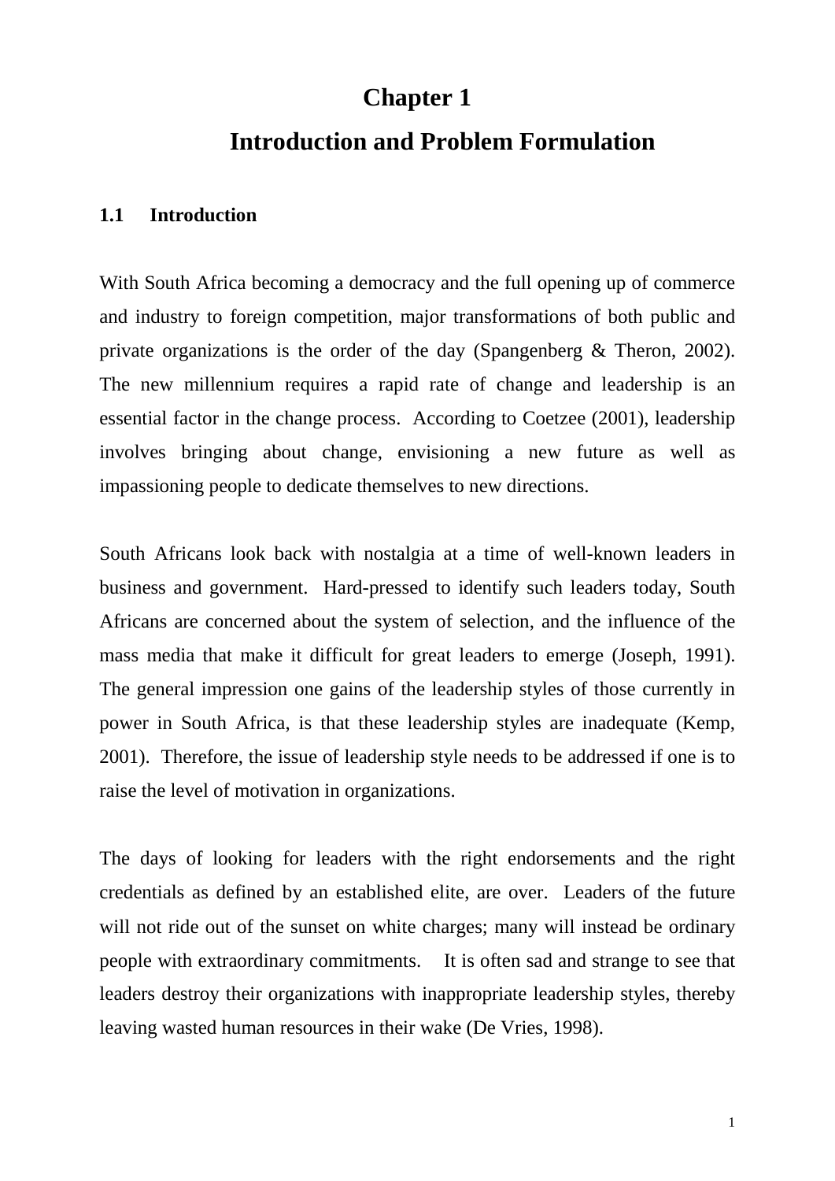# Chapter 1

# Introduction and Problem Formulation

## 1.1 Introduction

With South Africa becoming a democracy and the full opening up of commerce and industry to foreign competition, major transformations of both public and private organizations is the order of the day (Spangenberg & Theron, 2002). The new millennium requires a rapid rate of change and leadership is an essential factor in the change process. According to Coetzee (2001), leadership involves bringing about change, envisioning a new future as well as impassioning people to dedicate themselves to new directions.

South Africans look back with nostalgia at a time of well-known leaders in business and government. Hard-pressed to identify such leaders today, South Africans are concerned about the system of selection, and the influence of the mass media that make it difficult for great leaders to emerge (Joseph, 1991). The general impression one gains of the leadership styles of those currently in power in South Africa, is that these leadership styles are inadequate (Kemp, 2001). Therefore, the issue of leadership style needs to be addressed if one is to raise the level of motivation in organizations.

The days of looking for leaders with the right endorsements and the right credentials as defined by an established elite, are over. Leaders of the future will not ride out of the sunset on white charges; many will instead be ordinary people with extraordinary commitments. It is often sad and strange to see that leaders destroy their organizations with inappropriate leadership styles, thereby leaving wasted human resources in their wake (De Vries, 1998).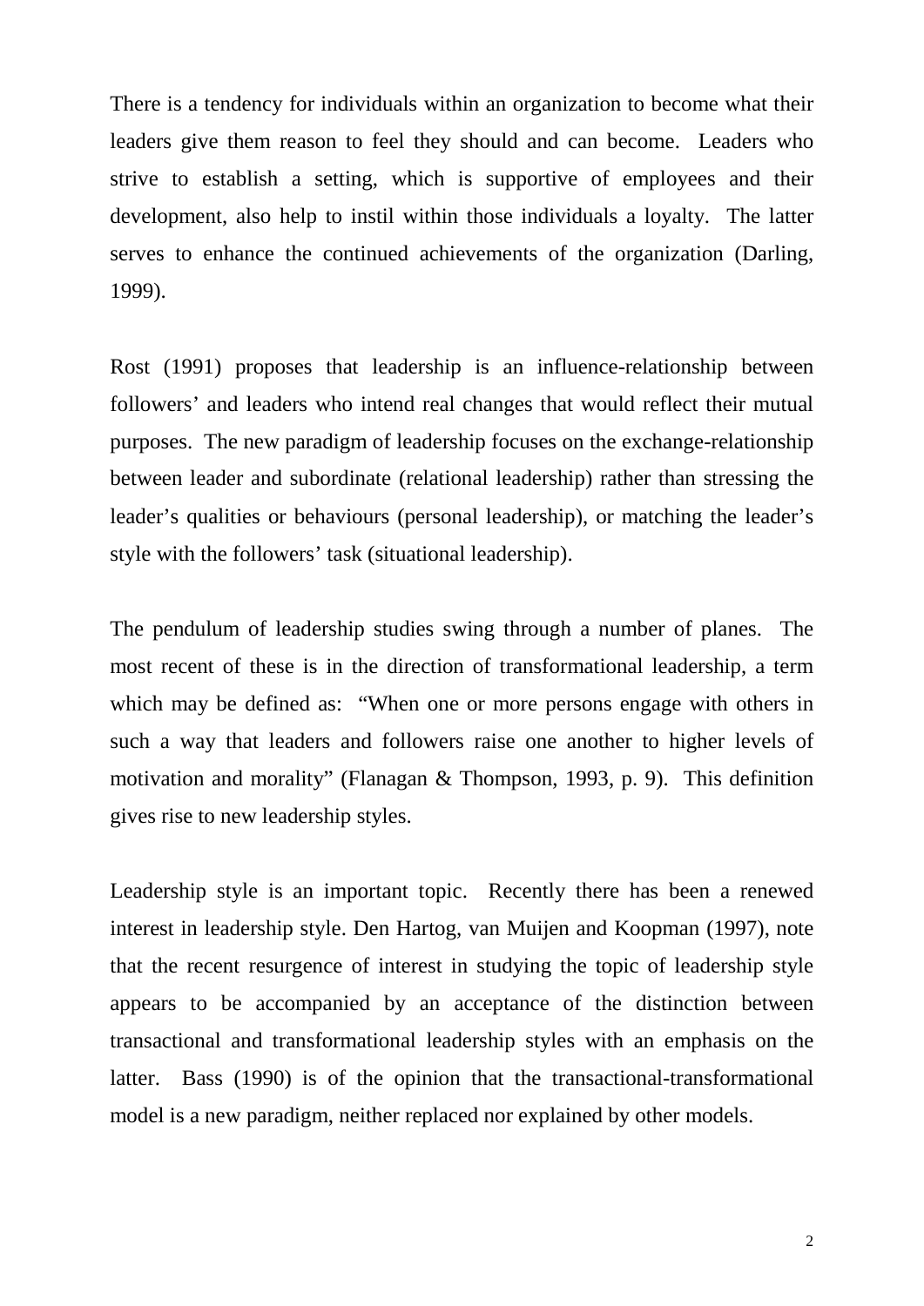There is a tendency for individuals within an organization to become what their leaders give them reason to feel they should and can become. Leaders who strive to establish a setting, which is supportive of employees and their development, also help to instil within those individuals a loyalty. The latter serves to enhance the continued achievements of the organization (Darling, 1999).

Rost (1991) proposes that leadership is an influence-relationship between followers' and leaders who intend real changes that would reflect their mutual purposes. The new paradigm of leadership focuses on the exchange-relationship between leader and subordinate (relational leadership) rather than stressing the leader's qualities or behaviours (personal leadership), or matching the leader's style with the followers' task (situational leadership).

The pendulum of leadership studies swing through a number of planes. The most recent of these is in the direction of transformational leadership, a term which may be defined as: "When one or more persons engage with others in such a way that leaders and followers raise one another to higher levels of motivation and morality" (Flanagan & Thompson, 1993, p. 9). This definition gives rise to new leadership styles.

Leadership style is an important topic. Recently there has been a renewed interest in leadership style. Den Hartog, van Muijen and Koopman (1997), note that the recent resurgence of interest in studying the topic of leadership style appears to be accompanied by an acceptance of the distinction between transactional and transformational leadership styles with an emphasis on the latter. Bass (1990) is of the opinion that the transactional-transformational model is a new paradigm, neither replaced nor explained by other models.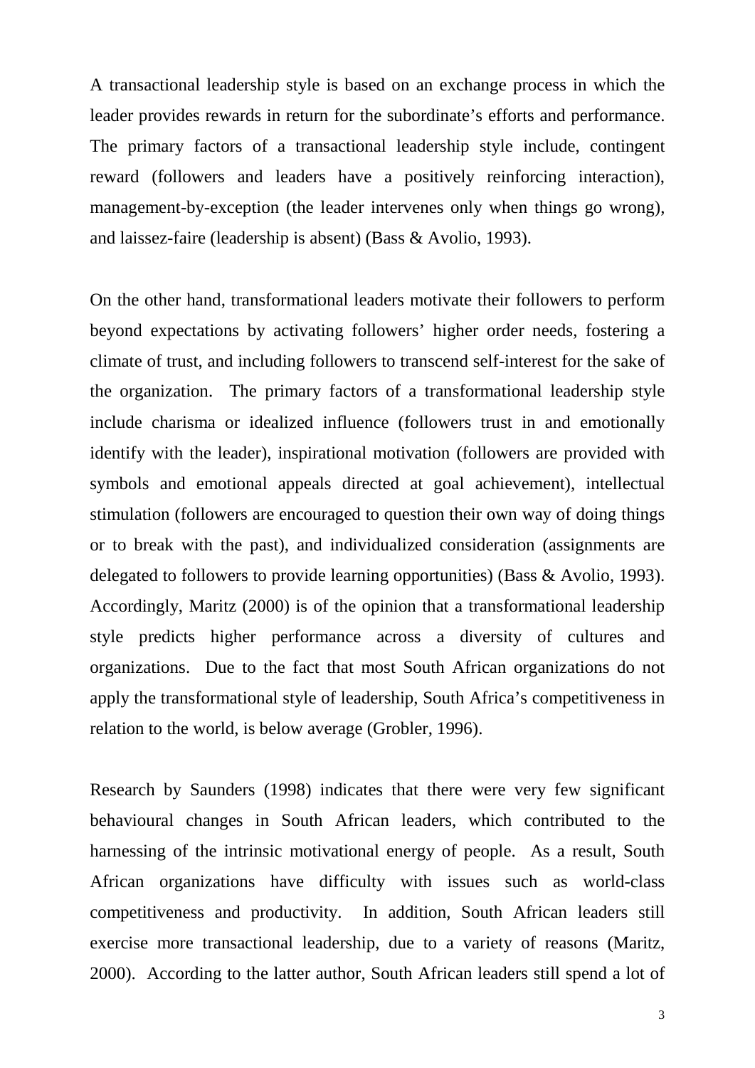A transactional leadership style is based on an exchange process in which the leader provides rewards in return for the subordinate's efforts and performance. The primary factors of a transactional leadership style include, contingent reward (followers and leaders have a positively reinforcing interaction), management-by-exception (the leader intervenes only when things go wrong), and laissez-faire (leadership is absent) (Bass & Avolio, 1993).

On the other hand, transformational leaders motivate their followers to perform beyond expectations by activating followers' higher order needs, fostering a climate of trust, and including followers to transcend self-interest for the sake of the organization. The primary factors of a transformational leadership style include charisma or idealized influence (followers trust in and emotionally identify with the leader), inspirational motivation (followers are provided with symbols and emotional appeals directed at goal achievement), intellectual stimulation (followers are encouraged to question their own way of doing things or to break with the past), and individualized consideration (assignments are delegated to followers to provide learning opportunities) (Bass & Avolio, 1993). Accordingly, Maritz (2000) is of the opinion that a transformational leadership style predicts higher performance across a diversity of cultures and organizations. Due to the fact that most South African organizations do not apply the transformational style of leadership, South Africa's competitiveness in relation to the world, is below average (Grobler, 1996).

Research by Saunders (1998) indicates that there were very few significant behavioural changes in South African leaders, which contributed to the harnessing of the intrinsic motivational energy of people. As a result, South African organizations have difficulty with issues such as world-class competitiveness and productivity. In addition, South African leaders still exercise more transactional leadership, due to a variety of reasons (Maritz, 2000). According to the latter author, South African leaders still spend a lot of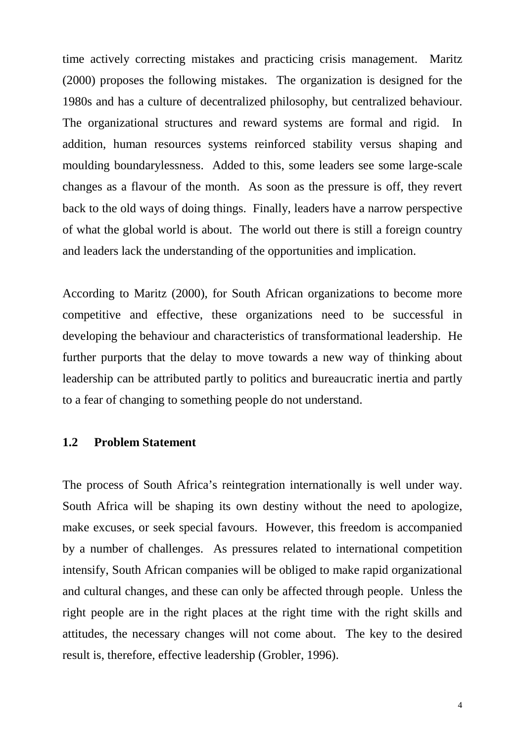time actively correcting mistakes and practicing crisis management. Maritz (2000) proposes the following mistakes. The organization is designed for the 1980s and has a culture of decentralized philosophy, but centralized behaviour. The organizational structures and reward systems are formal and rigid. In addition, human resources systems reinforced stability versus shaping and moulding boundarylessness. Added to this, some leaders see some large-scale changes as a flavour of the month. As soon as the pressure is off, they revert back to the old ways of doing things. Finally, leaders have a narrow perspective of what the global world is about. The world out there is still a foreign country and leaders lack the understanding of the opportunities and implication.

According to Maritz (2000), for South African organizations to become more competitive and effective, these organizations need to be successful in developing the behaviour and characteristics of transformational leadership. He further purports that the delay to move towards a new way of thinking about leadership can be attributed partly to politics and bureaucratic inertia and partly to a fear of changing to something people do not understand.

## 1.2 Problem Statement

The process of South Africa's reintegration internationally is well under way. South Africa will be shaping its own destiny without the need to apologize, make excuses, or seek special favours. However, this freedom is accompanied by a number of challenges. As pressures related to international competition intensify, South African companies will be obliged to make rapid organizational and cultural changes, and these can only be affected through people. Unless the right people are in the right places at the right time with the right skills and attitudes, the necessary changes will not come about. The key to the desired result is, therefore, effective leadership (Grobler, 1996).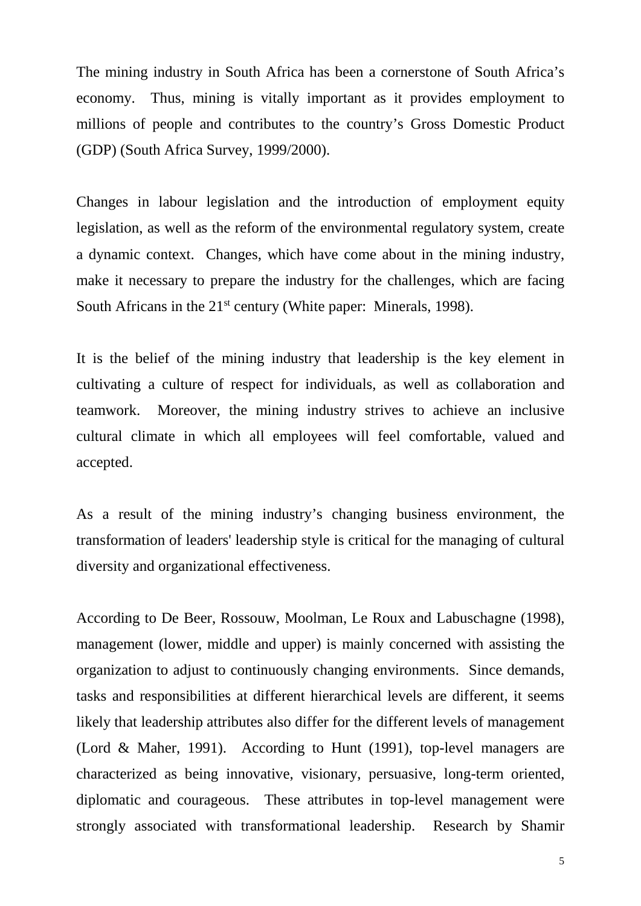The mining industry in South Africa has been a cornerstone of South Africa's economy. Thus, mining is vitally important as it provides employment to millions of people and contributes to the country's Gross Domestic Product (GDP) (South Africa Survey, 1999/2000).

Changes in labour legislation and the introduction of employment equity legislation, as well as the reform of the environmental regulatory system, create a dynamic context. Changes, which have come about in the mining industry, make it necessary to prepare the industry for the challenges, which are facing South Africans in the 21st century (White paper: Minerals, 1998).

It is the belief of the mining industry that leadership is the key element in cultivating a culture of respect for individuals, as well as collaboration and teamwork. Moreover, the mining industry strives to achieve an inclusive cultural climate in which all employees will feel comfortable, valued and accepted.

As a result of the mining industry's changing business environment, the transformation of leaders' leadership style is critical for the managing of cultural diversity and organizational effectiveness.

According to De Beer, Rossouw, Moolman, Le Roux and Labuschagne (1998), management (lower, middle and upper) is mainly concerned with assisting the organization to adjust to continuously changing environments. Since demands, tasks and responsibilities at different hierarchical levels are different, it seems likely that leadership attributes also differ for the different levels of management (Lord & Maher, 1991). According to Hunt (1991), top-level managers are characterized as being innovative, visionary, persuasive, long-term oriented, diplomatic and courageous. These attributes in top-level management were strongly associated with transformational leadership. Research by Shamir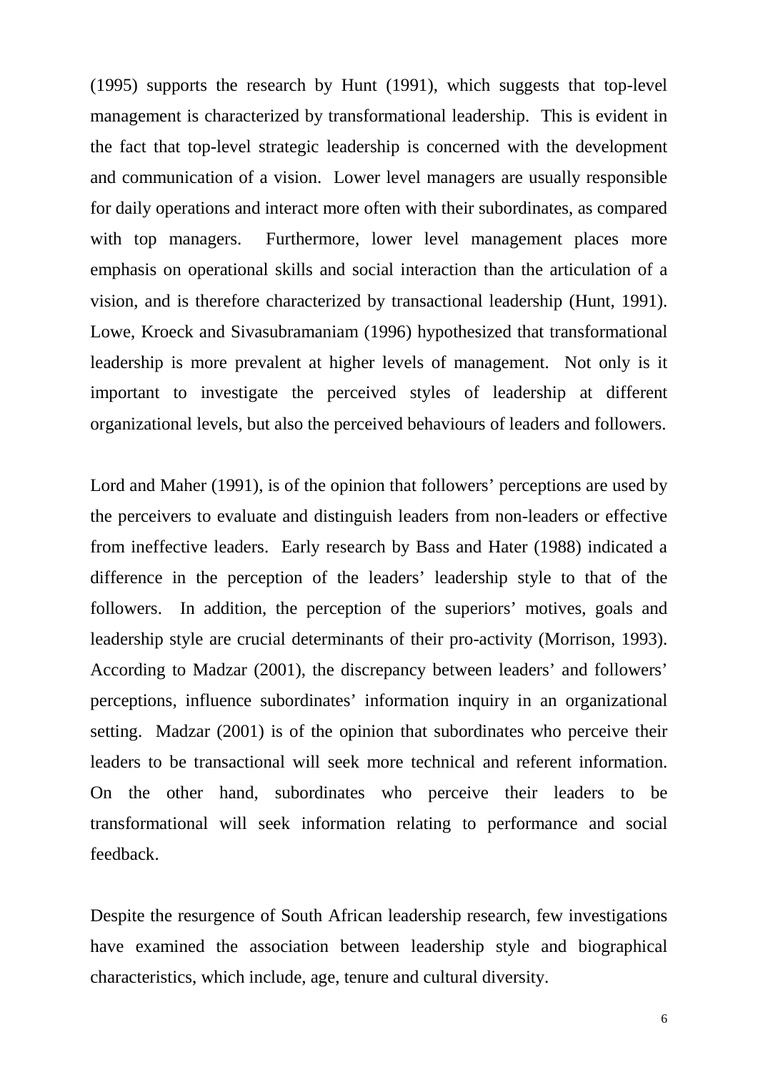(1995) supports the research by Hunt (1991), which suggests that top-level management is characterized by transformational leadership. This is evident in the fact that top-level strategic leadership is concerned with the development and communication of a vision. Lower level managers are usually responsible for daily operations and interact more often with their subordinates, as compared with top managers. Furthermore, lower level management places more emphasis on operational skills and social interaction than the articulation of a vision, and is therefore characterized by transactional leadership (Hunt, 1991). Lowe, Kroeck and Sivasubramaniam (1996) hypothesized that transformational leadership is more prevalent at higher levels of management. Not only is it important to investigate the perceived styles of leadership at different organizational levels, but also the perceived behaviours of leaders and followers.

Lord and Maher (1991), is of the opinion that followers' perceptions are used by the perceivers to evaluate and distinguish leaders from non-leaders or effective from ineffective leaders. Early research by Bass and Hater (1988) indicated a difference in the perception of the leaders' leadership style to that of the followers. In addition, the perception of the superiors' motives, goals and leadership style are crucial determinants of their pro-activity (Morrison, 1993). According to Madzar (2001), the discrepancy between leaders' and followers' perceptions, influence subordinates' information inquiry in an organizational setting. Madzar (2001) is of the opinion that subordinates who perceive their leaders to be transactional will seek more technical and referent information. On the other hand, subordinates who perceive their leaders to be transformational will seek information relating to performance and social feedback.

Despite the resurgence of South African leadership research, few investigations have examined the association between leadership style and biographical characteristics, which include, age, tenure and cultural diversity.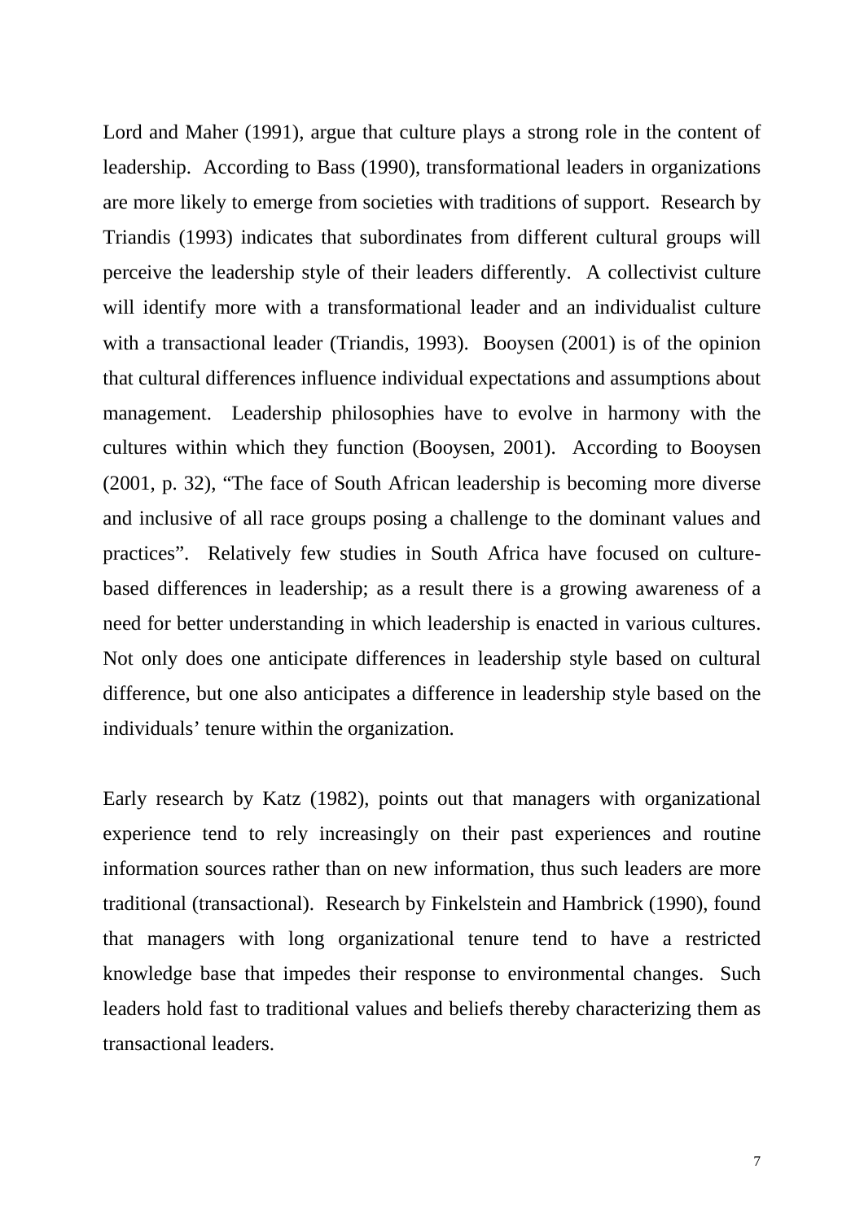Lord and Maher (1991), argue that culture plays a strong role in the content of leadership. According to Bass (1990), transformational leaders in organizations are more likely to emerge from societies with traditions of support. Research by Triandis (1993) indicates that subordinates from different cultural groups will perceive the leadership style of their leaders differently. A collectivist culture will identify more with a transformational leader and an individualist culture with a transactional leader (Triandis, 1993). Booysen (2001) is of the opinion that cultural differences influence individual expectations and assumptions about management. Leadership philosophies have to evolve in harmony with the cultures within which they function (Booysen, 2001). According to Booysen (2001, p. 32), "The face of South African leadership is becoming more diverse and inclusive of all race groups posing a challenge to the dominant values and practices". Relatively few studies in South Africa have focused on culture-based differences in leadership; as a result there is a growing awareness of a need for better understanding in which leadership is enacted in various cultures. Not only does one anticipate differences in leadership style based on cultural difference, but one also anticipates a difference in leadership style based on the individuals' tenure within the organization.

Early research by Katz (1982), points out that managers with organizational experience tend to rely increasingly on their past experiences and routine information sources rather than on new information, thus such leaders are more traditional (transactional). Research by Finkelstein and Hambrick (1990), found that managers with long organizational tenure tend to have a restricted knowledge base that impedes their response to environmental changes. Such leaders hold fast to traditional values and beliefs thereby characterizing them as transactional leaders.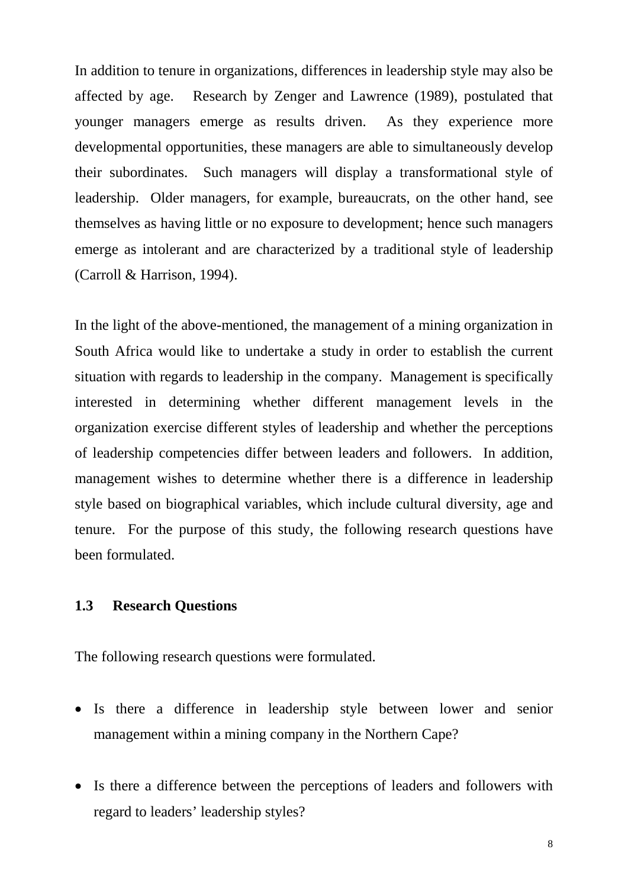In addition to tenure in organizations, differences in leadership style may also be affected by age. Research by Zenger and Lawrence (1989), postulated that younger managers emerge as results driven. As they experience more developmental opportunities, these managers are able to simultaneously develop their subordinates. Such managers will display a transformational style of leadership. Older managers, for example, bureaucrats, on the other hand, see themselves as having little or no exposure to development; hence such managers emerge as intolerant and are characterized by a traditional style of leadership (Carroll & Harrison, 1994).

In the light of the above-mentioned, the management of a mining organization in South Africa would like to undertake a study in order to establish the current situation with regards to leadership in the company. Management is specifically interested in determining whether different management levels in the organization exercise different styles of leadership and whether the perceptions of leadership competencies differ between leaders and followers. In addition, management wishes to determine whether there is a difference in leadership style based on biographical variables, which include cultural diversity, age and tenure. For the purpose of this study, the following research questions have been formulated.

### 1.3 Research Questions

The following research questions were formulated.

- Is there a difference in leadership style between lower and senior management within a mining company in the Northern Cape?
- Is there a difference between the perceptions of leaders and followers with regard to leaders' leadership styles?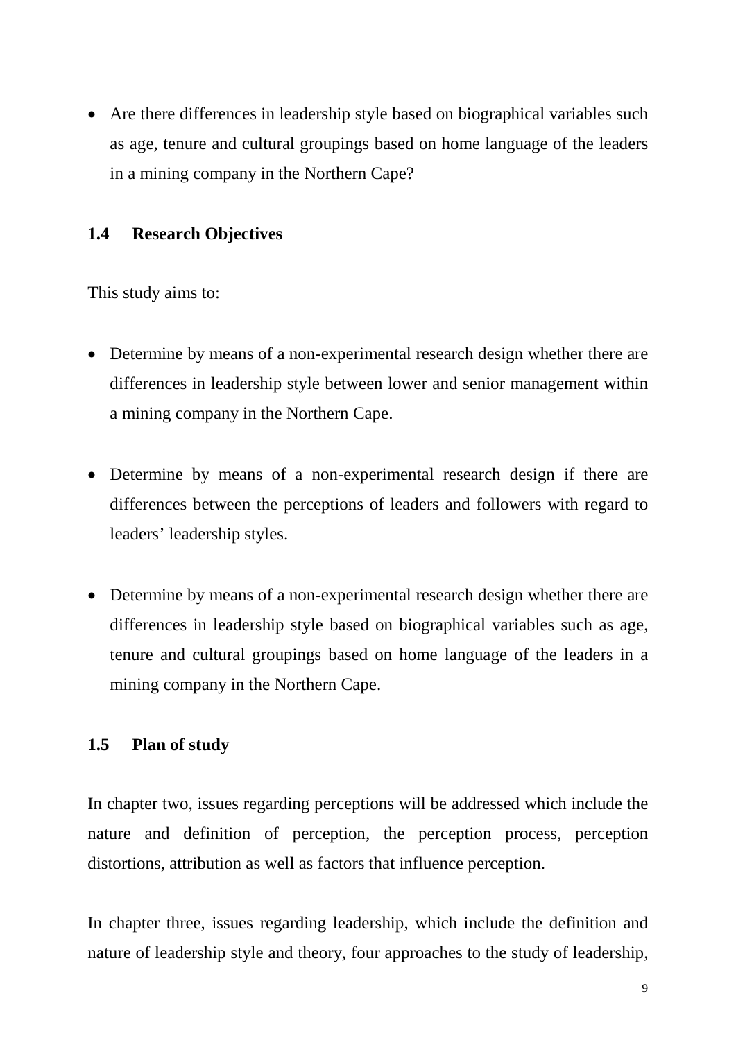- Are there differences in leadership style based on biographical variables such as age, tenure and cultural groupings based on home language of the leaders in a mining company in the Northern Cape?

## 1.4 Research Objectives

This study aims to:

- Determine by means of a non-experimental research design whether there are differences in leadership style between lower and senior management within a mining company in the Northern Cape.
- Determine by means of a non-experimental research design if there are differences between the perceptions of leaders and followers with regard to leaders' leadership styles.
- Determine by means of a non-experimental research design whether there are differences in leadership style based on biographical variables such as age, tenure and cultural groupings based on home language of the leaders in a mining company in the Northern Cape.

## 1.5 Plan of study

In chapter two, issues regarding perceptions will be addressed which include the nature and definition of perception, the perception process, perception distortions, attribution as well as factors that influence perception.

In chapter three, issues regarding leadership, which include the definition and nature of leadership style and theory, four approaches to the study of leadership,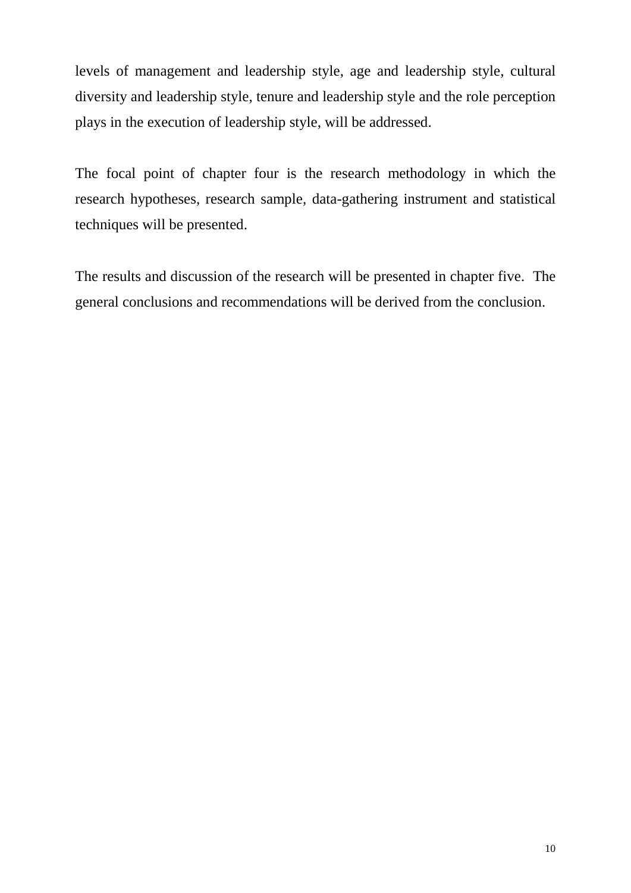levels of management and leadership style, age and leadership style, cultural diversity and leadership style, tenure and leadership style and the role perception plays in the execution of leadership style, will be addressed.

The focal point of chapter four is the research methodology in which the research hypotheses, research sample, data-gathering instrument and statistical techniques will be presented.

The results and discussion of the research will be presented in chapter five. The general conclusions and recommendations will be derived from the conclusion.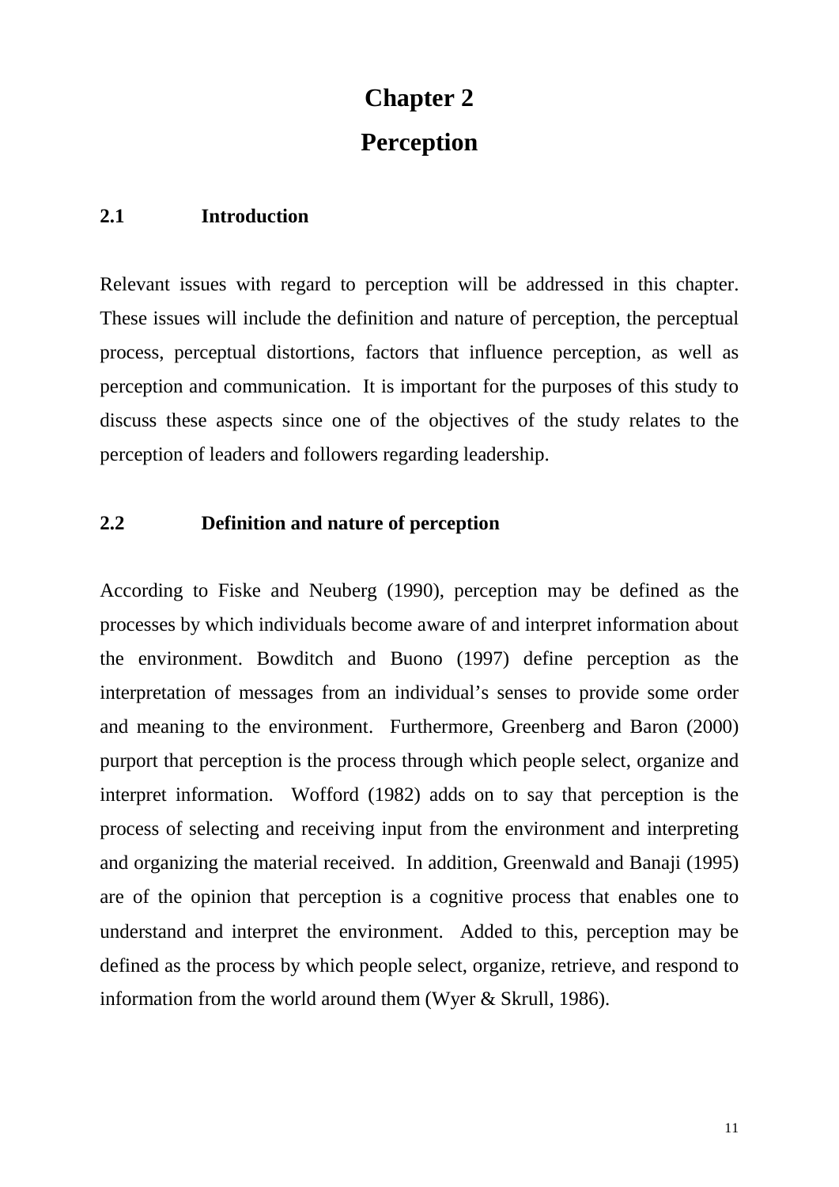# Chapter 2

# Perception

## 2.1 Introduction

Relevant issues with regard to perception will be addressed in this chapter. These issues will include the definition and nature of perception, the perceptual process, perceptual distortions, factors that influence perception, as well as perception and communication. It is important for the purposes of this study to discuss these aspects since one of the objectives of the study relates to the perception of leaders and followers regarding leadership.

## 2.2 Definition and nature of perception

According to Fiske and Neuberg (1990), perception may be defined as the processes by which individuals become aware of and interpret information about the environment. Bowditch and Buono (1997) define perception as the interpretation of messages from an individual's senses to provide some order and meaning to the environment. Furthermore, Greenberg and Baron (2000) purport that perception is the process through which people select, organize and interpret information. Wofford (1982) adds on to say that perception is the process of selecting and receiving input from the environment and interpreting and organizing the material received. In addition, Greenwald and Banaji (1995) are of the opinion that perception is a cognitive process that enables one to understand and interpret the environment. Added to this, perception may be defined as the process by which people select, organize, retrieve, and respond to information from the world around them (Wyer & Skrull, 1986).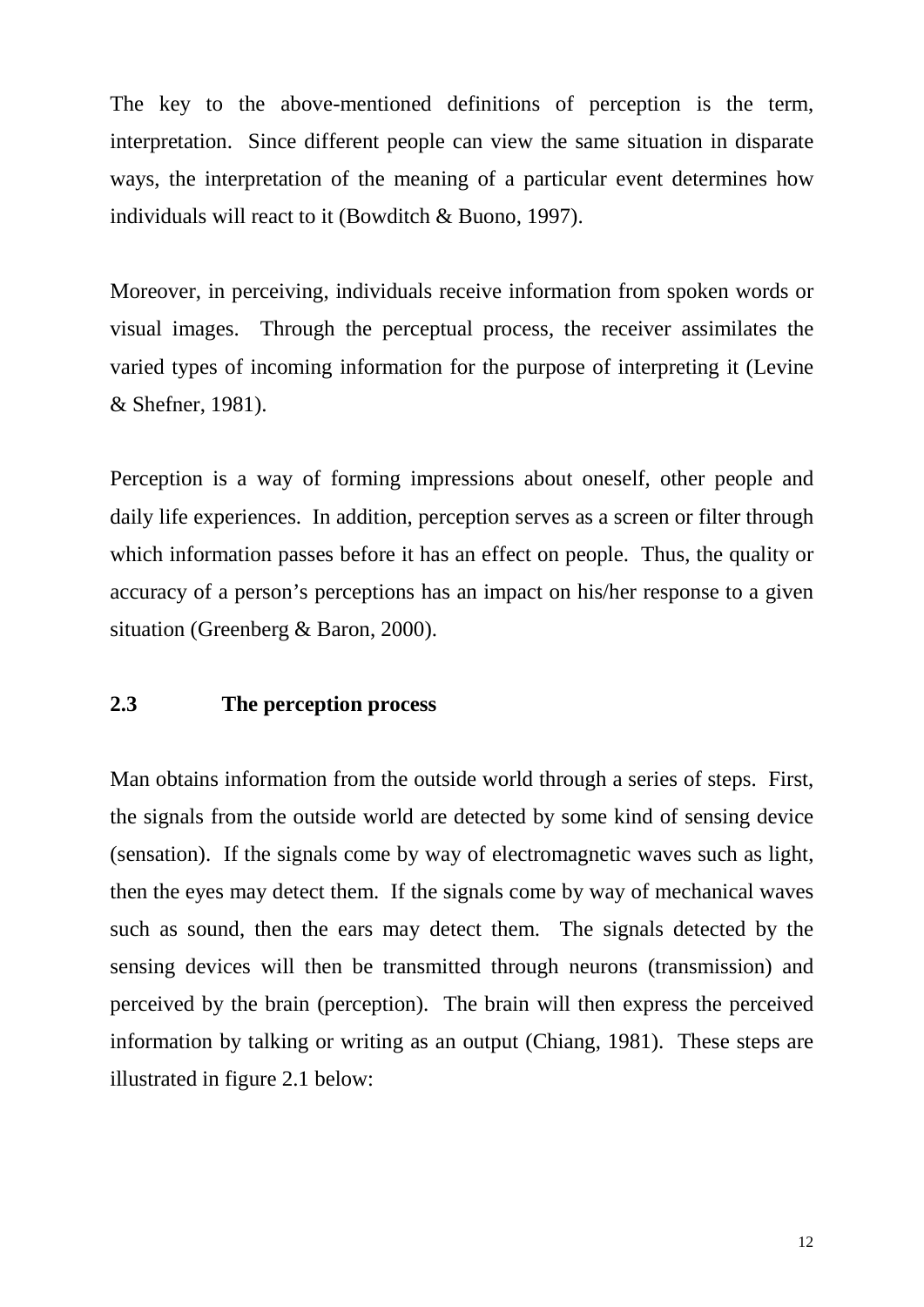The key to the above-mentioned definitions of perception is the term, interpretation. Since different people can view the same situation in disparate ways, the interpretation of the meaning of a particular event determines how individuals will react to it (Bowditch & Buono, 1997).

Moreover, in perceiving, individuals receive information from spoken words or visual images. Through the perceptual process, the receiver assimilates the varied types of incoming information for the purpose of interpreting it (Levine & Shefner, 1981).

Perception is a way of forming impressions about oneself, other people and daily life experiences. In addition, perception serves as a screen or filter through which information passes before it has an effect on people. Thus, the quality or accuracy of a person's perceptions has an impact on his/her response to a given situation (Greenberg & Baron, 2000).

## 2.3 The perception process

Man obtains information from the outside world through a series of steps. First, the signals from the outside world are detected by some kind of sensing device (sensation). If the signals come by way of electromagnetic waves such as light, then the eyes may detect them. If the signals come by way of mechanical waves such as sound, then the ears may detect them. The signals detected by the sensing devices will then be transmitted through neurons (transmission) and perceived by the brain (perception). The brain will then express the perceived information by talking or writing as an output (Chiang, 1981). These steps are illustrated in figure 2.1 below: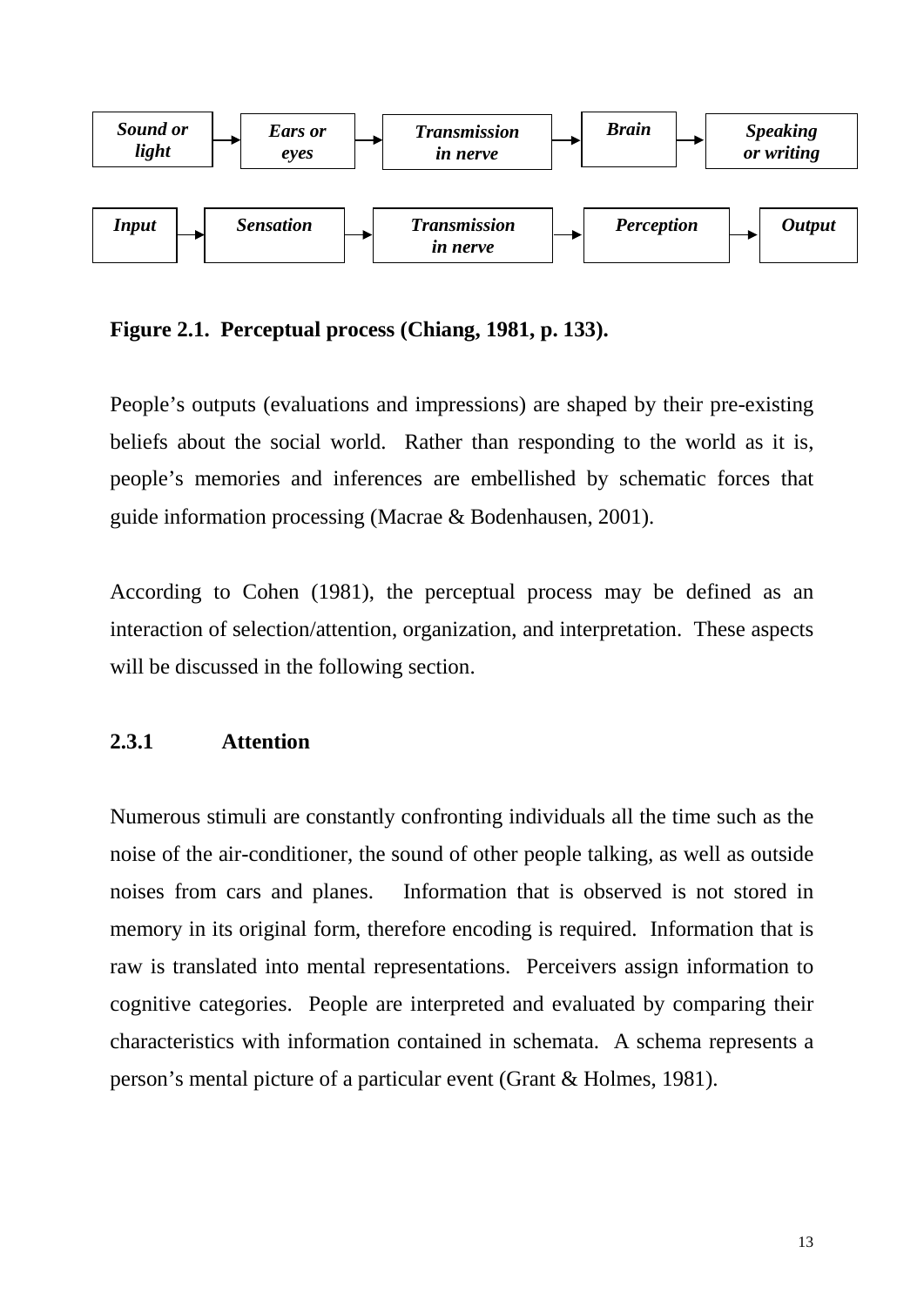| *Sound or light* | → | *Ears or eyes* | → | *Transmission in nerve* | → | *Brain* | → | *Speaking or writing* |
|---|---|---|---|---|---|---|---|---|
| *Input* | → | *Sensation* | → | *Transmission in nerve* | → | *Perception* | → | *Output* |

**Figure 2.1. Perceptual process (Chiang, 1981, p. 133).**

People's outputs (evaluations and impressions) are shaped by their pre-existing beliefs about the social world. Rather than responding to the world as it is, people's memories and inferences are embellished by schematic forces that guide information processing (Macrae & Bodenhausen, 2001).

According to Cohen (1981), the perceptual process may be defined as an interaction of selection/attention, organization, and interpretation. These aspects will be discussed in the following section.

### 2.3.1 Attention

Numerous stimuli are constantly confronting individuals all the time such as the noise of the air-conditioner, the sound of other people talking, as well as outside noises from cars and planes. Information that is observed is not stored in memory in its original form, therefore encoding is required. Information that is raw is translated into mental representations. Perceivers assign information to cognitive categories. People are interpreted and evaluated by comparing their characteristics with information contained in schemata. A schema represents a person's mental picture of a particular event (Grant & Holmes, 1981).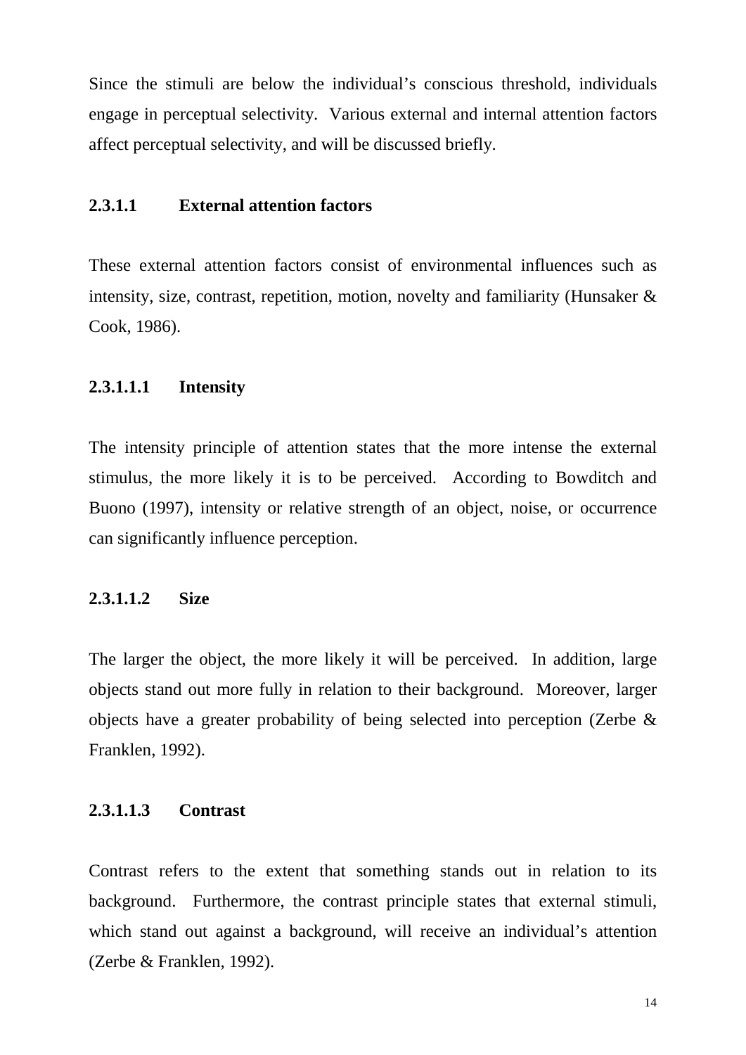Since the stimuli are below the individual's conscious threshold, individuals engage in perceptual selectivity. Various external and internal attention factors affect perceptual selectivity, and will be discussed briefly.

#### 2.3.1.1 External attention factors

These external attention factors consist of environmental influences such as intensity, size, contrast, repetition, motion, novelty and familiarity (Hunsaker & Cook, 1986).

##### 2.3.1.1.1 Intensity

The intensity principle of attention states that the more intense the external stimulus, the more likely it is to be perceived. According to Bowditch and Buono (1997), intensity or relative strength of an object, noise, or occurrence can significantly influence perception.

##### 2.3.1.1.2 Size

The larger the object, the more likely it will be perceived. In addition, large objects stand out more fully in relation to their background. Moreover, larger objects have a greater probability of being selected into perception (Zerbe & Franklen, 1992).

##### 2.3.1.1.3 Contrast

Contrast refers to the extent that something stands out in relation to its background. Furthermore, the contrast principle states that external stimuli, which stand out against a background, will receive an individual's attention (Zerbe & Franklen, 1992).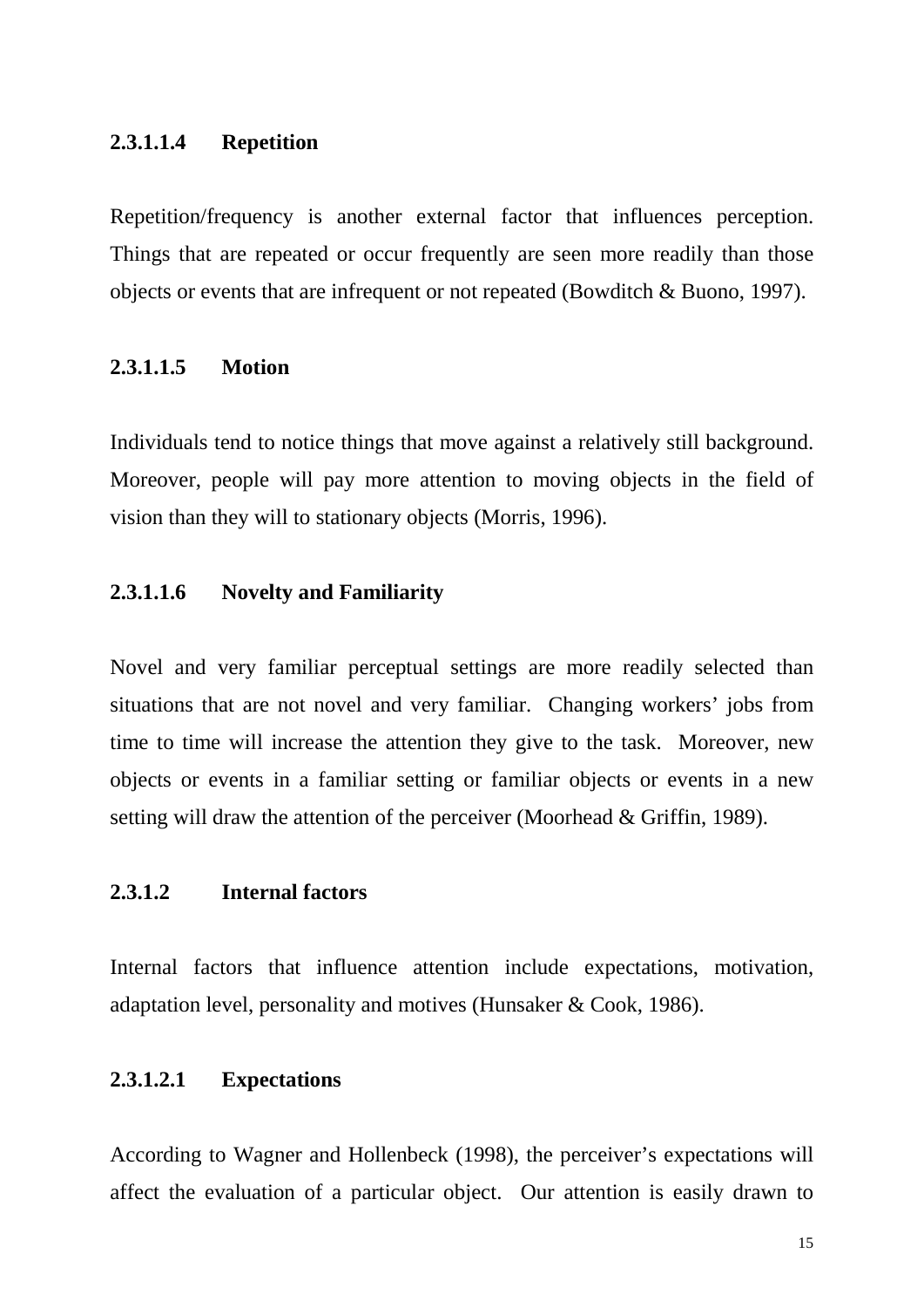#### 2.3.1.1.4 Repetition

Repetition/frequency is another external factor that influences perception. Things that are repeated or occur frequently are seen more readily than those objects or events that are infrequent or not repeated (Bowditch & Buono, 1997).

#### 2.3.1.1.5 Motion

Individuals tend to notice things that move against a relatively still background. Moreover, people will pay more attention to moving objects in the field of vision than they will to stationary objects (Morris, 1996).

#### 2.3.1.1.6 Novelty and Familiarity

Novel and very familiar perceptual settings are more readily selected than situations that are not novel and very familiar. Changing workers' jobs from time to time will increase the attention they give to the task. Moreover, new objects or events in a familiar setting or familiar objects or events in a new setting will draw the attention of the perceiver (Moorhead & Griffin, 1989).

### 2.3.1.2 Internal factors

Internal factors that influence attention include expectations, motivation, adaptation level, personality and motives (Hunsaker & Cook, 1986).

#### 2.3.1.2.1 Expectations

According to Wagner and Hollenbeck (1998), the perceiver's expectations will affect the evaluation of a particular object. Our attention is easily drawn to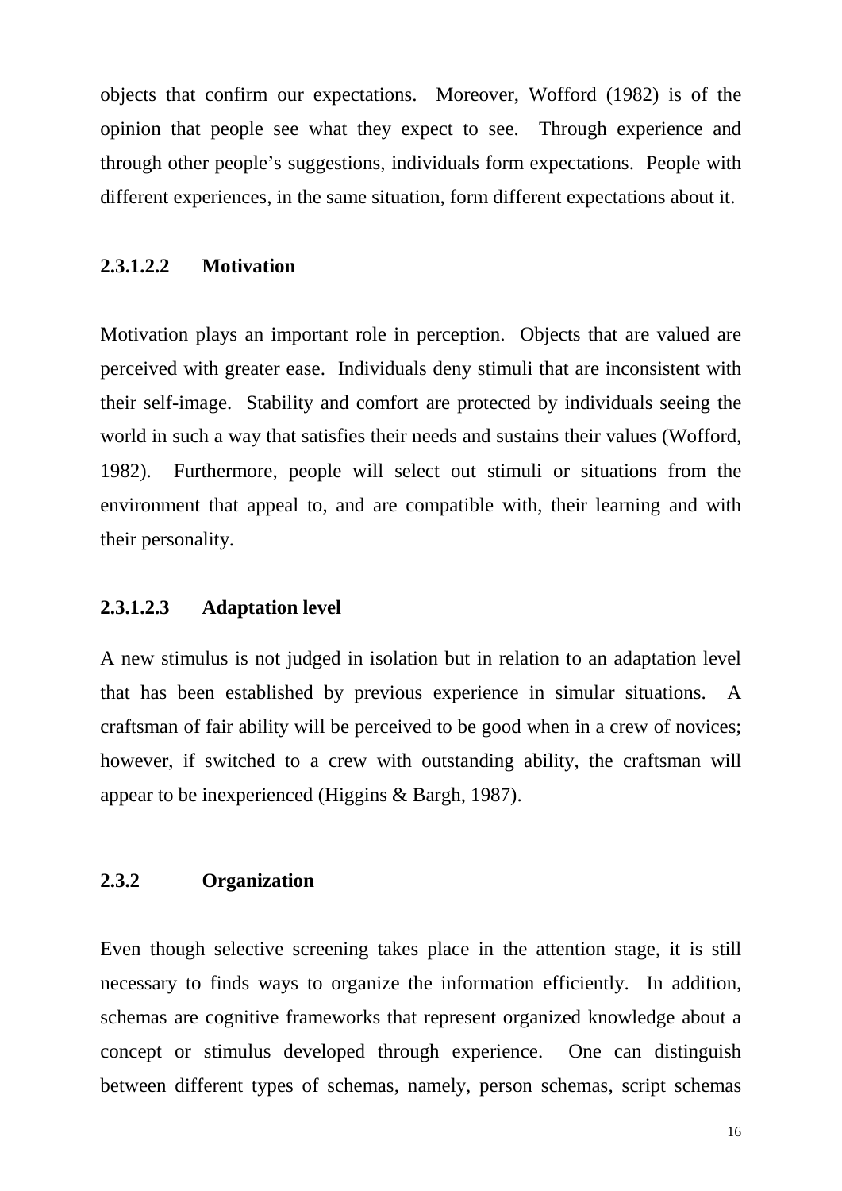objects that confirm our expectations. Moreover, Wofford (1982) is of the opinion that people see what they expect to see. Through experience and through other people's suggestions, individuals form expectations. People with different experiences, in the same situation, form different expectations about it.

#### 2.3.1.2.2 Motivation

Motivation plays an important role in perception. Objects that are valued are perceived with greater ease. Individuals deny stimuli that are inconsistent with their self-image. Stability and comfort are protected by individuals seeing the world in such a way that satisfies their needs and sustains their values (Wofford, 1982). Furthermore, people will select out stimuli or situations from the environment that appeal to, and are compatible with, their learning and with their personality.

#### 2.3.1.2.3 Adaptation level

A new stimulus is not judged in isolation but in relation to an adaptation level that has been established by previous experience in simular situations. A craftsman of fair ability will be perceived to be good when in a crew of novices; however, if switched to a crew with outstanding ability, the craftsman will appear to be inexperienced (Higgins & Bargh, 1987).

### 2.3.2 Organization

Even though selective screening takes place in the attention stage, it is still necessary to finds ways to organize the information efficiently. In addition, schemas are cognitive frameworks that represent organized knowledge about a concept or stimulus developed through experience. One can distinguish between different types of schemas, namely, person schemas, script schemas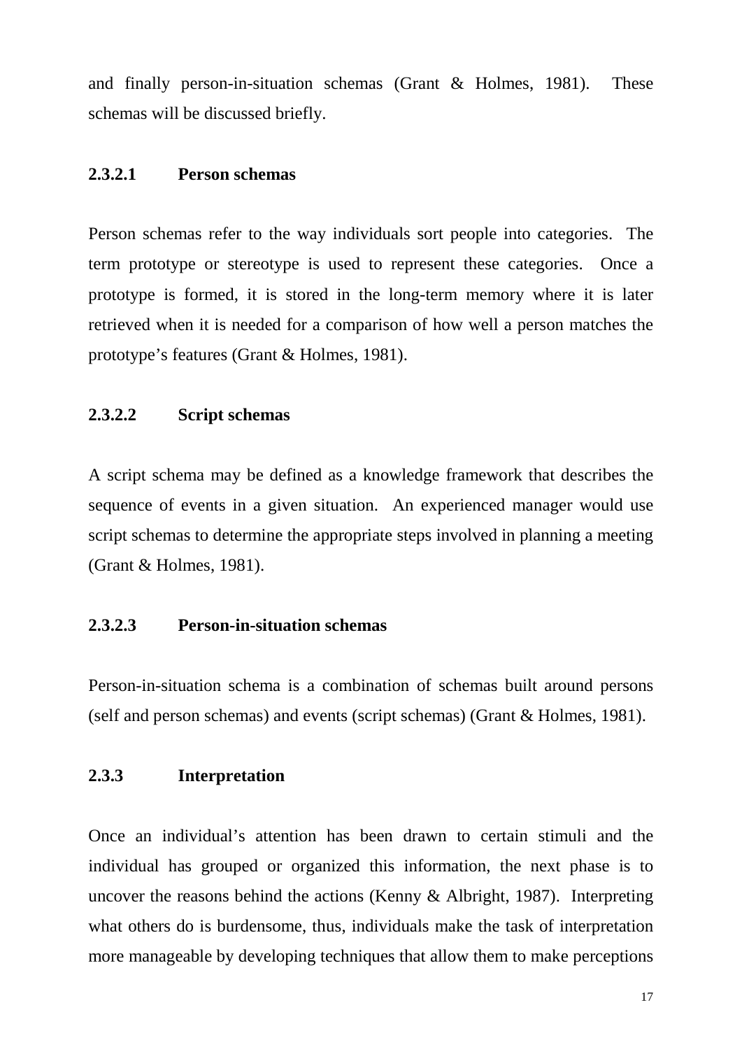and finally person-in-situation schemas (Grant & Holmes, 1981). These schemas will be discussed briefly.

#### 2.3.2.1 Person schemas

Person schemas refer to the way individuals sort people into categories. The term prototype or stereotype is used to represent these categories. Once a prototype is formed, it is stored in the long-term memory where it is later retrieved when it is needed for a comparison of how well a person matches the prototype's features (Grant & Holmes, 1981).

#### 2.3.2.2 Script schemas

A script schema may be defined as a knowledge framework that describes the sequence of events in a given situation. An experienced manager would use script schemas to determine the appropriate steps involved in planning a meeting (Grant & Holmes, 1981).

#### 2.3.2.3 Person-in-situation schemas

Person-in-situation schema is a combination of schemas built around persons (self and person schemas) and events (script schemas) (Grant & Holmes, 1981).

### 2.3.3 Interpretation

Once an individual's attention has been drawn to certain stimuli and the individual has grouped or organized this information, the next phase is to uncover the reasons behind the actions (Kenny & Albright, 1987). Interpreting what others do is burdensome, thus, individuals make the task of interpretation more manageable by developing techniques that allow them to make perceptions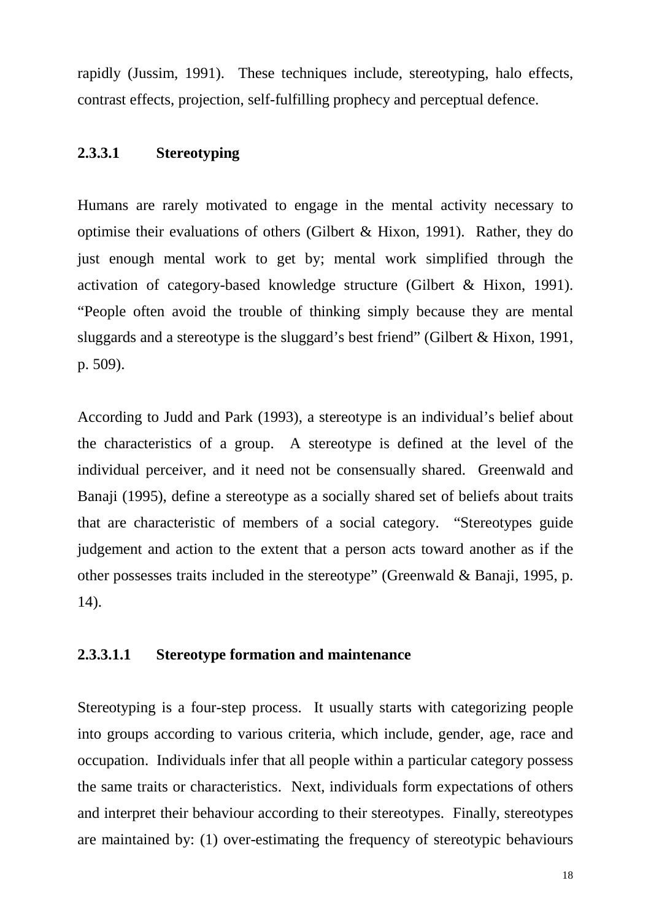rapidly (Jussim, 1991). These techniques include, stereotyping, halo effects, contrast effects, projection, self-fulfilling prophecy and perceptual defence.

#### 2.3.3.1 Stereotyping

Humans are rarely motivated to engage in the mental activity necessary to optimise their evaluations of others (Gilbert & Hixon, 1991). Rather, they do just enough mental work to get by; mental work simplified through the activation of category-based knowledge structure (Gilbert & Hixon, 1991). "People often avoid the trouble of thinking simply because they are mental sluggards and a stereotype is the sluggard's best friend" (Gilbert & Hixon, 1991, p. 509).

According to Judd and Park (1993), a stereotype is an individual's belief about the characteristics of a group. A stereotype is defined at the level of the individual perceiver, and it need not be consensually shared. Greenwald and Banaji (1995), define a stereotype as a socially shared set of beliefs about traits that are characteristic of members of a social category. "Stereotypes guide judgement and action to the extent that a person acts toward another as if the other possesses traits included in the stereotype" (Greenwald & Banaji, 1995, p. 14).

##### 2.3.3.1.1 Stereotype formation and maintenance

Stereotyping is a four-step process. It usually starts with categorizing people into groups according to various criteria, which include, gender, age, race and occupation. Individuals infer that all people within a particular category possess the same traits or characteristics. Next, individuals form expectations of others and interpret their behaviour according to their stereotypes. Finally, stereotypes are maintained by: (1) over-estimating the frequency of stereotypic behaviours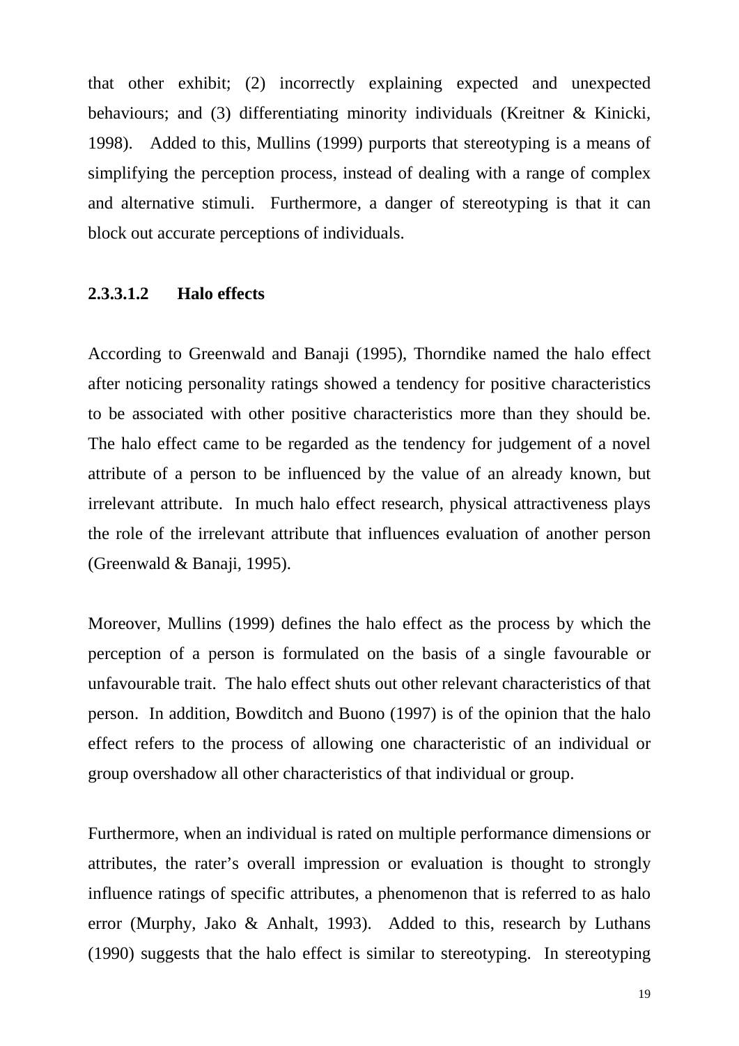that other exhibit; (2) incorrectly explaining expected and unexpected behaviours; and (3) differentiating minority individuals (Kreitner & Kinicki, 1998). Added to this, Mullins (1999) purports that stereotyping is a means of simplifying the perception process, instead of dealing with a range of complex and alternative stimuli. Furthermore, a danger of stereotyping is that it can block out accurate perceptions of individuals.

#### 2.3.3.1.2 Halo effects

According to Greenwald and Banaji (1995), Thorndike named the halo effect after noticing personality ratings showed a tendency for positive characteristics to be associated with other positive characteristics more than they should be. The halo effect came to be regarded as the tendency for judgement of a novel attribute of a person to be influenced by the value of an already known, but irrelevant attribute. In much halo effect research, physical attractiveness plays the role of the irrelevant attribute that influences evaluation of another person (Greenwald & Banaji, 1995).

Moreover, Mullins (1999) defines the halo effect as the process by which the perception of a person is formulated on the basis of a single favourable or unfavourable trait. The halo effect shuts out other relevant characteristics of that person. In addition, Bowditch and Buono (1997) is of the opinion that the halo effect refers to the process of allowing one characteristic of an individual or group overshadow all other characteristics of that individual or group.

Furthermore, when an individual is rated on multiple performance dimensions or attributes, the rater's overall impression or evaluation is thought to strongly influence ratings of specific attributes, a phenomenon that is referred to as halo error (Murphy, Jako & Anhalt, 1993). Added to this, research by Luthans (1990) suggests that the halo effect is similar to stereotyping. In stereotyping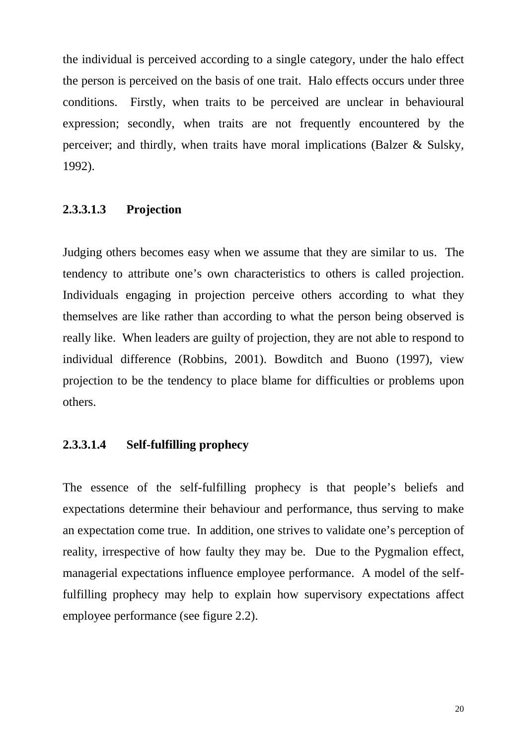the individual is perceived according to a single category, under the halo effect the person is perceived on the basis of one trait. Halo effects occurs under three conditions. Firstly, when traits to be perceived are unclear in behavioural expression; secondly, when traits are not frequently encountered by the perceiver; and thirdly, when traits have moral implications (Balzer & Sulsky, 1992).

#### 2.3.3.1.3 Projection

Judging others becomes easy when we assume that they are similar to us. The tendency to attribute one's own characteristics to others is called projection. Individuals engaging in projection perceive others according to what they themselves are like rather than according to what the person being observed is really like. When leaders are guilty of projection, they are not able to respond to individual difference (Robbins, 2001). Bowditch and Buono (1997), view projection to be the tendency to place blame for difficulties or problems upon others.

#### 2.3.3.1.4 Self-fulfilling prophecy

The essence of the self-fulfilling prophecy is that people's beliefs and expectations determine their behaviour and performance, thus serving to make an expectation come true. In addition, one strives to validate one's perception of reality, irrespective of how faulty they may be. Due to the Pygmalion effect, managerial expectations influence employee performance. A model of the self-fulfilling prophecy may help to explain how supervisory expectations affect employee performance (see figure 2.2).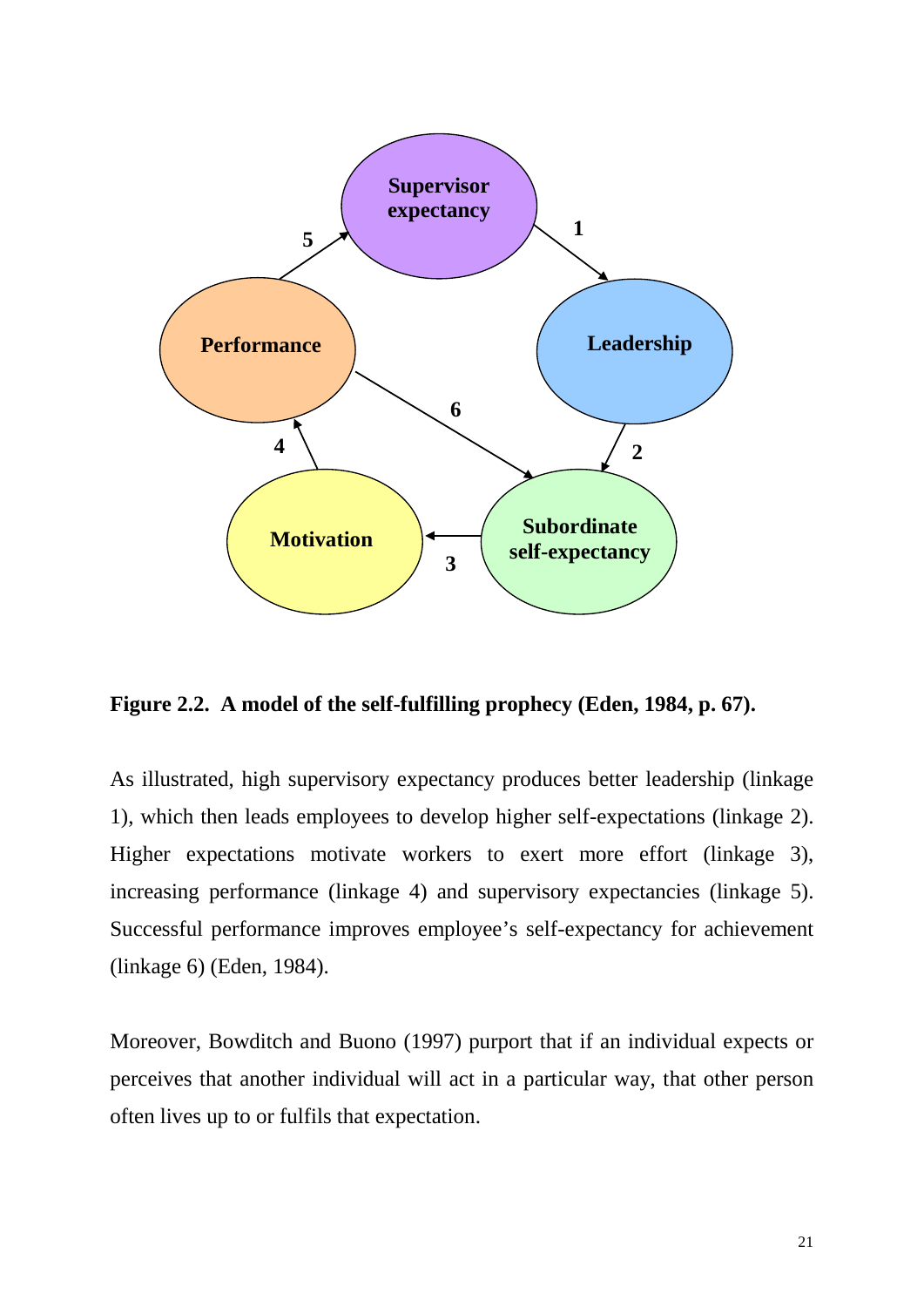**Figure 2.2. A model of the self-fulfilling prophecy (Eden, 1984, p. 67).**

As illustrated, high supervisory expectancy produces better leadership (linkage 1), which then leads employees to develop higher self-expectations (linkage 2). Higher expectations motivate workers to exert more effort (linkage 3), increasing performance (linkage 4) and supervisory expectancies (linkage 5). Successful performance improves employee's self-expectancy for achievement (linkage 6) (Eden, 1984).

Moreover, Bowditch and Buono (1997) purport that if an individual expects or perceives that another individual will act in a particular way, that other person often lives up to or fulfils that expectation.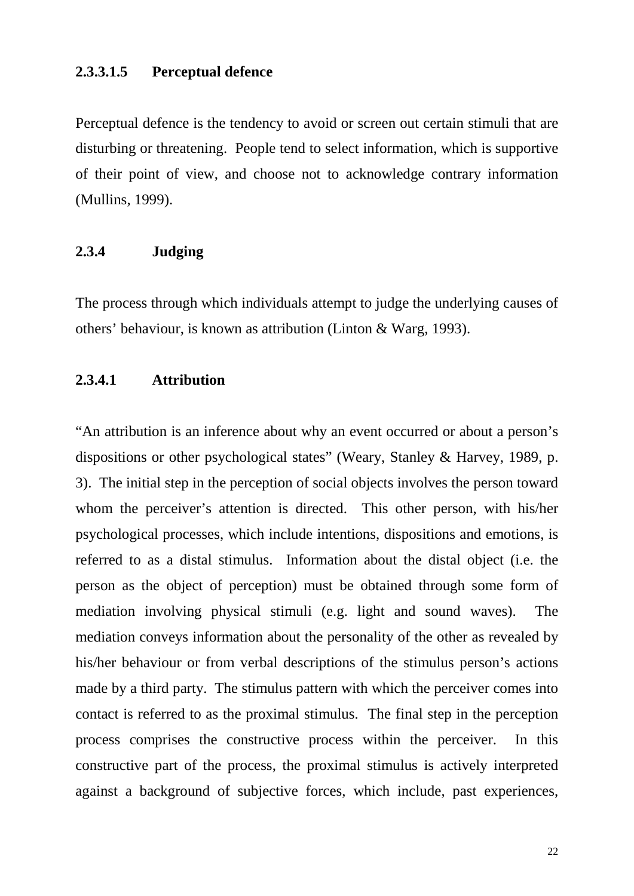#### 2.3.3.1.5 Perceptual defence

Perceptual defence is the tendency to avoid or screen out certain stimuli that are disturbing or threatening. People tend to select information, which is supportive of their point of view, and choose not to acknowledge contrary information (Mullins, 1999).

### 2.3.4 Judging

The process through which individuals attempt to judge the underlying causes of others' behaviour, is known as attribution (Linton & Warg, 1993).

#### 2.3.4.1 Attribution

"An attribution is an inference about why an event occurred or about a person's dispositions or other psychological states" (Weary, Stanley & Harvey, 1989, p. 3). The initial step in the perception of social objects involves the person toward whom the perceiver's attention is directed. This other person, with his/her psychological processes, which include intentions, dispositions and emotions, is referred to as a distal stimulus. Information about the distal object (i.e. the person as the object of perception) must be obtained through some form of mediation involving physical stimuli (e.g. light and sound waves). The mediation conveys information about the personality of the other as revealed by his/her behaviour or from verbal descriptions of the stimulus person's actions made by a third party. The stimulus pattern with which the perceiver comes into contact is referred to as the proximal stimulus. The final step in the perception process comprises the constructive process within the perceiver. In this constructive part of the process, the proximal stimulus is actively interpreted against a background of subjective forces, which include, past experiences,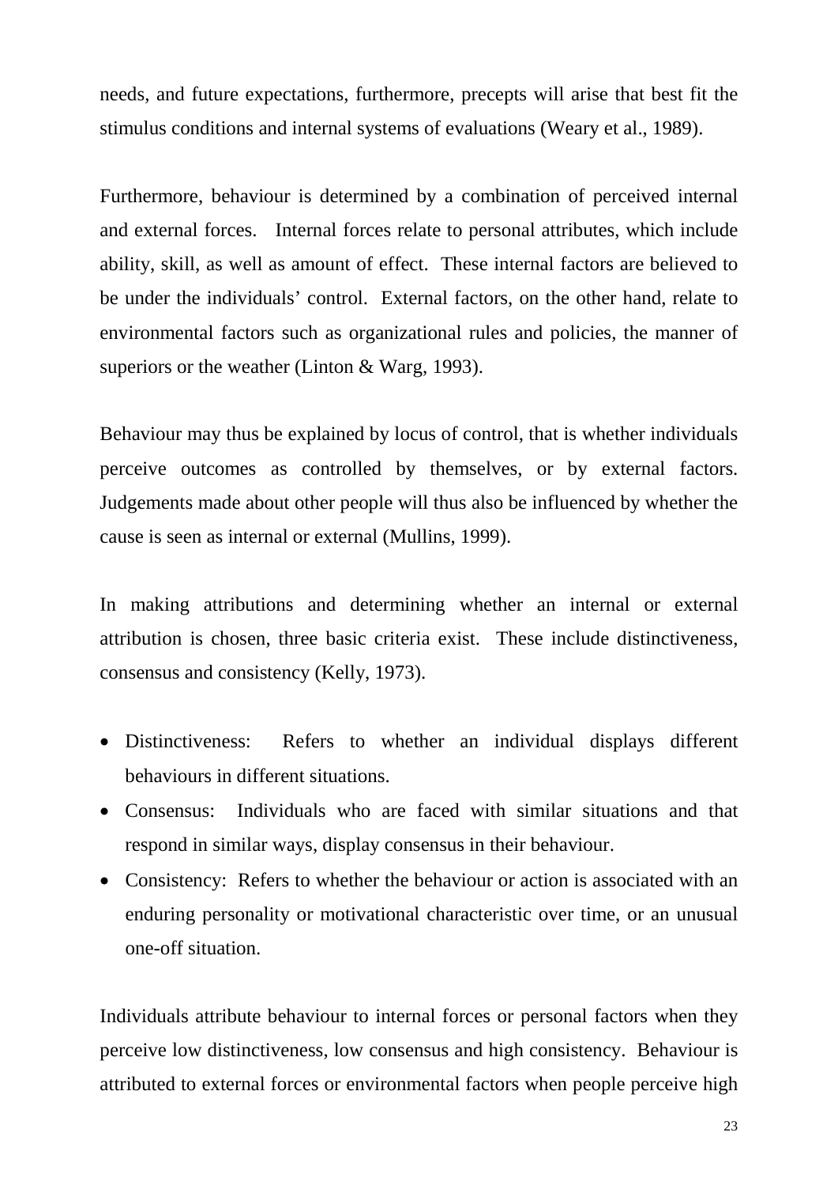needs, and future expectations, furthermore, precepts will arise that best fit the stimulus conditions and internal systems of evaluations (Weary et al., 1989).

Furthermore, behaviour is determined by a combination of perceived internal and external forces. Internal forces relate to personal attributes, which include ability, skill, as well as amount of effect. These internal factors are believed to be under the individuals' control. External factors, on the other hand, relate to environmental factors such as organizational rules and policies, the manner of superiors or the weather (Linton & Warg, 1993).

Behaviour may thus be explained by locus of control, that is whether individuals perceive outcomes as controlled by themselves, or by external factors. Judgements made about other people will thus also be influenced by whether the cause is seen as internal or external (Mullins, 1999).

In making attributions and determining whether an internal or external attribution is chosen, three basic criteria exist. These include distinctiveness, consensus and consistency (Kelly, 1973).

- Distinctiveness: Refers to whether an individual displays different behaviours in different situations.
- Consensus: Individuals who are faced with similar situations and that respond in similar ways, display consensus in their behaviour.
- Consistency: Refers to whether the behaviour or action is associated with an enduring personality or motivational characteristic over time, or an unusual one-off situation.

Individuals attribute behaviour to internal forces or personal factors when they perceive low distinctiveness, low consensus and high consistency. Behaviour is attributed to external forces or environmental factors when people perceive high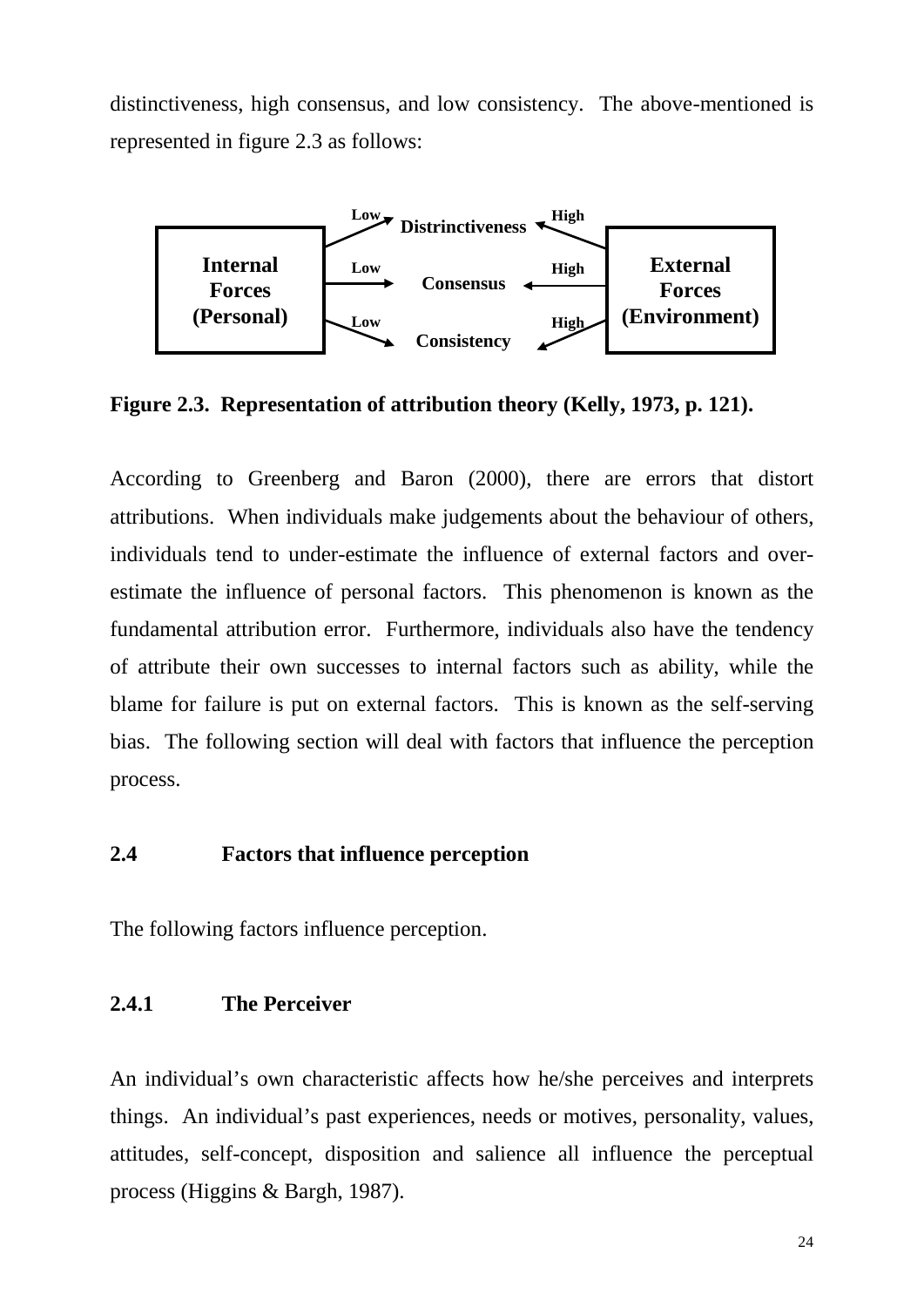distinctiveness, high consensus, and low consistency. The above-mentioned is represented in figure 2.3 as follows:

| Internal Forces (Personal) | | | | External Forces (Environment) |
|---|---|---|---|---|
| | Low → | Distrinctiveness | ← High | |
| | Low → | Consensus | ← High | |
| | Low → | Consistency | ← High | |

**Figure 2.3. Representation of attribution theory (Kelly, 1973, p. 121).**

According to Greenberg and Baron (2000), there are errors that distort attributions. When individuals make judgements about the behaviour of others, individuals tend to under-estimate the influence of external factors and over-estimate the influence of personal factors. This phenomenon is known as the fundamental attribution error. Furthermore, individuals also have the tendency of attribute their own successes to internal factors such as ability, while the blame for failure is put on external factors. This is known as the self-serving bias. The following section will deal with factors that influence the perception process.

## 2.4 Factors that influence perception

The following factors influence perception.

### 2.4.1 The Perceiver

An individual's own characteristic affects how he/she perceives and interprets things. An individual's past experiences, needs or motives, personality, values, attitudes, self-concept, disposition and salience all influence the perceptual process (Higgins & Bargh, 1987).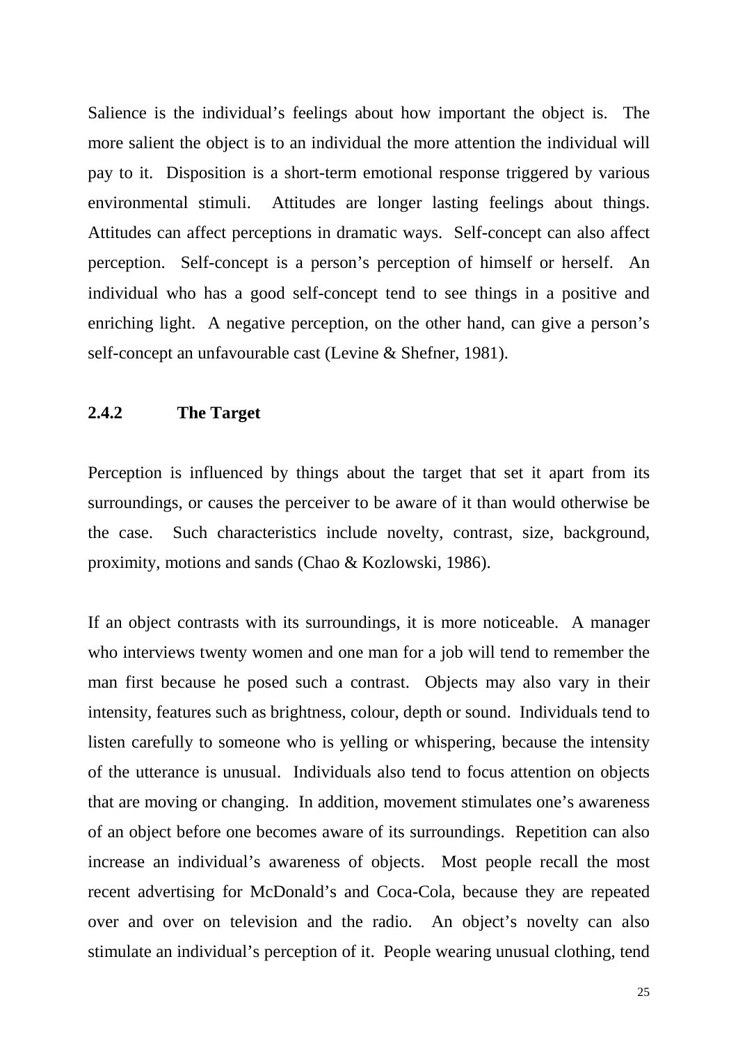Salience is the individual's feelings about how important the object is. The more salient the object is to an individual the more attention the individual will pay to it. Disposition is a short-term emotional response triggered by various environmental stimuli. Attitudes are longer lasting feelings about things. Attitudes can affect perceptions in dramatic ways. Self-concept can also affect perception. Self-concept is a person's perception of himself or herself. An individual who has a good self-concept tend to see things in a positive and enriching light. A negative perception, on the other hand, can give a person's self-concept an unfavourable cast (Levine & Shefner, 1981).

### 2.4.2 The Target

Perception is influenced by things about the target that set it apart from its surroundings, or causes the perceiver to be aware of it than would otherwise be the case. Such characteristics include novelty, contrast, size, background, proximity, motions and sands (Chao & Kozlowski, 1986).

If an object contrasts with its surroundings, it is more noticeable. A manager who interviews twenty women and one man for a job will tend to remember the man first because he posed such a contrast. Objects may also vary in their intensity, features such as brightness, colour, depth or sound. Individuals tend to listen carefully to someone who is yelling or whispering, because the intensity of the utterance is unusual. Individuals also tend to focus attention on objects that are moving or changing. In addition, movement stimulates one's awareness of an object before one becomes aware of its surroundings. Repetition can also increase an individual's awareness of objects. Most people recall the most recent advertising for McDonald's and Coca-Cola, because they are repeated over and over on television and the radio. An object's novelty can also stimulate an individual's perception of it. People wearing unusual clothing, tend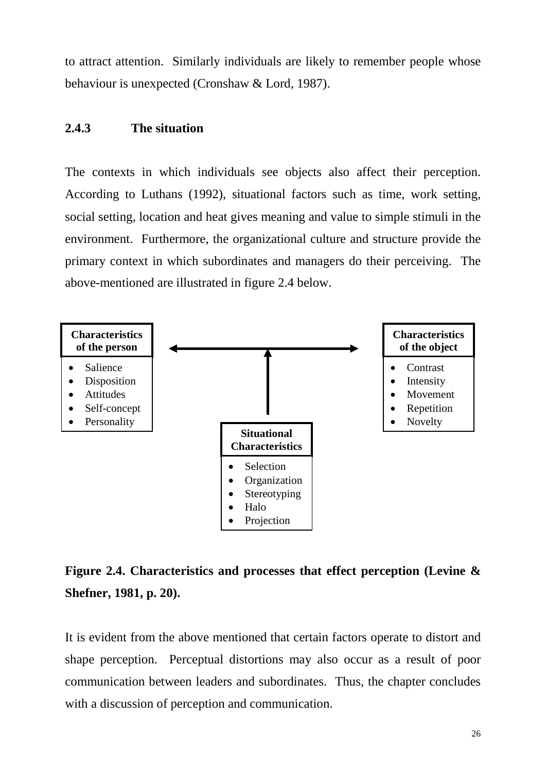to attract attention. Similarly individuals are likely to remember people whose behaviour is unexpected (Cronshaw & Lord, 1987).

### 2.4.3 The situation

The contexts in which individuals see objects also affect their perception. According to Luthans (1992), situational factors such as time, work setting, social setting, location and heat gives meaning and value to simple stimuli in the environment. Furthermore, the organizational culture and structure provide the primary context in which subordinates and managers do their perceiving. The above-mentioned are illustrated in figure 2.4 below.

**Characteristics of the person**

- Salience
- Disposition
- Attitudes
- Self-concept
- Personality

**Characteristics of the object**

- Contrast
- Intensity
- Movement
- Repetition
- Novelty

**Situational Characteristics**

- Selection
- Organization
- Stereotyping
- Halo
- Projection

**Figure 2.4. Characteristics and processes that effect perception (Levine & Shefner, 1981, p. 20).**

It is evident from the above mentioned that certain factors operate to distort and shape perception. Perceptual distortions may also occur as a result of poor communication between leaders and subordinates. Thus, the chapter concludes with a discussion of perception and communication.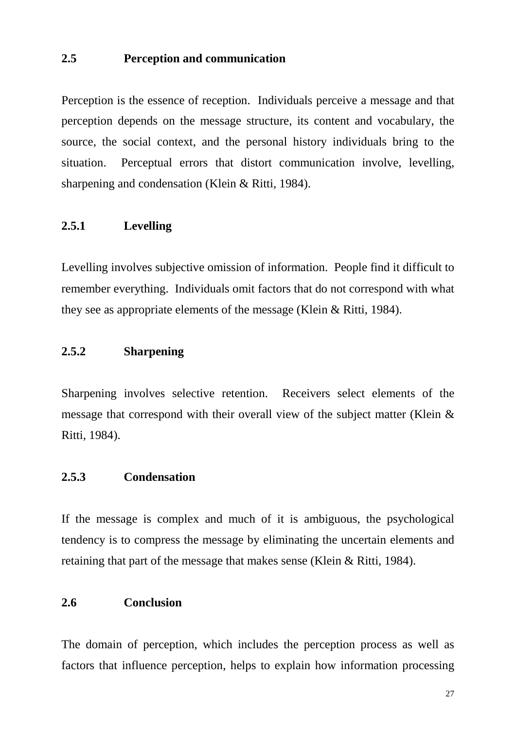## 2.5 Perception and communication

Perception is the essence of reception. Individuals perceive a message and that perception depends on the message structure, its content and vocabulary, the source, the social context, and the personal history individuals bring to the situation. Perceptual errors that distort communication involve, levelling, sharpening and condensation (Klein & Ritti, 1984).

### 2.5.1 Levelling

Levelling involves subjective omission of information. People find it difficult to remember everything. Individuals omit factors that do not correspond with what they see as appropriate elements of the message (Klein & Ritti, 1984).

### 2.5.2 Sharpening

Sharpening involves selective retention. Receivers select elements of the message that correspond with their overall view of the subject matter (Klein & Ritti, 1984).

### 2.5.3 Condensation

If the message is complex and much of it is ambiguous, the psychological tendency is to compress the message by eliminating the uncertain elements and retaining that part of the message that makes sense (Klein & Ritti, 1984).

## 2.6 Conclusion

The domain of perception, which includes the perception process as well as factors that influence perception, helps to explain how information processing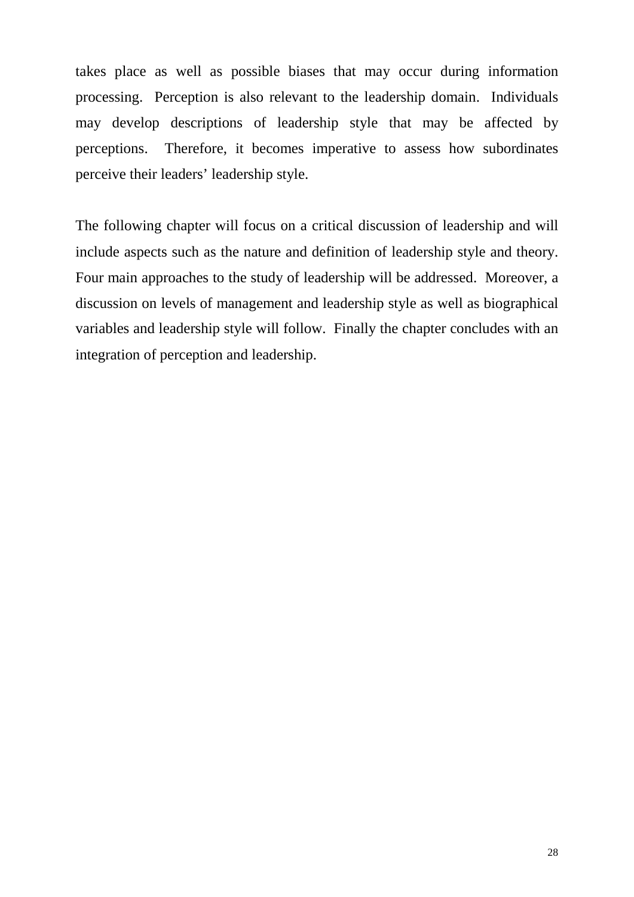takes place as well as possible biases that may occur during information processing. Perception is also relevant to the leadership domain. Individuals may develop descriptions of leadership style that may be affected by perceptions. Therefore, it becomes imperative to assess how subordinates perceive their leaders' leadership style.

The following chapter will focus on a critical discussion of leadership and will include aspects such as the nature and definition of leadership style and theory. Four main approaches to the study of leadership will be addressed. Moreover, a discussion on levels of management and leadership style as well as biographical variables and leadership style will follow. Finally the chapter concludes with an integration of perception and leadership.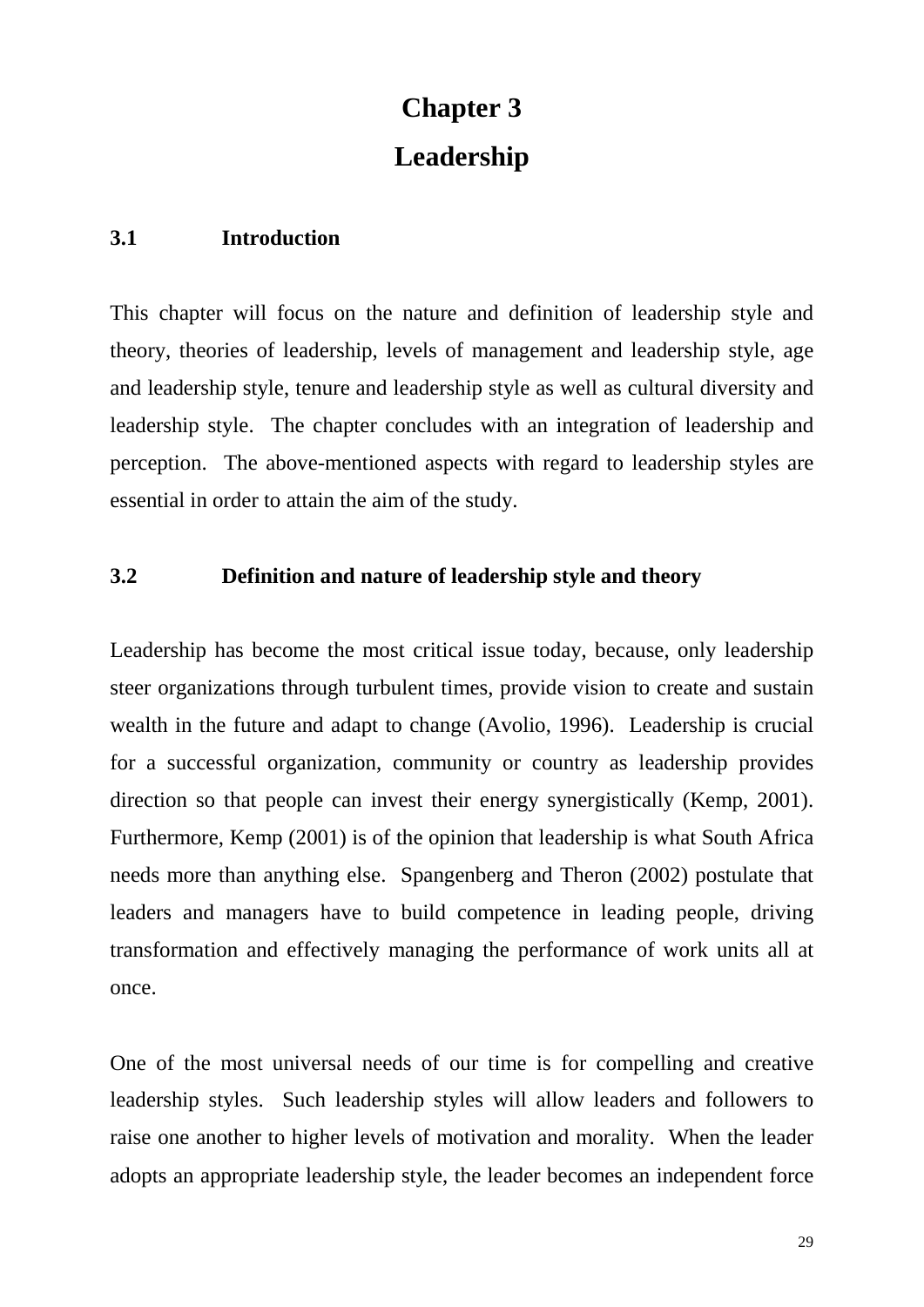# Chapter 3
# Leadership

## 3.1 Introduction

This chapter will focus on the nature and definition of leadership style and theory, theories of leadership, levels of management and leadership style, age and leadership style, tenure and leadership style as well as cultural diversity and leadership style. The chapter concludes with an integration of leadership and perception. The above-mentioned aspects with regard to leadership styles are essential in order to attain the aim of the study.

## 3.2 Definition and nature of leadership style and theory

Leadership has become the most critical issue today, because, only leadership steer organizations through turbulent times, provide vision to create and sustain wealth in the future and adapt to change (Avolio, 1996). Leadership is crucial for a successful organization, community or country as leadership provides direction so that people can invest their energy synergistically (Kemp, 2001). Furthermore, Kemp (2001) is of the opinion that leadership is what South Africa needs more than anything else. Spangenberg and Theron (2002) postulate that leaders and managers have to build competence in leading people, driving transformation and effectively managing the performance of work units all at once.

One of the most universal needs of our time is for compelling and creative leadership styles. Such leadership styles will allow leaders and followers to raise one another to higher levels of motivation and morality. When the leader adopts an appropriate leadership style, the leader becomes an independent force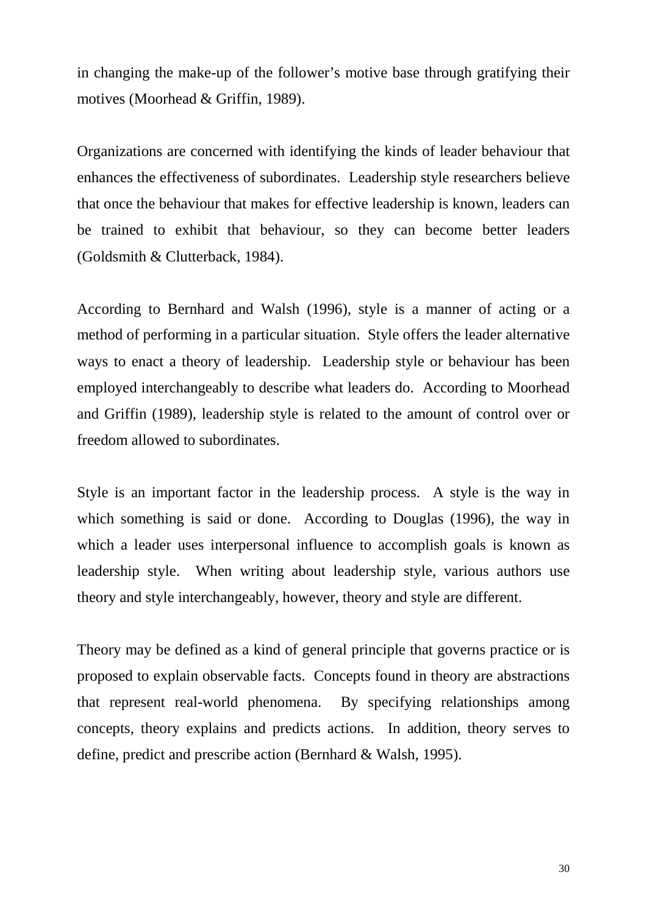in changing the make-up of the follower's motive base through gratifying their motives (Moorhead & Griffin, 1989).

Organizations are concerned with identifying the kinds of leader behaviour that enhances the effectiveness of subordinates. Leadership style researchers believe that once the behaviour that makes for effective leadership is known, leaders can be trained to exhibit that behaviour, so they can become better leaders (Goldsmith & Clutterback, 1984).

According to Bernhard and Walsh (1996), style is a manner of acting or a method of performing in a particular situation. Style offers the leader alternative ways to enact a theory of leadership. Leadership style or behaviour has been employed interchangeably to describe what leaders do. According to Moorhead and Griffin (1989), leadership style is related to the amount of control over or freedom allowed to subordinates.

Style is an important factor in the leadership process. A style is the way in which something is said or done. According to Douglas (1996), the way in which a leader uses interpersonal influence to accomplish goals is known as leadership style. When writing about leadership style, various authors use theory and style interchangeably, however, theory and style are different.

Theory may be defined as a kind of general principle that governs practice or is proposed to explain observable facts. Concepts found in theory are abstractions that represent real-world phenomena. By specifying relationships among concepts, theory explains and predicts actions. In addition, theory serves to define, predict and prescribe action (Bernhard & Walsh, 1995).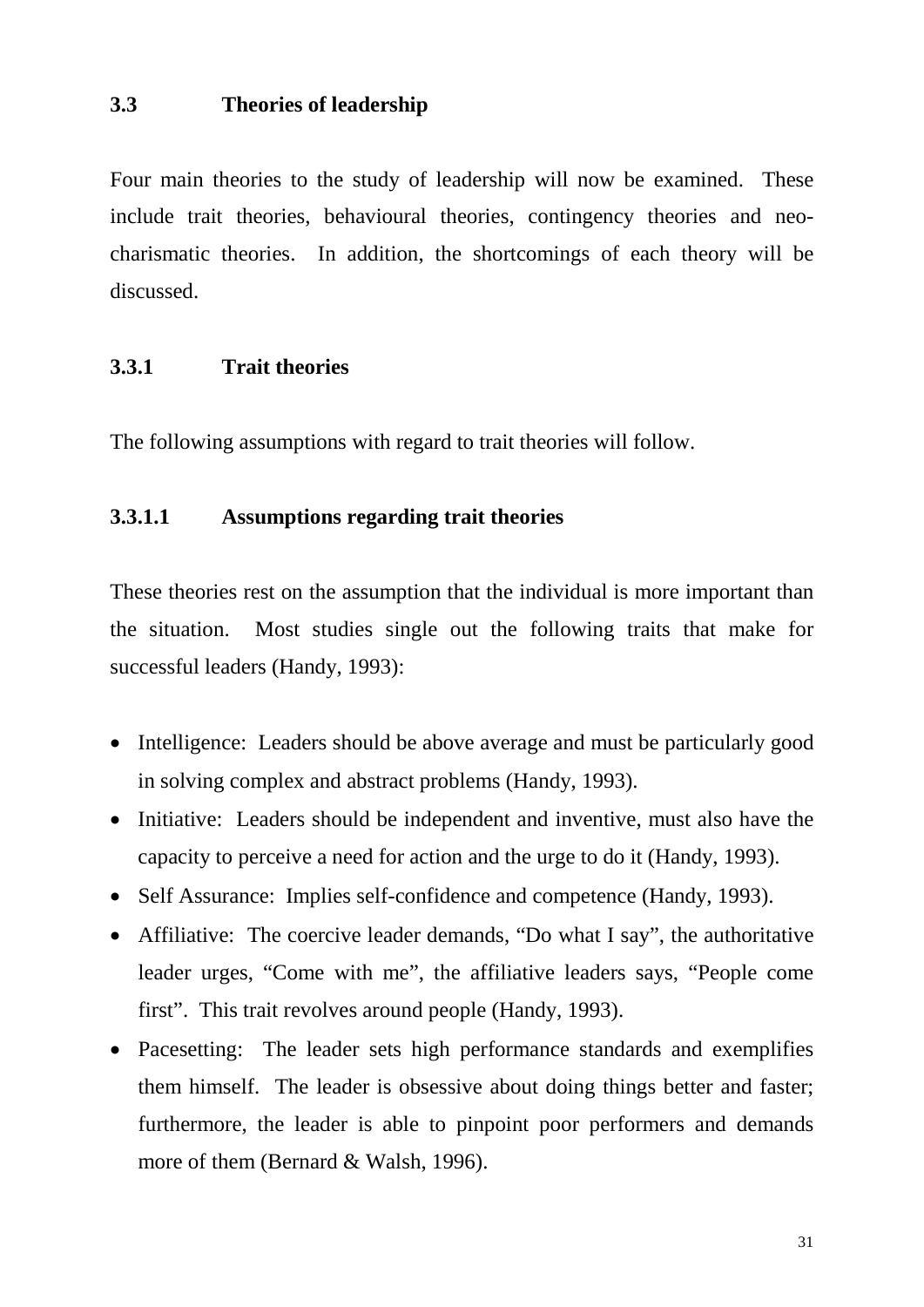## 3.3 Theories of leadership

Four main theories to the study of leadership will now be examined. These include trait theories, behavioural theories, contingency theories and neo-charismatic theories. In addition, the shortcomings of each theory will be discussed.

### 3.3.1 Trait theories

The following assumptions with regard to trait theories will follow.

#### 3.3.1.1 Assumptions regarding trait theories

These theories rest on the assumption that the individual is more important than the situation. Most studies single out the following traits that make for successful leaders (Handy, 1993):

- Intelligence: Leaders should be above average and must be particularly good in solving complex and abstract problems (Handy, 1993).
- Initiative: Leaders should be independent and inventive, must also have the capacity to perceive a need for action and the urge to do it (Handy, 1993).
- Self Assurance: Implies self-confidence and competence (Handy, 1993).
- Affiliative: The coercive leader demands, "Do what I say", the authoritative leader urges, "Come with me", the affiliative leaders says, "People come first". This trait revolves around people (Handy, 1993).
- Pacesetting: The leader sets high performance standards and exemplifies them himself. The leader is obsessive about doing things better and faster; furthermore, the leader is able to pinpoint poor performers and demands more of them (Bernard & Walsh, 1996).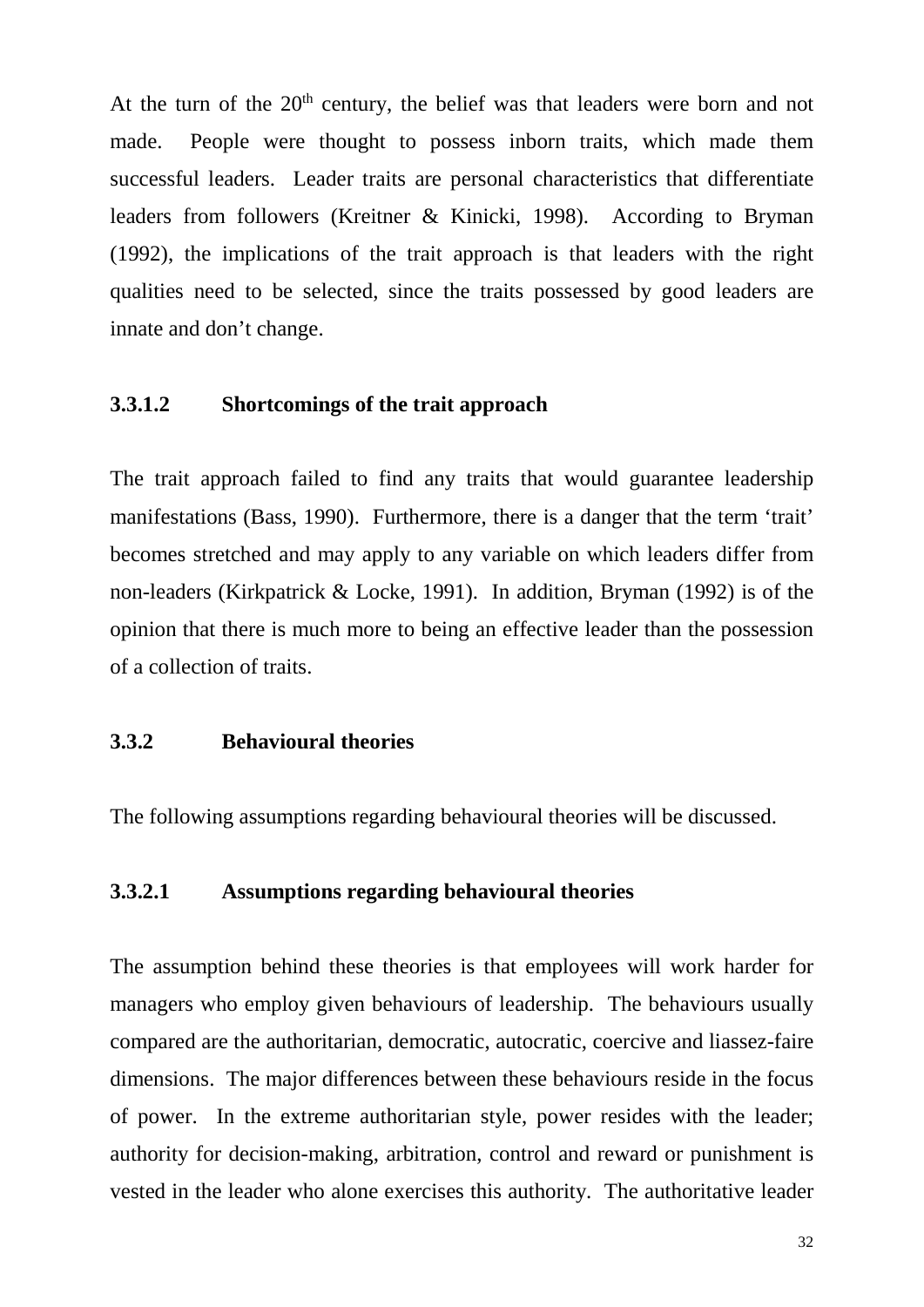At the turn of the 20th century, the belief was that leaders were born and not made. People were thought to possess inborn traits, which made them successful leaders. Leader traits are personal characteristics that differentiate leaders from followers (Kreitner & Kinicki, 1998). According to Bryman (1992), the implications of the trait approach is that leaders with the right qualities need to be selected, since the traits possessed by good leaders are innate and don't change.

#### 3.3.1.2 Shortcomings of the trait approach

The trait approach failed to find any traits that would guarantee leadership manifestations (Bass, 1990). Furthermore, there is a danger that the term 'trait' becomes stretched and may apply to any variable on which leaders differ from non-leaders (Kirkpatrick & Locke, 1991). In addition, Bryman (1992) is of the opinion that there is much more to being an effective leader than the possession of a collection of traits.

### 3.3.2 Behavioural theories

The following assumptions regarding behavioural theories will be discussed.

#### 3.3.2.1 Assumptions regarding behavioural theories

The assumption behind these theories is that employees will work harder for managers who employ given behaviours of leadership. The behaviours usually compared are the authoritarian, democratic, autocratic, coercive and liassez-faire dimensions. The major differences between these behaviours reside in the focus of power. In the extreme authoritarian style, power resides with the leader; authority for decision-making, arbitration, control and reward or punishment is vested in the leader who alone exercises this authority. The authoritative leader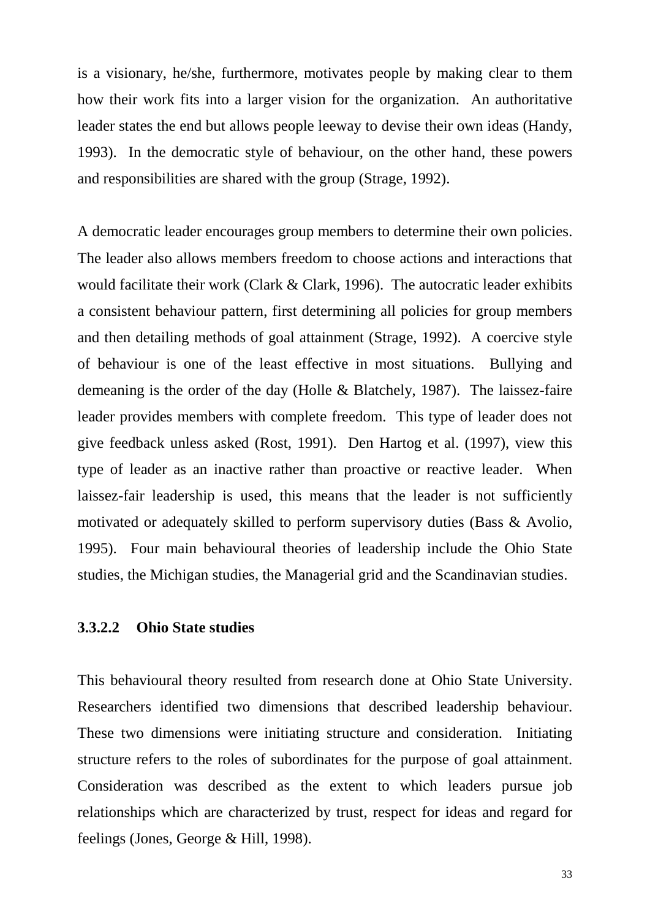is a visionary, he/she, furthermore, motivates people by making clear to them how their work fits into a larger vision for the organization. An authoritative leader states the end but allows people leeway to devise their own ideas (Handy, 1993). In the democratic style of behaviour, on the other hand, these powers and responsibilities are shared with the group (Strage, 1992).

A democratic leader encourages group members to determine their own policies. The leader also allows members freedom to choose actions and interactions that would facilitate their work (Clark & Clark, 1996). The autocratic leader exhibits a consistent behaviour pattern, first determining all policies for group members and then detailing methods of goal attainment (Strage, 1992). A coercive style of behaviour is one of the least effective in most situations. Bullying and demeaning is the order of the day (Holle & Blatchely, 1987). The laissez-faire leader provides members with complete freedom. This type of leader does not give feedback unless asked (Rost, 1991). Den Hartog et al. (1997), view this type of leader as an inactive rather than proactive or reactive leader. When laissez-fair leadership is used, this means that the leader is not sufficiently motivated or adequately skilled to perform supervisory duties (Bass & Avolio, 1995). Four main behavioural theories of leadership include the Ohio State studies, the Michigan studies, the Managerial grid and the Scandinavian studies.

#### 3.3.2.2 Ohio State studies

This behavioural theory resulted from research done at Ohio State University. Researchers identified two dimensions that described leadership behaviour. These two dimensions were initiating structure and consideration. Initiating structure refers to the roles of subordinates for the purpose of goal attainment. Consideration was described as the extent to which leaders pursue job relationships which are characterized by trust, respect for ideas and regard for feelings (Jones, George & Hill, 1998).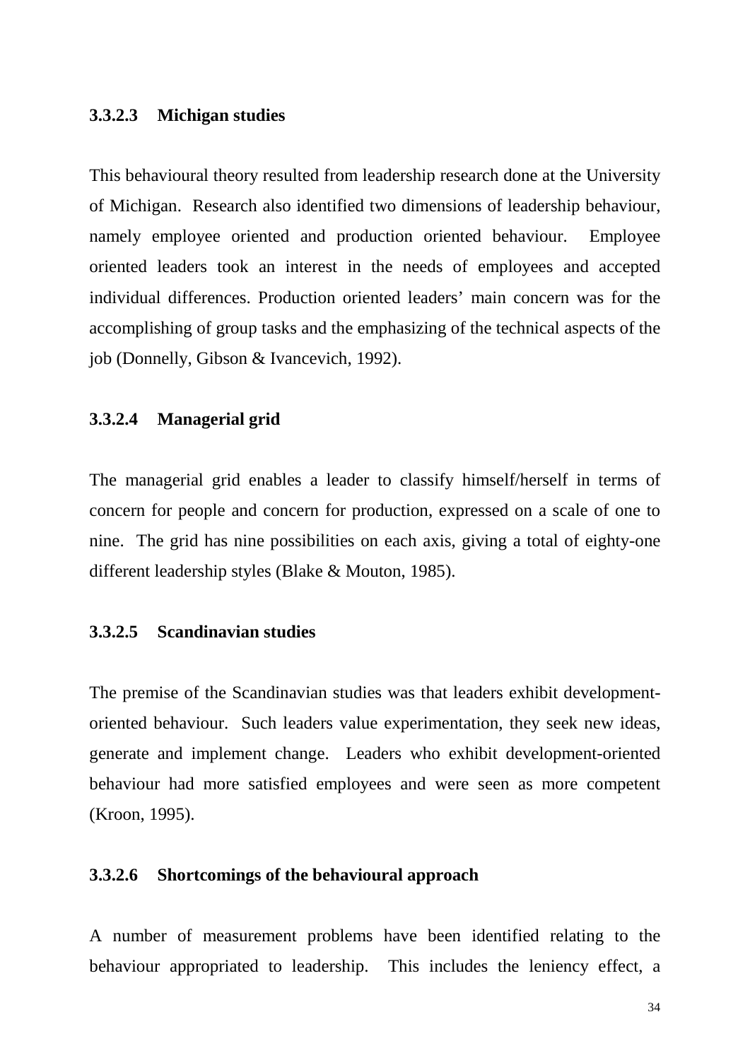#### 3.3.2.3 Michigan studies

This behavioural theory resulted from leadership research done at the University of Michigan. Research also identified two dimensions of leadership behaviour, namely employee oriented and production oriented behaviour. Employee oriented leaders took an interest in the needs of employees and accepted individual differences. Production oriented leaders' main concern was for the accomplishing of group tasks and the emphasizing of the technical aspects of the job (Donnelly, Gibson & Ivancevich, 1992).

#### 3.3.2.4 Managerial grid

The managerial grid enables a leader to classify himself/herself in terms of concern for people and concern for production, expressed on a scale of one to nine. The grid has nine possibilities on each axis, giving a total of eighty-one different leadership styles (Blake & Mouton, 1985).

#### 3.3.2.5 Scandinavian studies

The premise of the Scandinavian studies was that leaders exhibit development-oriented behaviour. Such leaders value experimentation, they seek new ideas, generate and implement change. Leaders who exhibit development-oriented behaviour had more satisfied employees and were seen as more competent (Kroon, 1995).

#### 3.3.2.6 Shortcomings of the behavioural approach

A number of measurement problems have been identified relating to the behaviour appropriated to leadership. This includes the leniency effect, a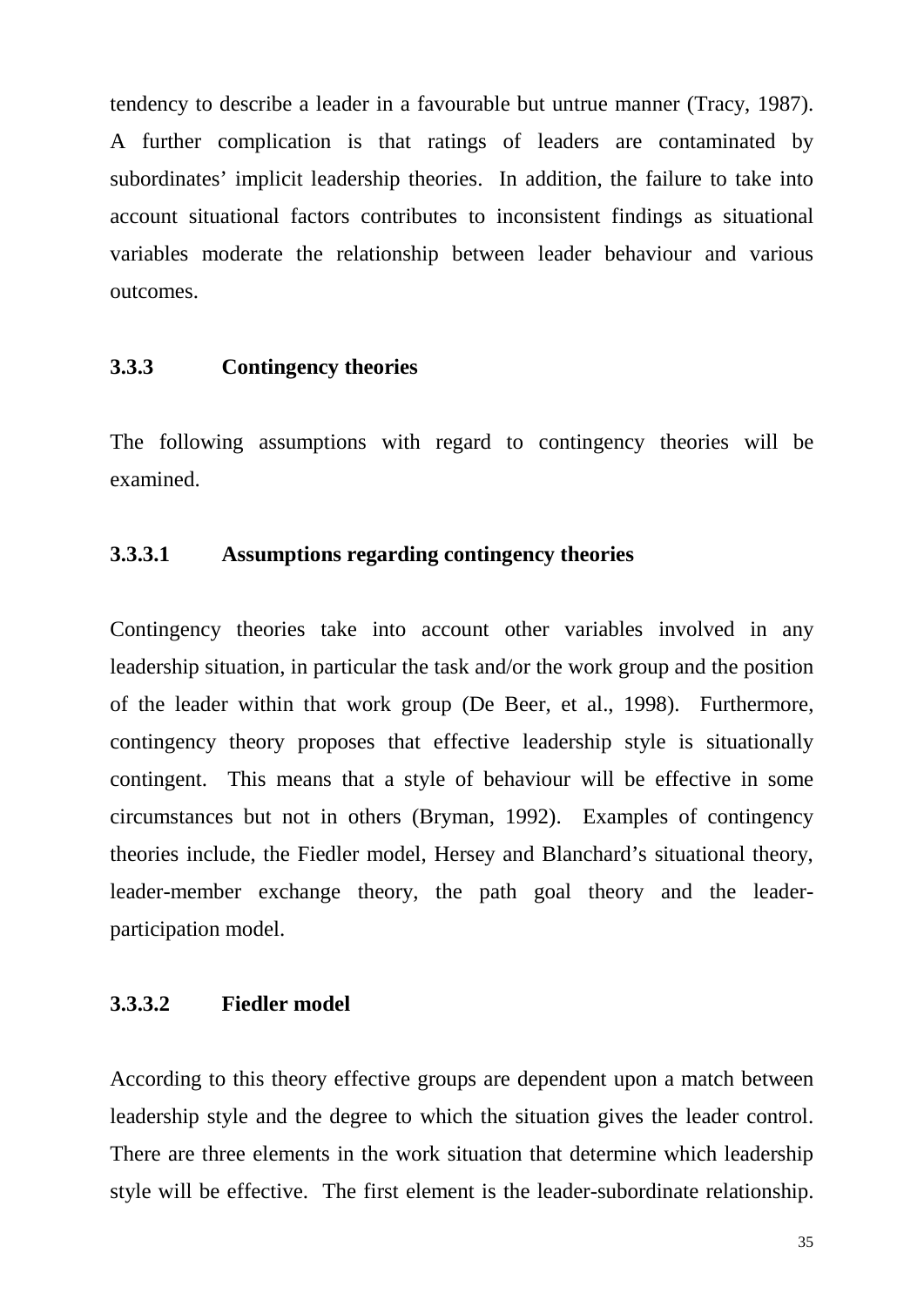tendency to describe a leader in a favourable but untrue manner (Tracy, 1987). A further complication is that ratings of leaders are contaminated by subordinates' implicit leadership theories. In addition, the failure to take into account situational factors contributes to inconsistent findings as situational variables moderate the relationship between leader behaviour and various outcomes.

### 3.3.3 Contingency theories

The following assumptions with regard to contingency theories will be examined.

#### 3.3.3.1 Assumptions regarding contingency theories

Contingency theories take into account other variables involved in any leadership situation, in particular the task and/or the work group and the position of the leader within that work group (De Beer, et al., 1998). Furthermore, contingency theory proposes that effective leadership style is situationally contingent. This means that a style of behaviour will be effective in some circumstances but not in others (Bryman, 1992). Examples of contingency theories include, the Fiedler model, Hersey and Blanchard's situational theory, leader-member exchange theory, the path goal theory and the leader-participation model.

#### 3.3.3.2 Fiedler model

According to this theory effective groups are dependent upon a match between leadership style and the degree to which the situation gives the leader control. There are three elements in the work situation that determine which leadership style will be effective. The first element is the leader-subordinate relationship.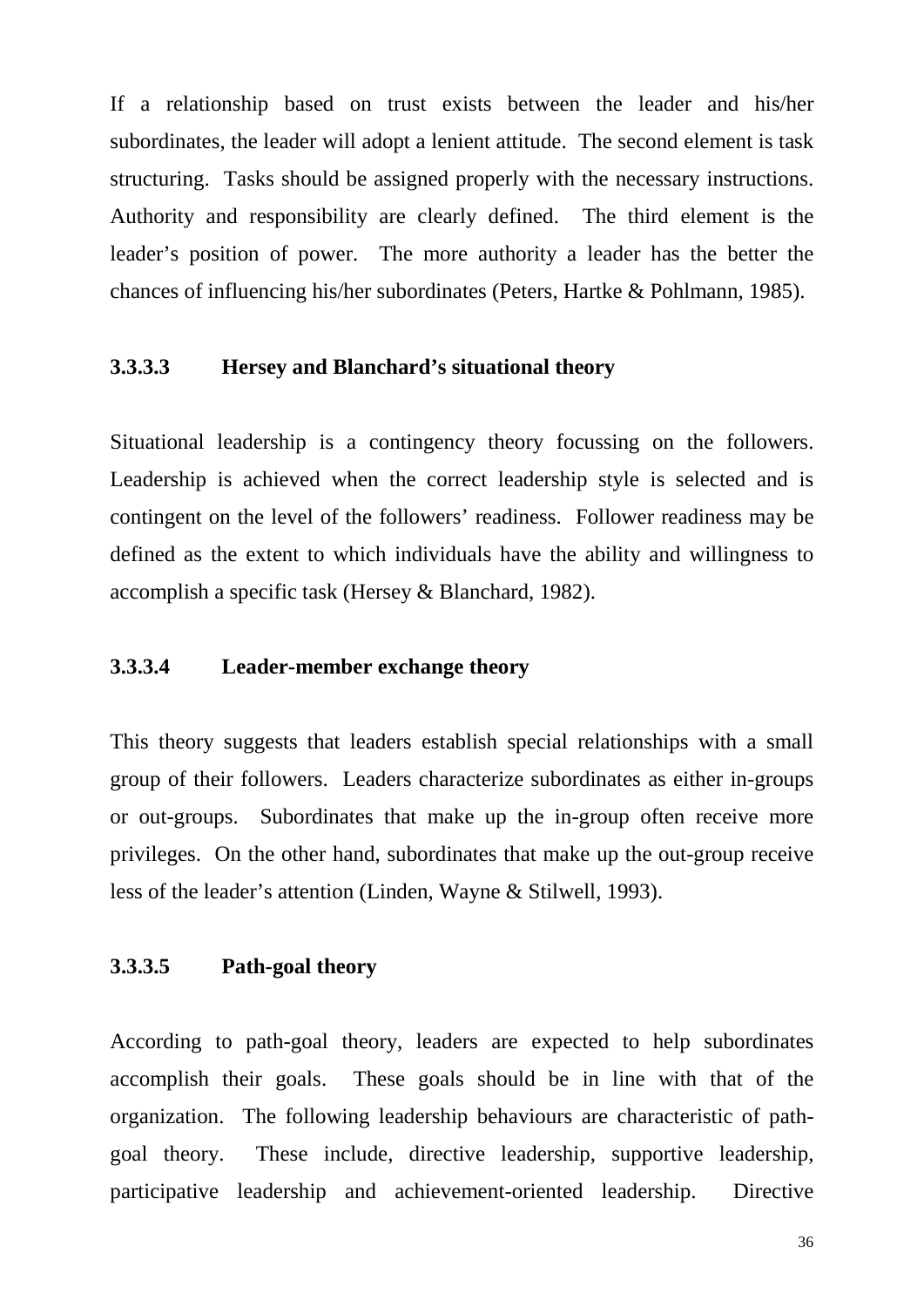If a relationship based on trust exists between the leader and his/her subordinates, the leader will adopt a lenient attitude. The second element is task structuring. Tasks should be assigned properly with the necessary instructions. Authority and responsibility are clearly defined. The third element is the leader's position of power. The more authority a leader has the better the chances of influencing his/her subordinates (Peters, Hartke & Pohlmann, 1985).

#### 3.3.3.3 Hersey and Blanchard's situational theory

Situational leadership is a contingency theory focussing on the followers. Leadership is achieved when the correct leadership style is selected and is contingent on the level of the followers' readiness. Follower readiness may be defined as the extent to which individuals have the ability and willingness to accomplish a specific task (Hersey & Blanchard, 1982).

#### 3.3.3.4 Leader-member exchange theory

This theory suggests that leaders establish special relationships with a small group of their followers. Leaders characterize subordinates as either in-groups or out-groups. Subordinates that make up the in-group often receive more privileges. On the other hand, subordinates that make up the out-group receive less of the leader's attention (Linden, Wayne & Stilwell, 1993).

#### 3.3.3.5 Path-goal theory

According to path-goal theory, leaders are expected to help subordinates accomplish their goals. These goals should be in line with that of the organization. The following leadership behaviours are characteristic of path-goal theory. These include, directive leadership, supportive leadership, participative leadership and achievement-oriented leadership. Directive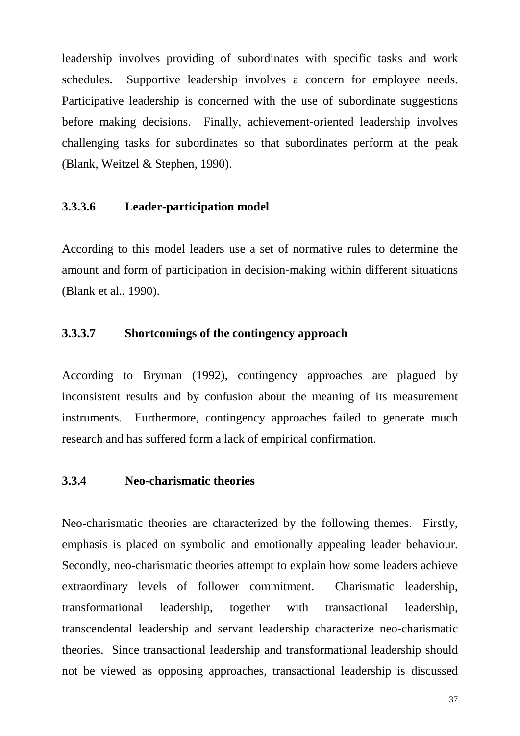leadership involves providing of subordinates with specific tasks and work schedules. Supportive leadership involves a concern for employee needs. Participative leadership is concerned with the use of subordinate suggestions before making decisions. Finally, achievement-oriented leadership involves challenging tasks for subordinates so that subordinates perform at the peak (Blank, Weitzel & Stephen, 1990).

#### 3.3.3.6 Leader-participation model

According to this model leaders use a set of normative rules to determine the amount and form of participation in decision-making within different situations (Blank et al., 1990).

#### 3.3.3.7 Shortcomings of the contingency approach

According to Bryman (1992), contingency approaches are plagued by inconsistent results and by confusion about the meaning of its measurement instruments. Furthermore, contingency approaches failed to generate much research and has suffered form a lack of empirical confirmation.

### 3.3.4 Neo-charismatic theories

Neo-charismatic theories are characterized by the following themes. Firstly, emphasis is placed on symbolic and emotionally appealing leader behaviour. Secondly, neo-charismatic theories attempt to explain how some leaders achieve extraordinary levels of follower commitment. Charismatic leadership, transformational leadership, together with transactional leadership, transcendental leadership and servant leadership characterize neo-charismatic theories. Since transactional leadership and transformational leadership should not be viewed as opposing approaches, transactional leadership is discussed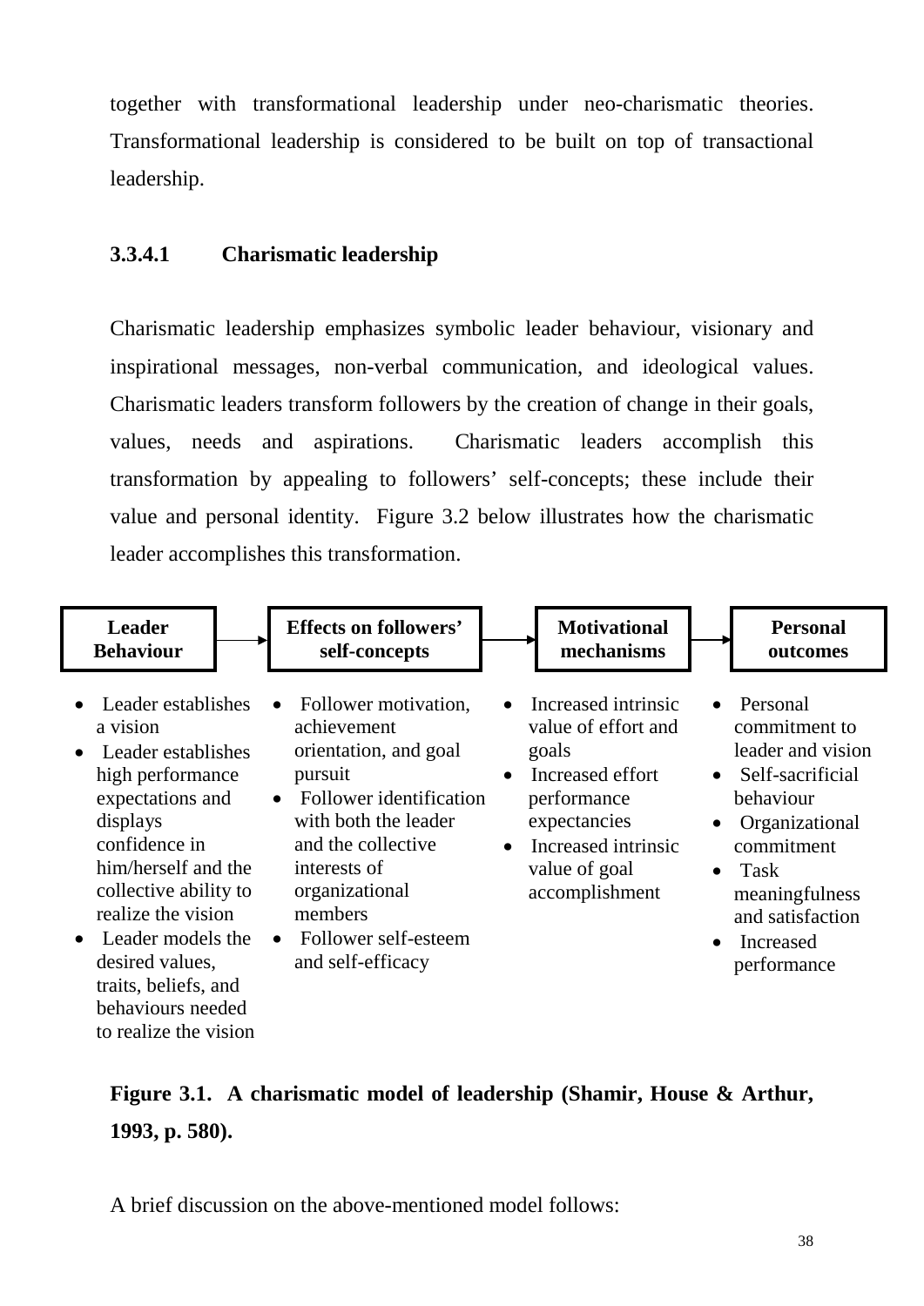together with transformational leadership under neo-charismatic theories. Transformational leadership is considered to be built on top of transactional leadership.

#### 3.3.4.1 Charismatic leadership

Charismatic leadership emphasizes symbolic leader behaviour, visionary and inspirational messages, non-verbal communication, and ideological values. Charismatic leaders transform followers by the creation of change in their goals, values, needs and aspirations. Charismatic leaders accomplish this transformation by appealing to followers' self-concepts; these include their value and personal identity. Figure 3.2 below illustrates how the charismatic leader accomplishes this transformation.

| **Leader Behaviour** → | **Effects on followers' self-concepts** → | **Motivational mechanisms** → | **Personal outcomes** |
|---|---|---|---|
| • Leader establishes a vision<br>• Leader establishes high performance expectations and displays confidence in him/herself and the collective ability to realize the vision<br>• Leader models the desired values, traits, beliefs, and behaviours needed to realize the vision | • Follower motivation, achievement orientation, and goal pursuit<br>• Follower identification with both the leader and the collective interests of organizational members<br>• Follower self-esteem and self-efficacy | • Increased intrinsic value of effort and goals<br>• Increased effort performance expectancies<br>• Increased intrinsic value of goal accomplishment | • Personal commitment to leader and vision<br>• Self-sacrificial behaviour<br>• Organizational commitment<br>• Task meaningfulness and satisfaction<br>• Increased performance |

**Figure 3.1. A charismatic model of leadership (Shamir, House & Arthur, 1993, p. 580).**

A brief discussion on the above-mentioned model follows: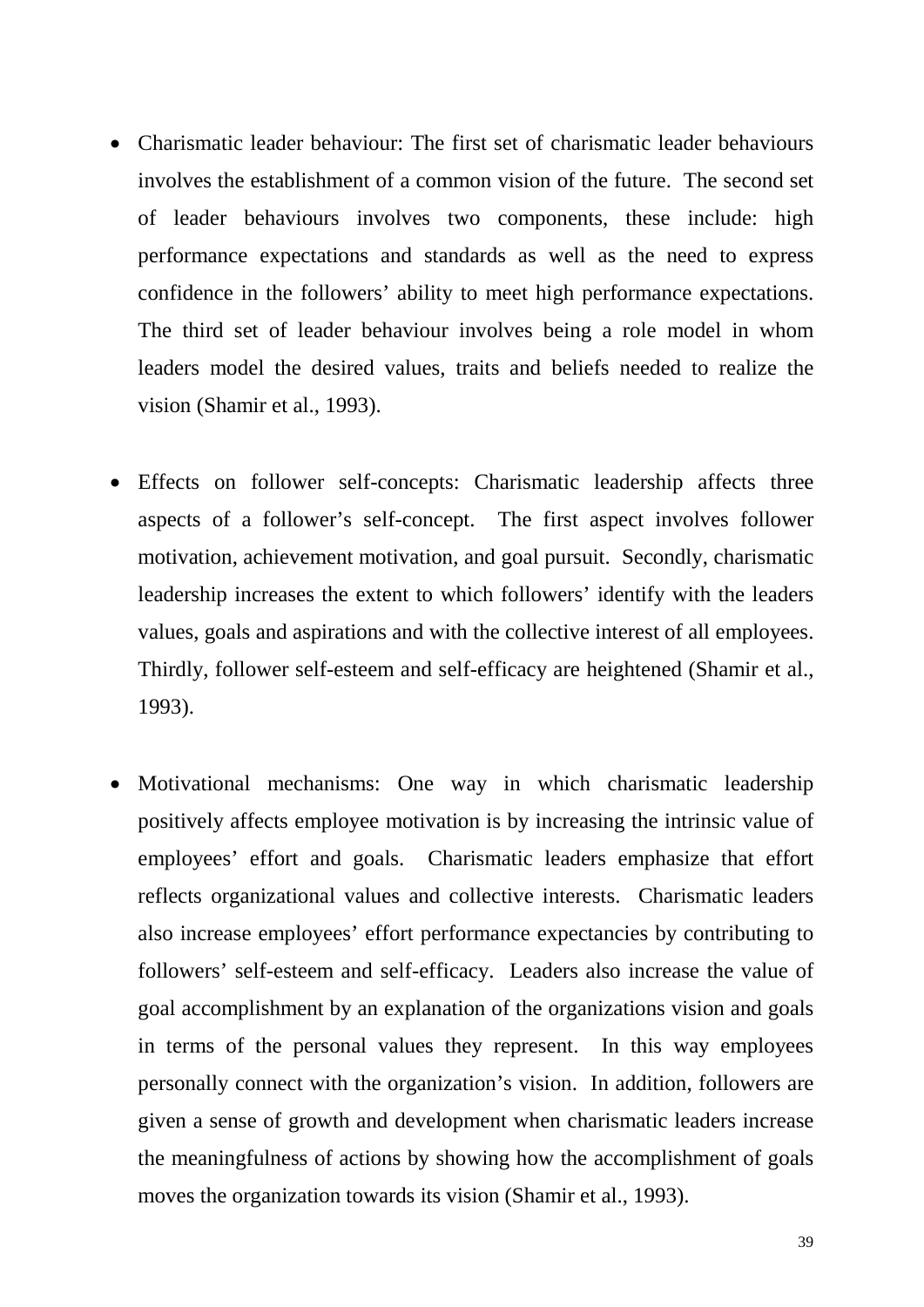- Charismatic leader behaviour: The first set of charismatic leader behaviours involves the establishment of a common vision of the future. The second set of leader behaviours involves two components, these include: high performance expectations and standards as well as the need to express confidence in the followers' ability to meet high performance expectations. The third set of leader behaviour involves being a role model in whom leaders model the desired values, traits and beliefs needed to realize the vision (Shamir et al., 1993).

- Effects on follower self-concepts: Charismatic leadership affects three aspects of a follower's self-concept. The first aspect involves follower motivation, achievement motivation, and goal pursuit. Secondly, charismatic leadership increases the extent to which followers' identify with the leaders values, goals and aspirations and with the collective interest of all employees. Thirdly, follower self-esteem and self-efficacy are heightened (Shamir et al., 1993).

- Motivational mechanisms: One way in which charismatic leadership positively affects employee motivation is by increasing the intrinsic value of employees' effort and goals. Charismatic leaders emphasize that effort reflects organizational values and collective interests. Charismatic leaders also increase employees' effort performance expectancies by contributing to followers' self-esteem and self-efficacy. Leaders also increase the value of goal accomplishment by an explanation of the organizations vision and goals in terms of the personal values they represent. In this way employees personally connect with the organization's vision. In addition, followers are given a sense of growth and development when charismatic leaders increase the meaningfulness of actions by showing how the accomplishment of goals moves the organization towards its vision (Shamir et al., 1993).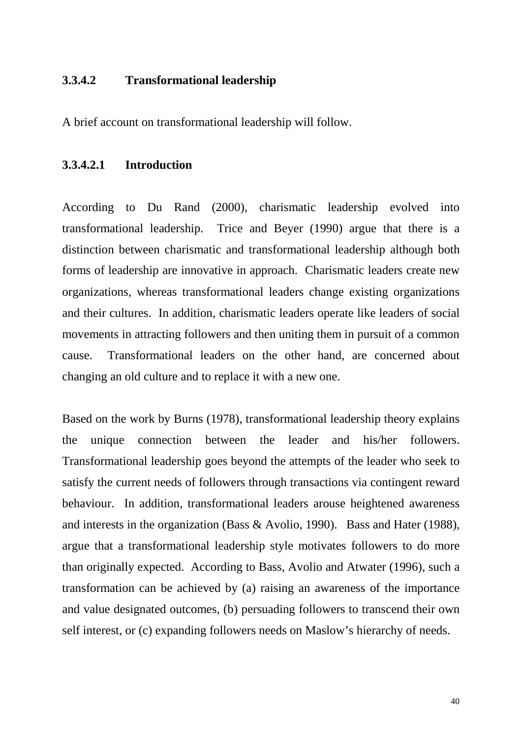### 3.3.4.2 Transformational leadership

A brief account on transformational leadership will follow.

#### 3.3.4.2.1 Introduction

According to Du Rand (2000), charismatic leadership evolved into transformational leadership. Trice and Beyer (1990) argue that there is a distinction between charismatic and transformational leadership although both forms of leadership are innovative in approach. Charismatic leaders create new organizations, whereas transformational leaders change existing organizations and their cultures. In addition, charismatic leaders operate like leaders of social movements in attracting followers and then uniting them in pursuit of a common cause. Transformational leaders on the other hand, are concerned about changing an old culture and to replace it with a new one.

Based on the work by Burns (1978), transformational leadership theory explains the unique connection between the leader and his/her followers. Transformational leadership goes beyond the attempts of the leader who seek to satisfy the current needs of followers through transactions via contingent reward behaviour. In addition, transformational leaders arouse heightened awareness and interests in the organization (Bass & Avolio, 1990). Bass and Hater (1988), argue that a transformational leadership style motivates followers to do more than originally expected. According to Bass, Avolio and Atwater (1996), such a transformation can be achieved by (a) raising an awareness of the importance and value designated outcomes, (b) persuading followers to transcend their own self interest, or (c) expanding followers needs on Maslow's hierarchy of needs.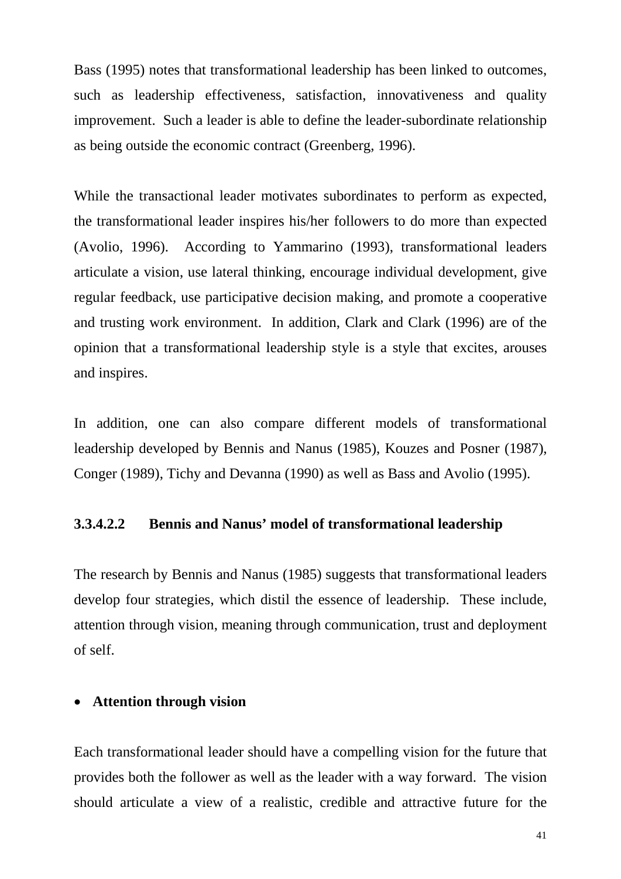Bass (1995) notes that transformational leadership has been linked to outcomes, such as leadership effectiveness, satisfaction, innovativeness and quality improvement. Such a leader is able to define the leader-subordinate relationship as being outside the economic contract (Greenberg, 1996).

While the transactional leader motivates subordinates to perform as expected, the transformational leader inspires his/her followers to do more than expected (Avolio, 1996). According to Yammarino (1993), transformational leaders articulate a vision, use lateral thinking, encourage individual development, give regular feedback, use participative decision making, and promote a cooperative and trusting work environment. In addition, Clark and Clark (1996) are of the opinion that a transformational leadership style is a style that excites, arouses and inspires.

In addition, one can also compare different models of transformational leadership developed by Bennis and Nanus (1985), Kouzes and Posner (1987), Conger (1989), Tichy and Devanna (1990) as well as Bass and Avolio (1995).

#### 3.3.4.2.2 Bennis and Nanus' model of transformational leadership

The research by Bennis and Nanus (1985) suggests that transformational leaders develop four strategies, which distil the essence of leadership. These include, attention through vision, meaning through communication, trust and deployment of self.

- **Attention through vision**

Each transformational leader should have a compelling vision for the future that provides both the follower as well as the leader with a way forward. The vision should articulate a view of a realistic, credible and attractive future for the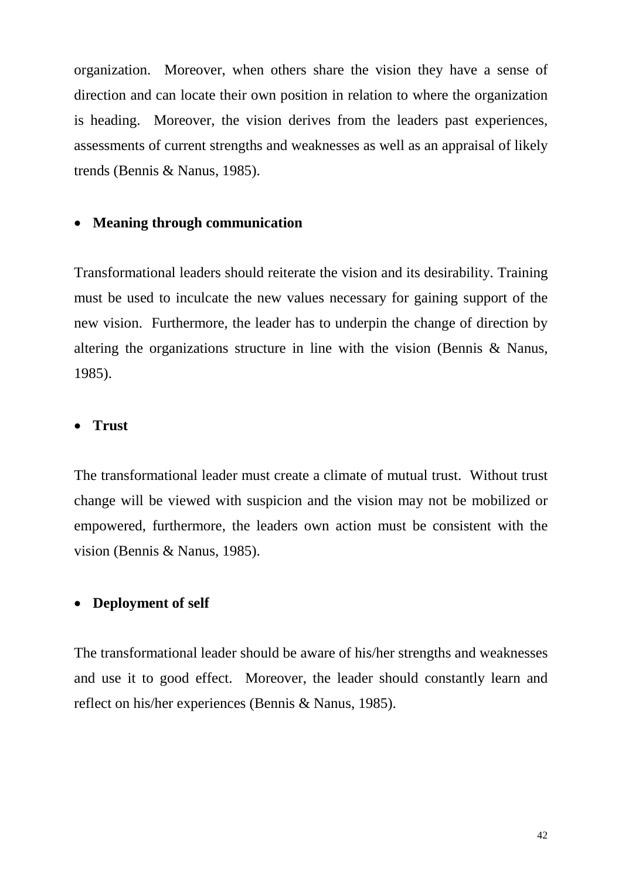organization. Moreover, when others share the vision they have a sense of direction and can locate their own position in relation to where the organization is heading. Moreover, the vision derives from the leaders past experiences, assessments of current strengths and weaknesses as well as an appraisal of likely trends (Bennis & Nanus, 1985).

- **Meaning through communication**

Transformational leaders should reiterate the vision and its desirability. Training must be used to inculcate the new values necessary for gaining support of the new vision. Furthermore, the leader has to underpin the change of direction by altering the organizations structure in line with the vision (Bennis & Nanus, 1985).

- **Trust**

The transformational leader must create a climate of mutual trust. Without trust change will be viewed with suspicion and the vision may not be mobilized or empowered, furthermore, the leaders own action must be consistent with the vision (Bennis & Nanus, 1985).

- **Deployment of self**

The transformational leader should be aware of his/her strengths and weaknesses and use it to good effect. Moreover, the leader should constantly learn and reflect on his/her experiences (Bennis & Nanus, 1985).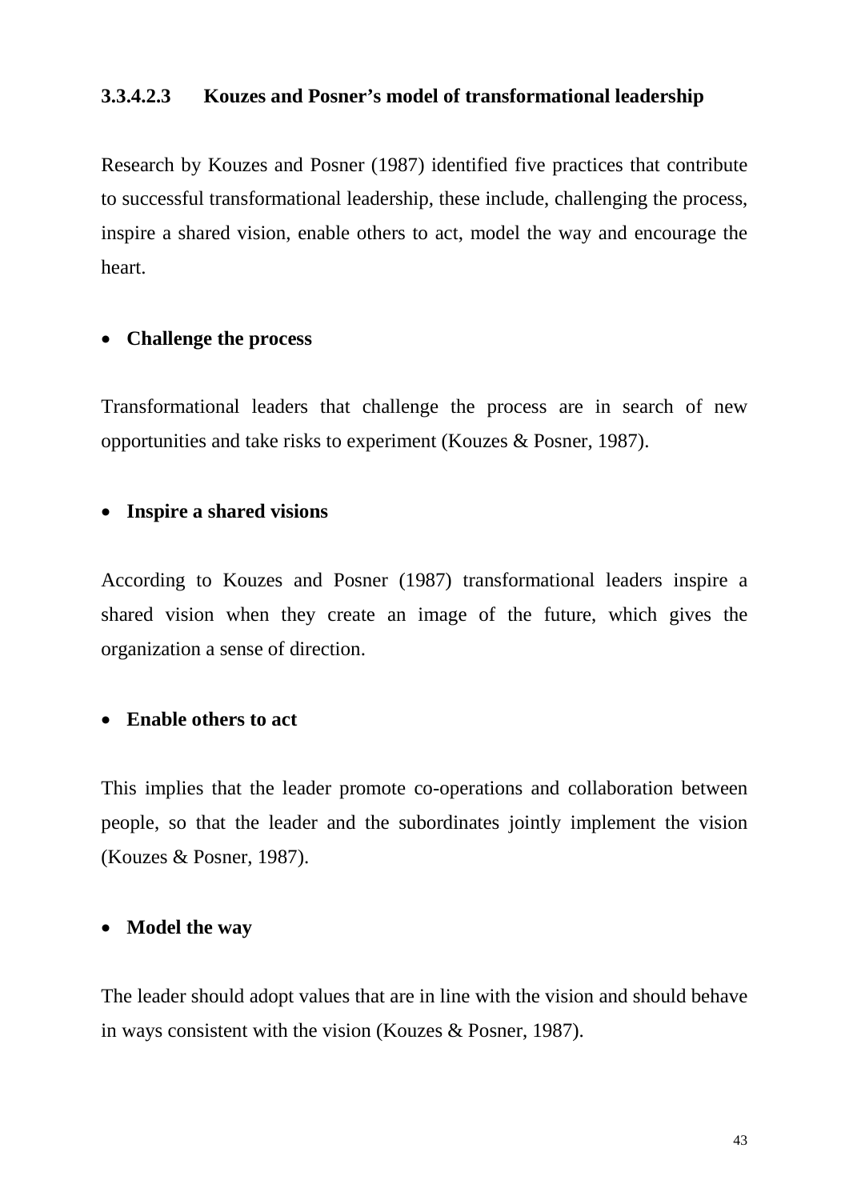#### 3.3.4.2.3 Kouzes and Posner's model of transformational leadership

Research by Kouzes and Posner (1987) identified five practices that contribute to successful transformational leadership, these include, challenging the process, inspire a shared vision, enable others to act, model the way and encourage the heart.

- **Challenge the process**

Transformational leaders that challenge the process are in search of new opportunities and take risks to experiment (Kouzes & Posner, 1987).

- **Inspire a shared visions**

According to Kouzes and Posner (1987) transformational leaders inspire a shared vision when they create an image of the future, which gives the organization a sense of direction.

- **Enable others to act**

This implies that the leader promote co-operations and collaboration between people, so that the leader and the subordinates jointly implement the vision (Kouzes & Posner, 1987).

- **Model the way**

The leader should adopt values that are in line with the vision and should behave in ways consistent with the vision (Kouzes & Posner, 1987).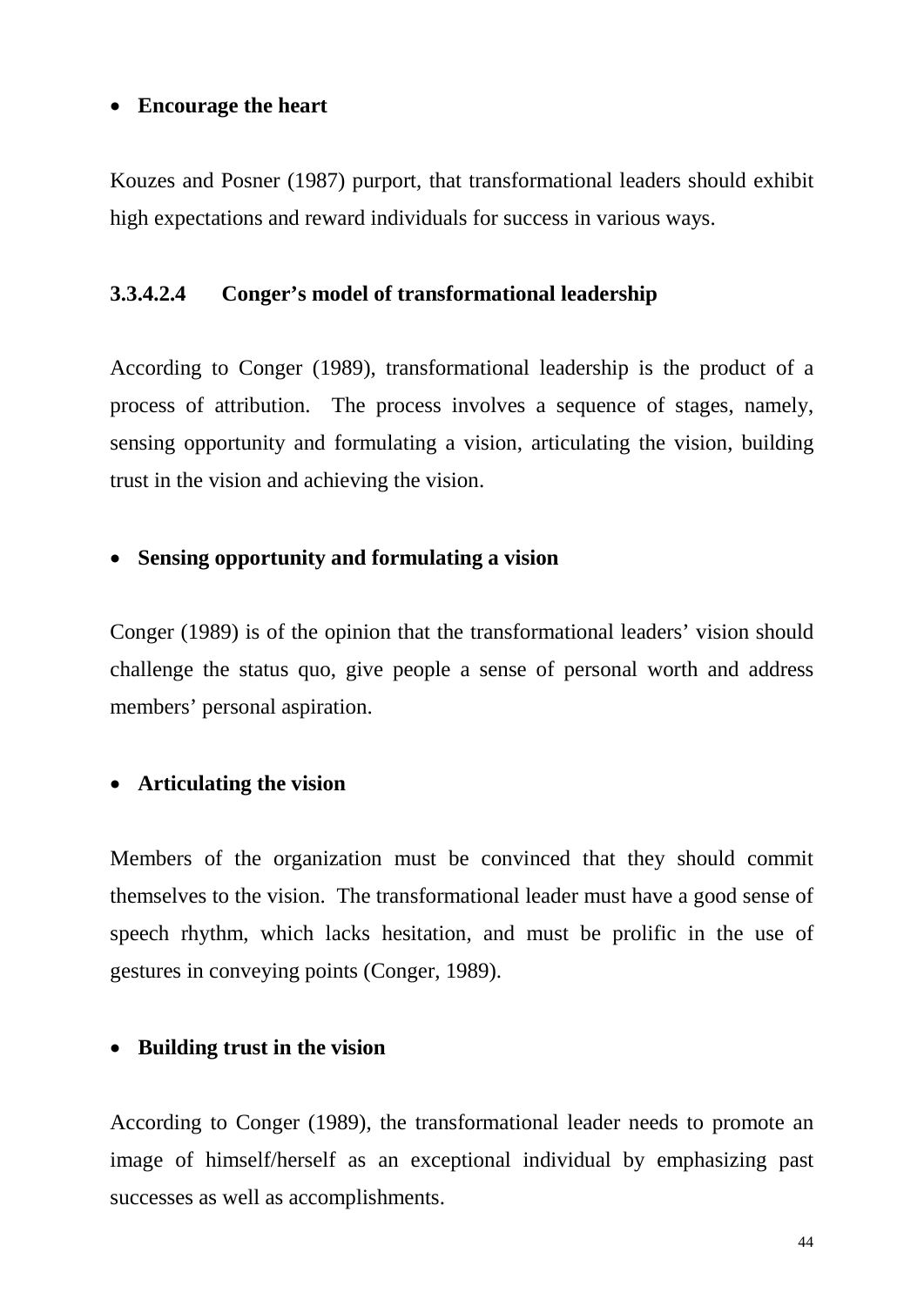- **Encourage the heart**

Kouzes and Posner (1987) purport, that transformational leaders should exhibit high expectations and reward individuals for success in various ways.

#### 3.3.4.2.4 Conger's model of transformational leadership

According to Conger (1989), transformational leadership is the product of a process of attribution. The process involves a sequence of stages, namely, sensing opportunity and formulating a vision, articulating the vision, building trust in the vision and achieving the vision.

- **Sensing opportunity and formulating a vision**

Conger (1989) is of the opinion that the transformational leaders' vision should challenge the status quo, give people a sense of personal worth and address members' personal aspiration.

- **Articulating the vision**

Members of the organization must be convinced that they should commit themselves to the vision. The transformational leader must have a good sense of speech rhythm, which lacks hesitation, and must be prolific in the use of gestures in conveying points (Conger, 1989).

- **Building trust in the vision**

According to Conger (1989), the transformational leader needs to promote an image of himself/herself as an exceptional individual by emphasizing past successes as well as accomplishments.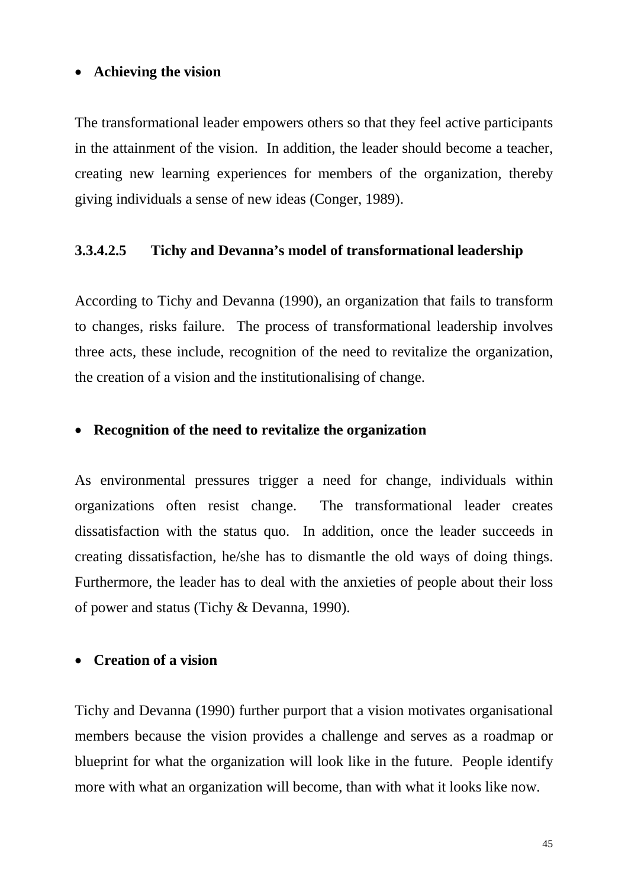- **Achieving the vision**

The transformational leader empowers others so that they feel active participants in the attainment of the vision. In addition, the leader should become a teacher, creating new learning experiences for members of the organization, thereby giving individuals a sense of new ideas (Conger, 1989).

#### 3.3.4.2.5 Tichy and Devanna's model of transformational leadership

According to Tichy and Devanna (1990), an organization that fails to transform to changes, risks failure. The process of transformational leadership involves three acts, these include, recognition of the need to revitalize the organization, the creation of a vision and the institutionalising of change.

- **Recognition of the need to revitalize the organization**

As environmental pressures trigger a need for change, individuals within organizations often resist change. The transformational leader creates dissatisfaction with the status quo. In addition, once the leader succeeds in creating dissatisfaction, he/she has to dismantle the old ways of doing things. Furthermore, the leader has to deal with the anxieties of people about their loss of power and status (Tichy & Devanna, 1990).

- **Creation of a vision**

Tichy and Devanna (1990) further purport that a vision motivates organisational members because the vision provides a challenge and serves as a roadmap or blueprint for what the organization will look like in the future. People identify more with what an organization will become, than with what it looks like now.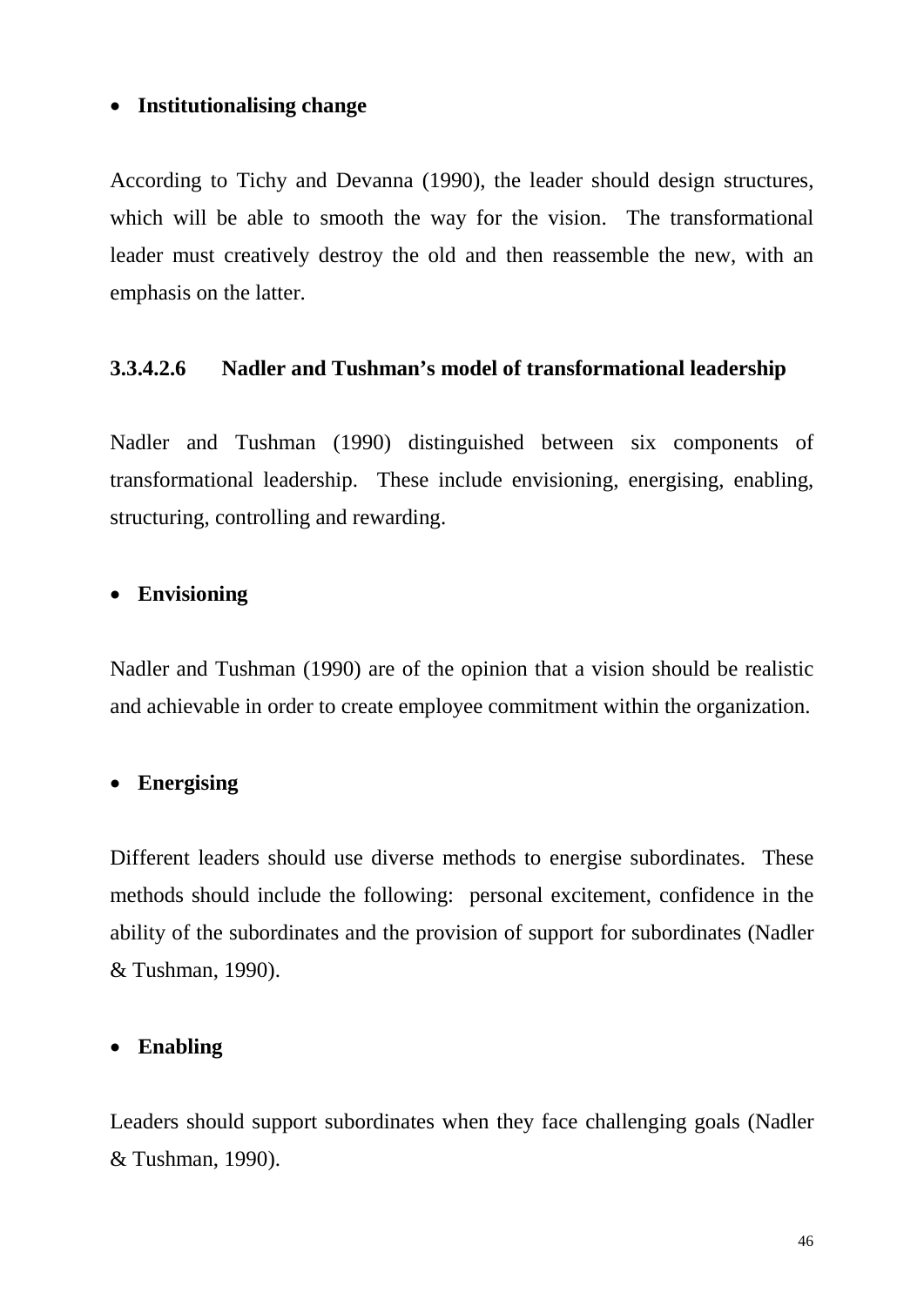- **Institutionalising change**

According to Tichy and Devanna (1990), the leader should design structures, which will be able to smooth the way for the vision. The transformational leader must creatively destroy the old and then reassemble the new, with an emphasis on the latter.

#### 3.3.4.2.6 Nadler and Tushman's model of transformational leadership

Nadler and Tushman (1990) distinguished between six components of transformational leadership. These include envisioning, energising, enabling, structuring, controlling and rewarding.

- **Envisioning**

Nadler and Tushman (1990) are of the opinion that a vision should be realistic and achievable in order to create employee commitment within the organization.

- **Energising**

Different leaders should use diverse methods to energise subordinates. These methods should include the following: personal excitement, confidence in the ability of the subordinates and the provision of support for subordinates (Nadler & Tushman, 1990).

- **Enabling**

Leaders should support subordinates when they face challenging goals (Nadler & Tushman, 1990).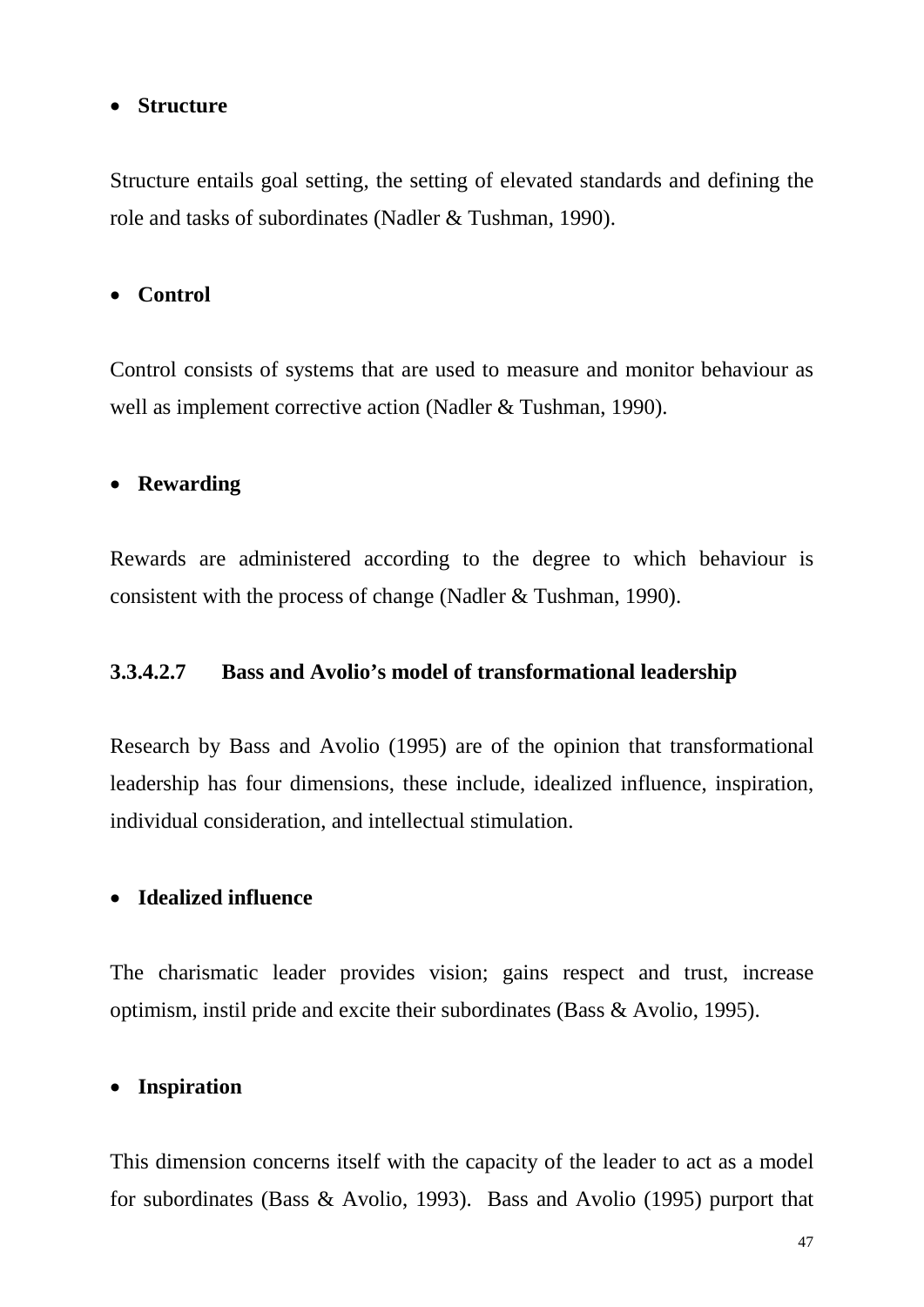- **Structure**

Structure entails goal setting, the setting of elevated standards and defining the role and tasks of subordinates (Nadler & Tushman, 1990).

- **Control**

Control consists of systems that are used to measure and monitor behaviour as well as implement corrective action (Nadler & Tushman, 1990).

- **Rewarding**

Rewards are administered according to the degree to which behaviour is consistent with the process of change (Nadler & Tushman, 1990).

#### 3.3.4.2.7 Bass and Avolio's model of transformational leadership

Research by Bass and Avolio (1995) are of the opinion that transformational leadership has four dimensions, these include, idealized influence, inspiration, individual consideration, and intellectual stimulation.

- **Idealized influence**

The charismatic leader provides vision; gains respect and trust, increase optimism, instil pride and excite their subordinates (Bass & Avolio, 1995).

- **Inspiration**

This dimension concerns itself with the capacity of the leader to act as a model for subordinates (Bass & Avolio, 1993). Bass and Avolio (1995) purport that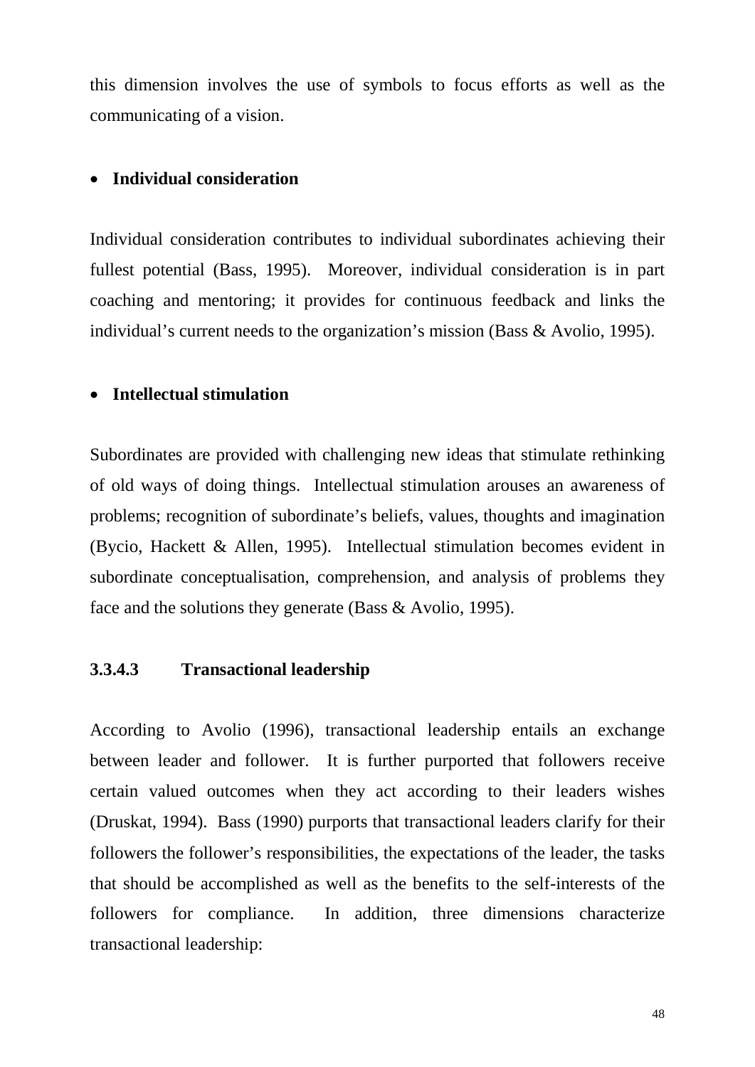this dimension involves the use of symbols to focus efforts as well as the communicating of a vision.

- **Individual consideration**

Individual consideration contributes to individual subordinates achieving their fullest potential (Bass, 1995). Moreover, individual consideration is in part coaching and mentoring; it provides for continuous feedback and links the individual's current needs to the organization's mission (Bass & Avolio, 1995).

- **Intellectual stimulation**

Subordinates are provided with challenging new ideas that stimulate rethinking of old ways of doing things. Intellectual stimulation arouses an awareness of problems; recognition of subordinate's beliefs, values, thoughts and imagination (Bycio, Hackett & Allen, 1995). Intellectual stimulation becomes evident in subordinate conceptualisation, comprehension, and analysis of problems they face and the solutions they generate (Bass & Avolio, 1995).

#### 3.3.4.3 Transactional leadership

According to Avolio (1996), transactional leadership entails an exchange between leader and follower. It is further purported that followers receive certain valued outcomes when they act according to their leaders wishes (Druskat, 1994). Bass (1990) purports that transactional leaders clarify for their followers the follower's responsibilities, the expectations of the leader, the tasks that should be accomplished as well as the benefits to the self-interests of the followers for compliance. In addition, three dimensions characterize transactional leadership: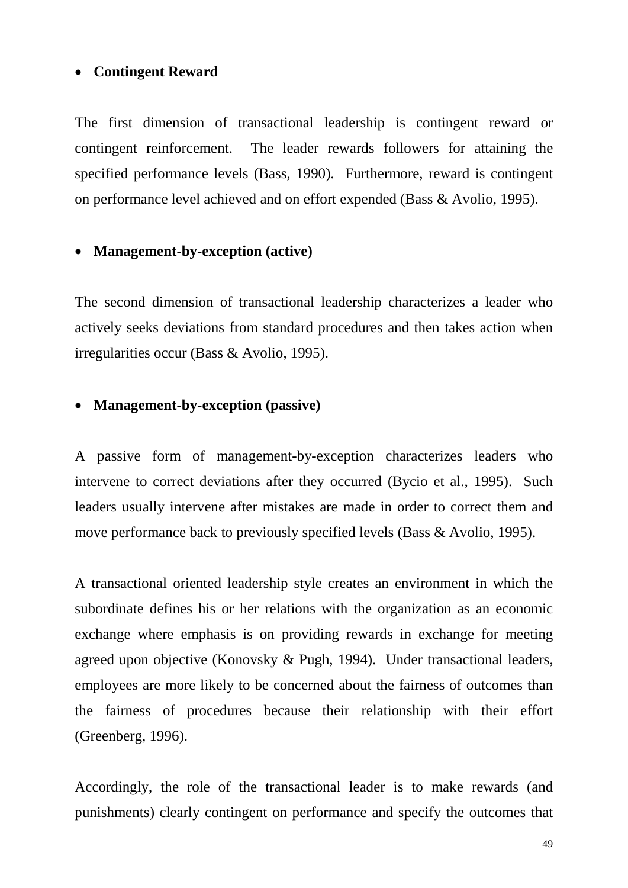- **Contingent Reward**

The first dimension of transactional leadership is contingent reward or contingent reinforcement. The leader rewards followers for attaining the specified performance levels (Bass, 1990). Furthermore, reward is contingent on performance level achieved and on effort expended (Bass & Avolio, 1995).

- **Management-by-exception (active)**

The second dimension of transactional leadership characterizes a leader who actively seeks deviations from standard procedures and then takes action when irregularities occur (Bass & Avolio, 1995).

- **Management-by-exception (passive)**

A passive form of management-by-exception characterizes leaders who intervene to correct deviations after they occurred (Bycio et al., 1995). Such leaders usually intervene after mistakes are made in order to correct them and move performance back to previously specified levels (Bass & Avolio, 1995).

A transactional oriented leadership style creates an environment in which the subordinate defines his or her relations with the organization as an economic exchange where emphasis is on providing rewards in exchange for meeting agreed upon objective (Konovsky & Pugh, 1994). Under transactional leaders, employees are more likely to be concerned about the fairness of outcomes than the fairness of procedures because their relationship with their effort (Greenberg, 1996).

Accordingly, the role of the transactional leader is to make rewards (and punishments) clearly contingent on performance and specify the outcomes that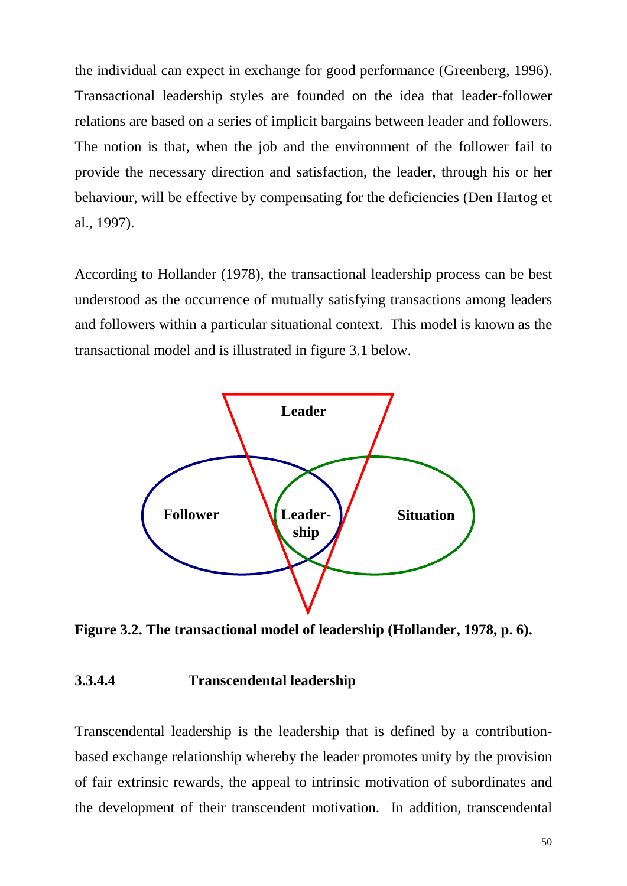the individual can expect in exchange for good performance (Greenberg, 1996). Transactional leadership styles are founded on the idea that leader-follower relations are based on a series of implicit bargains between leader and followers. The notion is that, when the job and the environment of the follower fail to provide the necessary direction and satisfaction, the leader, through his or her behaviour, will be effective by compensating for the deficiencies (Den Hartog et al., 1997).

According to Hollander (1978), the transactional leadership process can be best understood as the occurrence of mutually satisfying transactions among leaders and followers within a particular situational context. This model is known as the transactional model and is illustrated in figure 3.1 below.

Leader

Follower

Leader-ship

Situation

**Figure 3.2. The transactional model of leadership (Hollander, 1978, p. 6).**

#### 3.3.4.4 Transcendental leadership

Transcendental leadership is the leadership that is defined by a contribution-based exchange relationship whereby the leader promotes unity by the provision of fair extrinsic rewards, the appeal to intrinsic motivation of subordinates and the development of their transcendent motivation. In addition, transcendental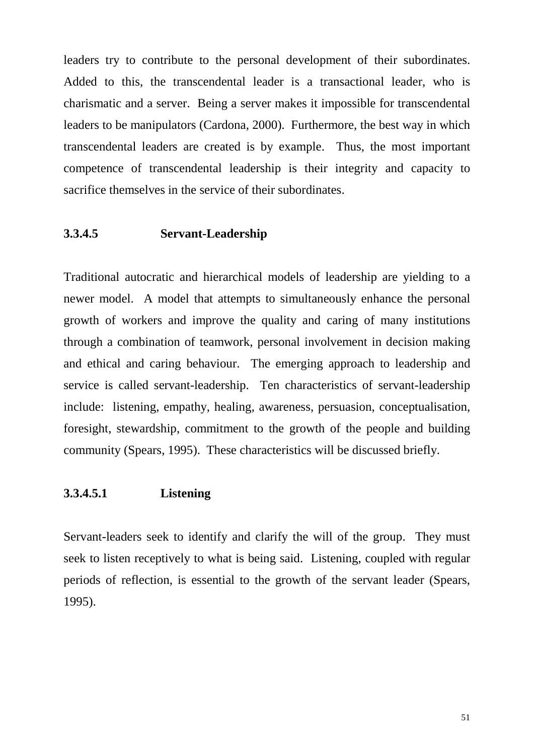leaders try to contribute to the personal development of their subordinates. Added to this, the transcendental leader is a transactional leader, who is charismatic and a server. Being a server makes it impossible for transcendental leaders to be manipulators (Cardona, 2000). Furthermore, the best way in which transcendental leaders are created is by example. Thus, the most important competence of transcendental leadership is their integrity and capacity to sacrifice themselves in the service of their subordinates.

#### 3.3.4.5 Servant-Leadership

Traditional autocratic and hierarchical models of leadership are yielding to a newer model. A model that attempts to simultaneously enhance the personal growth of workers and improve the quality and caring of many institutions through a combination of teamwork, personal involvement in decision making and ethical and caring behaviour. The emerging approach to leadership and service is called servant-leadership. Ten characteristics of servant-leadership include: listening, empathy, healing, awareness, persuasion, conceptualisation, foresight, stewardship, commitment to the growth of the people and building community (Spears, 1995). These characteristics will be discussed briefly.

##### 3.3.4.5.1 Listening

Servant-leaders seek to identify and clarify the will of the group. They must seek to listen receptively to what is being said. Listening, coupled with regular periods of reflection, is essential to the growth of the servant leader (Spears, 1995).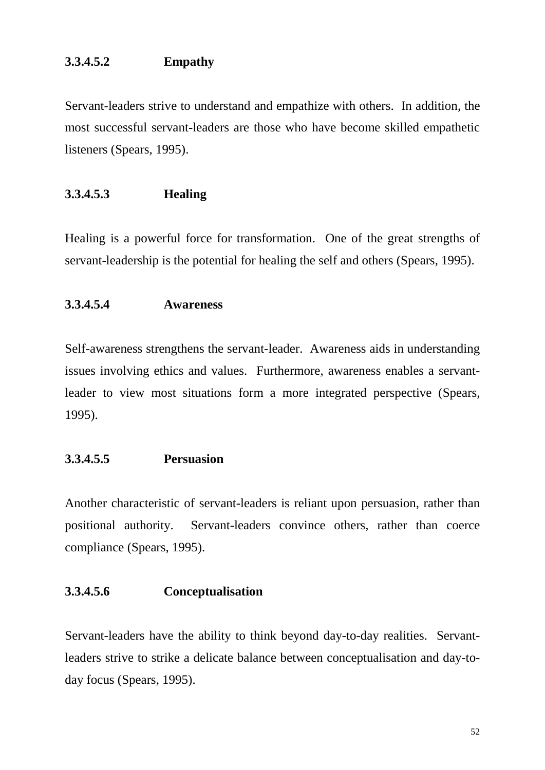#### 3.3.4.5.2 Empathy

Servant-leaders strive to understand and empathize with others. In addition, the most successful servant-leaders are those who have become skilled empathetic listeners (Spears, 1995).

#### 3.3.4.5.3 Healing

Healing is a powerful force for transformation. One of the great strengths of servant-leadership is the potential for healing the self and others (Spears, 1995).

#### 3.3.4.5.4 Awareness

Self-awareness strengthens the servant-leader. Awareness aids in understanding issues involving ethics and values. Furthermore, awareness enables a servant-leader to view most situations form a more integrated perspective (Spears, 1995).

#### 3.3.4.5.5 Persuasion

Another characteristic of servant-leaders is reliant upon persuasion, rather than positional authority. Servant-leaders convince others, rather than coerce compliance (Spears, 1995).

#### 3.3.4.5.6 Conceptualisation

Servant-leaders have the ability to think beyond day-to-day realities. Servant-leaders strive to strike a delicate balance between conceptualisation and day-to-day focus (Spears, 1995).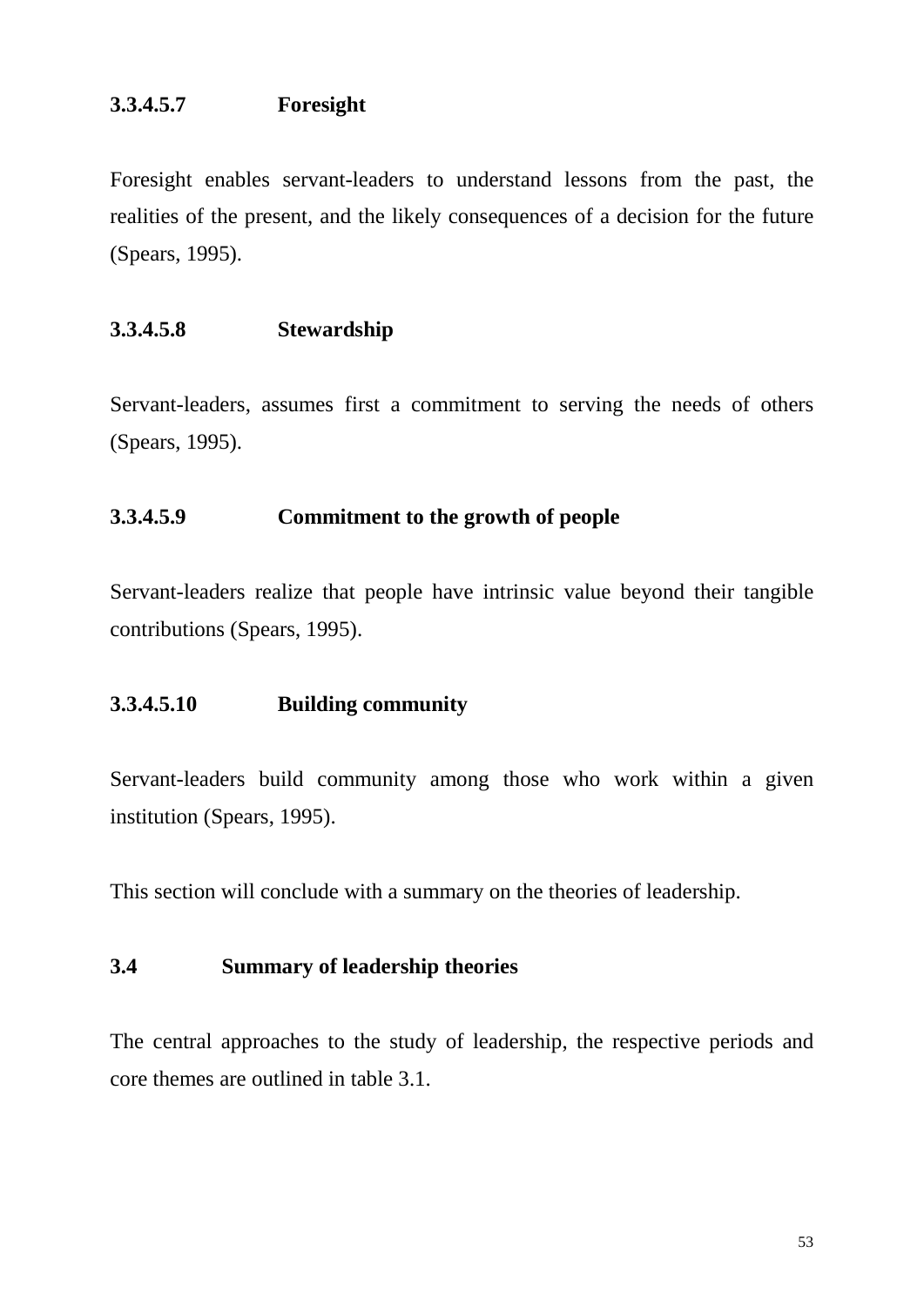#### 3.3.4.5.7 Foresight

Foresight enables servant-leaders to understand lessons from the past, the realities of the present, and the likely consequences of a decision for the future (Spears, 1995).

#### 3.3.4.5.8 Stewardship

Servant-leaders, assumes first a commitment to serving the needs of others (Spears, 1995).

#### 3.3.4.5.9 Commitment to the growth of people

Servant-leaders realize that people have intrinsic value beyond their tangible contributions (Spears, 1995).

#### 3.3.4.5.10 Building community

Servant-leaders build community among those who work within a given institution (Spears, 1995).

This section will conclude with a summary on the theories of leadership.

## 3.4 Summary of leadership theories

The central approaches to the study of leadership, the respective periods and core themes are outlined in table 3.1.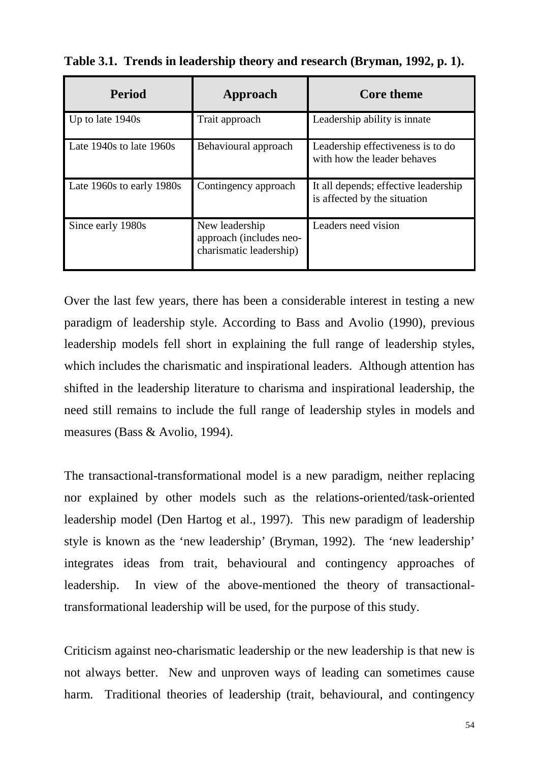**Table 3.1. Trends in leadership theory and research (Bryman, 1992, p. 1).**

| Period | Approach | Core theme |
|---|---|---|
| Up to late 1940s | Trait approach | Leadership ability is innate |
| Late 1940s to late 1960s | Behavioural approach | Leadership effectiveness is to do with how the leader behaves |
| Late 1960s to early 1980s | Contingency approach | It all depends; effective leadership is affected by the situation |
| Since early 1980s | New leadership approach (includes neo-charismatic leadership) | Leaders need vision |

Over the last few years, there has been a considerable interest in testing a new paradigm of leadership style. According to Bass and Avolio (1990), previous leadership models fell short in explaining the full range of leadership styles, which includes the charismatic and inspirational leaders. Although attention has shifted in the leadership literature to charisma and inspirational leadership, the need still remains to include the full range of leadership styles in models and measures (Bass & Avolio, 1994).

The transactional-transformational model is a new paradigm, neither replacing nor explained by other models such as the relations-oriented/task-oriented leadership model (Den Hartog et al., 1997). This new paradigm of leadership style is known as the 'new leadership' (Bryman, 1992). The 'new leadership' integrates ideas from trait, behavioural and contingency approaches of leadership. In view of the above-mentioned the theory of transactional-transformational leadership will be used, for the purpose of this study.

Criticism against neo-charismatic leadership or the new leadership is that new is not always better. New and unproven ways of leading can sometimes cause harm. Traditional theories of leadership (trait, behavioural, and contingency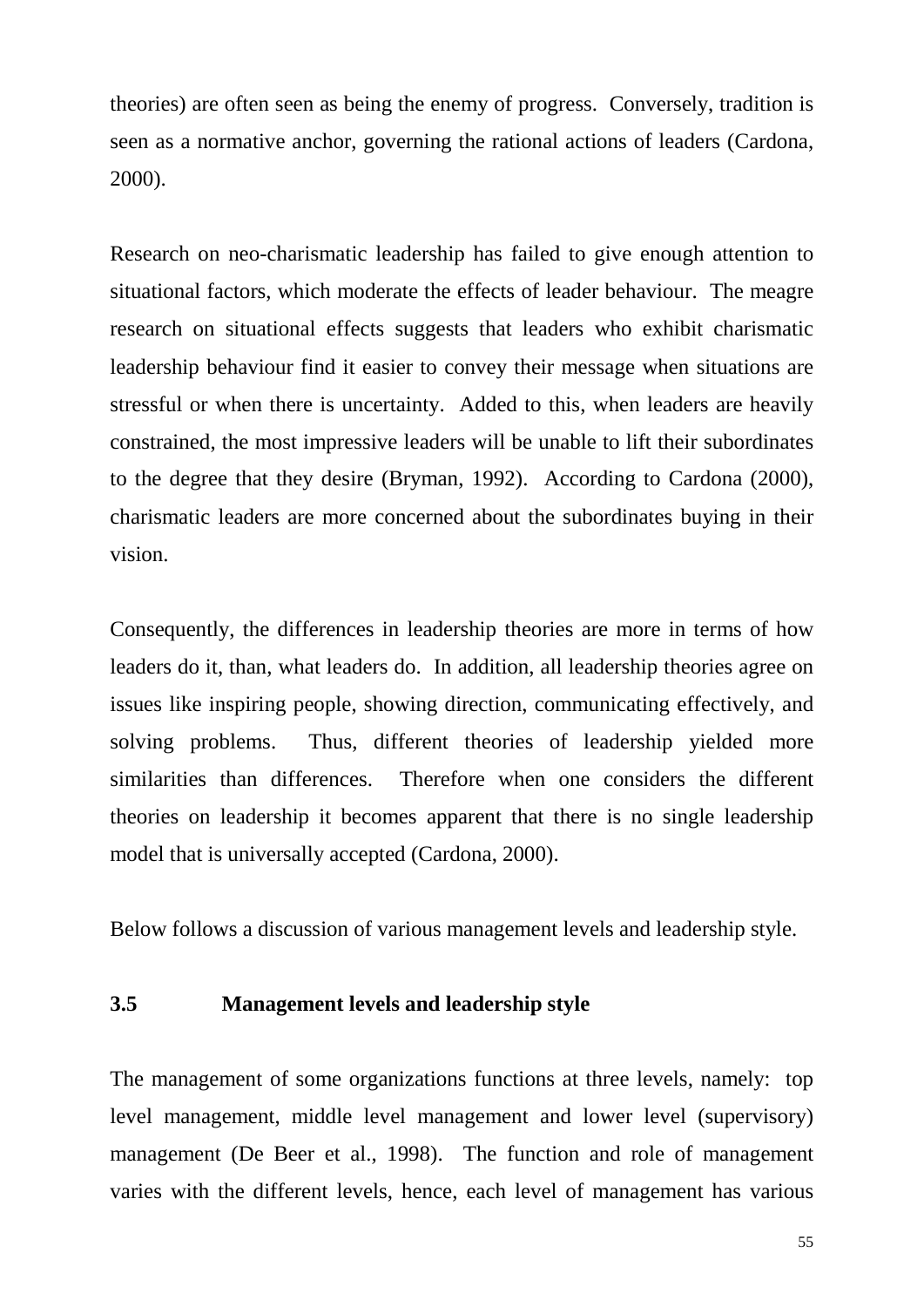theories) are often seen as being the enemy of progress. Conversely, tradition is seen as a normative anchor, governing the rational actions of leaders (Cardona, 2000).

Research on neo-charismatic leadership has failed to give enough attention to situational factors, which moderate the effects of leader behaviour. The meagre research on situational effects suggests that leaders who exhibit charismatic leadership behaviour find it easier to convey their message when situations are stressful or when there is uncertainty. Added to this, when leaders are heavily constrained, the most impressive leaders will be unable to lift their subordinates to the degree that they desire (Bryman, 1992). According to Cardona (2000), charismatic leaders are more concerned about the subordinates buying in their vision.

Consequently, the differences in leadership theories are more in terms of how leaders do it, than, what leaders do. In addition, all leadership theories agree on issues like inspiring people, showing direction, communicating effectively, and solving problems. Thus, different theories of leadership yielded more similarities than differences. Therefore when one considers the different theories on leadership it becomes apparent that there is no single leadership model that is universally accepted (Cardona, 2000).

Below follows a discussion of various management levels and leadership style.

### 3.5 Management levels and leadership style

The management of some organizations functions at three levels, namely: top level management, middle level management and lower level (supervisory) management (De Beer et al., 1998). The function and role of management varies with the different levels, hence, each level of management has various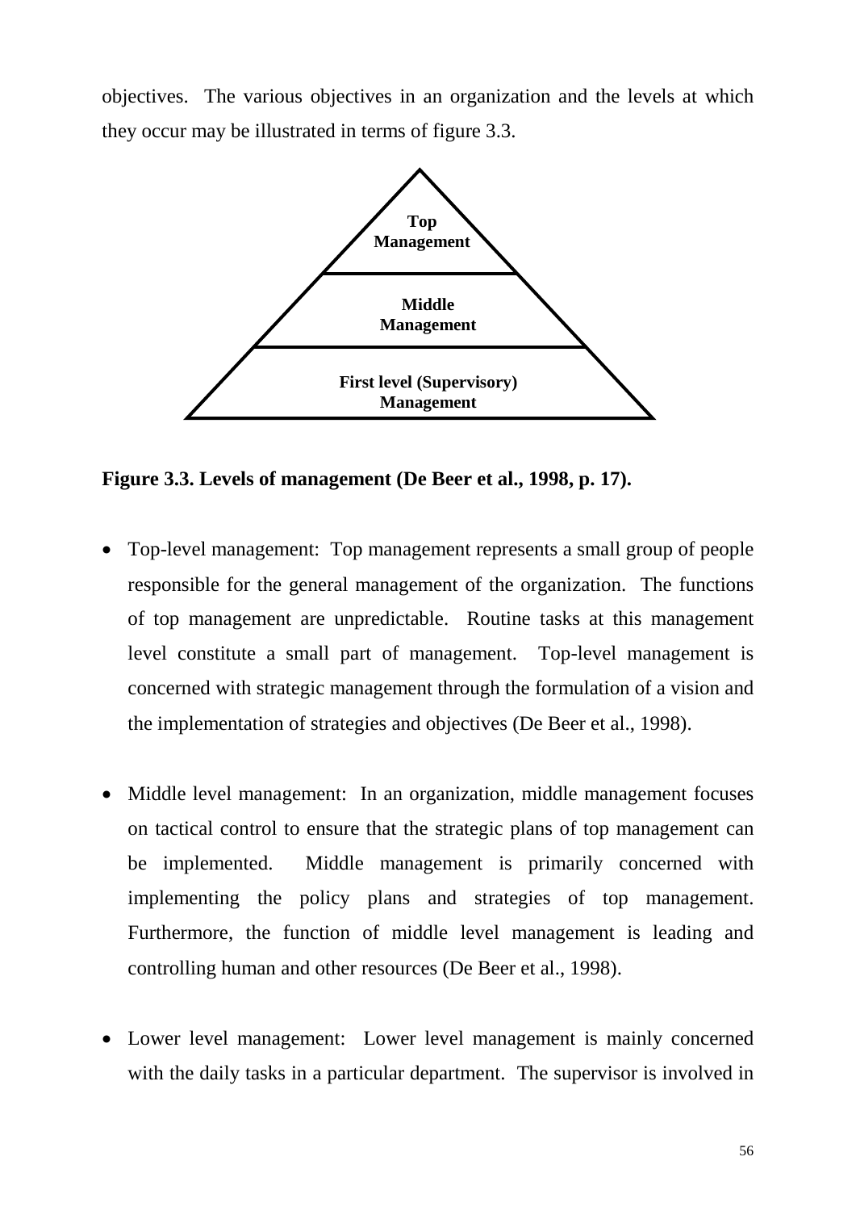objectives. The various objectives in an organization and the levels at which they occur may be illustrated in terms of figure 3.3.

Top Management

Middle Management

First level (Supervisory) Management

**Figure 3.3. Levels of management (De Beer et al., 1998, p. 17).**

- Top-level management: Top management represents a small group of people responsible for the general management of the organization. The functions of top management are unpredictable. Routine tasks at this management level constitute a small part of management. Top-level management is concerned with strategic management through the formulation of a vision and the implementation of strategies and objectives (De Beer et al., 1998).

- Middle level management: In an organization, middle management focuses on tactical control to ensure that the strategic plans of top management can be implemented. Middle management is primarily concerned with implementing the policy plans and strategies of top management. Furthermore, the function of middle level management is leading and controlling human and other resources (De Beer et al., 1998).

- Lower level management: Lower level management is mainly concerned with the daily tasks in a particular department. The supervisor is involved in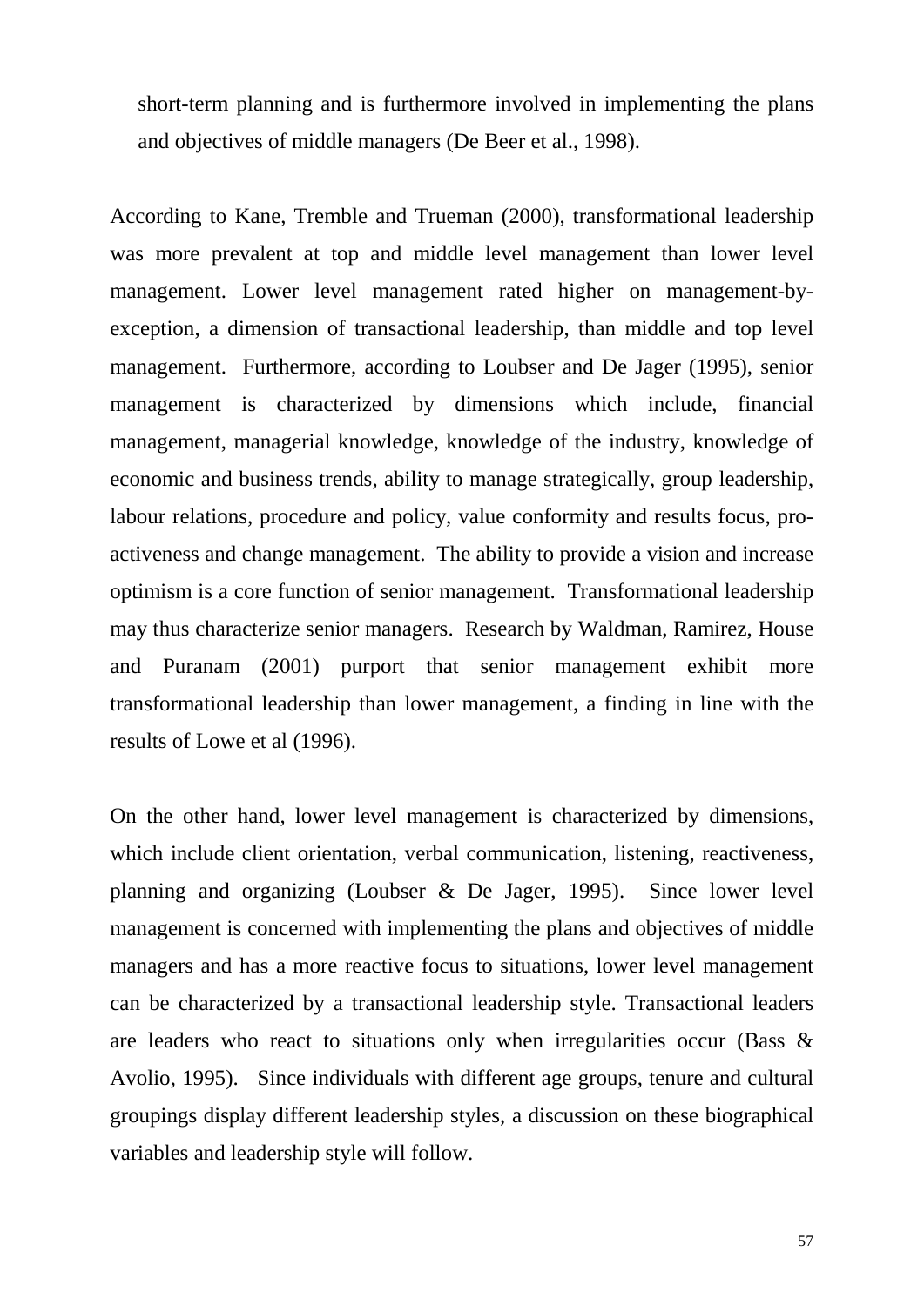short-term planning and is furthermore involved in implementing the plans and objectives of middle managers (De Beer et al., 1998).

According to Kane, Tremble and Trueman (2000), transformational leadership was more prevalent at top and middle level management than lower level management. Lower level management rated higher on management-by-exception, a dimension of transactional leadership, than middle and top level management. Furthermore, according to Loubser and De Jager (1995), senior management is characterized by dimensions which include, financial management, managerial knowledge, knowledge of the industry, knowledge of economic and business trends, ability to manage strategically, group leadership, labour relations, procedure and policy, value conformity and results focus, pro-activeness and change management. The ability to provide a vision and increase optimism is a core function of senior management. Transformational leadership may thus characterize senior managers. Research by Waldman, Ramirez, House and Puranam (2001) purport that senior management exhibit more transformational leadership than lower management, a finding in line with the results of Lowe et al (1996).

On the other hand, lower level management is characterized by dimensions, which include client orientation, verbal communication, listening, reactiveness, planning and organizing (Loubser & De Jager, 1995). Since lower level management is concerned with implementing the plans and objectives of middle managers and has a more reactive focus to situations, lower level management can be characterized by a transactional leadership style. Transactional leaders are leaders who react to situations only when irregularities occur (Bass & Avolio, 1995). Since individuals with different age groups, tenure and cultural groupings display different leadership styles, a discussion on these biographical variables and leadership style will follow.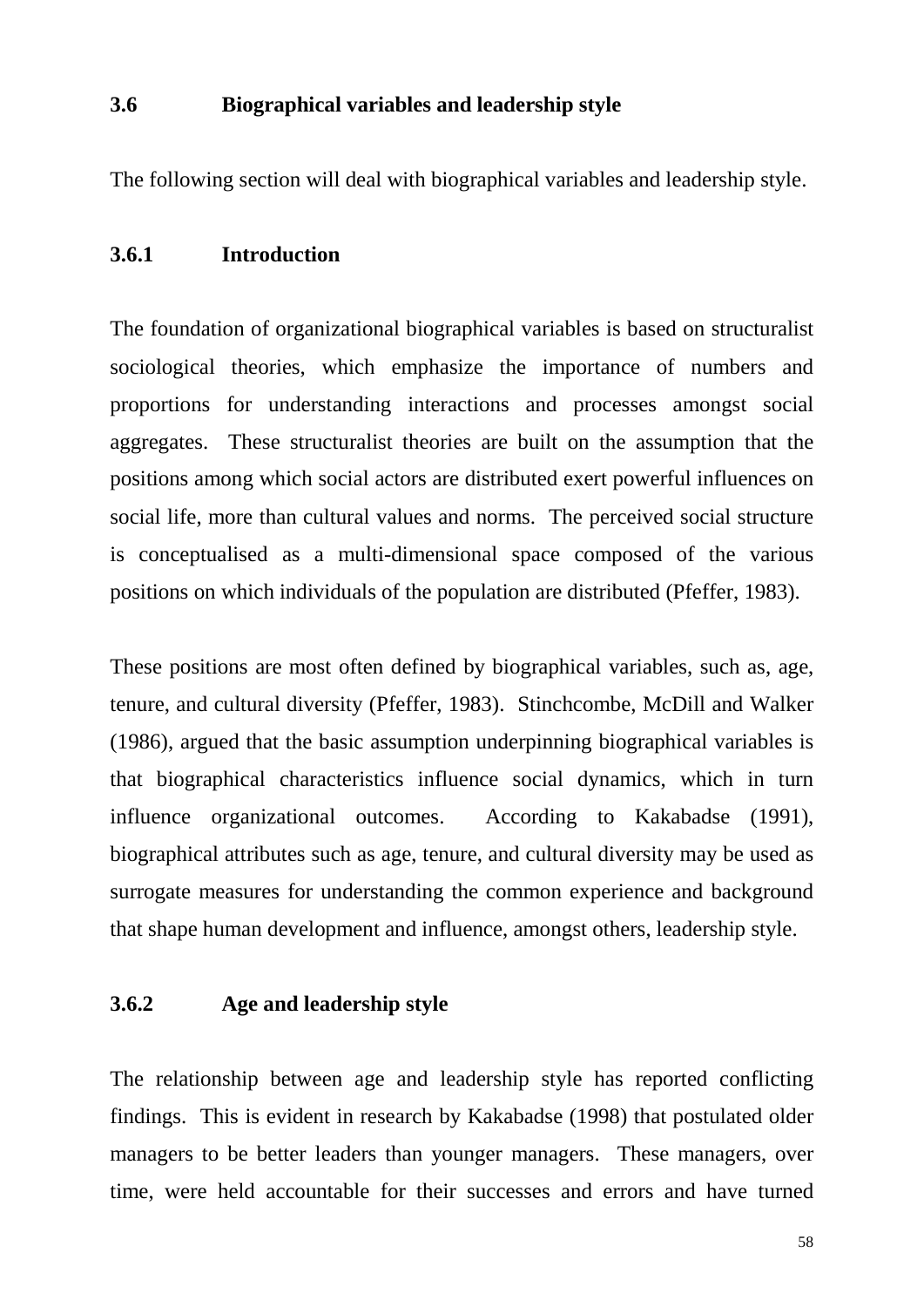## 3.6 Biographical variables and leadership style

The following section will deal with biographical variables and leadership style.

### 3.6.1 Introduction

The foundation of organizational biographical variables is based on structuralist sociological theories, which emphasize the importance of numbers and proportions for understanding interactions and processes amongst social aggregates. These structuralist theories are built on the assumption that the positions among which social actors are distributed exert powerful influences on social life, more than cultural values and norms. The perceived social structure is conceptualised as a multi-dimensional space composed of the various positions on which individuals of the population are distributed (Pfeffer, 1983).

These positions are most often defined by biographical variables, such as, age, tenure, and cultural diversity (Pfeffer, 1983). Stinchcombe, McDill and Walker (1986), argued that the basic assumption underpinning biographical variables is that biographical characteristics influence social dynamics, which in turn influence organizational outcomes. According to Kakabadse (1991), biographical attributes such as age, tenure, and cultural diversity may be used as surrogate measures for understanding the common experience and background that shape human development and influence, amongst others, leadership style.

### 3.6.2 Age and leadership style

The relationship between age and leadership style has reported conflicting findings. This is evident in research by Kakabadse (1998) that postulated older managers to be better leaders than younger managers. These managers, over time, were held accountable for their successes and errors and have turned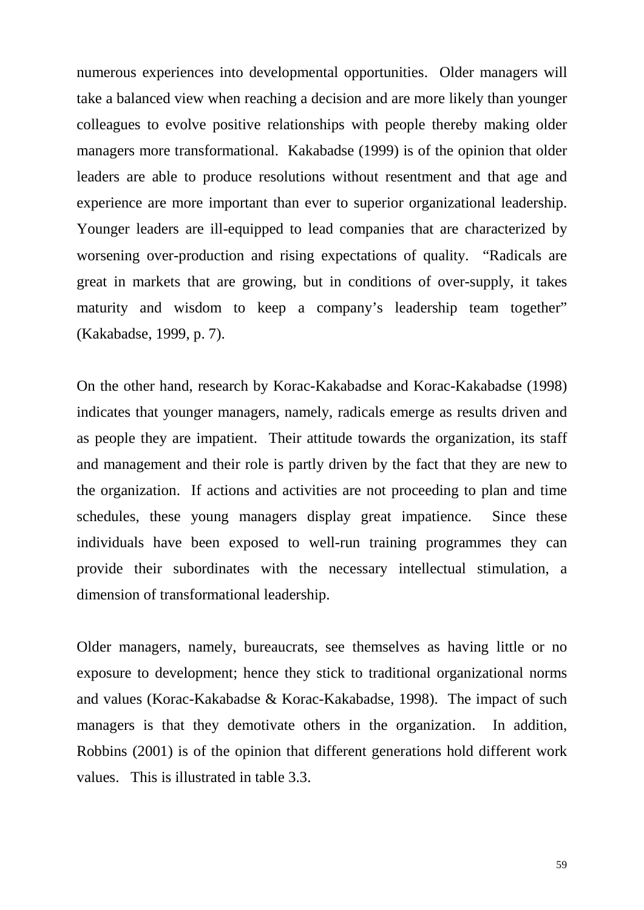numerous experiences into developmental opportunities. Older managers will take a balanced view when reaching a decision and are more likely than younger colleagues to evolve positive relationships with people thereby making older managers more transformational. Kakabadse (1999) is of the opinion that older leaders are able to produce resolutions without resentment and that age and experience are more important than ever to superior organizational leadership. Younger leaders are ill-equipped to lead companies that are characterized by worsening over-production and rising expectations of quality. "Radicals are great in markets that are growing, but in conditions of over-supply, it takes maturity and wisdom to keep a company's leadership team together" (Kakabadse, 1999, p. 7).

On the other hand, research by Korac-Kakabadse and Korac-Kakabadse (1998) indicates that younger managers, namely, radicals emerge as results driven and as people they are impatient. Their attitude towards the organization, its staff and management and their role is partly driven by the fact that they are new to the organization. If actions and activities are not proceeding to plan and time schedules, these young managers display great impatience. Since these individuals have been exposed to well-run training programmes they can provide their subordinates with the necessary intellectual stimulation, a dimension of transformational leadership.

Older managers, namely, bureaucrats, see themselves as having little or no exposure to development; hence they stick to traditional organizational norms and values (Korac-Kakabadse & Korac-Kakabadse, 1998). The impact of such managers is that they demotivate others in the organization. In addition, Robbins (2001) is of the opinion that different generations hold different work values. This is illustrated in table 3.3.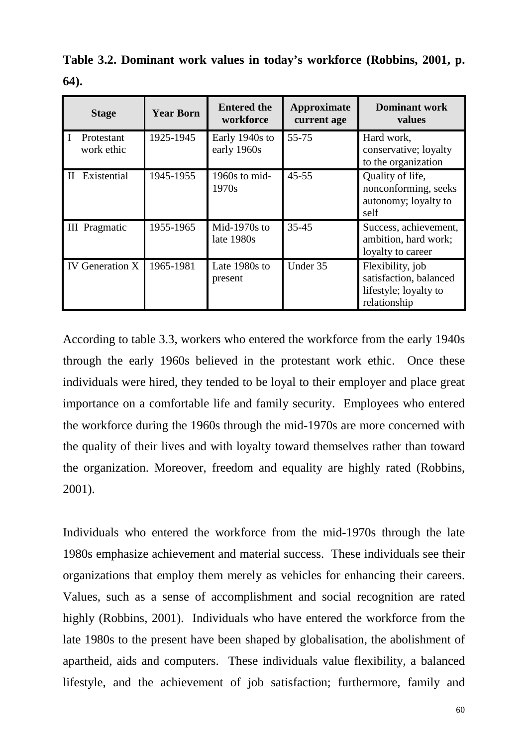**Table 3.2. Dominant work values in today's workforce (Robbins, 2001, p. 64).**

| Stage | Year Born | Entered the workforce | Approximate current age | Dominant work values |
|---|---|---|---|---|
| I Protestant work ethic | 1925-1945 | Early 1940s to early 1960s | 55-75 | Hard work, conservative; loyalty to the organization |
| II Existential | 1945-1955 | 1960s to mid-1970s | 45-55 | Quality of life, nonconforming, seeks autonomy; loyalty to self |
| III Pragmatic | 1955-1965 | Mid-1970s to late 1980s | 35-45 | Success, achievement, ambition, hard work; loyalty to career |
| IV Generation X | 1965-1981 | Late 1980s to present | Under 35 | Flexibility, job satisfaction, balanced lifestyle; loyalty to relationship |

According to table 3.3, workers who entered the workforce from the early 1940s through the early 1960s believed in the protestant work ethic. Once these individuals were hired, they tended to be loyal to their employer and place great importance on a comfortable life and family security. Employees who entered the workforce during the 1960s through the mid-1970s are more concerned with the quality of their lives and with loyalty toward themselves rather than toward the organization. Moreover, freedom and equality are highly rated (Robbins, 2001).

Individuals who entered the workforce from the mid-1970s through the late 1980s emphasize achievement and material success. These individuals see their organizations that employ them merely as vehicles for enhancing their careers. Values, such as a sense of accomplishment and social recognition are rated highly (Robbins, 2001). Individuals who have entered the workforce from the late 1980s to the present have been shaped by globalisation, the abolishment of apartheid, aids and computers. These individuals value flexibility, a balanced lifestyle, and the achievement of job satisfaction; furthermore, family and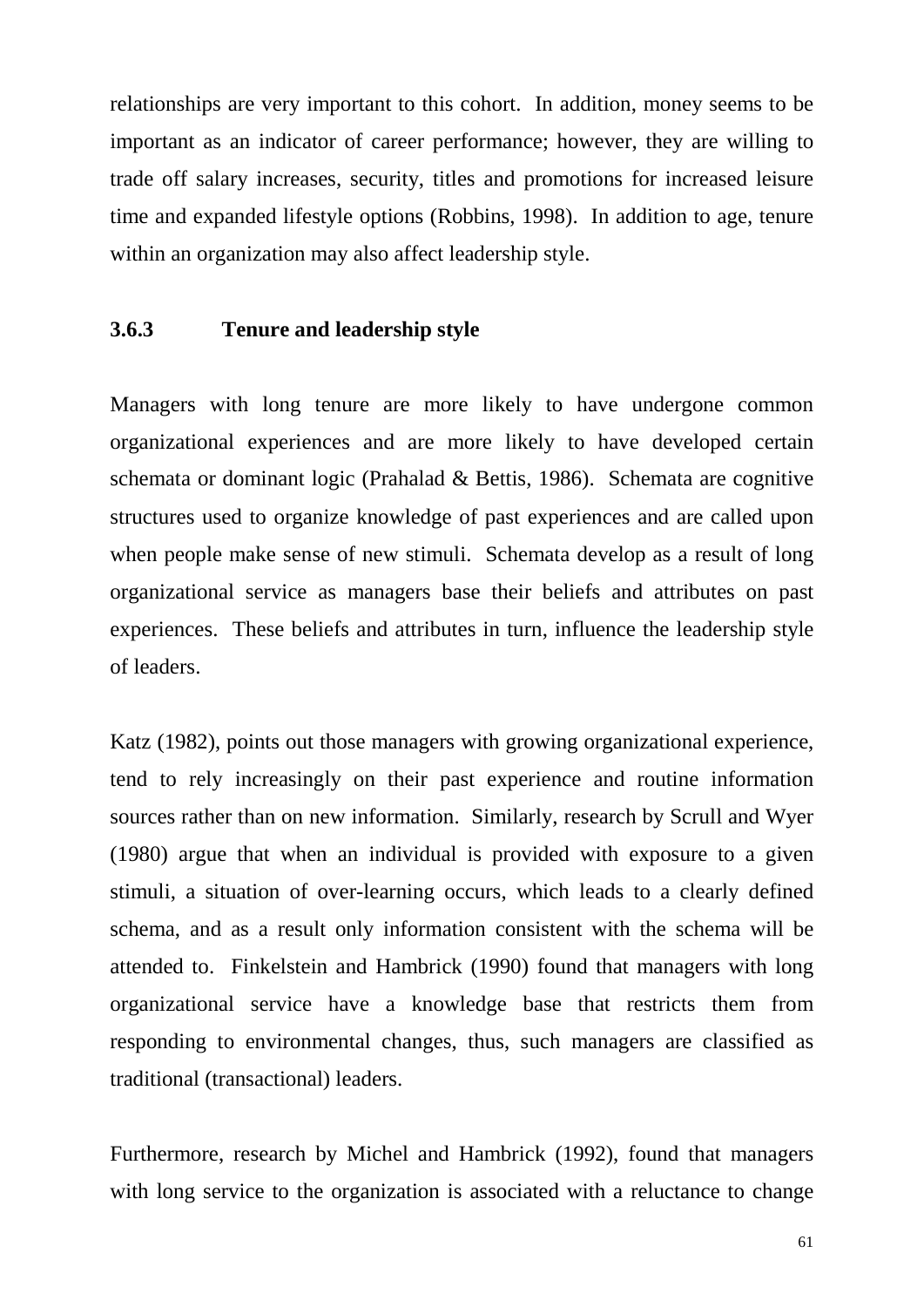relationships are very important to this cohort. In addition, money seems to be important as an indicator of career performance; however, they are willing to trade off salary increases, security, titles and promotions for increased leisure time and expanded lifestyle options (Robbins, 1998). In addition to age, tenure within an organization may also affect leadership style.

### 3.6.3 Tenure and leadership style

Managers with long tenure are more likely to have undergone common organizational experiences and are more likely to have developed certain schemata or dominant logic (Prahalad & Bettis, 1986). Schemata are cognitive structures used to organize knowledge of past experiences and are called upon when people make sense of new stimuli. Schemata develop as a result of long organizational service as managers base their beliefs and attributes on past experiences. These beliefs and attributes in turn, influence the leadership style of leaders.

Katz (1982), points out those managers with growing organizational experience, tend to rely increasingly on their past experience and routine information sources rather than on new information. Similarly, research by Scrull and Wyer (1980) argue that when an individual is provided with exposure to a given stimuli, a situation of over-learning occurs, which leads to a clearly defined schema, and as a result only information consistent with the schema will be attended to. Finkelstein and Hambrick (1990) found that managers with long organizational service have a knowledge base that restricts them from responding to environmental changes, thus, such managers are classified as traditional (transactional) leaders.

Furthermore, research by Michel and Hambrick (1992), found that managers with long service to the organization is associated with a reluctance to change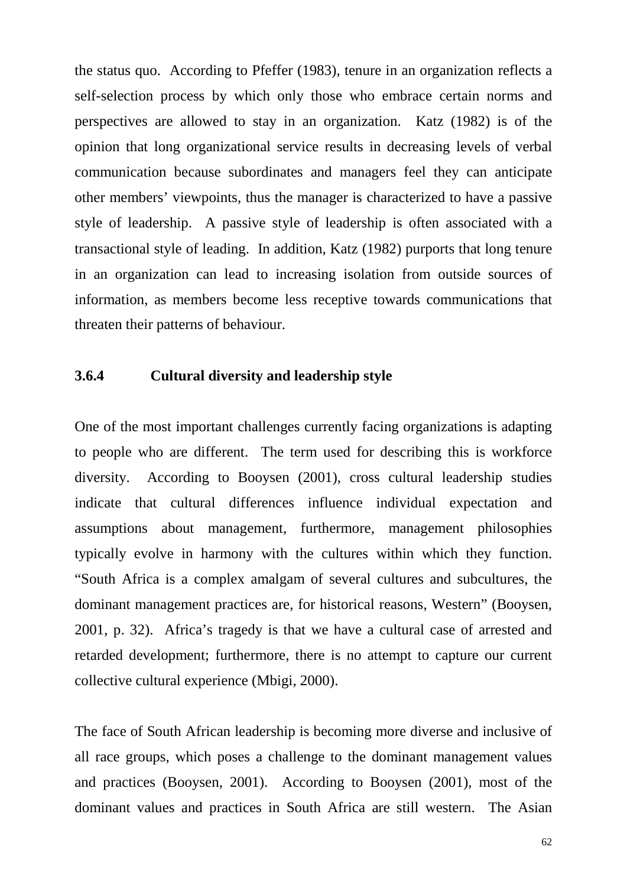the status quo. According to Pfeffer (1983), tenure in an organization reflects a self-selection process by which only those who embrace certain norms and perspectives are allowed to stay in an organization. Katz (1982) is of the opinion that long organizational service results in decreasing levels of verbal communication because subordinates and managers feel they can anticipate other members' viewpoints, thus the manager is characterized to have a passive style of leadership. A passive style of leadership is often associated with a transactional style of leading. In addition, Katz (1982) purports that long tenure in an organization can lead to increasing isolation from outside sources of information, as members become less receptive towards communications that threaten their patterns of behaviour.

### 3.6.4 Cultural diversity and leadership style

One of the most important challenges currently facing organizations is adapting to people who are different. The term used for describing this is workforce diversity. According to Booysen (2001), cross cultural leadership studies indicate that cultural differences influence individual expectation and assumptions about management, furthermore, management philosophies typically evolve in harmony with the cultures within which they function. "South Africa is a complex amalgam of several cultures and subcultures, the dominant management practices are, for historical reasons, Western" (Booysen, 2001, p. 32). Africa's tragedy is that we have a cultural case of arrested and retarded development; furthermore, there is no attempt to capture our current collective cultural experience (Mbigi, 2000).

The face of South African leadership is becoming more diverse and inclusive of all race groups, which poses a challenge to the dominant management values and practices (Booysen, 2001). According to Booysen (2001), most of the dominant values and practices in South Africa are still western. The Asian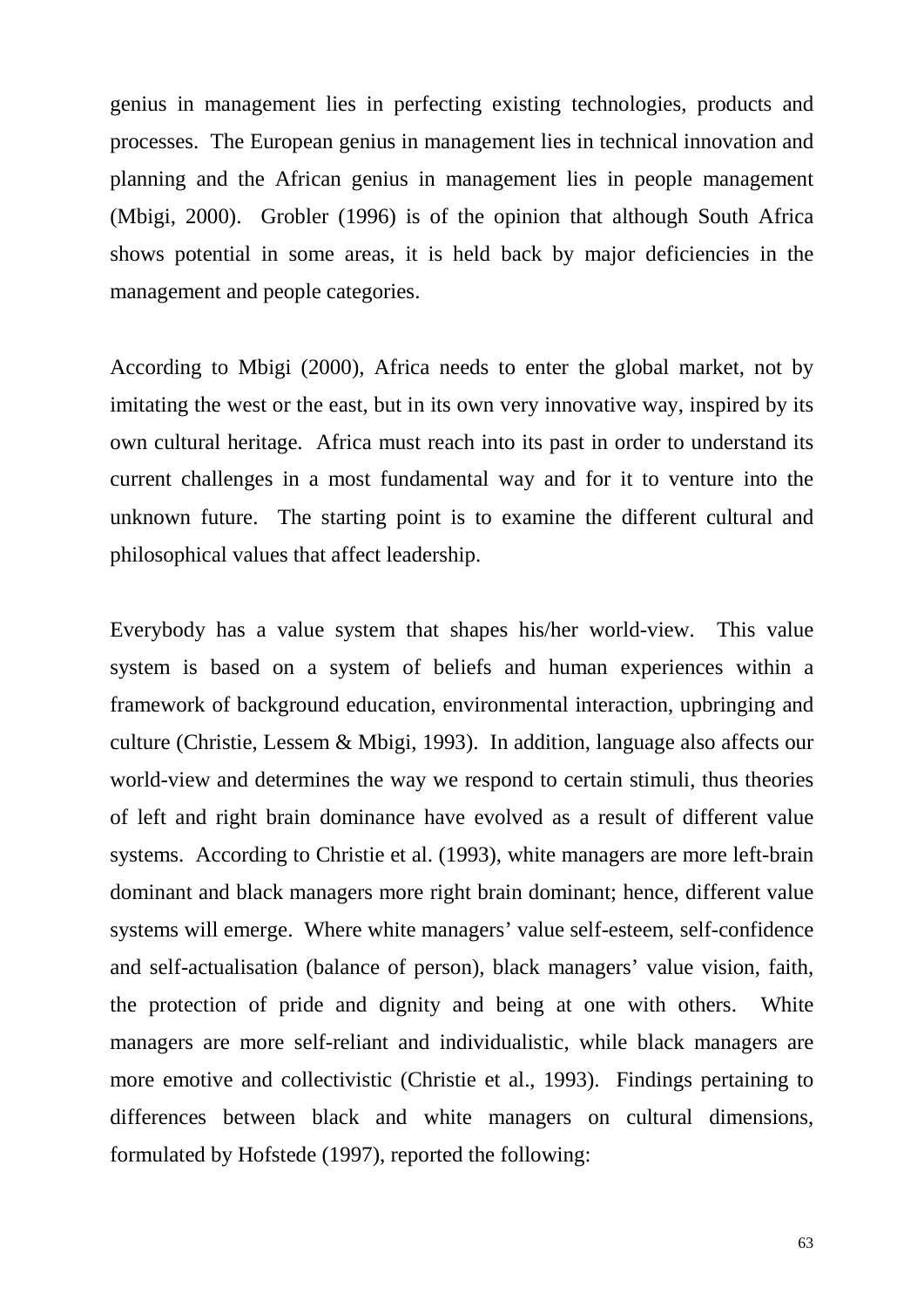genius in management lies in perfecting existing technologies, products and processes. The European genius in management lies in technical innovation and planning and the African genius in management lies in people management (Mbigi, 2000). Grobler (1996) is of the opinion that although South Africa shows potential in some areas, it is held back by major deficiencies in the management and people categories.

According to Mbigi (2000), Africa needs to enter the global market, not by imitating the west or the east, but in its own very innovative way, inspired by its own cultural heritage. Africa must reach into its past in order to understand its current challenges in a most fundamental way and for it to venture into the unknown future. The starting point is to examine the different cultural and philosophical values that affect leadership.

Everybody has a value system that shapes his/her world-view. This value system is based on a system of beliefs and human experiences within a framework of background education, environmental interaction, upbringing and culture (Christie, Lessem & Mbigi, 1993). In addition, language also affects our world-view and determines the way we respond to certain stimuli, thus theories of left and right brain dominance have evolved as a result of different value systems. According to Christie et al. (1993), white managers are more left-brain dominant and black managers more right brain dominant; hence, different value systems will emerge. Where white managers' value self-esteem, self-confidence and self-actualisation (balance of person), black managers' value vision, faith, the protection of pride and dignity and being at one with others. White managers are more self-reliant and individualistic, while black managers are more emotive and collectivistic (Christie et al., 1993). Findings pertaining to differences between black and white managers on cultural dimensions, formulated by Hofstede (1997), reported the following: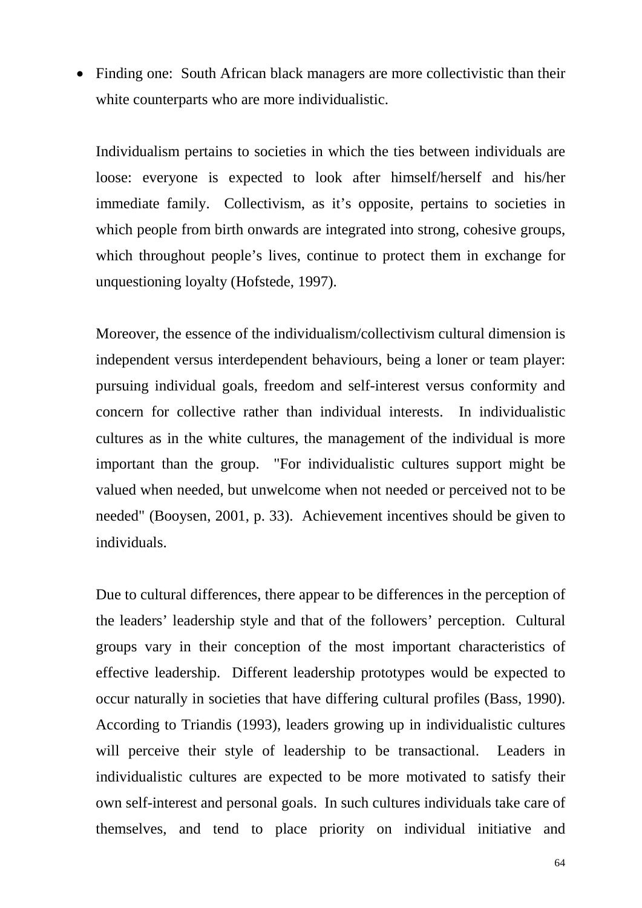- Finding one: South African black managers are more collectivistic than their white counterparts who are more individualistic.

  Individualism pertains to societies in which the ties between individuals are loose: everyone is expected to look after himself/herself and his/her immediate family. Collectivism, as it's opposite, pertains to societies in which people from birth onwards are integrated into strong, cohesive groups, which throughout people's lives, continue to protect them in exchange for unquestioning loyalty (Hofstede, 1997).

  Moreover, the essence of the individualism/collectivism cultural dimension is independent versus interdependent behaviours, being a loner or team player: pursuing individual goals, freedom and self-interest versus conformity and concern for collective rather than individual interests. In individualistic cultures as in the white cultures, the management of the individual is more important than the group. "For individualistic cultures support might be valued when needed, but unwelcome when not needed or perceived not to be needed" (Booysen, 2001, p. 33). Achievement incentives should be given to individuals.

  Due to cultural differences, there appear to be differences in the perception of the leaders' leadership style and that of the followers' perception. Cultural groups vary in their conception of the most important characteristics of effective leadership. Different leadership prototypes would be expected to occur naturally in societies that have differing cultural profiles (Bass, 1990). According to Triandis (1993), leaders growing up in individualistic cultures will perceive their style of leadership to be transactional. Leaders in individualistic cultures are expected to be more motivated to satisfy their own self-interest and personal goals. In such cultures individuals take care of themselves, and tend to place priority on individual initiative and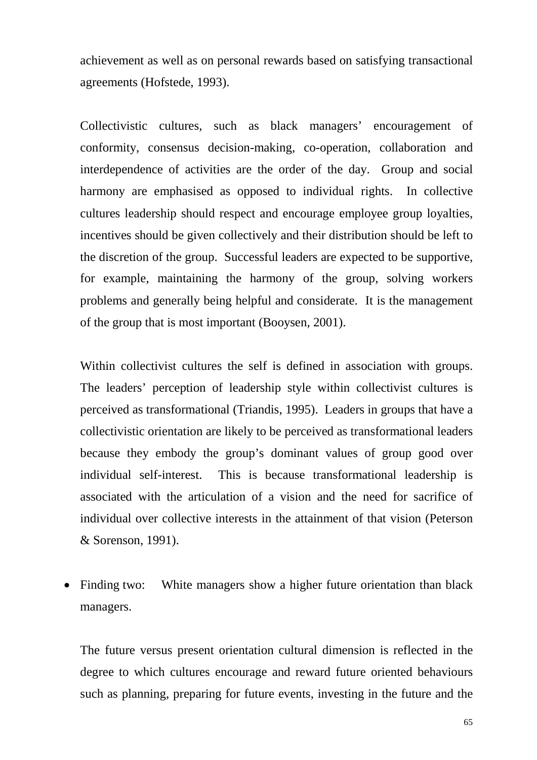achievement as well as on personal rewards based on satisfying transactional agreements (Hofstede, 1993).

Collectivistic cultures, such as black managers' encouragement of conformity, consensus decision-making, co-operation, collaboration and interdependence of activities are the order of the day. Group and social harmony are emphasised as opposed to individual rights. In collective cultures leadership should respect and encourage employee group loyalties, incentives should be given collectively and their distribution should be left to the discretion of the group. Successful leaders are expected to be supportive, for example, maintaining the harmony of the group, solving workers problems and generally being helpful and considerate. It is the management of the group that is most important (Booysen, 2001).

Within collectivist cultures the self is defined in association with groups. The leaders' perception of leadership style within collectivist cultures is perceived as transformational (Triandis, 1995). Leaders in groups that have a collectivistic orientation are likely to be perceived as transformational leaders because they embody the group's dominant values of group good over individual self-interest. This is because transformational leadership is associated with the articulation of a vision and the need for sacrifice of individual over collective interests in the attainment of that vision (Peterson & Sorenson, 1991).

- Finding two: White managers show a higher future orientation than black managers.

The future versus present orientation cultural dimension is reflected in the degree to which cultures encourage and reward future oriented behaviours such as planning, preparing for future events, investing in the future and the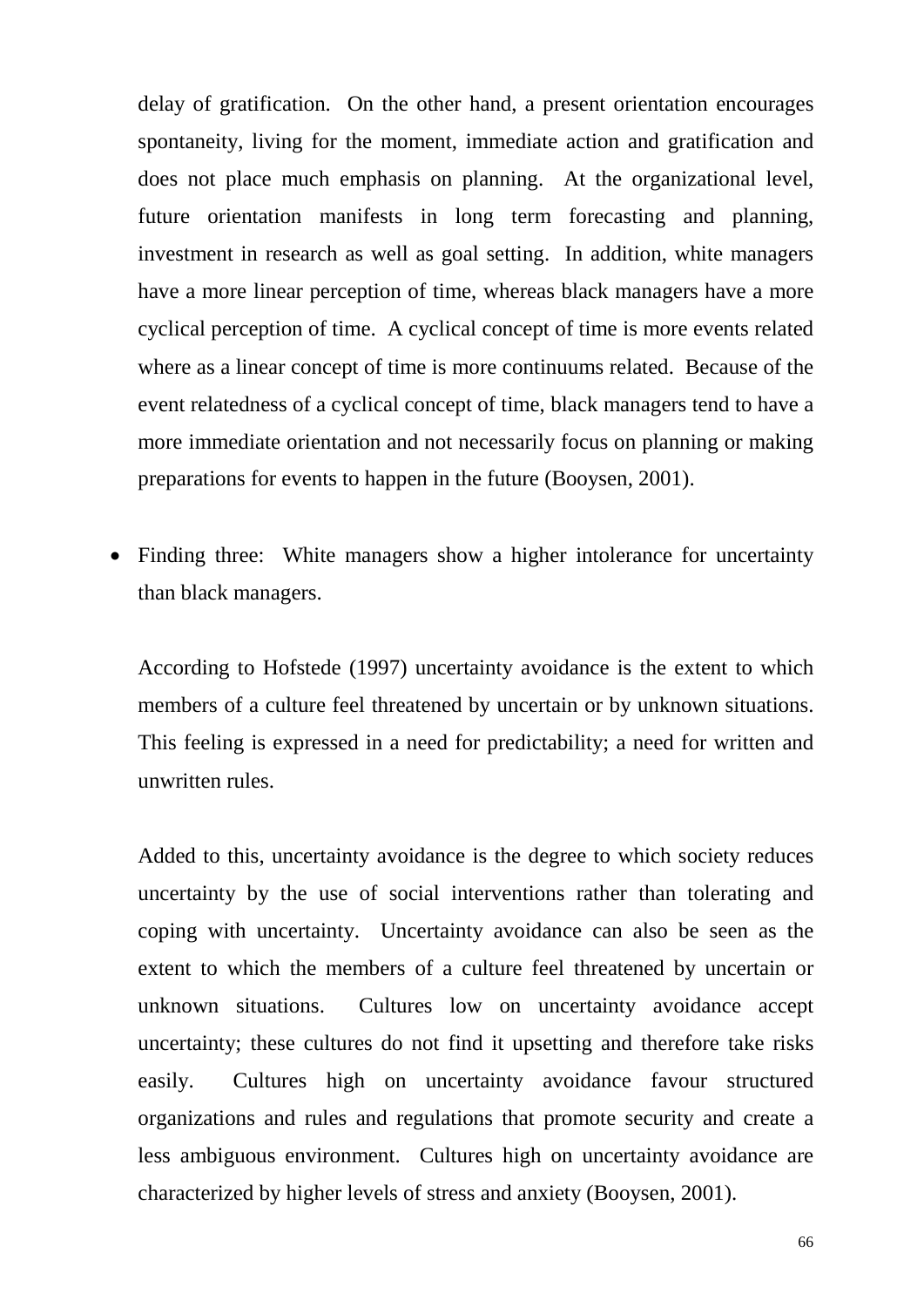delay of gratification. On the other hand, a present orientation encourages spontaneity, living for the moment, immediate action and gratification and does not place much emphasis on planning. At the organizational level, future orientation manifests in long term forecasting and planning, investment in research as well as goal setting. In addition, white managers have a more linear perception of time, whereas black managers have a more cyclical perception of time. A cyclical concept of time is more events related where as a linear concept of time is more continuums related. Because of the event relatedness of a cyclical concept of time, black managers tend to have a more immediate orientation and not necessarily focus on planning or making preparations for events to happen in the future (Booysen, 2001).

- Finding three: White managers show a higher intolerance for uncertainty than black managers.

  According to Hofstede (1997) uncertainty avoidance is the extent to which members of a culture feel threatened by uncertain or by unknown situations. This feeling is expressed in a need for predictability; a need for written and unwritten rules.

  Added to this, uncertainty avoidance is the degree to which society reduces uncertainty by the use of social interventions rather than tolerating and coping with uncertainty. Uncertainty avoidance can also be seen as the extent to which the members of a culture feel threatened by uncertain or unknown situations. Cultures low on uncertainty avoidance accept uncertainty; these cultures do not find it upsetting and therefore take risks easily. Cultures high on uncertainty avoidance favour structured organizations and rules and regulations that promote security and create a less ambiguous environment. Cultures high on uncertainty avoidance are characterized by higher levels of stress and anxiety (Booysen, 2001).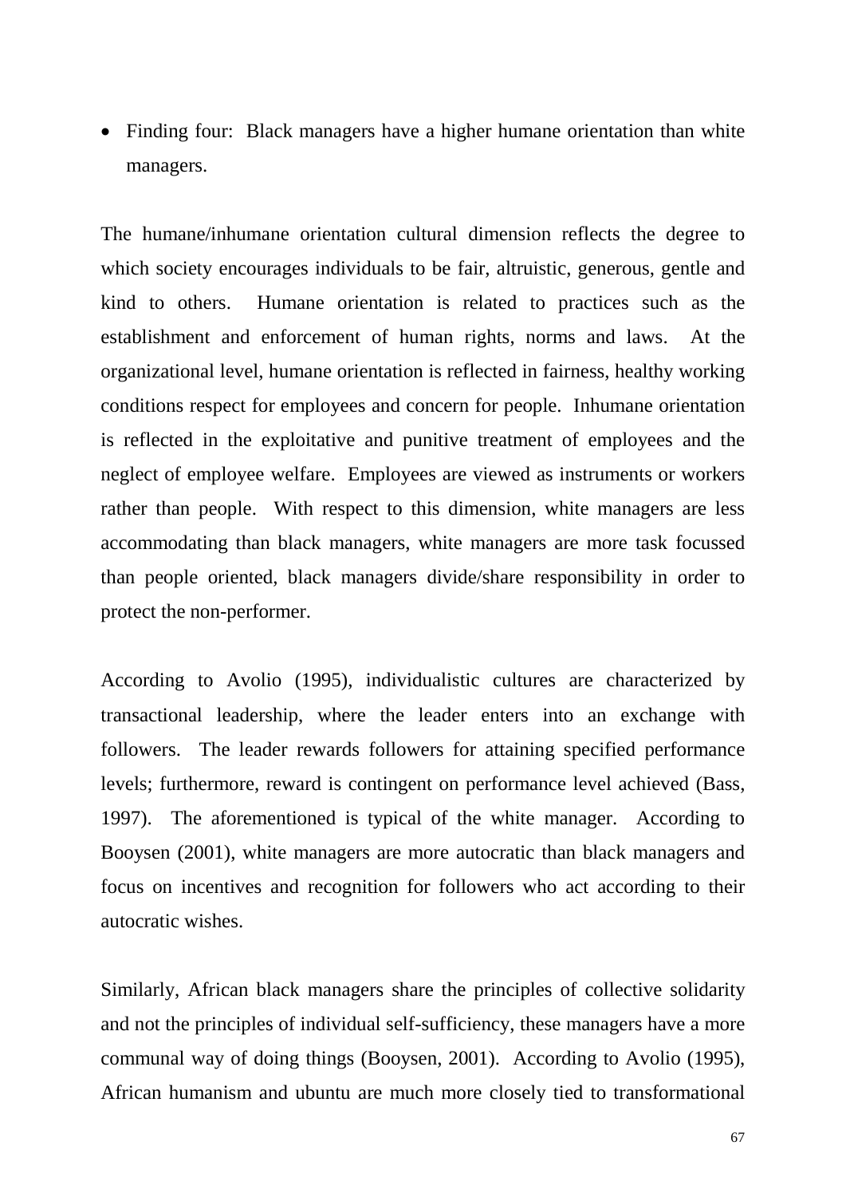- Finding four: Black managers have a higher humane orientation than white managers.

The humane/inhumane orientation cultural dimension reflects the degree to which society encourages individuals to be fair, altruistic, generous, gentle and kind to others. Humane orientation is related to practices such as the establishment and enforcement of human rights, norms and laws. At the organizational level, humane orientation is reflected in fairness, healthy working conditions respect for employees and concern for people. Inhumane orientation is reflected in the exploitative and punitive treatment of employees and the neglect of employee welfare. Employees are viewed as instruments or workers rather than people. With respect to this dimension, white managers are less accommodating than black managers, white managers are more task focussed than people oriented, black managers divide/share responsibility in order to protect the non-performer.

According to Avolio (1995), individualistic cultures are characterized by transactional leadership, where the leader enters into an exchange with followers. The leader rewards followers for attaining specified performance levels; furthermore, reward is contingent on performance level achieved (Bass, 1997). The aforementioned is typical of the white manager. According to Booysen (2001), white managers are more autocratic than black managers and focus on incentives and recognition for followers who act according to their autocratic wishes.

Similarly, African black managers share the principles of collective solidarity and not the principles of individual self-sufficiency, these managers have a more communal way of doing things (Booysen, 2001). According to Avolio (1995), African humanism and ubuntu are much more closely tied to transformational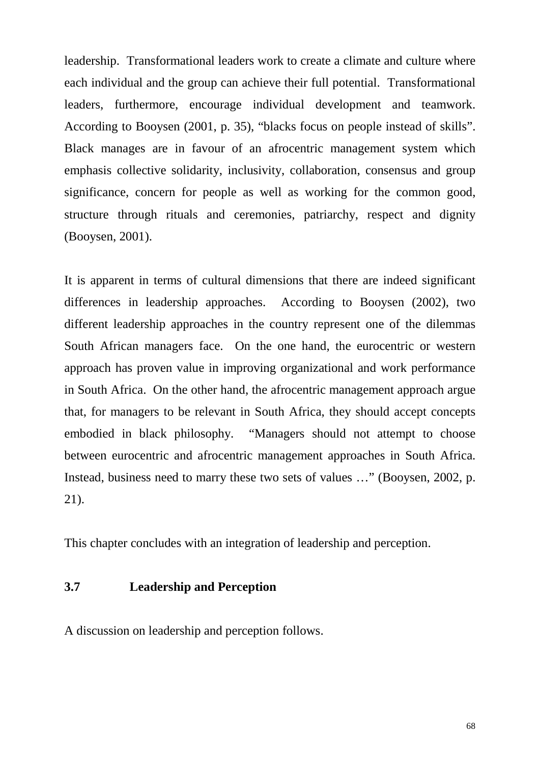leadership. Transformational leaders work to create a climate and culture where each individual and the group can achieve their full potential. Transformational leaders, furthermore, encourage individual development and teamwork. According to Booysen (2001, p. 35), "blacks focus on people instead of skills". Black manages are in favour of an afrocentric management system which emphasis collective solidarity, inclusivity, collaboration, consensus and group significance, concern for people as well as working for the common good, structure through rituals and ceremonies, patriarchy, respect and dignity (Booysen, 2001).

It is apparent in terms of cultural dimensions that there are indeed significant differences in leadership approaches. According to Booysen (2002), two different leadership approaches in the country represent one of the dilemmas South African managers face. On the one hand, the eurocentric or western approach has proven value in improving organizational and work performance in South Africa. On the other hand, the afrocentric management approach argue that, for managers to be relevant in South Africa, they should accept concepts embodied in black philosophy. "Managers should not attempt to choose between eurocentric and afrocentric management approaches in South Africa. Instead, business need to marry these two sets of values …" (Booysen, 2002, p. 21).

This chapter concludes with an integration of leadership and perception.

## 3.7 Leadership and Perception

A discussion on leadership and perception follows.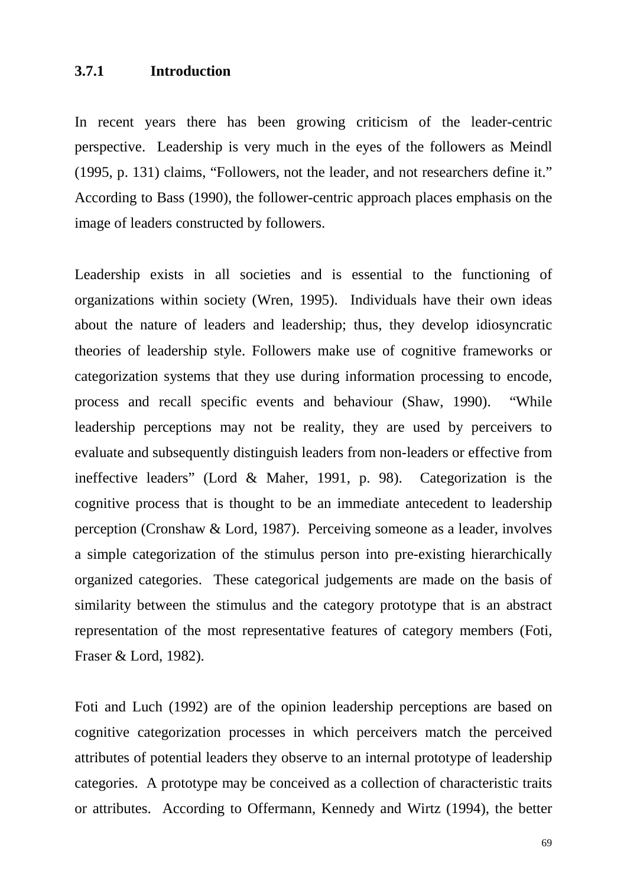### 3.7.1 Introduction

In recent years there has been growing criticism of the leader-centric perspective. Leadership is very much in the eyes of the followers as Meindl (1995, p. 131) claims, “Followers, not the leader, and not researchers define it.” According to Bass (1990), the follower-centric approach places emphasis on the image of leaders constructed by followers.

Leadership exists in all societies and is essential to the functioning of organizations within society (Wren, 1995). Individuals have their own ideas about the nature of leaders and leadership; thus, they develop idiosyncratic theories of leadership style. Followers make use of cognitive frameworks or categorization systems that they use during information processing to encode, process and recall specific events and behaviour (Shaw, 1990). “While leadership perceptions may not be reality, they are used by perceivers to evaluate and subsequently distinguish leaders from non-leaders or effective from ineffective leaders” (Lord & Maher, 1991, p. 98). Categorization is the cognitive process that is thought to be an immediate antecedent to leadership perception (Cronshaw & Lord, 1987). Perceiving someone as a leader, involves a simple categorization of the stimulus person into pre-existing hierarchically organized categories. These categorical judgements are made on the basis of similarity between the stimulus and the category prototype that is an abstract representation of the most representative features of category members (Foti, Fraser & Lord, 1982).

Foti and Luch (1992) are of the opinion leadership perceptions are based on cognitive categorization processes in which perceivers match the perceived attributes of potential leaders they observe to an internal prototype of leadership categories. A prototype may be conceived as a collection of characteristic traits or attributes. According to Offermann, Kennedy and Wirtz (1994), the better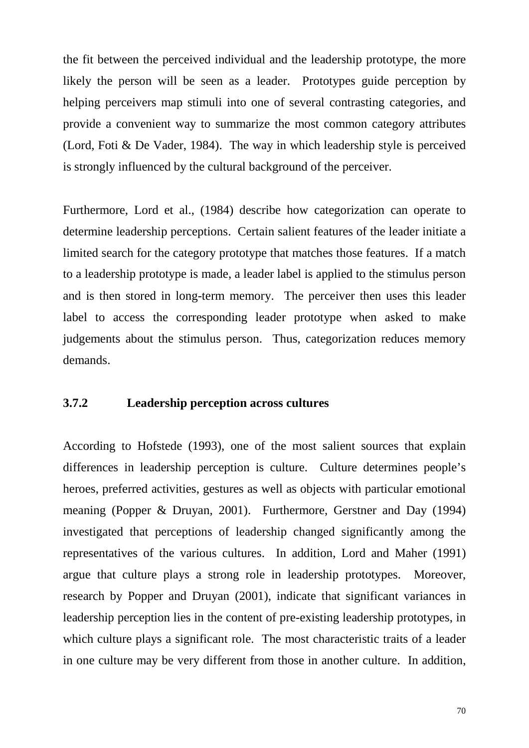the fit between the perceived individual and the leadership prototype, the more likely the person will be seen as a leader. Prototypes guide perception by helping perceivers map stimuli into one of several contrasting categories, and provide a convenient way to summarize the most common category attributes (Lord, Foti & De Vader, 1984). The way in which leadership style is perceived is strongly influenced by the cultural background of the perceiver.

Furthermore, Lord et al., (1984) describe how categorization can operate to determine leadership perceptions. Certain salient features of the leader initiate a limited search for the category prototype that matches those features. If a match to a leadership prototype is made, a leader label is applied to the stimulus person and is then stored in long-term memory. The perceiver then uses this leader label to access the corresponding leader prototype when asked to make judgements about the stimulus person. Thus, categorization reduces memory demands.

### 3.7.2 Leadership perception across cultures

According to Hofstede (1993), one of the most salient sources that explain differences in leadership perception is culture. Culture determines people's heroes, preferred activities, gestures as well as objects with particular emotional meaning (Popper & Druyan, 2001). Furthermore, Gerstner and Day (1994) investigated that perceptions of leadership changed significantly among the representatives of the various cultures. In addition, Lord and Maher (1991) argue that culture plays a strong role in leadership prototypes. Moreover, research by Popper and Druyan (2001), indicate that significant variances in leadership perception lies in the content of pre-existing leadership prototypes, in which culture plays a significant role. The most characteristic traits of a leader in one culture may be very different from those in another culture. In addition,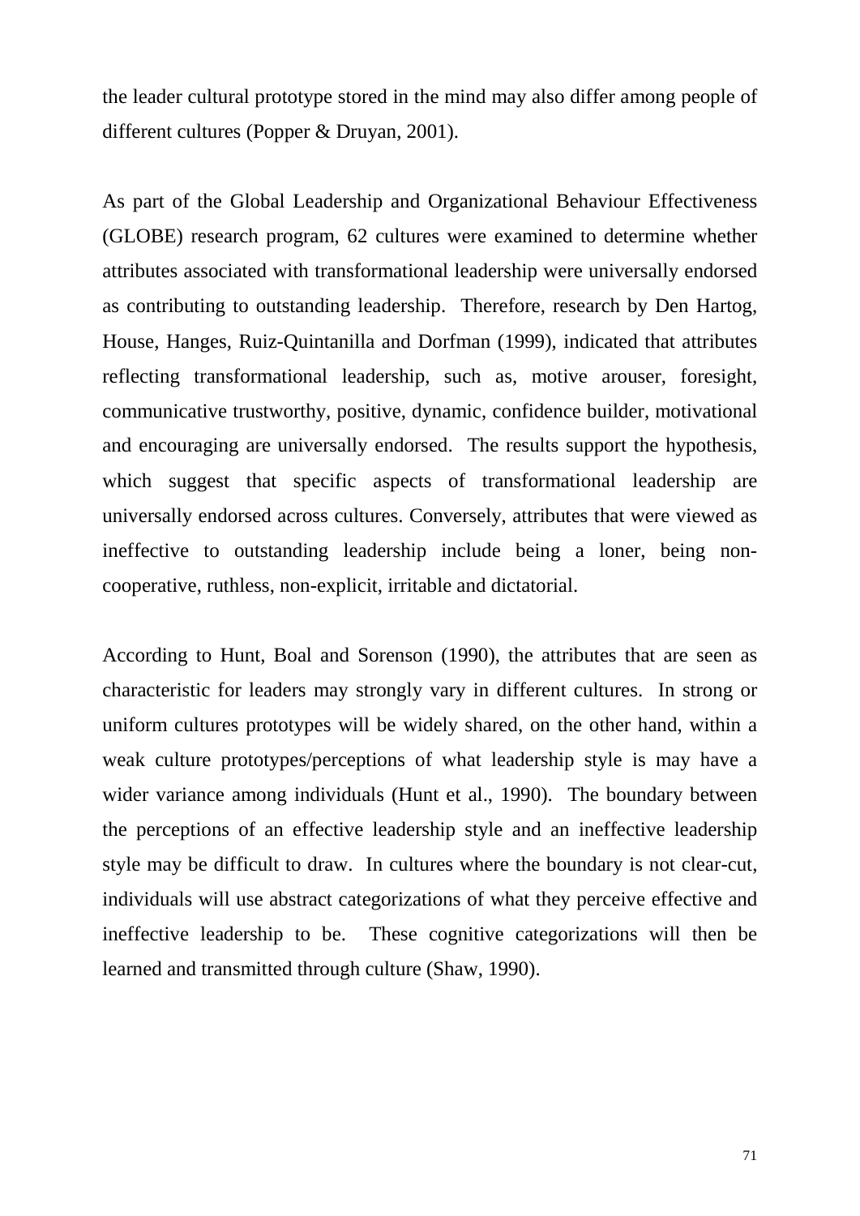the leader cultural prototype stored in the mind may also differ among people of different cultures (Popper & Druyan, 2001).

As part of the Global Leadership and Organizational Behaviour Effectiveness (GLOBE) research program, 62 cultures were examined to determine whether attributes associated with transformational leadership were universally endorsed as contributing to outstanding leadership. Therefore, research by Den Hartog, House, Hanges, Ruiz-Quintanilla and Dorfman (1999), indicated that attributes reflecting transformational leadership, such as, motive arouser, foresight, communicative trustworthy, positive, dynamic, confidence builder, motivational and encouraging are universally endorsed. The results support the hypothesis, which suggest that specific aspects of transformational leadership are universally endorsed across cultures. Conversely, attributes that were viewed as ineffective to outstanding leadership include being a loner, being non-cooperative, ruthless, non-explicit, irritable and dictatorial.

According to Hunt, Boal and Sorenson (1990), the attributes that are seen as characteristic for leaders may strongly vary in different cultures. In strong or uniform cultures prototypes will be widely shared, on the other hand, within a weak culture prototypes/perceptions of what leadership style is may have a wider variance among individuals (Hunt et al., 1990). The boundary between the perceptions of an effective leadership style and an ineffective leadership style may be difficult to draw. In cultures where the boundary is not clear-cut, individuals will use abstract categorizations of what they perceive effective and ineffective leadership to be. These cognitive categorizations will then be learned and transmitted through culture (Shaw, 1990).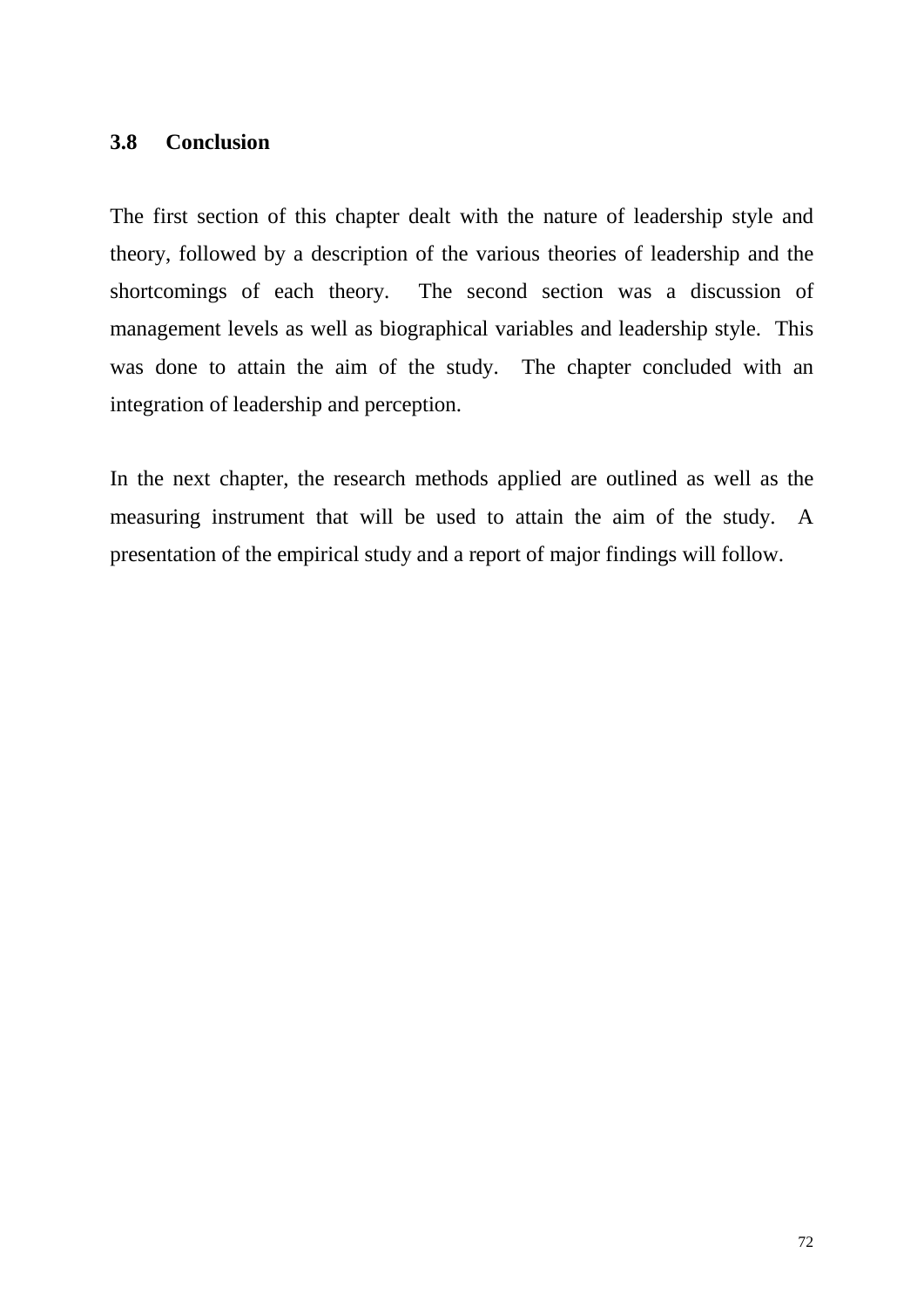### 3.8 Conclusion

The first section of this chapter dealt with the nature of leadership style and theory, followed by a description of the various theories of leadership and the shortcomings of each theory. The second section was a discussion of management levels as well as biographical variables and leadership style. This was done to attain the aim of the study. The chapter concluded with an integration of leadership and perception.

In the next chapter, the research methods applied are outlined as well as the measuring instrument that will be used to attain the aim of the study. A presentation of the empirical study and a report of major findings will follow.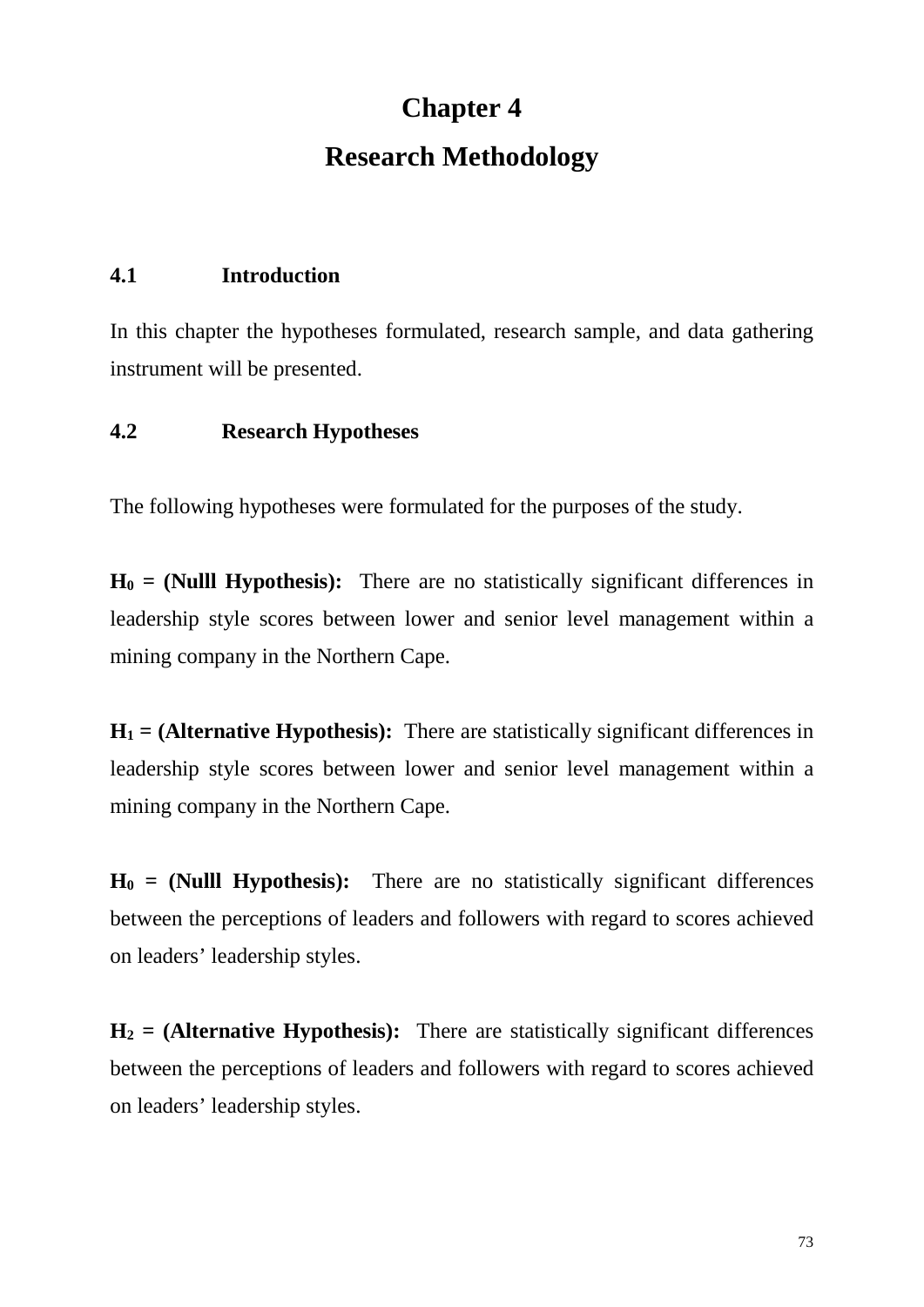# Chapter 4

# Research Methodology

## 4.1 Introduction

In this chapter the hypotheses formulated, research sample, and data gathering instrument will be presented.

## 4.2 Research Hypotheses

The following hypotheses were formulated for the purposes of the study.

**$H_0$ = (Nulll Hypothesis):** There are no statistically significant differences in leadership style scores between lower and senior level management within a mining company in the Northern Cape.

**$H_1$ = (Alternative Hypothesis):** There are statistically significant differences in leadership style scores between lower and senior level management within a mining company in the Northern Cape.

**$H_0$ = (Nulll Hypothesis):** There are no statistically significant differences between the perceptions of leaders and followers with regard to scores achieved on leaders' leadership styles.

**$H_2$ = (Alternative Hypothesis):** There are statistically significant differences between the perceptions of leaders and followers with regard to scores achieved on leaders' leadership styles.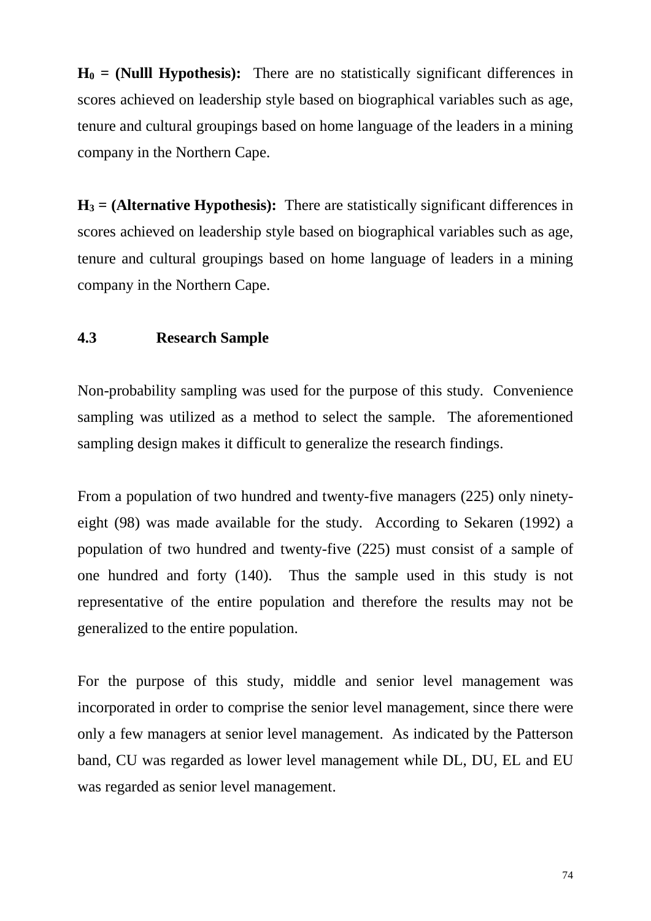**$H_0$ = (Nulll Hypothesis):** There are no statistically significant differences in scores achieved on leadership style based on biographical variables such as age, tenure and cultural groupings based on home language of the leaders in a mining company in the Northern Cape.

**$H_3$ = (Alternative Hypothesis):** There are statistically significant differences in scores achieved on leadership style based on biographical variables such as age, tenure and cultural groupings based on home language of leaders in a mining company in the Northern Cape.

## 4.3 Research Sample

Non-probability sampling was used for the purpose of this study. Convenience sampling was utilized as a method to select the sample. The aforementioned sampling design makes it difficult to generalize the research findings.

From a population of two hundred and twenty-five managers (225) only ninety-eight (98) was made available for the study. According to Sekaren (1992) a population of two hundred and twenty-five (225) must consist of a sample of one hundred and forty (140). Thus the sample used in this study is not representative of the entire population and therefore the results may not be generalized to the entire population.

For the purpose of this study, middle and senior level management was incorporated in order to comprise the senior level management, since there were only a few managers at senior level management. As indicated by the Patterson band, CU was regarded as lower level management while DL, DU, EL and EU was regarded as senior level management.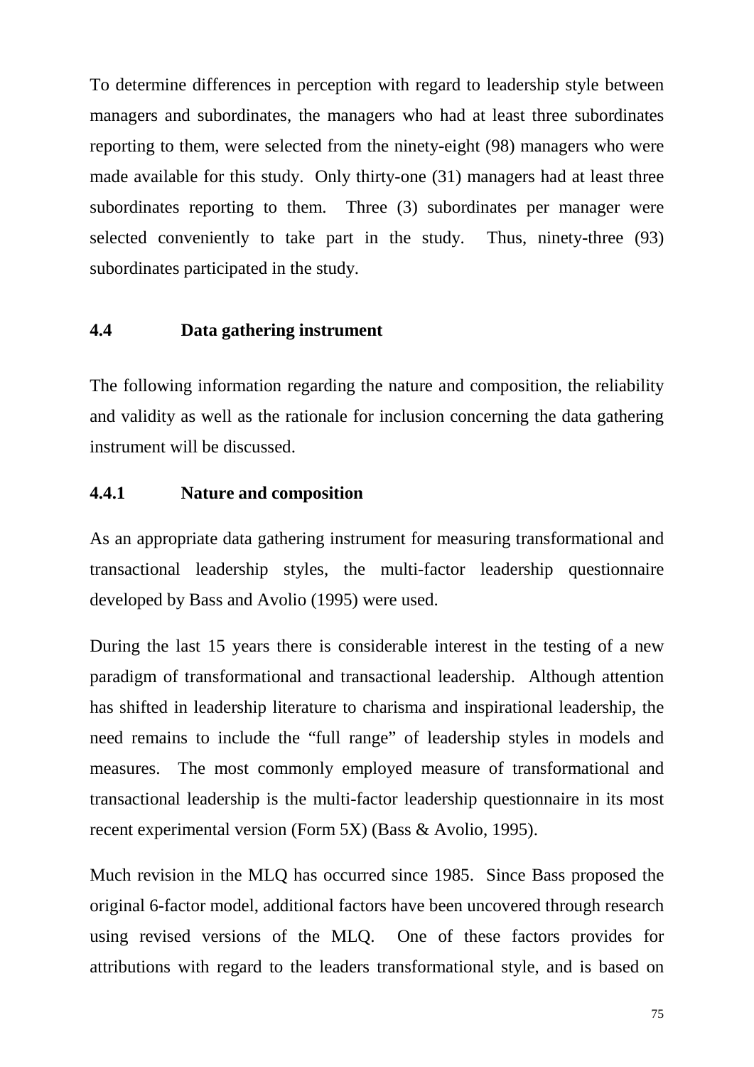To determine differences in perception with regard to leadership style between managers and subordinates, the managers who had at least three subordinates reporting to them, were selected from the ninety-eight (98) managers who were made available for this study. Only thirty-one (31) managers had at least three subordinates reporting to them. Three (3) subordinates per manager were selected conveniently to take part in the study. Thus, ninety-three (93) subordinates participated in the study.

### 4.4 Data gathering instrument

The following information regarding the nature and composition, the reliability and validity as well as the rationale for inclusion concerning the data gathering instrument will be discussed.

#### 4.4.1 Nature and composition

As an appropriate data gathering instrument for measuring transformational and transactional leadership styles, the multi-factor leadership questionnaire developed by Bass and Avolio (1995) were used.

During the last 15 years there is considerable interest in the testing of a new paradigm of transformational and transactional leadership. Although attention has shifted in leadership literature to charisma and inspirational leadership, the need remains to include the "full range" of leadership styles in models and measures. The most commonly employed measure of transformational and transactional leadership is the multi-factor leadership questionnaire in its most recent experimental version (Form 5X) (Bass & Avolio, 1995).

Much revision in the MLQ has occurred since 1985. Since Bass proposed the original 6-factor model, additional factors have been uncovered through research using revised versions of the MLQ. One of these factors provides for attributions with regard to the leaders transformational style, and is based on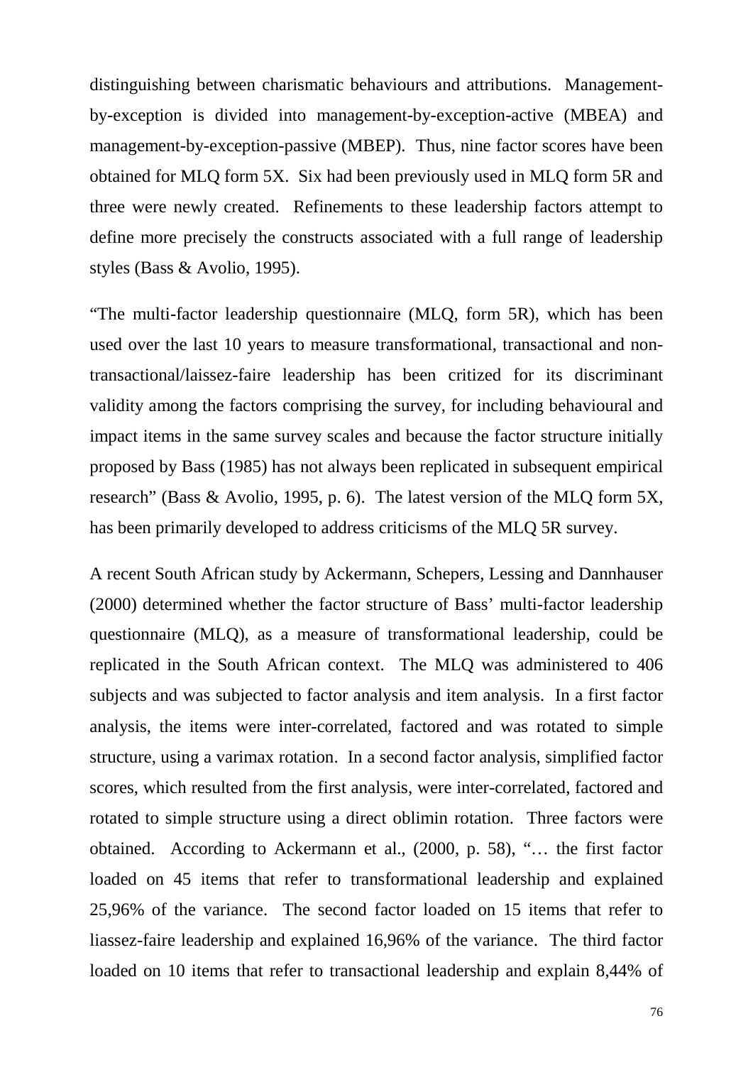distinguishing between charismatic behaviours and attributions. Management-by-exception is divided into management-by-exception-active (MBEA) and management-by-exception-passive (MBEP). Thus, nine factor scores have been obtained for MLQ form 5X. Six had been previously used in MLQ form 5R and three were newly created. Refinements to these leadership factors attempt to define more precisely the constructs associated with a full range of leadership styles (Bass & Avolio, 1995).

"The multi-factor leadership questionnaire (MLQ, form 5R), which has been used over the last 10 years to measure transformational, transactional and non-transactional/laissez-faire leadership has been critized for its discriminant validity among the factors comprising the survey, for including behavioural and impact items in the same survey scales and because the factor structure initially proposed by Bass (1985) has not always been replicated in subsequent empirical research" (Bass & Avolio, 1995, p. 6). The latest version of the MLQ form 5X, has been primarily developed to address criticisms of the MLQ 5R survey.

A recent South African study by Ackermann, Schepers, Lessing and Dannhauser (2000) determined whether the factor structure of Bass' multi-factor leadership questionnaire (MLQ), as a measure of transformational leadership, could be replicated in the South African context. The MLQ was administered to 406 subjects and was subjected to factor analysis and item analysis. In a first factor analysis, the items were inter-correlated, factored and was rotated to simple structure, using a varimax rotation. In a second factor analysis, simplified factor scores, which resulted from the first analysis, were inter-correlated, factored and rotated to simple structure using a direct oblimin rotation. Three factors were obtained. According to Ackermann et al., (2000, p. 58), "… the first factor loaded on 45 items that refer to transformational leadership and explained 25,96% of the variance. The second factor loaded on 15 items that refer to liassez-faire leadership and explained 16,96% of the variance. The third factor loaded on 10 items that refer to transactional leadership and explain 8,44% of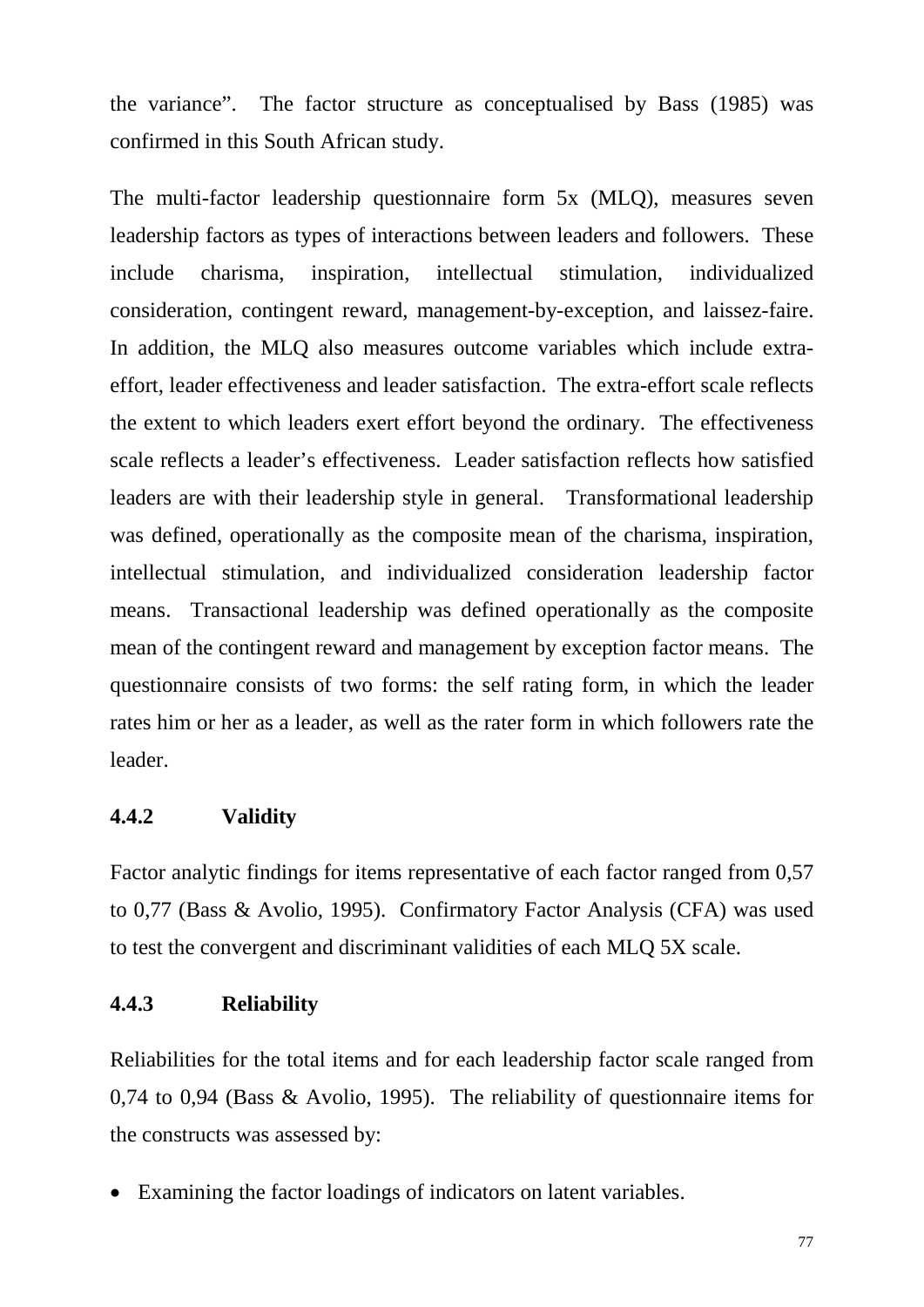the variance". The factor structure as conceptualised by Bass (1985) was confirmed in this South African study.

The multi-factor leadership questionnaire form 5x (MLQ), measures seven leadership factors as types of interactions between leaders and followers. These include charisma, inspiration, intellectual stimulation, individualized consideration, contingent reward, management-by-exception, and laissez-faire. In addition, the MLQ also measures outcome variables which include extra-effort, leader effectiveness and leader satisfaction. The extra-effort scale reflects the extent to which leaders exert effort beyond the ordinary. The effectiveness scale reflects a leader's effectiveness. Leader satisfaction reflects how satisfied leaders are with their leadership style in general. Transformational leadership was defined, operationally as the composite mean of the charisma, inspiration, intellectual stimulation, and individualized consideration leadership factor means. Transactional leadership was defined operationally as the composite mean of the contingent reward and management by exception factor means. The questionnaire consists of two forms: the self rating form, in which the leader rates him or her as a leader, as well as the rater form in which followers rate the leader.

### 4.4.2 Validity

Factor analytic findings for items representative of each factor ranged from 0,57 to 0,77 (Bass & Avolio, 1995). Confirmatory Factor Analysis (CFA) was used to test the convergent and discriminant validities of each MLQ 5X scale.

### 4.4.3 Reliability

Reliabilities for the total items and for each leadership factor scale ranged from 0,74 to 0,94 (Bass & Avolio, 1995). The reliability of questionnaire items for the constructs was assessed by:

- Examining the factor loadings of indicators on latent variables.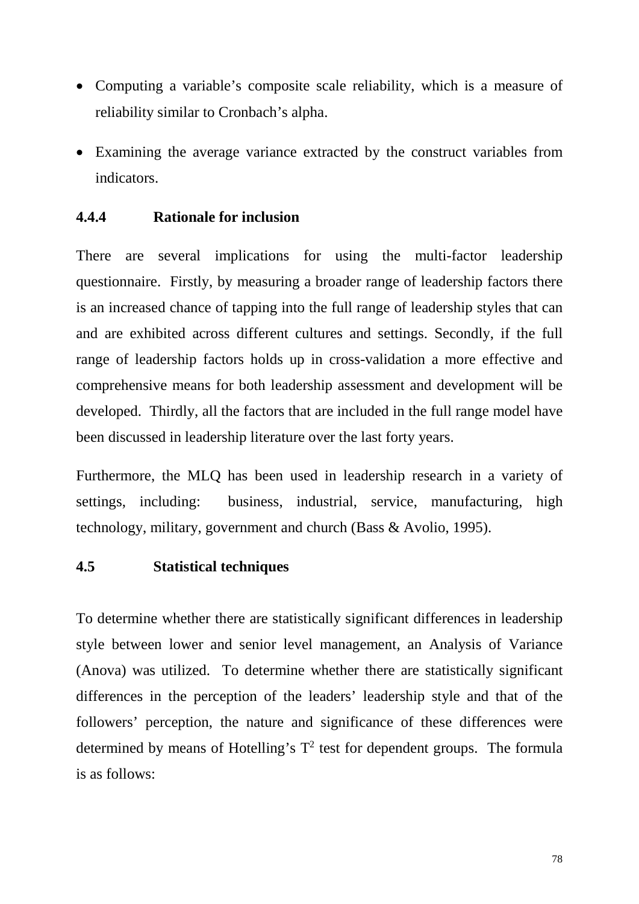- Computing a variable's composite scale reliability, which is a measure of reliability similar to Cronbach's alpha.
- Examining the average variance extracted by the construct variables from indicators.

### 4.4.4 Rationale for inclusion

There are several implications for using the multi-factor leadership questionnaire. Firstly, by measuring a broader range of leadership factors there is an increased chance of tapping into the full range of leadership styles that can and are exhibited across different cultures and settings. Secondly, if the full range of leadership factors holds up in cross-validation a more effective and comprehensive means for both leadership assessment and development will be developed. Thirdly, all the factors that are included in the full range model have been discussed in leadership literature over the last forty years.

Furthermore, the MLQ has been used in leadership research in a variety of settings, including: business, industrial, service, manufacturing, high technology, military, government and church (Bass & Avolio, 1995).

## 4.5 Statistical techniques

To determine whether there are statistically significant differences in leadership style between lower and senior level management, an Analysis of Variance (Anova) was utilized. To determine whether there are statistically significant differences in the perception of the leaders' leadership style and that of the followers' perception, the nature and significance of these differences were determined by means of Hotelling's $T^2$ test for dependent groups. The formula is as follows: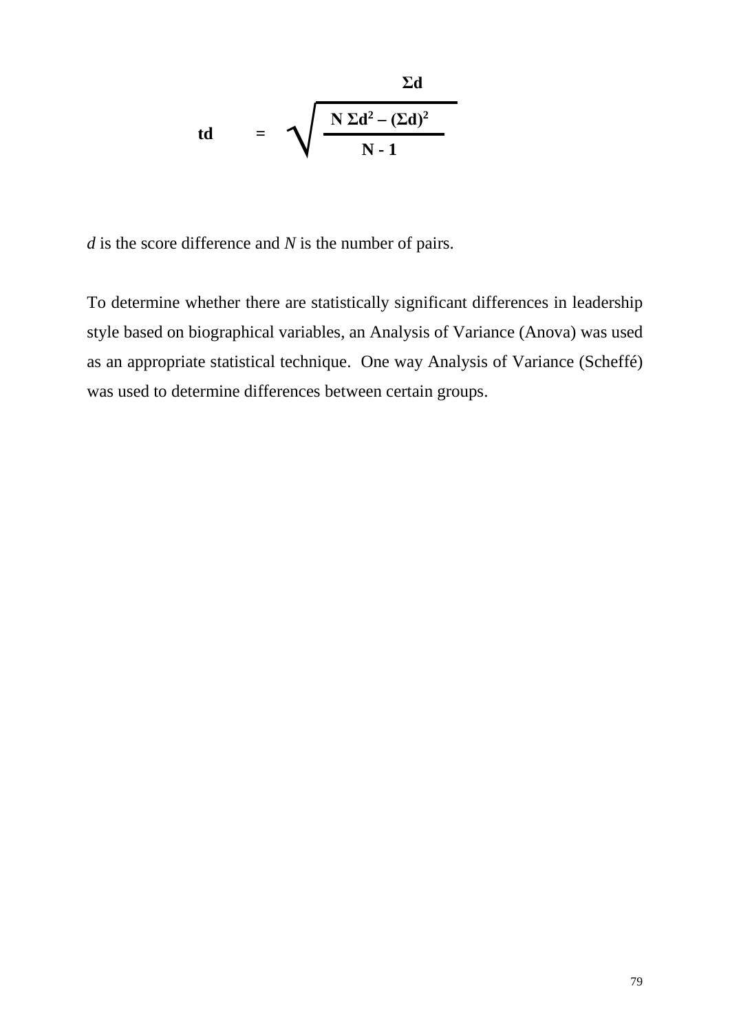$$td = \frac{\Sigma d}{\sqrt{\dfrac{N \Sigma d^2 - (\Sigma d)^2}{N - 1}}}$$

*d* is the score difference and *N* is the number of pairs.

To determine whether there are statistically significant differences in leadership style based on biographical variables, an Analysis of Variance (Anova) was used as an appropriate statistical technique. One way Analysis of Variance (Scheffé) was used to determine differences between certain groups.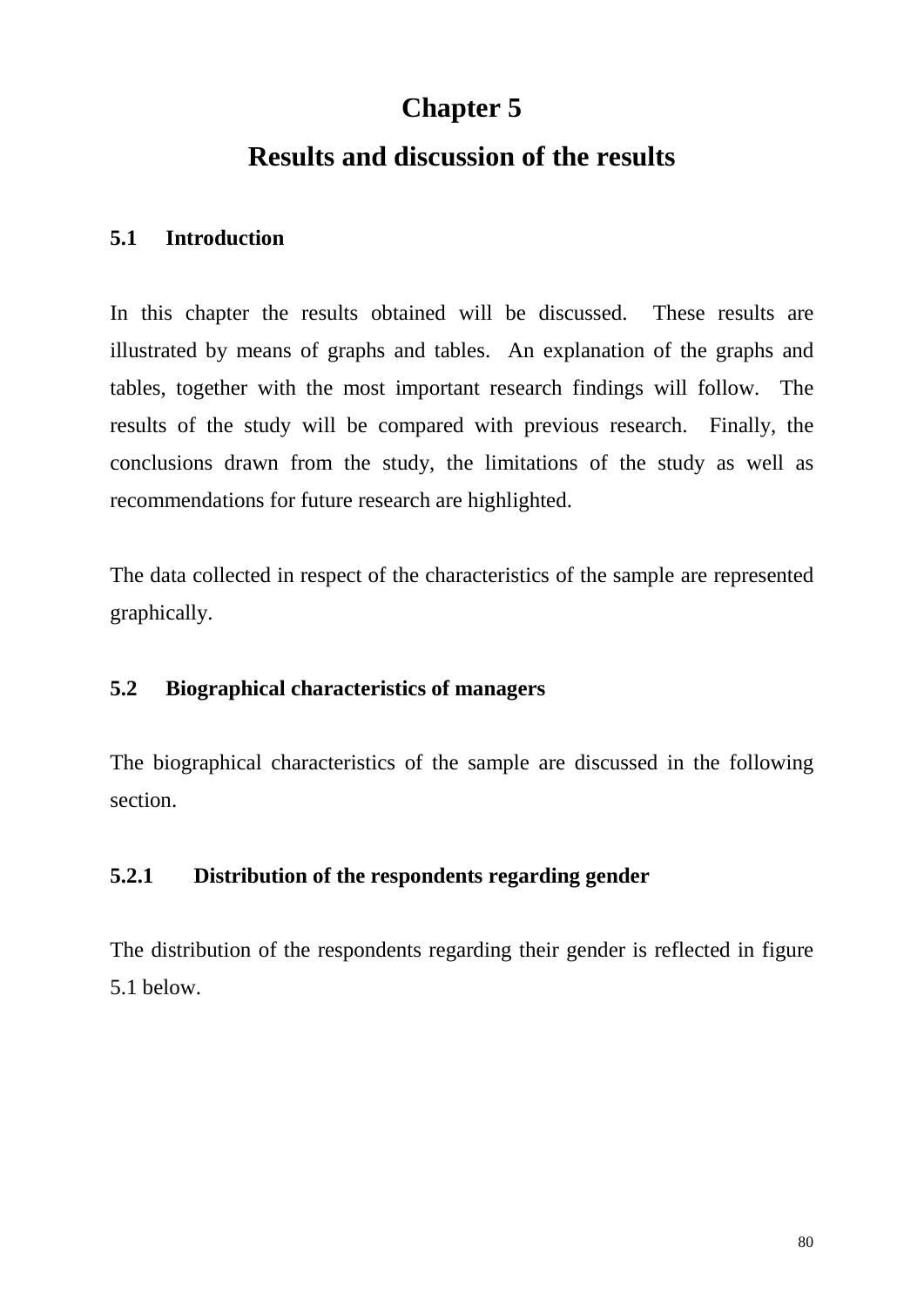# Chapter 5

# Results and discussion of the results

## 5.1 Introduction

In this chapter the results obtained will be discussed. These results are illustrated by means of graphs and tables. An explanation of the graphs and tables, together with the most important research findings will follow. The results of the study will be compared with previous research. Finally, the conclusions drawn from the study, the limitations of the study as well as recommendations for future research are highlighted.

The data collected in respect of the characteristics of the sample are represented graphically.

## 5.2 Biographical characteristics of managers

The biographical characteristics of the sample are discussed in the following section.

### 5.2.1 Distribution of the respondents regarding gender

The distribution of the respondents regarding their gender is reflected in figure 5.1 below.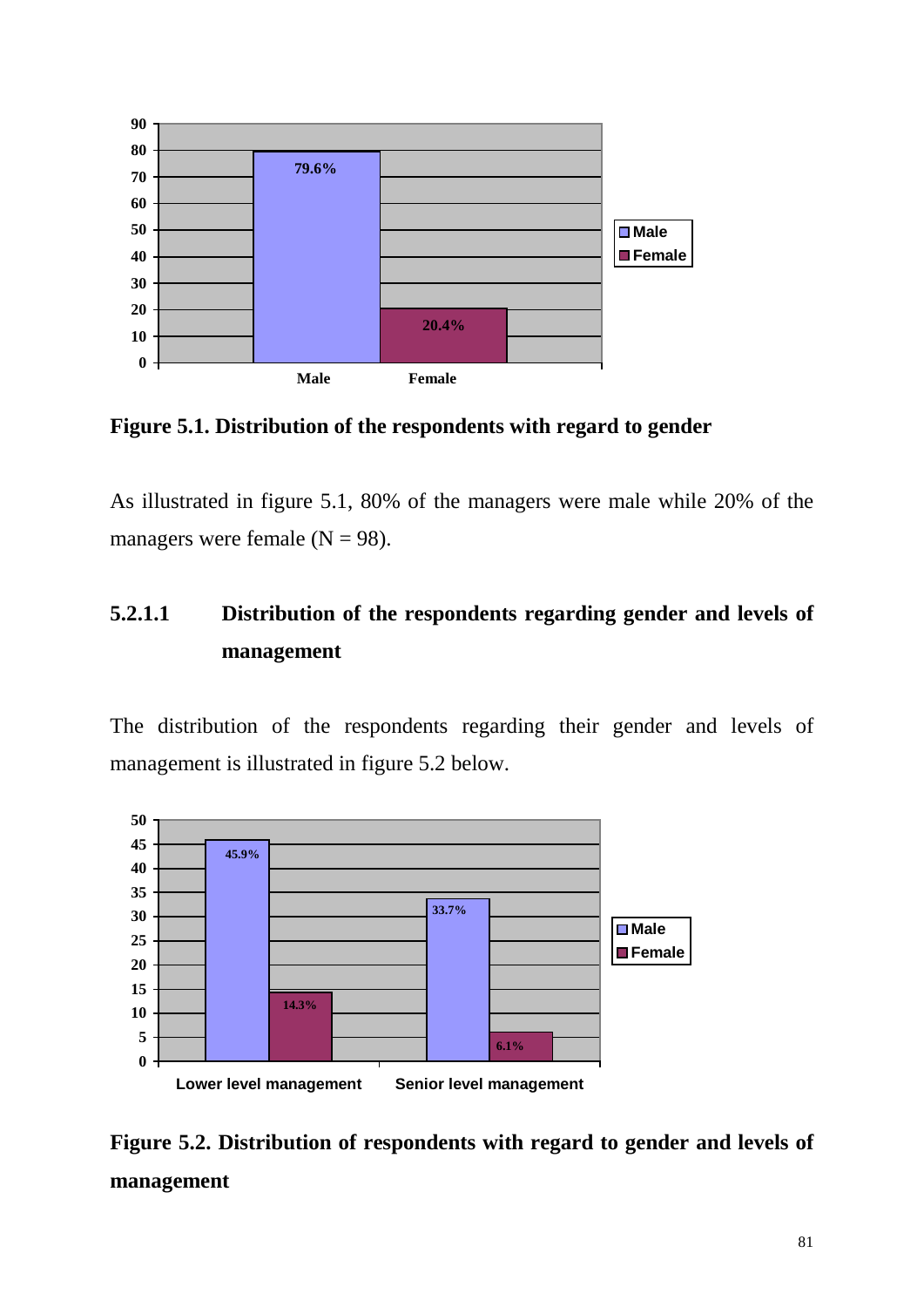**Figure 5.1. Distribution of the respondents with regard to gender**

As illustrated in figure 5.1, 80% of the managers were male while 20% of the managers were female (N = 98).

### 5.2.1.1 Distribution of the respondents regarding gender and levels of management

The distribution of the respondents regarding their gender and levels of management is illustrated in figure 5.2 below.

**Figure 5.2. Distribution of respondents with regard to gender and levels of management**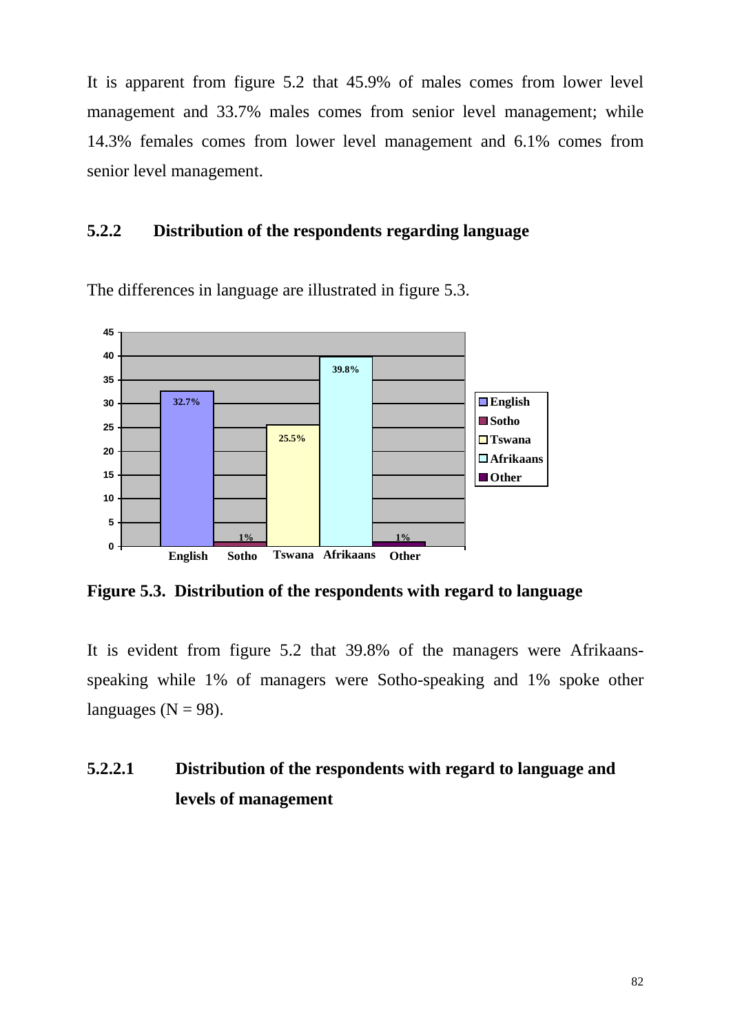It is apparent from figure 5.2 that 45.9% of males comes from lower level management and 33.7% males comes from senior level management; while 14.3% females comes from lower level management and 6.1% comes from senior level management.

### 5.2.2 Distribution of the respondents regarding language

The differences in language are illustrated in figure 5.3.

**Figure 5.3. Distribution of the respondents with regard to language**

It is evident from figure 5.2 that 39.8% of the managers were Afrikaans-speaking while 1% of managers were Sotho-speaking and 1% spoke other languages (N = 98).

#### 5.2.2.1 Distribution of the respondents with regard to language and levels of management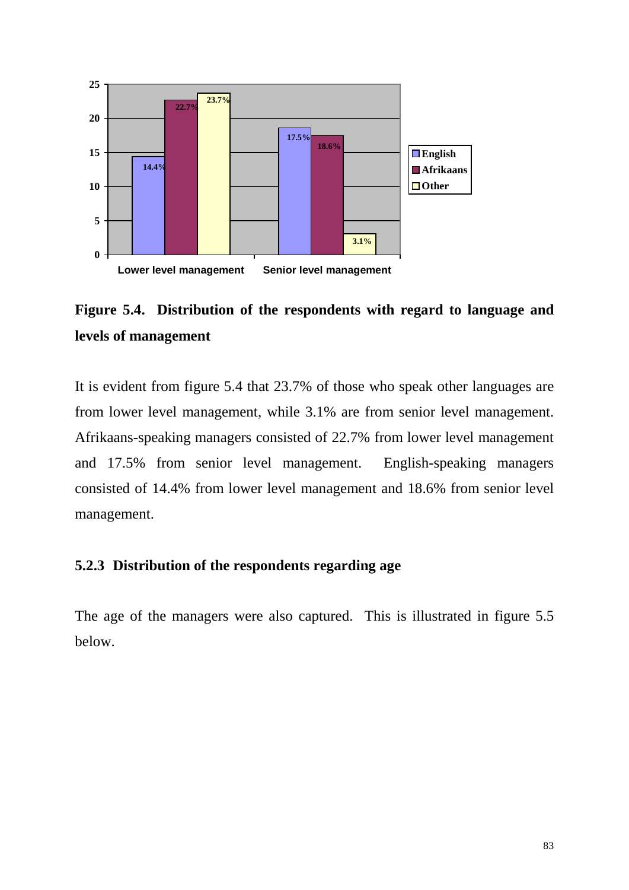**Figure 5.4. Distribution of the respondents with regard to language and levels of management**

It is evident from figure 5.4 that 23.7% of those who speak other languages are from lower level management, while 3.1% are from senior level management. Afrikaans-speaking managers consisted of 22.7% from lower level management and 17.5% from senior level management. English-speaking managers consisted of 14.4% from lower level management and 18.6% from senior level management.

### 5.2.3 Distribution of the respondents regarding age

The age of the managers were also captured. This is illustrated in figure 5.5 below.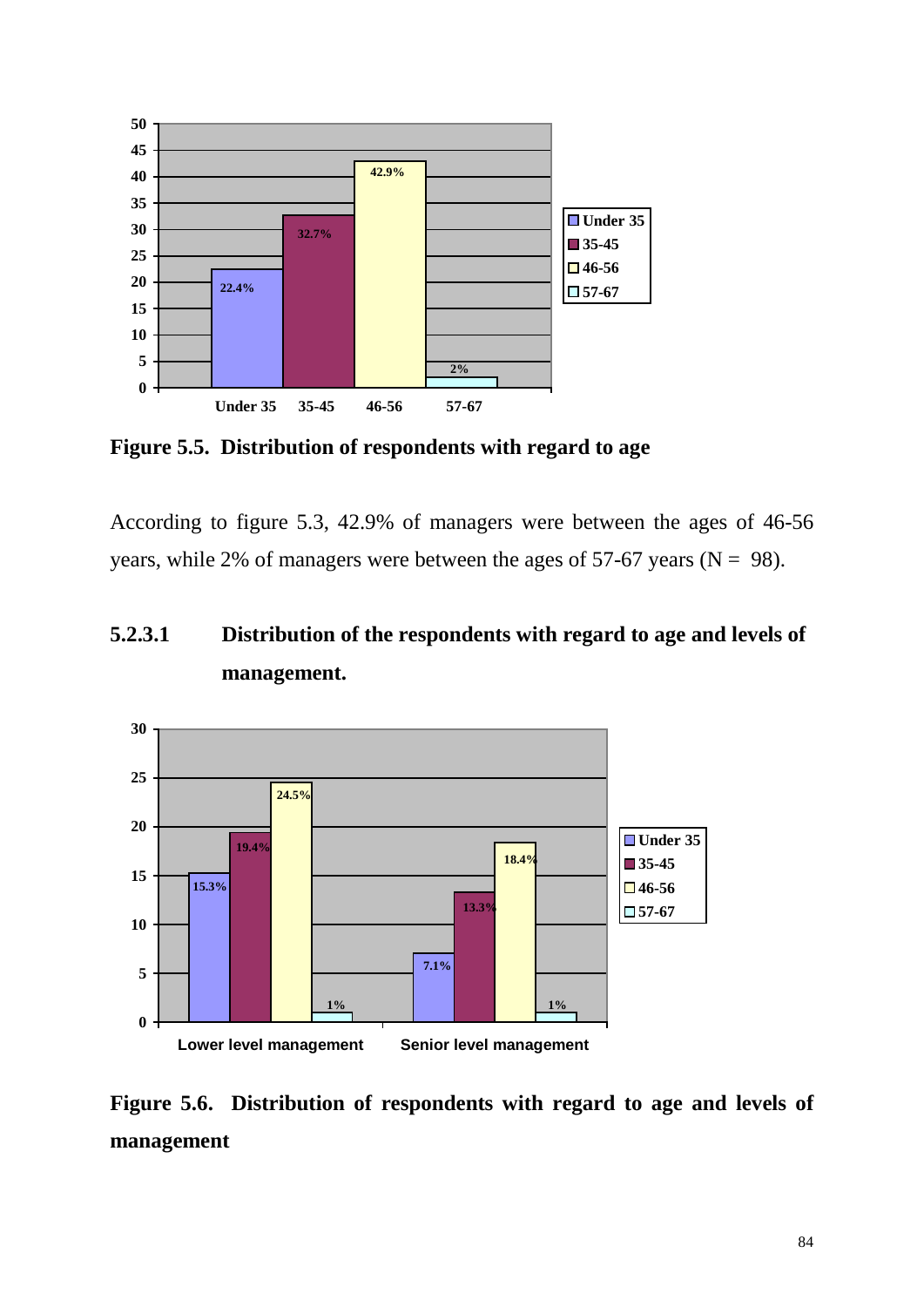Figure 5.5. Distribution of respondents with regard to age

According to figure 5.3, 42.9% of managers were between the ages of 46-56 years, while 2% of managers were between the ages of 57-67 years (N = 98).

### 5.2.3.1 Distribution of the respondents with regard to age and levels of management.

Figure 5.6. Distribution of respondents with regard to age and levels of management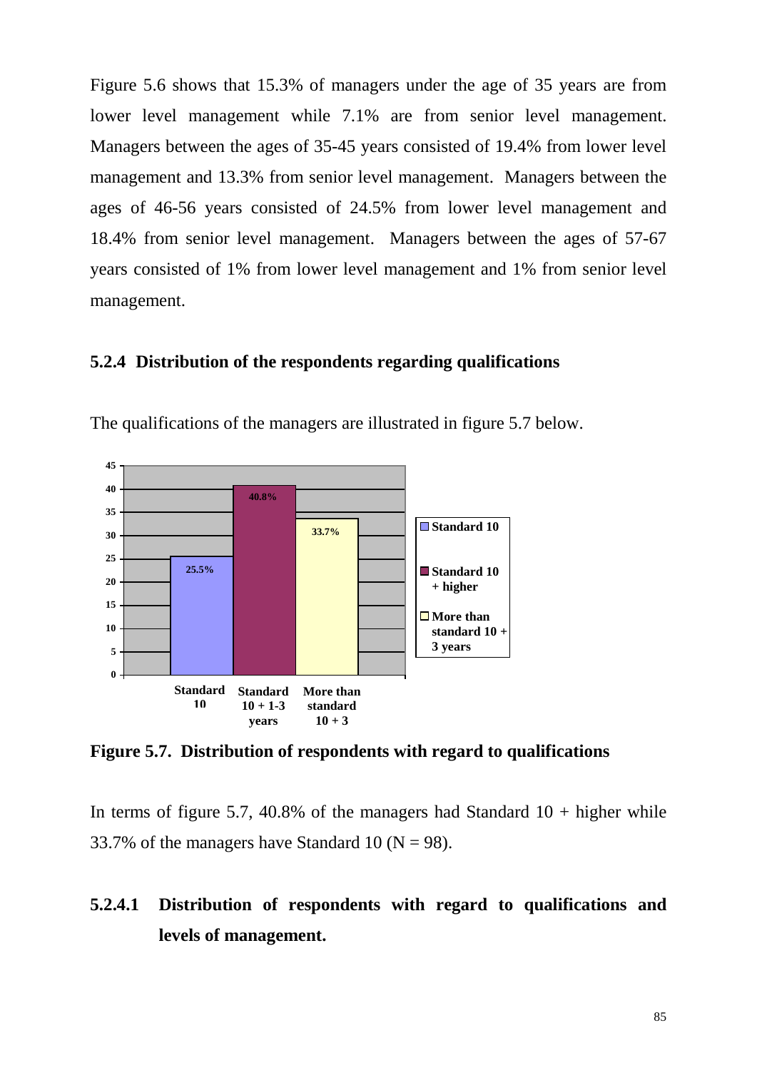Figure 5.6 shows that 15.3% of managers under the age of 35 years are from lower level management while 7.1% are from senior level management. Managers between the ages of 35-45 years consisted of 19.4% from lower level management and 13.3% from senior level management. Managers between the ages of 46-56 years consisted of 24.5% from lower level management and 18.4% from senior level management. Managers between the ages of 57-67 years consisted of 1% from lower level management and 1% from senior level management.

### 5.2.4 Distribution of the respondents regarding qualifications

The qualifications of the managers are illustrated in figure 5.7 below.

| Qualification | Percentage |
|---|---|
| Standard 10 | 25.5% |
| Standard 10 + 1-3 years | 40.8% |
| More than standard 10 + 3 | 33.7% |

**Figure 5.7. Distribution of respondents with regard to qualifications**

In terms of figure 5.7, 40.8% of the managers had Standard 10 + higher while 33.7% of the managers have Standard 10 (N = 98).

#### 5.2.4.1 Distribution of respondents with regard to qualifications and levels of management.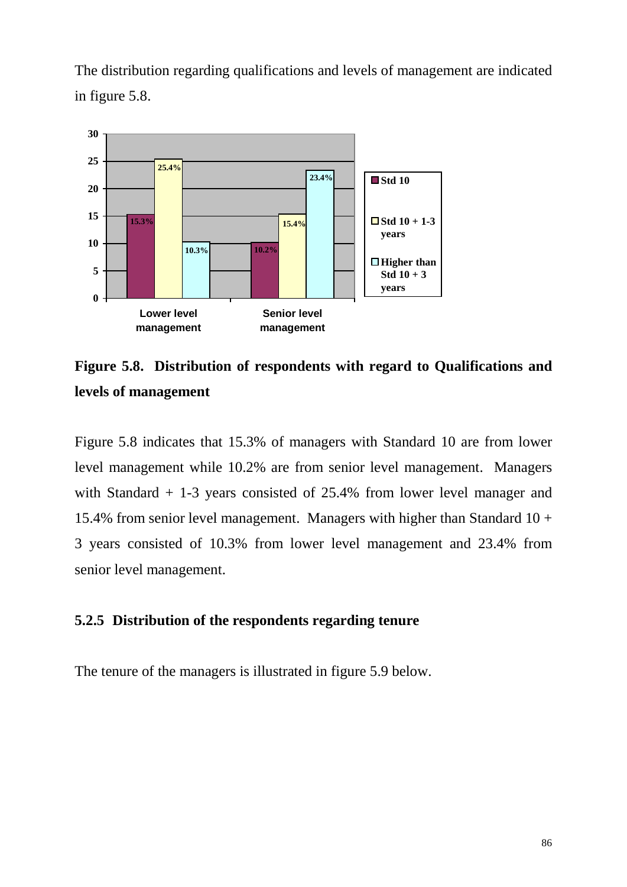The distribution regarding qualifications and levels of management are indicated in figure 5.8.

**Figure 5.8. Distribution of respondents with regard to Qualifications and levels of management**

Figure 5.8 indicates that 15.3% of managers with Standard 10 are from lower level management while 10.2% are from senior level management. Managers with Standard + 1-3 years consisted of 25.4% from lower level manager and 15.4% from senior level management. Managers with higher than Standard 10 + 3 years consisted of 10.3% from lower level management and 23.4% from senior level management.

### 5.2.5 Distribution of the respondents regarding tenure

The tenure of the managers is illustrated in figure 5.9 below.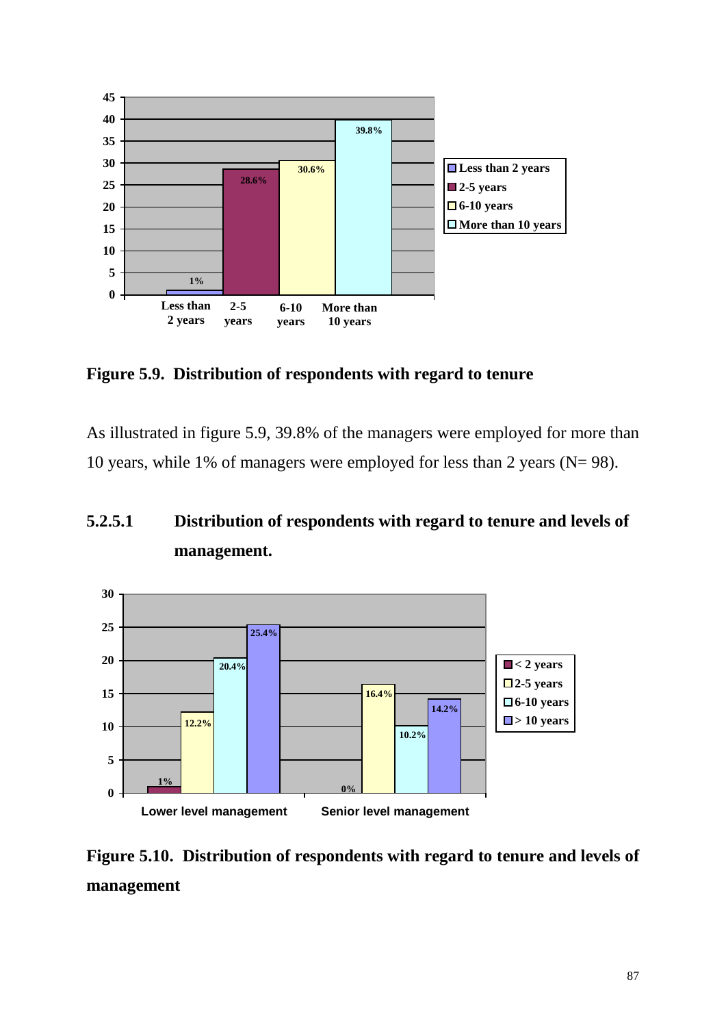Figure 5.9. Distribution of respondents with regard to tenure

As illustrated in figure 5.9, 39.8% of the managers were employed for more than 10 years, while 1% of managers were employed for less than 2 years (N= 98).

### 5.2.5.1 Distribution of respondents with regard to tenure and levels of management.

**Figure 5.10. Distribution of respondents with regard to tenure and levels of management**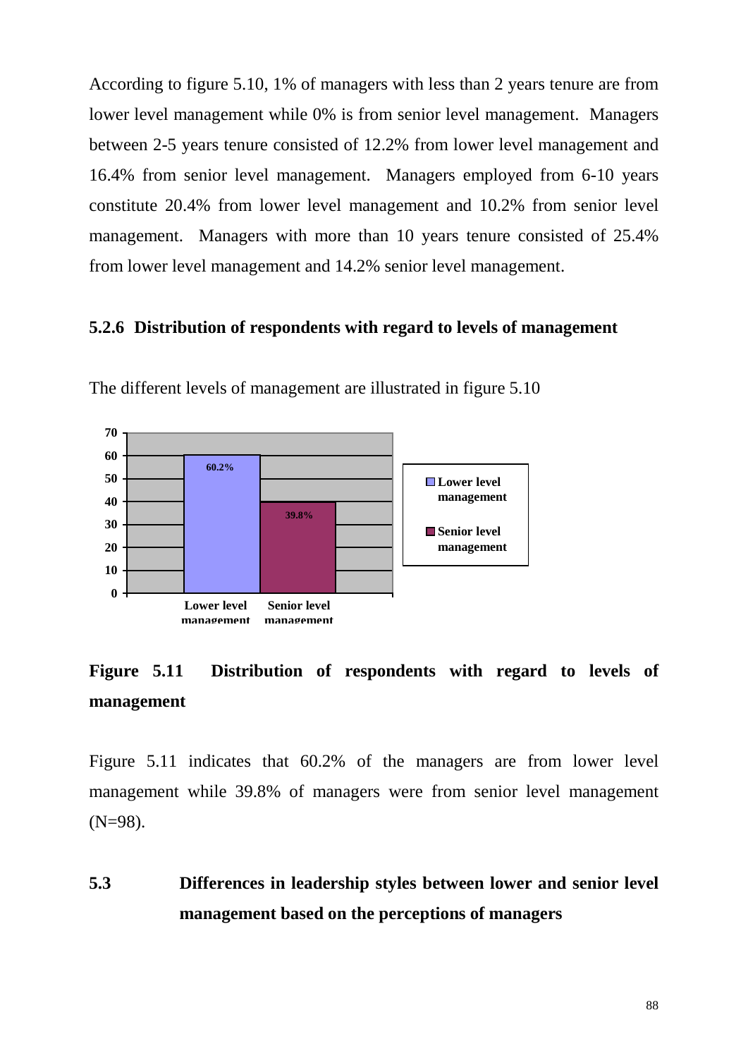According to figure 5.10, 1% of managers with less than 2 years tenure are from lower level management while 0% is from senior level management. Managers between 2-5 years tenure consisted of 12.2% from lower level management and 16.4% from senior level management. Managers employed from 6-10 years constitute 20.4% from lower level management and 10.2% from senior level management. Managers with more than 10 years tenure consisted of 25.4% from lower level management and 14.2% senior level management.

### 5.2.6 Distribution of respondents with regard to levels of management

The different levels of management are illustrated in figure 5.10

**Figure 5.11 Distribution of respondents with regard to levels of management**

Figure 5.11 indicates that 60.2% of the managers are from lower level management while 39.8% of managers were from senior level management (N=98).

## 5.3 Differences in leadership styles between lower and senior level management based on the perceptions of managers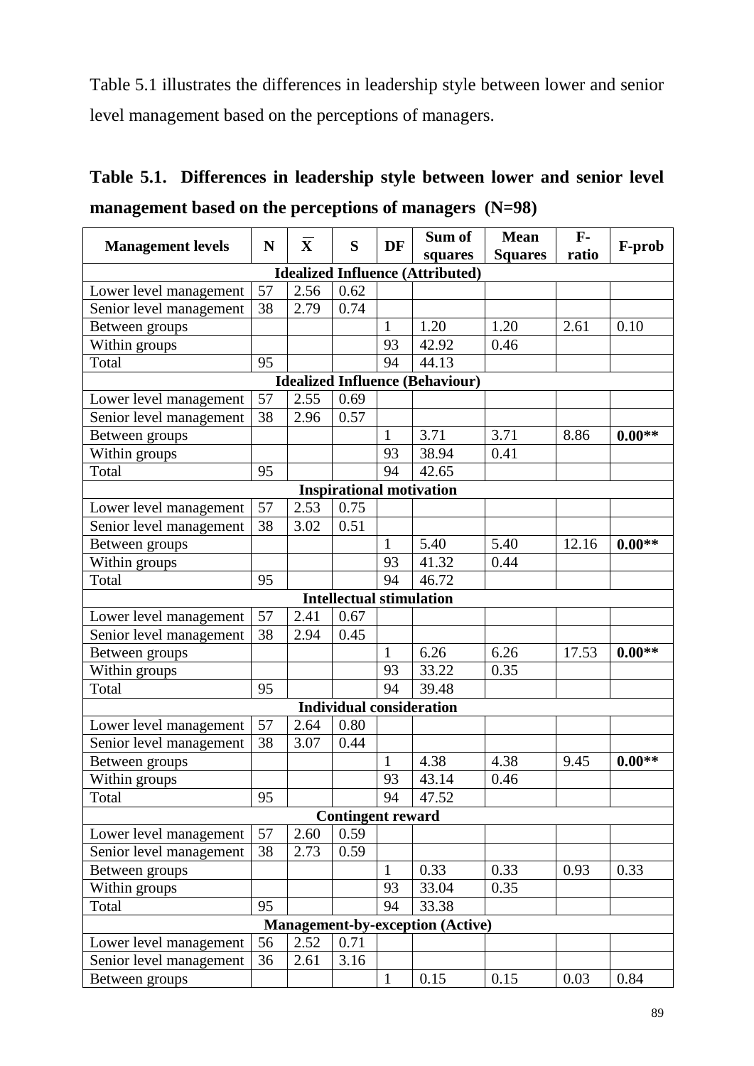Table 5.1 illustrates the differences in leadership style between lower and senior level management based on the perceptions of managers.

**Table 5.1. Differences in leadership style between lower and senior level management based on the perceptions of managers (N=98)**

| Management levels | N | $\overline{X}$ | S | DF | Sum of squares | Mean Squares | F-ratio | F-prob |
|---|---|---|---|---|---|---|---|---|
| **Idealized Influence (Attributed)** | | | | | | | | |
| Lower level management | 57 | 2.56 | 0.62 | | | | | |
| Senior level management | 38 | 2.79 | 0.74 | | | | | |
| Between groups | | | | 1 | 1.20 | 1.20 | 2.61 | 0.10 |
| Within groups | | | | 93 | 42.92 | 0.46 | | |
| Total | 95 | | | 94 | 44.13 | | | |
| **Idealized Influence (Behaviour)** | | | | | | | | |
| Lower level management | 57 | 2.55 | 0.69 | | | | | |
| Senior level management | 38 | 2.96 | 0.57 | | | | | |
| Between groups | | | | 1 | 3.71 | 3.71 | 8.86 | **0.00**** |
| Within groups | | | | 93 | 38.94 | 0.41 | | |
| Total | 95 | | | 94 | 42.65 | | | |
| **Inspirational motivation** | | | | | | | | |
| Lower level management | 57 | 2.53 | 0.75 | | | | | |
| Senior level management | 38 | 3.02 | 0.51 | | | | | |
| Between groups | | | | 1 | 5.40 | 5.40 | 12.16 | **0.00**** |
| Within groups | | | | 93 | 41.32 | 0.44 | | |
| Total | 95 | | | 94 | 46.72 | | | |
| **Intellectual stimulation** | | | | | | | | |
| Lower level management | 57 | 2.41 | 0.67 | | | | | |
| Senior level management | 38 | 2.94 | 0.45 | | | | | |
| Between groups | | | | 1 | 6.26 | 6.26 | 17.53 | **0.00**** |
| Within groups | | | | 93 | 33.22 | 0.35 | | |
| Total | 95 | | | 94 | 39.48 | | | |
| **Individual consideration** | | | | | | | | |
| Lower level management | 57 | 2.64 | 0.80 | | | | | |
| Senior level management | 38 | 3.07 | 0.44 | | | | | |
| Between groups | | | | 1 | 4.38 | 4.38 | 9.45 | **0.00**** |
| Within groups | | | | 93 | 43.14 | 0.46 | | |
| Total | 95 | | | 94 | 47.52 | | | |
| **Contingent reward** | | | | | | | | |
| Lower level management | 57 | 2.60 | 0.59 | | | | | |
| Senior level management | 38 | 2.73 | 0.59 | | | | | |
| Between groups | | | | 1 | 0.33 | 0.33 | 0.93 | 0.33 |
| Within groups | | | | 93 | 33.04 | 0.35 | | |
| Total | 95 | | | 94 | 33.38 | | | |
| **Management-by-exception (Active)** | | | | | | | | |
| Lower level management | 56 | 2.52 | 0.71 | | | | | |
| Senior level management | 36 | 2.61 | 3.16 | | | | | |
| Between groups | | | | 1 | 0.15 | 0.15 | 0.03 | 0.84 |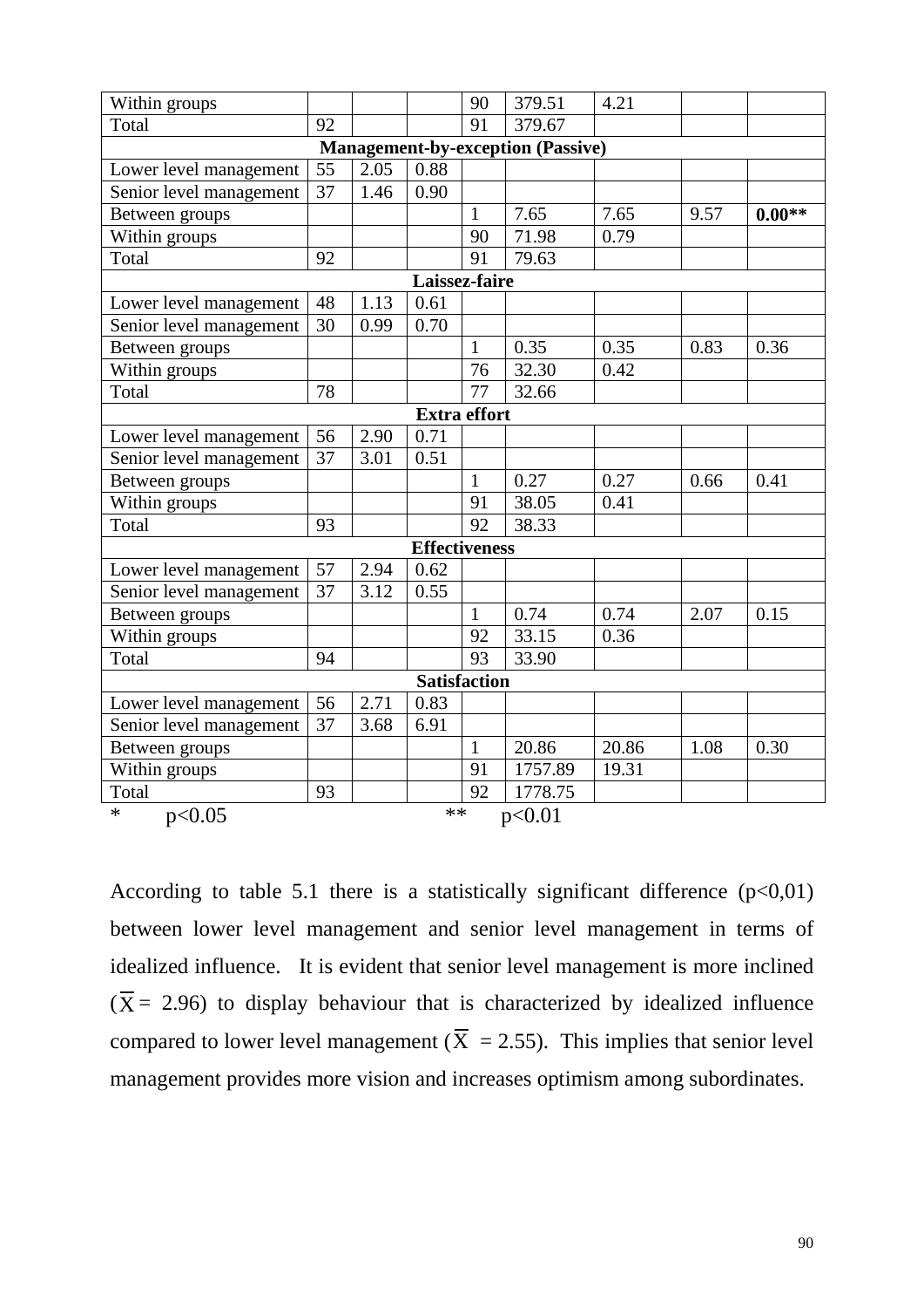| | | | | | | | | |
|---|---|---|---|---|---|---|---|---|
| Within groups | | | | 90 | 379.51 | 4.21 | | |
| Total | 92 | | | 91 | 379.67 | | | |
| **Management-by-exception (Passive)** | | | | | | | | |
| Lower level management | 55 | 2.05 | 0.88 | | | | | |
| Senior level management | 37 | 1.46 | 0.90 | | | | | |
| Between groups | | | | 1 | 7.65 | 7.65 | 9.57 | **0.00**** |
| Within groups | | | | 90 | 71.98 | 0.79 | | |
| Total | 92 | | | 91 | 79.63 | | | |
| **Laissez-faire** | | | | | | | | |
| Lower level management | 48 | 1.13 | 0.61 | | | | | |
| Senior level management | 30 | 0.99 | 0.70 | | | | | |
| Between groups | | | | 1 | 0.35 | 0.35 | 0.83 | 0.36 |
| Within groups | | | | 76 | 32.30 | 0.42 | | |
| Total | 78 | | | 77 | 32.66 | | | |
| **Extra effort** | | | | | | | | |
| Lower level management | 56 | 2.90 | 0.71 | | | | | |
| Senior level management | 37 | 3.01 | 0.51 | | | | | |
| Between groups | | | | 1 | 0.27 | 0.27 | 0.66 | 0.41 |
| Within groups | | | | 91 | 38.05 | 0.41 | | |
| Total | 93 | | | 92 | 38.33 | | | |
| **Effectiveness** | | | | | | | | |
| Lower level management | 57 | 2.94 | 0.62 | | | | | |
| Senior level management | 37 | 3.12 | 0.55 | | | | | |
| Between groups | | | | 1 | 0.74 | 0.74 | 2.07 | 0.15 |
| Within groups | | | | 92 | 33.15 | 0.36 | | |
| Total | 94 | | | 93 | 33.90 | | | |
| **Satisfaction** | | | | | | | | |
| Lower level management | 56 | 2.71 | 0.83 | | | | | |
| Senior level management | 37 | 3.68 | 6.91 | | | | | |
| Between groups | | | | 1 | 20.86 | 20.86 | 1.08 | 0.30 |
| Within groups | | | | 91 | 1757.89 | 19.31 | | |
| Total | 93 | | | 92 | 1778.75 | | | |

* $p<0.05$ ** $p<0.01$

According to table 5.1 there is a statistically significant difference ($p<0,01$) between lower level management and senior level management in terms of idealized influence. It is evident that senior level management is more inclined ($\overline{X} = 2.96$) to display behaviour that is characterized by idealized influence compared to lower level management ($\overline{X} = 2.55$). This implies that senior level management provides more vision and increases optimism among subordinates.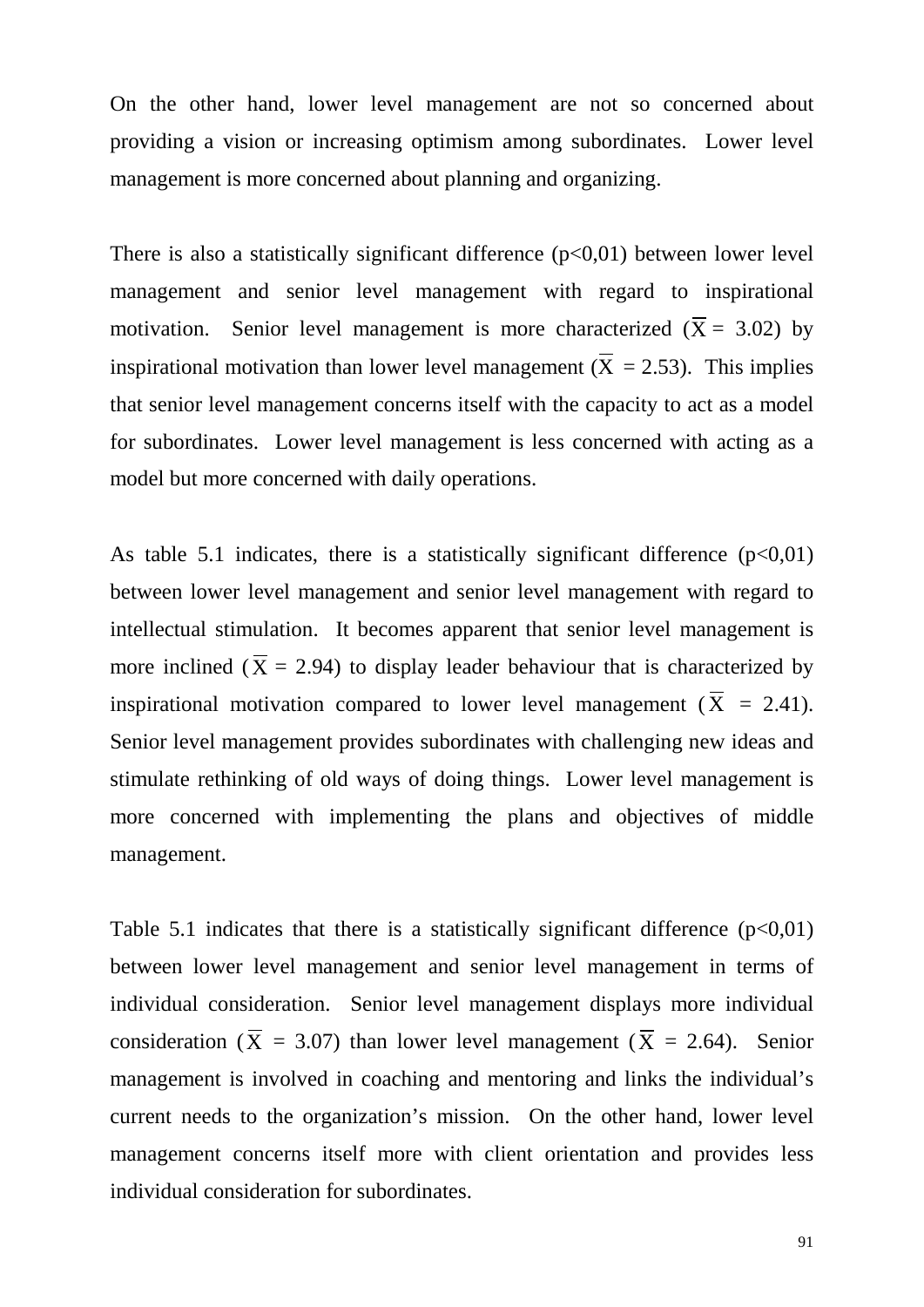On the other hand, lower level management are not so concerned about providing a vision or increasing optimism among subordinates. Lower level management is more concerned about planning and organizing.

There is also a statistically significant difference ($p<0,01$) between lower level management and senior level management with regard to inspirational motivation. Senior level management is more characterized ($\overline{X} = 3.02$) by inspirational motivation than lower level management ($\overline{X} = 2.53$). This implies that senior level management concerns itself with the capacity to act as a model for subordinates. Lower level management is less concerned with acting as a model but more concerned with daily operations.

As table 5.1 indicates, there is a statistically significant difference ($p<0,01$) between lower level management and senior level management with regard to intellectual stimulation. It becomes apparent that senior level management is more inclined ($\overline{X} = 2.94$) to display leader behaviour that is characterized by inspirational motivation compared to lower level management ($\overline{X} = 2.41$). Senior level management provides subordinates with challenging new ideas and stimulate rethinking of old ways of doing things. Lower level management is more concerned with implementing the plans and objectives of middle management.

Table 5.1 indicates that there is a statistically significant difference ($p<0,01$) between lower level management and senior level management in terms of individual consideration. Senior level management displays more individual consideration ($\overline{X} = 3.07$) than lower level management ($\overline{X} = 2.64$). Senior management is involved in coaching and mentoring and links the individual's current needs to the organization's mission. On the other hand, lower level management concerns itself more with client orientation and provides less individual consideration for subordinates.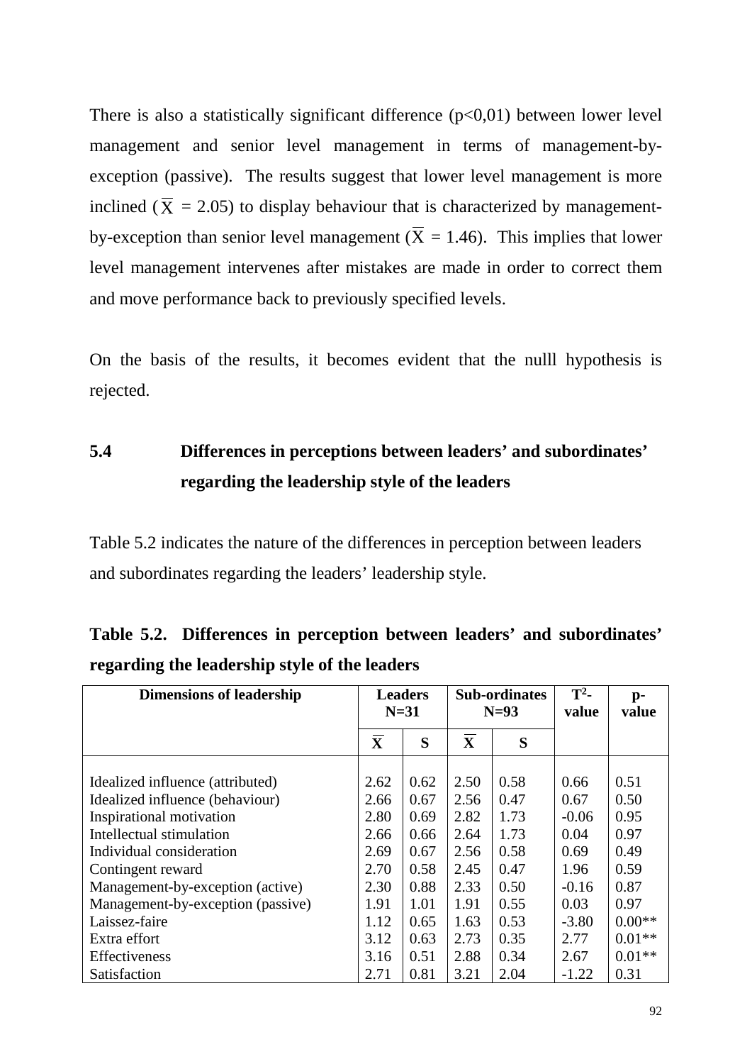There is also a statistically significant difference (p<0,01) between lower level management and senior level management in terms of management-by-exception (passive). The results suggest that lower level management is more inclined ($\overline{X}$ = 2.05) to display behaviour that is characterized by management-by-exception than senior level management ($\overline{X}$ = 1.46). This implies that lower level management intervenes after mistakes are made in order to correct them and move performance back to previously specified levels.

On the basis of the results, it becomes evident that the nulll hypothesis is rejected.

## 5.4 Differences in perceptions between leaders' and subordinates' regarding the leadership style of the leaders

Table 5.2 indicates the nature of the differences in perception between leaders and subordinates regarding the leaders' leadership style.

**Table 5.2. Differences in perception between leaders' and subordinates' regarding the leadership style of the leaders**

| Dimensions of leadership | Leaders N=31 | | Sub-ordinates N=93 | | $T^2$-value | p-value |
|---|---|---|---|---|---|---|
| | $\overline{X}$ | S | $\overline{X}$ | S | | |
| Idealized influence (attributed) | 2.62 | 0.62 | 2.50 | 0.58 | 0.66 | 0.51 |
| Idealized influence (behaviour) | 2.66 | 0.67 | 2.56 | 0.47 | 0.67 | 0.50 |
| Inspirational motivation | 2.80 | 0.69 | 2.82 | 1.73 | -0.06 | 0.95 |
| Intellectual stimulation | 2.66 | 0.66 | 2.64 | 1.73 | 0.04 | 0.97 |
| Individual consideration | 2.69 | 0.67 | 2.56 | 0.58 | 0.69 | 0.49 |
| Contingent reward | 2.70 | 0.58 | 2.45 | 0.47 | 1.96 | 0.59 |
| Management-by-exception (active) | 2.30 | 0.88 | 2.33 | 0.50 | -0.16 | 0.87 |
| Management-by-exception (passive) | 1.91 | 1.01 | 1.91 | 0.55 | 0.03 | 0.97 |
| Laissez-faire | 1.12 | 0.65 | 1.63 | 0.53 | -3.80 | 0.00** |
| Extra effort | 3.12 | 0.63 | 2.73 | 0.35 | 2.77 | 0.01** |
| Effectiveness | 3.16 | 0.51 | 2.88 | 0.34 | 2.67 | 0.01** |
| Satisfaction | 2.71 | 0.81 | 3.21 | 2.04 | -1.22 | 0.31 |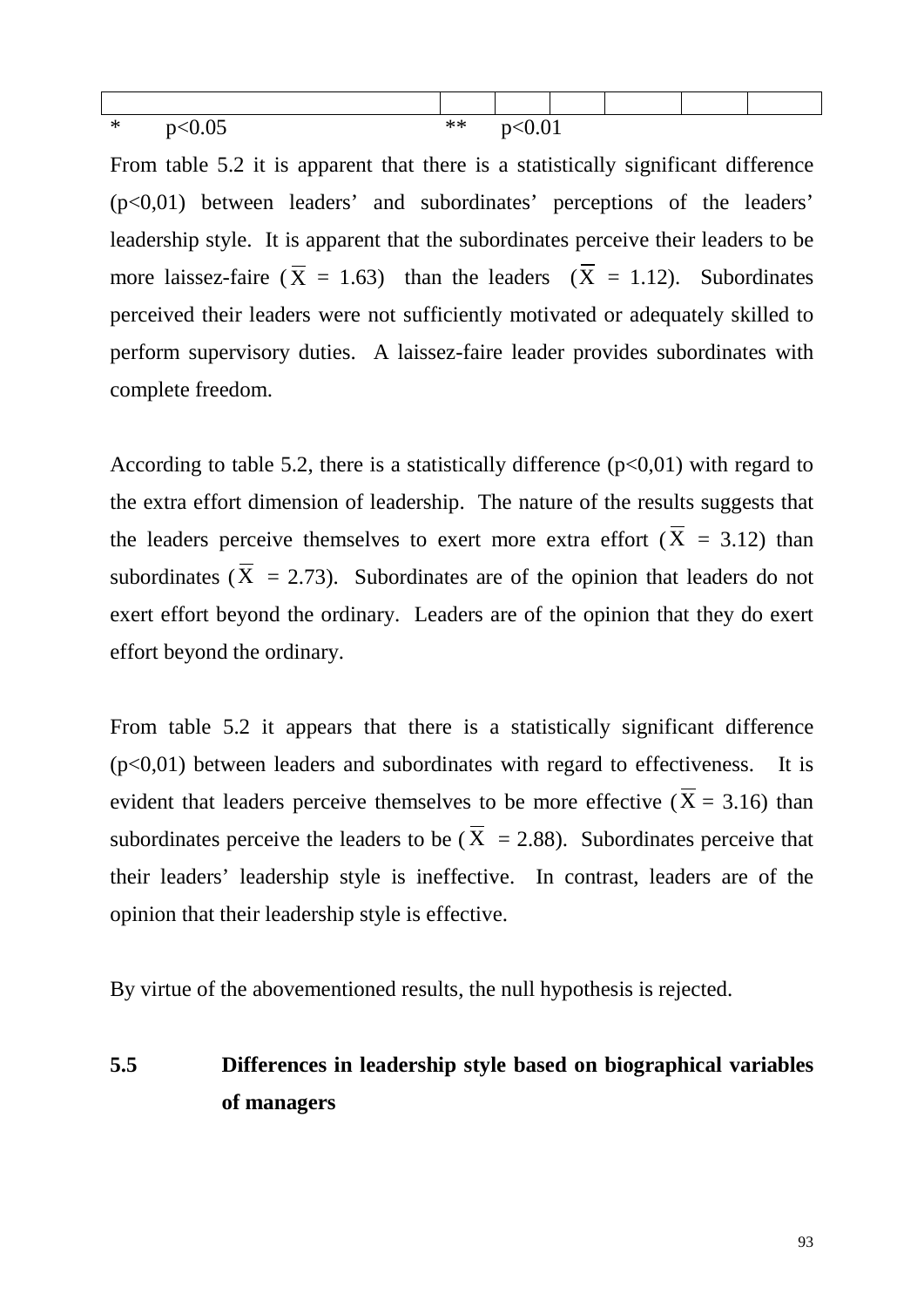| | | | | | | | |
|---|---|---|---|---|---|---|---|

\*      $p<0.05$                    \*\*      $p<0.01$

From table 5.2 it is apparent that there is a statistically significant difference (p<0,01) between leaders' and subordinates' perceptions of the leaders' leadership style. It is apparent that the subordinates perceive their leaders to be more laissez-faire ($\overline{X}$ = 1.63) than the leaders ($\overline{X}$ = 1.12). Subordinates perceived their leaders were not sufficiently motivated or adequately skilled to perform supervisory duties. A laissez-faire leader provides subordinates with complete freedom.

According to table 5.2, there is a statistically difference (p<0,01) with regard to the extra effort dimension of leadership. The nature of the results suggests that the leaders perceive themselves to exert more extra effort ($\overline{X}$ = 3.12) than subordinates ($\overline{X}$ = 2.73). Subordinates are of the opinion that leaders do not exert effort beyond the ordinary. Leaders are of the opinion that they do exert effort beyond the ordinary.

From table 5.2 it appears that there is a statistically significant difference (p<0,01) between leaders and subordinates with regard to effectiveness. It is evident that leaders perceive themselves to be more effective ($\overline{X}$ = 3.16) than subordinates perceive the leaders to be ($\overline{X}$ = 2.88). Subordinates perceive that their leaders' leadership style is ineffective. In contrast, leaders are of the opinion that their leadership style is effective.

By virtue of the abovementioned results, the null hypothesis is rejected.

## 5.5 Differences in leadership style based on biographical variables of managers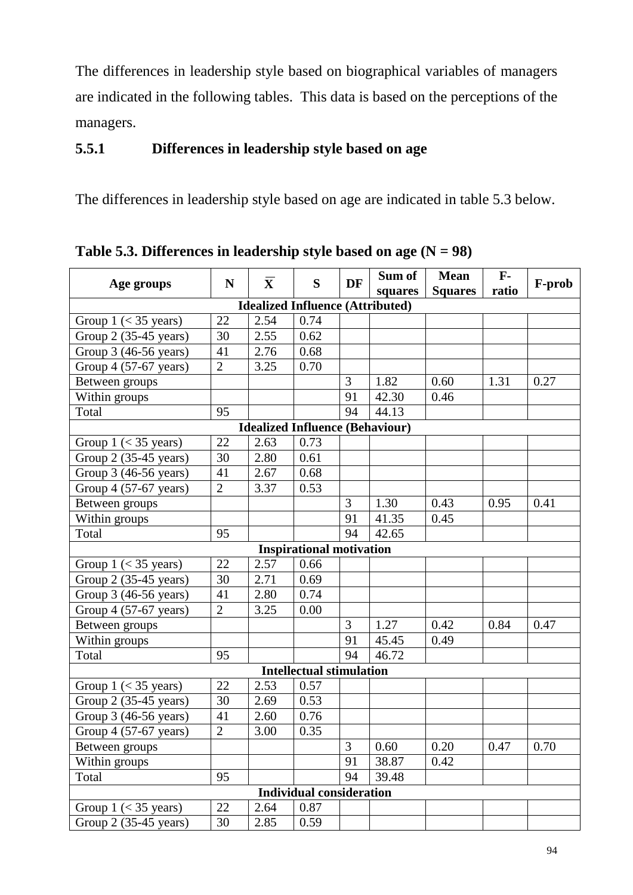The differences in leadership style based on biographical variables of managers are indicated in the following tables. This data is based on the perceptions of the managers.

### 5.5.1 Differences in leadership style based on age

The differences in leadership style based on age are indicated in table 5.3 below.

**Table 5.3. Differences in leadership style based on age (N = 98)**

| Age groups | N | $\overline{X}$ | S | DF | Sum of squares | Mean Squares | F-ratio | F-prob |
|---|---|---|---|---|---|---|---|---|
| **Idealized Influence (Attributed)** | | | | | | | | |
| Group 1 (< 35 years) | 22 | 2.54 | 0.74 | | | | | |
| Group 2 (35-45 years) | 30 | 2.55 | 0.62 | | | | | |
| Group 3 (46-56 years) | 41 | 2.76 | 0.68 | | | | | |
| Group 4 (57-67 years) | 2 | 3.25 | 0.70 | | | | | |
| Between groups | | | | 3 | 1.82 | 0.60 | 1.31 | 0.27 |
| Within groups | | | | 91 | 42.30 | 0.46 | | |
| Total | 95 | | | 94 | 44.13 | | | |
| **Idealized Influence (Behaviour)** | | | | | | | | |
| Group 1 (< 35 years) | 22 | 2.63 | 0.73 | | | | | |
| Group 2 (35-45 years) | 30 | 2.80 | 0.61 | | | | | |
| Group 3 (46-56 years) | 41 | 2.67 | 0.68 | | | | | |
| Group 4 (57-67 years) | 2 | 3.37 | 0.53 | | | | | |
| Between groups | | | | 3 | 1.30 | 0.43 | 0.95 | 0.41 |
| Within groups | | | | 91 | 41.35 | 0.45 | | |
| Total | 95 | | | 94 | 42.65 | | | |
| **Inspirational motivation** | | | | | | | | |
| Group 1 (< 35 years) | 22 | 2.57 | 0.66 | | | | | |
| Group 2 (35-45 years) | 30 | 2.71 | 0.69 | | | | | |
| Group 3 (46-56 years) | 41 | 2.80 | 0.74 | | | | | |
| Group 4 (57-67 years) | 2 | 3.25 | 0.00 | | | | | |
| Between groups | | | | 3 | 1.27 | 0.42 | 0.84 | 0.47 |
| Within groups | | | | 91 | 45.45 | 0.49 | | |
| Total | 95 | | | 94 | 46.72 | | | |
| **Intellectual stimulation** | | | | | | | | |
| Group 1 (< 35 years) | 22 | 2.53 | 0.57 | | | | | |
| Group 2 (35-45 years) | 30 | 2.69 | 0.53 | | | | | |
| Group 3 (46-56 years) | 41 | 2.60 | 0.76 | | | | | |
| Group 4 (57-67 years) | 2 | 3.00 | 0.35 | | | | | |
| Between groups | | | | 3 | 0.60 | 0.20 | 0.47 | 0.70 |
| Within groups | | | | 91 | 38.87 | 0.42 | | |
| Total | 95 | | | 94 | 39.48 | | | |
| **Individual consideration** | | | | | | | | |
| Group 1 (< 35 years) | 22 | 2.64 | 0.87 | | | | | |
| Group 2 (35-45 years) | 30 | 2.85 | 0.59 | | | | | |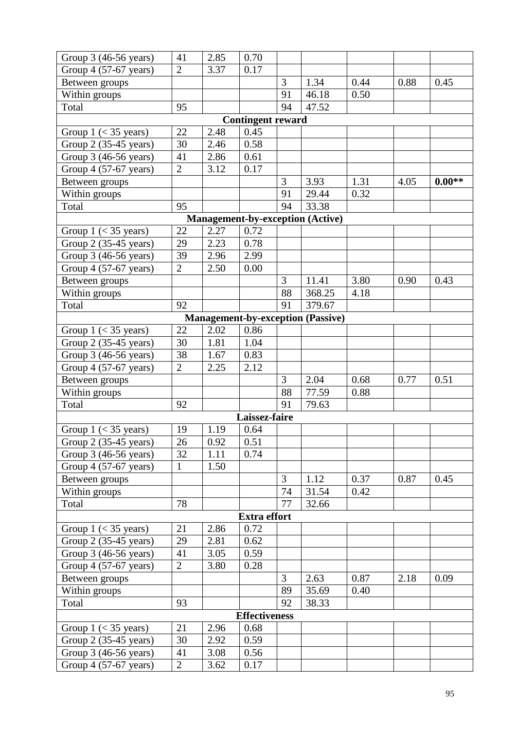| | | | | | | | | |
|---|---|---|---|---|---|---|---|---|
| Group 3 (46-56 years) | 41 | 2.85 | 0.70 | | | | | |
| Group 4 (57-67 years) | 2 | 3.37 | 0.17 | | | | | |
| Between groups | | | | 3 | 1.34 | 0.44 | 0.88 | 0.45 |
| Within groups | | | | 91 | 46.18 | 0.50 | | |
| Total | 95 | | | 94 | 47.52 | | | |
| **Contingent reward** | | | | | | | | |
| Group 1 (< 35 years) | 22 | 2.48 | 0.45 | | | | | |
| Group 2 (35-45 years) | 30 | 2.46 | 0.58 | | | | | |
| Group 3 (46-56 years) | 41 | 2.86 | 0.61 | | | | | |
| Group 4 (57-67 years) | 2 | 3.12 | 0.17 | | | | | |
| Between groups | | | | 3 | 3.93 | 1.31 | 4.05 | **0.00\*\*** |
| Within groups | | | | 91 | 29.44 | 0.32 | | |
| Total | 95 | | | 94 | 33.38 | | | |
| **Management-by-exception (Active)** | | | | | | | | |
| Group 1 (< 35 years) | 22 | 2.27 | 0.72 | | | | | |
| Group 2 (35-45 years) | 29 | 2.23 | 0.78 | | | | | |
| Group 3 (46-56 years) | 39 | 2.96 | 2.99 | | | | | |
| Group 4 (57-67 years) | 2 | 2.50 | 0.00 | | | | | |
| Between groups | | | | 3 | 11.41 | 3.80 | 0.90 | 0.43 |
| Within groups | | | | 88 | 368.25 | 4.18 | | |
| Total | 92 | | | 91 | 379.67 | | | |
| **Management-by-exception (Passive)** | | | | | | | | |
| Group 1 (< 35 years) | 22 | 2.02 | 0.86 | | | | | |
| Group 2 (35-45 years) | 30 | 1.81 | 1.04 | | | | | |
| Group 3 (46-56 years) | 38 | 1.67 | 0.83 | | | | | |
| Group 4 (57-67 years) | 2 | 2.25 | 2.12 | | | | | |
| Between groups | | | | 3 | 2.04 | 0.68 | 0.77 | 0.51 |
| Within groups | | | | 88 | 77.59 | 0.88 | | |
| Total | 92 | | | 91 | 79.63 | | | |
| **Laissez-faire** | | | | | | | | |
| Group 1 (< 35 years) | 19 | 1.19 | 0.64 | | | | | |
| Group 2 (35-45 years) | 26 | 0.92 | 0.51 | | | | | |
| Group 3 (46-56 years) | 32 | 1.11 | 0.74 | | | | | |
| Group 4 (57-67 years) | 1 | 1.50 | | | | | | |
| Between groups | | | | 3 | 1.12 | 0.37 | 0.87 | 0.45 |
| Within groups | | | | 74 | 31.54 | 0.42 | | |
| Total | 78 | | | 77 | 32.66 | | | |
| **Extra effort** | | | | | | | | |
| Group 1 (< 35 years) | 21 | 2.86 | 0.72 | | | | | |
| Group 2 (35-45 years) | 29 | 2.81 | 0.62 | | | | | |
| Group 3 (46-56 years) | 41 | 3.05 | 0.59 | | | | | |
| Group 4 (57-67 years) | 2 | 3.80 | 0.28 | | | | | |
| Between groups | | | | 3 | 2.63 | 0.87 | 2.18 | 0.09 |
| Within groups | | | | 89 | 35.69 | 0.40 | | |
| Total | 93 | | | 92 | 38.33 | | | |
| **Effectiveness** | | | | | | | | |
| Group 1 (< 35 years) | 21 | 2.96 | 0.68 | | | | | |
| Group 2 (35-45 years) | 30 | 2.92 | 0.59 | | | | | |
| Group 3 (46-56 years) | 41 | 3.08 | 0.56 | | | | | |
| Group 4 (57-67 years) | 2 | 3.62 | 0.17 | | | | | |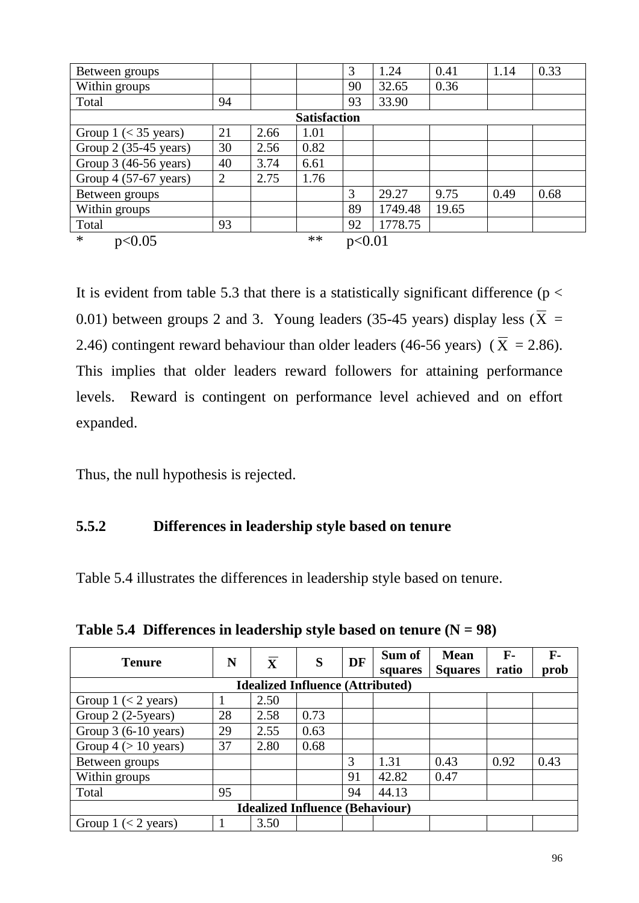| | | | | | | | | |
|---|---|---|---|---|---|---|---|---|
| Between groups | | | | 3 | 1.24 | 0.41 | 1.14 | 0.33 |
| Within groups | | | | 90 | 32.65 | 0.36 | | |
| Total | 94 | | | 93 | 33.90 | | | |
| **Satisfaction** | | | | | | | | |
| Group 1 (< 35 years) | 21 | 2.66 | 1.01 | | | | | |
| Group 2 (35-45 years) | 30 | 2.56 | 0.82 | | | | | |
| Group 3 (46-56 years) | 40 | 3.74 | 6.61 | | | | | |
| Group 4 (57-67 years) | 2 | 2.75 | 1.76 | | | | | |
| Between groups | | | | 3 | 29.27 | 9.75 | 0.49 | 0.68 |
| Within groups | | | | 89 | 1749.48 | 19.65 | | |
| Total | 93 | | | 92 | 1778.75 | | | |

\* $p<0.05$ &nbsp;&nbsp;&nbsp;&nbsp; ** $p<0.01$

It is evident from table 5.3 that there is a statistically significant difference ($p < 0.01$) between groups 2 and 3. Young leaders (35-45 years) display less ($\overline{X} = 2.46$) contingent reward behaviour than older leaders (46-56 years) ($\overline{X} = 2.86$). This implies that older leaders reward followers for attaining performance levels. Reward is contingent on performance level achieved and on effort expanded.

Thus, the null hypothesis is rejected.

### 5.5.2 Differences in leadership style based on tenure

Table 5.4 illustrates the differences in leadership style based on tenure.

**Table 5.4 Differences in leadership style based on tenure (N = 98)**

| Tenure | N | $\overline{X}$ | S | DF | Sum of squares | Mean Squares | F-ratio | F-prob |
|---|---|---|---|---|---|---|---|---|
| **Idealized Influence (Attributed)** | | | | | | | | |
| Group 1 (< 2 years) | 1 | 2.50 | | | | | | |
| Group 2 (2-5years) | 28 | 2.58 | 0.73 | | | | | |
| Group 3 (6-10 years) | 29 | 2.55 | 0.63 | | | | | |
| Group 4 (> 10 years) | 37 | 2.80 | 0.68 | | | | | |
| Between groups | | | | 3 | 1.31 | 0.43 | 0.92 | 0.43 |
| Within groups | | | | 91 | 42.82 | 0.47 | | |
| Total | 95 | | | 94 | 44.13 | | | |
| **Idealized Influence (Behaviour)** | | | | | | | | |
| Group 1 (< 2 years) | 1 | 3.50 | | | | | | |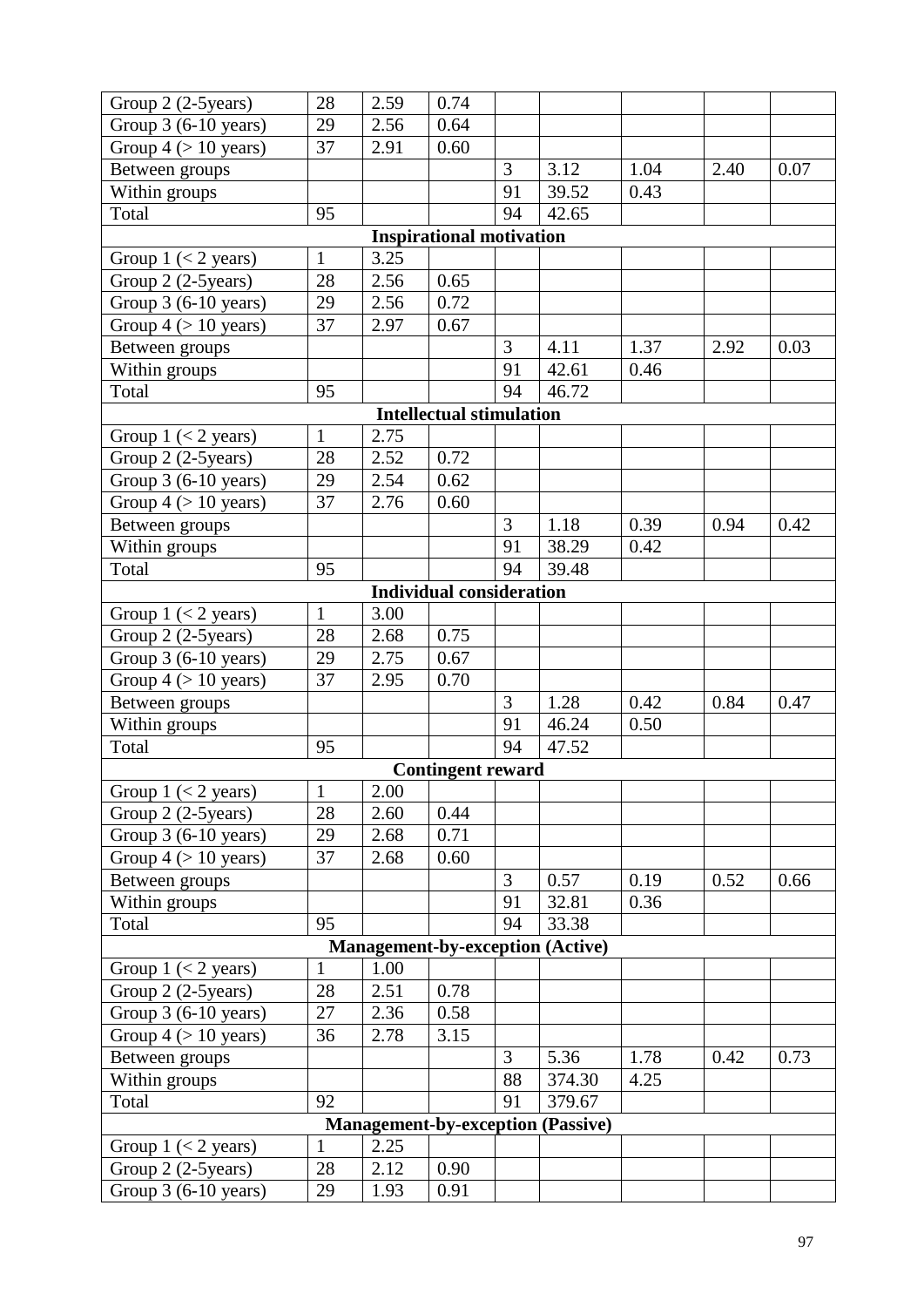| | | | | | | | | |
|---|---|---|---|---|---|---|---|---|
| Group 2 (2-5years) | 28 | 2.59 | 0.74 | | | | | |
| Group 3 (6-10 years) | 29 | 2.56 | 0.64 | | | | | |
| Group 4 (> 10 years) | 37 | 2.91 | 0.60 | | | | | |
| Between groups | | | | 3 | 3.12 | 1.04 | 2.40 | 0.07 |
| Within groups | | | | 91 | 39.52 | 0.43 | | |
| Total | 95 | | | 94 | 42.65 | | | |
| **Inspirational motivation** | | | | | | | | |
| Group 1 (< 2 years) | 1 | 3.25 | | | | | | |
| Group 2 (2-5years) | 28 | 2.56 | 0.65 | | | | | |
| Group 3 (6-10 years) | 29 | 2.56 | 0.72 | | | | | |
| Group 4 (> 10 years) | 37 | 2.97 | 0.67 | | | | | |
| Between groups | | | | 3 | 4.11 | 1.37 | 2.92 | 0.03 |
| Within groups | | | | 91 | 42.61 | 0.46 | | |
| Total | 95 | | | 94 | 46.72 | | | |
| **Intellectual stimulation** | | | | | | | | |
| Group 1 (< 2 years) | 1 | 2.75 | | | | | | |
| Group 2 (2-5years) | 28 | 2.52 | 0.72 | | | | | |
| Group 3 (6-10 years) | 29 | 2.54 | 0.62 | | | | | |
| Group 4 (> 10 years) | 37 | 2.76 | 0.60 | | | | | |
| Between groups | | | | 3 | 1.18 | 0.39 | 0.94 | 0.42 |
| Within groups | | | | 91 | 38.29 | 0.42 | | |
| Total | 95 | | | 94 | 39.48 | | | |
| **Individual consideration** | | | | | | | | |
| Group 1 (< 2 years) | 1 | 3.00 | | | | | | |
| Group 2 (2-5years) | 28 | 2.68 | 0.75 | | | | | |
| Group 3 (6-10 years) | 29 | 2.75 | 0.67 | | | | | |
| Group 4 (> 10 years) | 37 | 2.95 | 0.70 | | | | | |
| Between groups | | | | 3 | 1.28 | 0.42 | 0.84 | 0.47 |
| Within groups | | | | 91 | 46.24 | 0.50 | | |
| Total | 95 | | | 94 | 47.52 | | | |
| **Contingent reward** | | | | | | | | |
| Group 1 (< 2 years) | 1 | 2.00 | | | | | | |
| Group 2 (2-5years) | 28 | 2.60 | 0.44 | | | | | |
| Group 3 (6-10 years) | 29 | 2.68 | 0.71 | | | | | |
| Group 4 (> 10 years) | 37 | 2.68 | 0.60 | | | | | |
| Between groups | | | | 3 | 0.57 | 0.19 | 0.52 | 0.66 |
| Within groups | | | | 91 | 32.81 | 0.36 | | |
| Total | 95 | | | 94 | 33.38 | | | |
| **Management-by-exception (Active)** | | | | | | | | |
| Group 1 (< 2 years) | 1 | 1.00 | | | | | | |
| Group 2 (2-5years) | 28 | 2.51 | 0.78 | | | | | |
| Group 3 (6-10 years) | 27 | 2.36 | 0.58 | | | | | |
| Group 4 (> 10 years) | 36 | 2.78 | 3.15 | | | | | |
| Between groups | | | | 3 | 5.36 | 1.78 | 0.42 | 0.73 |
| Within groups | | | | 88 | 374.30 | 4.25 | | |
| Total | 92 | | | 91 | 379.67 | | | |
| **Management-by-exception (Passive)** | | | | | | | | |
| Group 1 (< 2 years) | 1 | 2.25 | | | | | | |
| Group 2 (2-5years) | 28 | 2.12 | 0.90 | | | | | |
| Group 3 (6-10 years) | 29 | 1.93 | 0.91 | | | | | |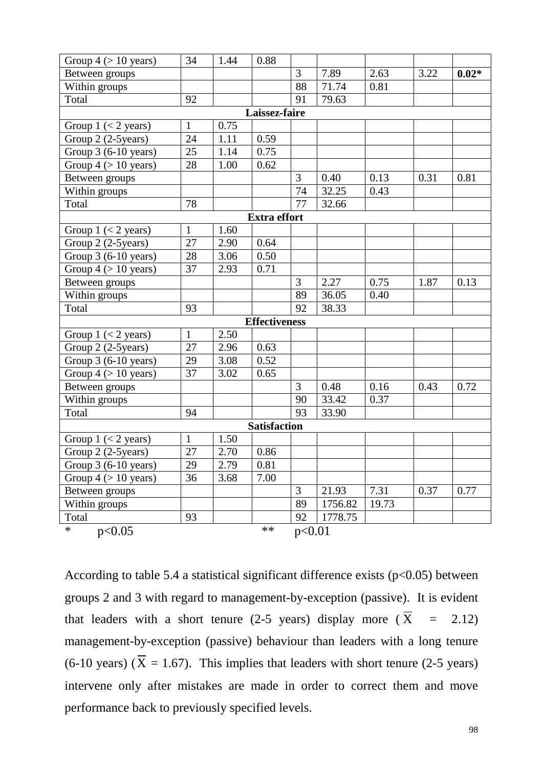| Group 4 (> 10 years) | 34 | 1.44 | 0.88 | | | | | |
|---|---|---|---|---|---|---|---|---|
| Between groups | | | | 3 | 7.89 | 2.63 | 3.22 | **0.02*** |
| Within groups | | | | 88 | 71.74 | 0.81 | | |
| Total | 92 | | | 91 | 79.63 | | | |
| **Laissez-faire** | | | | | | | | |
| Group 1 (< 2 years) | 1 | 0.75 | | | | | | |
| Group 2 (2-5years) | 24 | 1.11 | 0.59 | | | | | |
| Group 3 (6-10 years) | 25 | 1.14 | 0.75 | | | | | |
| Group 4 (> 10 years) | 28 | 1.00 | 0.62 | | | | | |
| Between groups | | | | 3 | 0.40 | 0.13 | 0.31 | 0.81 |
| Within groups | | | | 74 | 32.25 | 0.43 | | |
| Total | 78 | | | 77 | 32.66 | | | |
| **Extra effort** | | | | | | | | |
| Group 1 (< 2 years) | 1 | 1.60 | | | | | | |
| Group 2 (2-5years) | 27 | 2.90 | 0.64 | | | | | |
| Group 3 (6-10 years) | 28 | 3.06 | 0.50 | | | | | |
| Group 4 (> 10 years) | 37 | 2.93 | 0.71 | | | | | |
| Between groups | | | | 3 | 2.27 | 0.75 | 1.87 | 0.13 |
| Within groups | | | | 89 | 36.05 | 0.40 | | |
| Total | 93 | | | 92 | 38.33 | | | |
| **Effectiveness** | | | | | | | | |
| Group 1 (< 2 years) | 1 | 2.50 | | | | | | |
| Group 2 (2-5years) | 27 | 2.96 | 0.63 | | | | | |
| Group 3 (6-10 years) | 29 | 3.08 | 0.52 | | | | | |
| Group 4 (> 10 years) | 37 | 3.02 | 0.65 | | | | | |
| Between groups | | | | 3 | 0.48 | 0.16 | 0.43 | 0.72 |
| Within groups | | | | 90 | 33.42 | 0.37 | | |
| Total | 94 | | | 93 | 33.90 | | | |
| **Satisfaction** | | | | | | | | |
| Group 1 (< 2 years) | 1 | 1.50 | | | | | | |
| Group 2 (2-5years) | 27 | 2.70 | 0.86 | | | | | |
| Group 3 (6-10 years) | 29 | 2.79 | 0.81 | | | | | |
| Group 4 (> 10 years) | 36 | 3.68 | 7.00 | | | | | |
| Between groups | | | | 3 | 21.93 | 7.31 | 0.37 | 0.77 |
| Within groups | | | | 89 | 1756.82 | 19.73 | | |
| Total | 93 | | | 92 | 1778.75 | | | |

\* $p<0.05$ &nbsp;&nbsp;&nbsp;&nbsp; ** $p<0.01$

According to table 5.4 a statistical significant difference exists ($p<0.05$) between groups 2 and 3 with regard to management-by-exception (passive). It is evident that leaders with a short tenure (2-5 years) display more ($\overline{X} = 2.12$) management-by-exception (passive) behaviour than leaders with a long tenure (6-10 years) ($\overline{X} = 1.67$). This implies that leaders with short tenure (2-5 years) intervene only after mistakes are made in order to correct them and move performance back to previously specified levels.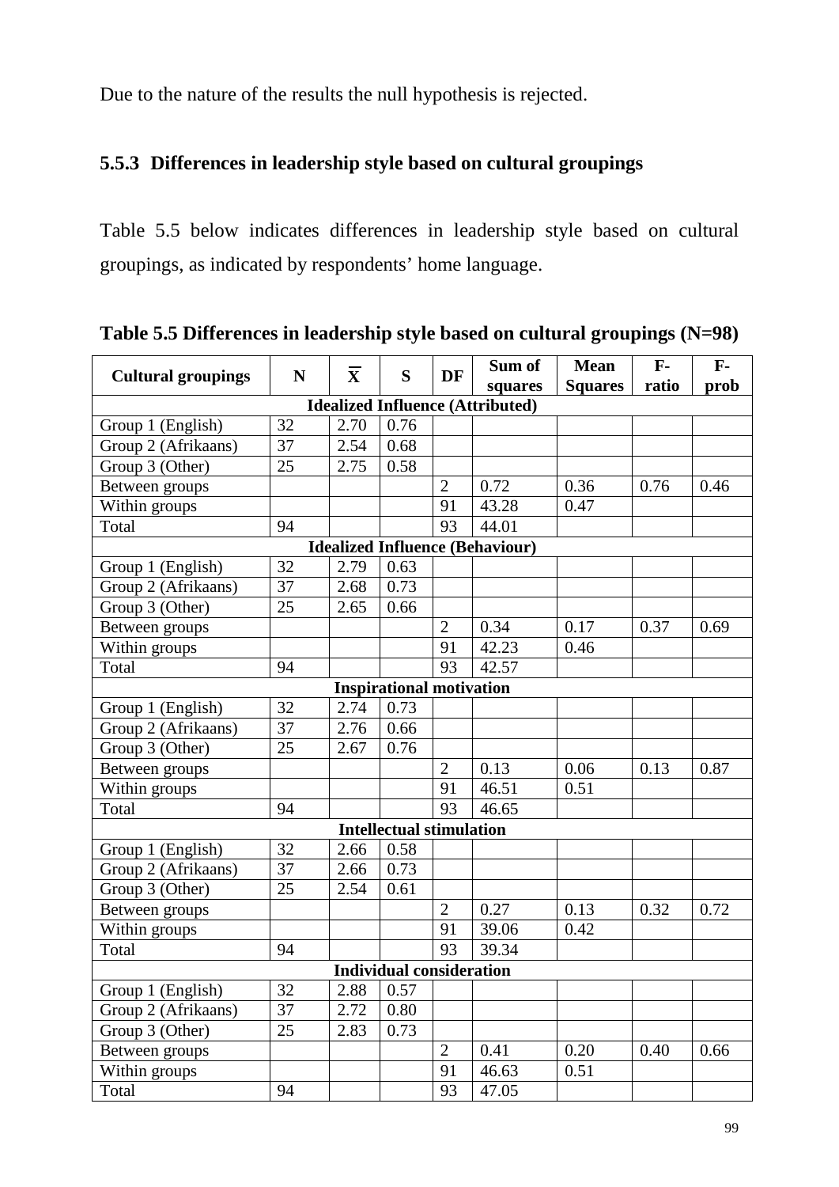Due to the nature of the results the null hypothesis is rejected.

### 5.5.3 Differences in leadership style based on cultural groupings

Table 5.5 below indicates differences in leadership style based on cultural groupings, as indicated by respondents' home language.

**Table 5.5 Differences in leadership style based on cultural groupings (N=98)**

| Cultural groupings | N | $\overline{X}$ | S | DF | Sum of squares | Mean Squares | F-ratio | F-prob |
|---|---|---|---|---|---|---|---|---|
| **Idealized Influence (Attributed)** | | | | | | | | |
| Group 1 (English) | 32 | 2.70 | 0.76 | | | | | |
| Group 2 (Afrikaans) | 37 | 2.54 | 0.68 | | | | | |
| Group 3 (Other) | 25 | 2.75 | 0.58 | | | | | |
| Between groups | | | | 2 | 0.72 | 0.36 | 0.76 | 0.46 |
| Within groups | | | | 91 | 43.28 | 0.47 | | |
| Total | 94 | | | 93 | 44.01 | | | |
| **Idealized Influence (Behaviour)** | | | | | | | | |
| Group 1 (English) | 32 | 2.79 | 0.63 | | | | | |
| Group 2 (Afrikaans) | 37 | 2.68 | 0.73 | | | | | |
| Group 3 (Other) | 25 | 2.65 | 0.66 | | | | | |
| Between groups | | | | 2 | 0.34 | 0.17 | 0.37 | 0.69 |
| Within groups | | | | 91 | 42.23 | 0.46 | | |
| Total | 94 | | | 93 | 42.57 | | | |
| **Inspirational motivation** | | | | | | | | |
| Group 1 (English) | 32 | 2.74 | 0.73 | | | | | |
| Group 2 (Afrikaans) | 37 | 2.76 | 0.66 | | | | | |
| Group 3 (Other) | 25 | 2.67 | 0.76 | | | | | |
| Between groups | | | | 2 | 0.13 | 0.06 | 0.13 | 0.87 |
| Within groups | | | | 91 | 46.51 | 0.51 | | |
| Total | 94 | | | 93 | 46.65 | | | |
| **Intellectual stimulation** | | | | | | | | |
| Group 1 (English) | 32 | 2.66 | 0.58 | | | | | |
| Group 2 (Afrikaans) | 37 | 2.66 | 0.73 | | | | | |
| Group 3 (Other) | 25 | 2.54 | 0.61 | | | | | |
| Between groups | | | | 2 | 0.27 | 0.13 | 0.32 | 0.72 |
| Within groups | | | | 91 | 39.06 | 0.42 | | |
| Total | 94 | | | 93 | 39.34 | | | |
| **Individual consideration** | | | | | | | | |
| Group 1 (English) | 32 | 2.88 | 0.57 | | | | | |
| Group 2 (Afrikaans) | 37 | 2.72 | 0.80 | | | | | |
| Group 3 (Other) | 25 | 2.83 | 0.73 | | | | | |
| Between groups | | | | 2 | 0.41 | 0.20 | 0.40 | 0.66 |
| Within groups | | | | 91 | 46.63 | 0.51 | | |
| Total | 94 | | | 93 | 47.05 | | | |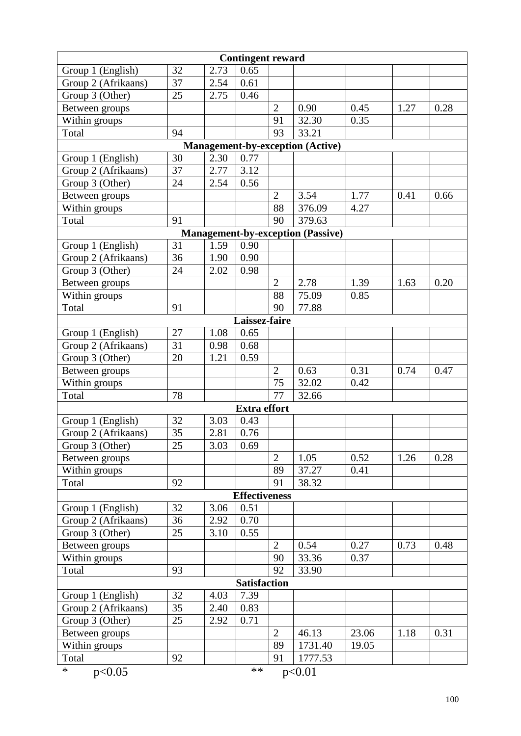| Contingent reward | | | | | | | | |
|---|---|---|---|---|---|---|---|---|
| Group 1 (English) | 32 | 2.73 | 0.65 | | | | | |
| Group 2 (Afrikaans) | 37 | 2.54 | 0.61 | | | | | |
| Group 3 (Other) | 25 | 2.75 | 0.46 | | | | | |
| Between groups | | | | 2 | 0.90 | 0.45 | 1.27 | 0.28 |
| Within groups | | | | 91 | 32.30 | 0.35 | | |
| Total | 94 | | | 93 | 33.21 | | | |
| **Management-by-exception (Active)** | | | | | | | | |
| Group 1 (English) | 30 | 2.30 | 0.77 | | | | | |
| Group 2 (Afrikaans) | 37 | 2.77 | 3.12 | | | | | |
| Group 3 (Other) | 24 | 2.54 | 0.56 | | | | | |
| Between groups | | | | 2 | 3.54 | 1.77 | 0.41 | 0.66 |
| Within groups | | | | 88 | 376.09 | 4.27 | | |
| Total | 91 | | | 90 | 379.63 | | | |
| **Management-by-exception (Passive)** | | | | | | | | |
| Group 1 (English) | 31 | 1.59 | 0.90 | | | | | |
| Group 2 (Afrikaans) | 36 | 1.90 | 0.90 | | | | | |
| Group 3 (Other) | 24 | 2.02 | 0.98 | | | | | |
| Between groups | | | | 2 | 2.78 | 1.39 | 1.63 | 0.20 |
| Within groups | | | | 88 | 75.09 | 0.85 | | |
| Total | 91 | | | 90 | 77.88 | | | |
| **Laissez-faire** | | | | | | | | |
| Group 1 (English) | 27 | 1.08 | 0.65 | | | | | |
| Group 2 (Afrikaans) | 31 | 0.98 | 0.68 | | | | | |
| Group 3 (Other) | 20 | 1.21 | 0.59 | | | | | |
| Between groups | | | | 2 | 0.63 | 0.31 | 0.74 | 0.47 |
| Within groups | | | | 75 | 32.02 | 0.42 | | |
| Total | 78 | | | 77 | 32.66 | | | |
| **Extra effort** | | | | | | | | |
| Group 1 (English) | 32 | 3.03 | 0.43 | | | | | |
| Group 2 (Afrikaans) | 35 | 2.81 | 0.76 | | | | | |
| Group 3 (Other) | 25 | 3.03 | 0.69 | | | | | |
| Between groups | | | | 2 | 1.05 | 0.52 | 1.26 | 0.28 |
| Within groups | | | | 89 | 37.27 | 0.41 | | |
| Total | 92 | | | 91 | 38.32 | | | |
| **Effectiveness** | | | | | | | | |
| Group 1 (English) | 32 | 3.06 | 0.51 | | | | | |
| Group 2 (Afrikaans) | 36 | 2.92 | 0.70 | | | | | |
| Group 3 (Other) | 25 | 3.10 | 0.55 | | | | | |
| Between groups | | | | 2 | 0.54 | 0.27 | 0.73 | 0.48 |
| Within groups | | | | 90 | 33.36 | 0.37 | | |
| Total | 93 | | | 92 | 33.90 | | | |
| **Satisfaction** | | | | | | | | |
| Group 1 (English) | 32 | 4.03 | 7.39 | | | | | |
| Group 2 (Afrikaans) | 35 | 2.40 | 0.83 | | | | | |
| Group 3 (Other) | 25 | 2.92 | 0.71 | | | | | |
| Between groups | | | | 2 | 46.13 | 23.06 | 1.18 | 0.31 |
| Within groups | | | | 89 | 1731.40 | 19.05 | | |
| Total | 92 | | | 91 | 1777.53 | | | |

* $p<0.05$ ** $p<0.01$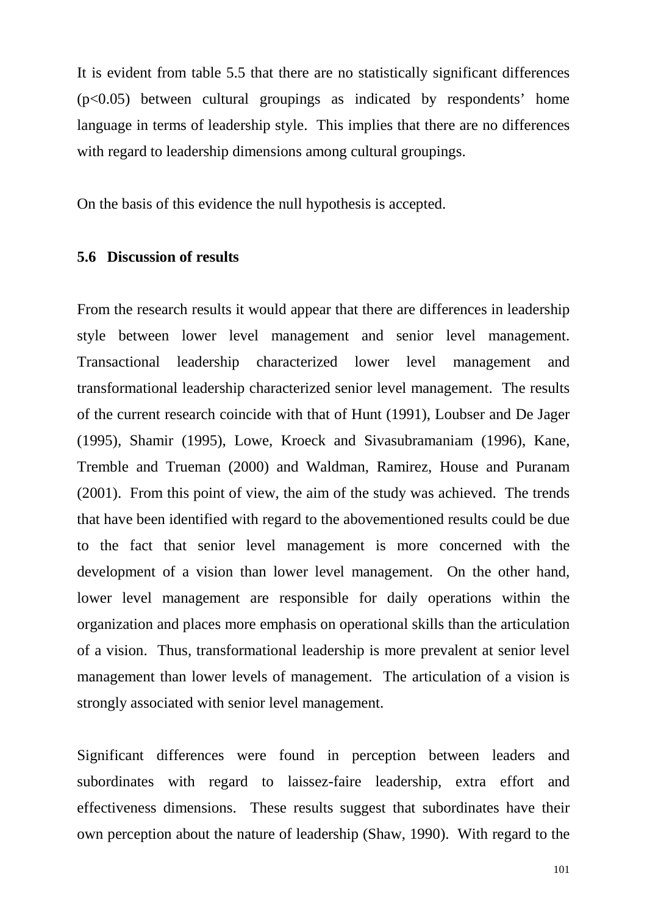It is evident from table 5.5 that there are no statistically significant differences ($p<0.05$) between cultural groupings as indicated by respondents' home language in terms of leadership style. This implies that there are no differences with regard to leadership dimensions among cultural groupings.

On the basis of this evidence the null hypothesis is accepted.

### 5.6 Discussion of results

From the research results it would appear that there are differences in leadership style between lower level management and senior level management. Transactional leadership characterized lower level management and transformational leadership characterized senior level management. The results of the current research coincide with that of Hunt (1991), Loubser and De Jager (1995), Shamir (1995), Lowe, Kroeck and Sivasubramaniam (1996), Kane, Tremble and Trueman (2000) and Waldman, Ramirez, House and Puranam (2001). From this point of view, the aim of the study was achieved. The trends that have been identified with regard to the abovementioned results could be due to the fact that senior level management is more concerned with the development of a vision than lower level management. On the other hand, lower level management are responsible for daily operations within the organization and places more emphasis on operational skills than the articulation of a vision. Thus, transformational leadership is more prevalent at senior level management than lower levels of management. The articulation of a vision is strongly associated with senior level management.

Significant differences were found in perception between leaders and subordinates with regard to laissez-faire leadership, extra effort and effectiveness dimensions. These results suggest that subordinates have their own perception about the nature of leadership (Shaw, 1990). With regard to the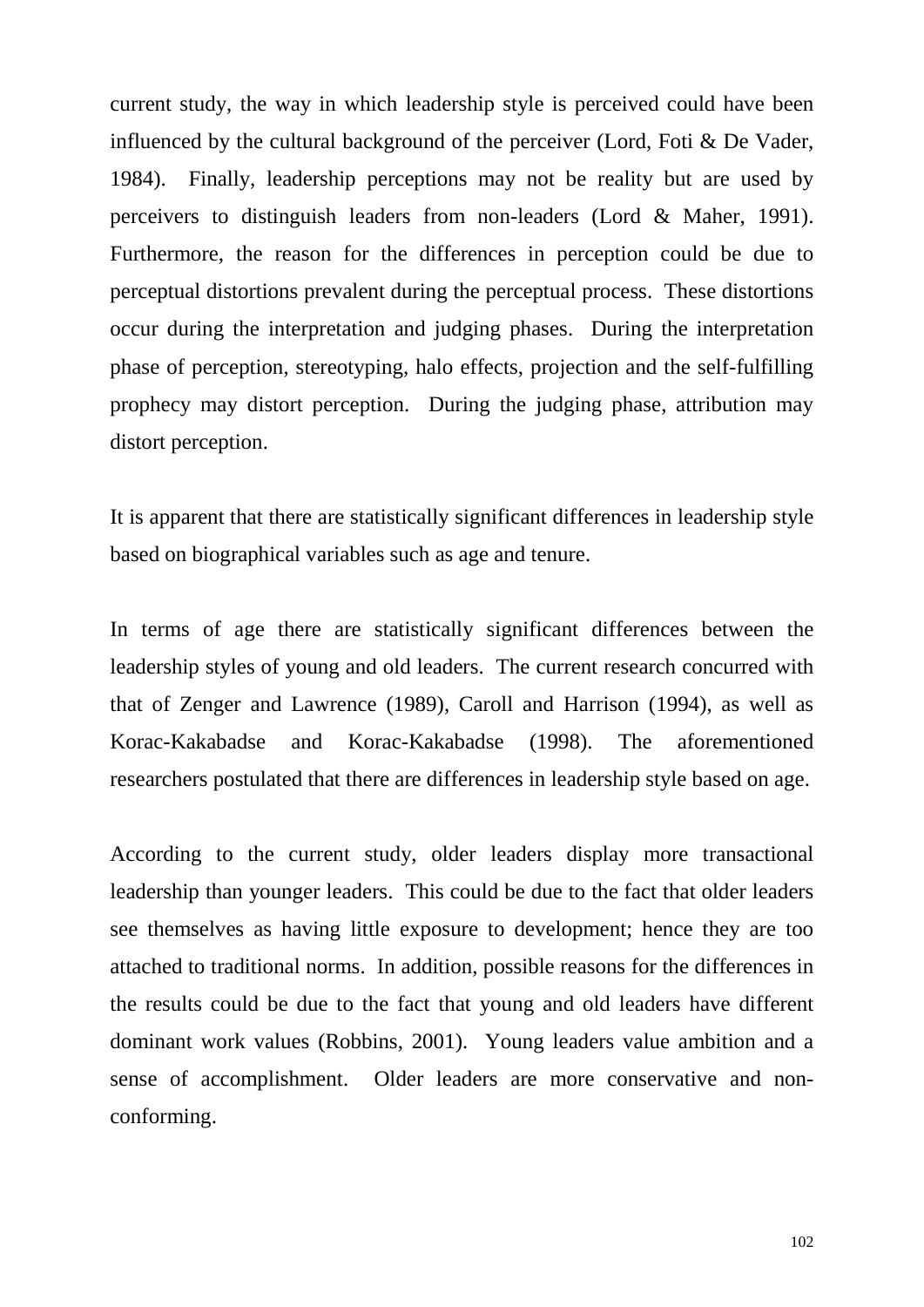current study, the way in which leadership style is perceived could have been influenced by the cultural background of the perceiver (Lord, Foti & De Vader, 1984). Finally, leadership perceptions may not be reality but are used by perceivers to distinguish leaders from non-leaders (Lord & Maher, 1991). Furthermore, the reason for the differences in perception could be due to perceptual distortions prevalent during the perceptual process. These distortions occur during the interpretation and judging phases. During the interpretation phase of perception, stereotyping, halo effects, projection and the self-fulfilling prophecy may distort perception. During the judging phase, attribution may distort perception.

It is apparent that there are statistically significant differences in leadership style based on biographical variables such as age and tenure.

In terms of age there are statistically significant differences between the leadership styles of young and old leaders. The current research concurred with that of Zenger and Lawrence (1989), Caroll and Harrison (1994), as well as Korac-Kakabadse and Korac-Kakabadse (1998). The aforementioned researchers postulated that there are differences in leadership style based on age.

According to the current study, older leaders display more transactional leadership than younger leaders. This could be due to the fact that older leaders see themselves as having little exposure to development; hence they are too attached to traditional norms. In addition, possible reasons for the differences in the results could be due to the fact that young and old leaders have different dominant work values (Robbins, 2001). Young leaders value ambition and a sense of accomplishment. Older leaders are more conservative and non-conforming.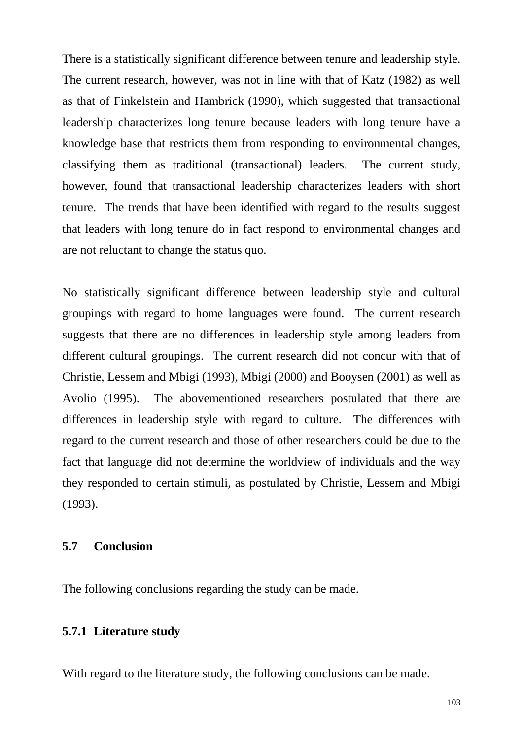There is a statistically significant difference between tenure and leadership style. The current research, however, was not in line with that of Katz (1982) as well as that of Finkelstein and Hambrick (1990), which suggested that transactional leadership characterizes long tenure because leaders with long tenure have a knowledge base that restricts them from responding to environmental changes, classifying them as traditional (transactional) leaders. The current study, however, found that transactional leadership characterizes leaders with short tenure. The trends that have been identified with regard to the results suggest that leaders with long tenure do in fact respond to environmental changes and are not reluctant to change the status quo.

No statistically significant difference between leadership style and cultural groupings with regard to home languages were found. The current research suggests that there are no differences in leadership style among leaders from different cultural groupings. The current research did not concur with that of Christie, Lessem and Mbigi (1993), Mbigi (2000) and Booysen (2001) as well as Avolio (1995). The abovementioned researchers postulated that there are differences in leadership style with regard to culture. The differences with regard to the current research and those of other researchers could be due to the fact that language did not determine the worldview of individuals and the way they responded to certain stimuli, as postulated by Christie, Lessem and Mbigi (1993).

## 5.7 Conclusion

The following conclusions regarding the study can be made.

### 5.7.1 Literature study

With regard to the literature study, the following conclusions can be made.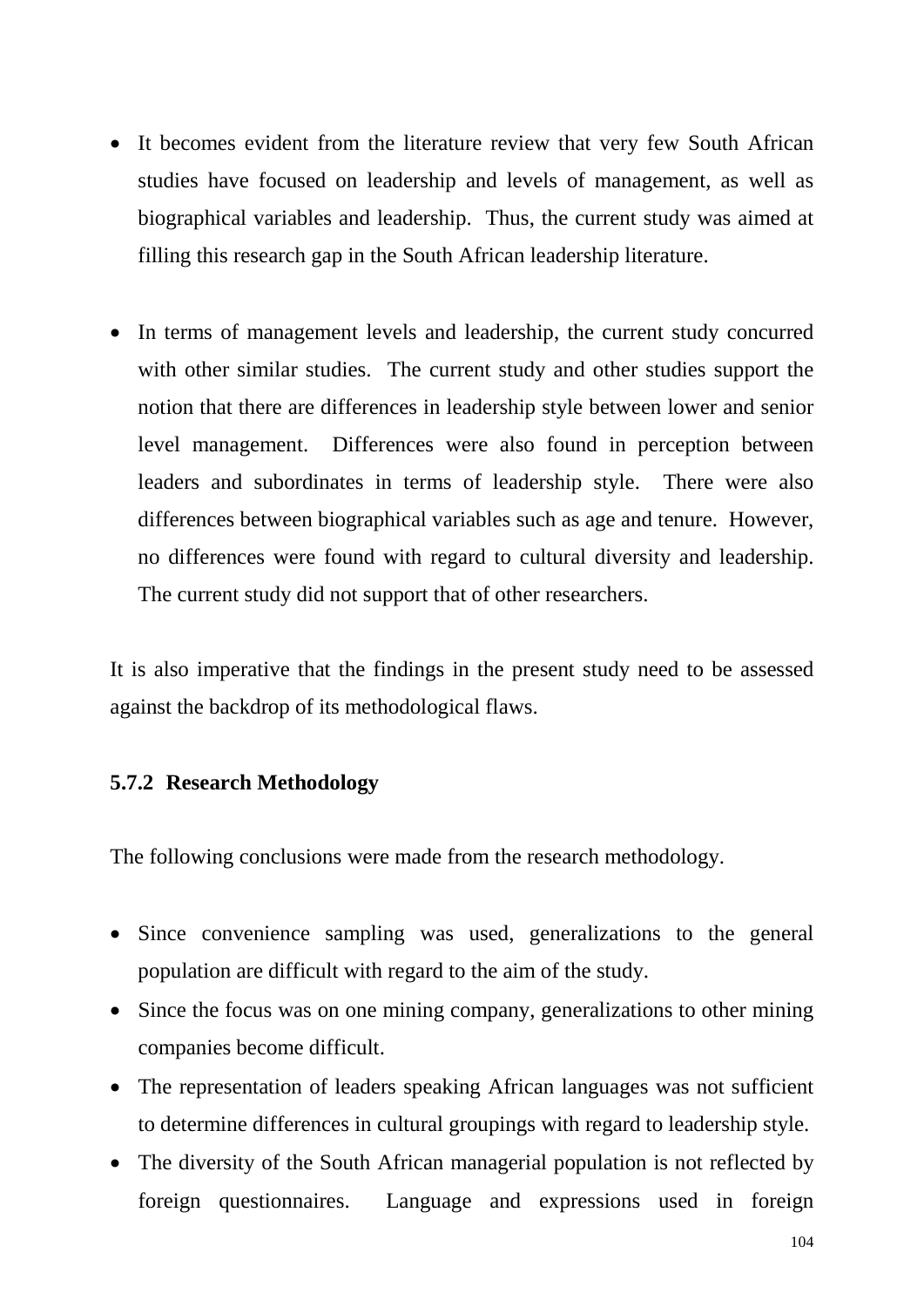- It becomes evident from the literature review that very few South African studies have focused on leadership and levels of management, as well as biographical variables and leadership. Thus, the current study was aimed at filling this research gap in the South African leadership literature.

- In terms of management levels and leadership, the current study concurred with other similar studies. The current study and other studies support the notion that there are differences in leadership style between lower and senior level management. Differences were also found in perception between leaders and subordinates in terms of leadership style. There were also differences between biographical variables such as age and tenure. However, no differences were found with regard to cultural diversity and leadership. The current study did not support that of other researchers.

It is also imperative that the findings in the present study need to be assessed against the backdrop of its methodological flaws.

### 5.7.2 Research Methodology

The following conclusions were made from the research methodology.

- Since convenience sampling was used, generalizations to the general population are difficult with regard to the aim of the study.
- Since the focus was on one mining company, generalizations to other mining companies become difficult.
- The representation of leaders speaking African languages was not sufficient to determine differences in cultural groupings with regard to leadership style.
- The diversity of the South African managerial population is not reflected by foreign questionnaires. Language and expressions used in foreign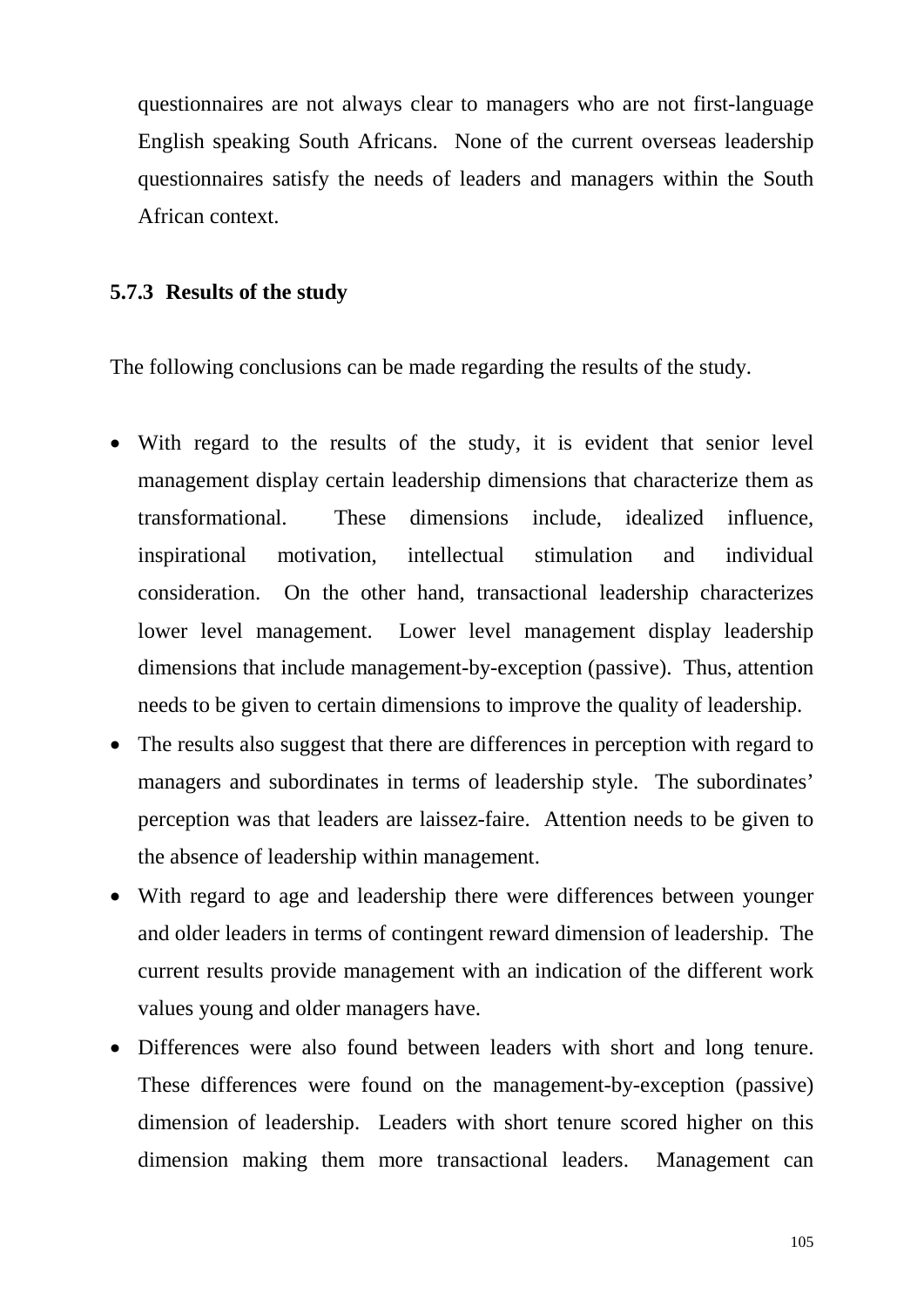questionnaires are not always clear to managers who are not first-language English speaking South Africans. None of the current overseas leadership questionnaires satisfy the needs of leaders and managers within the South African context.

### 5.7.3 Results of the study

The following conclusions can be made regarding the results of the study.

- With regard to the results of the study, it is evident that senior level management display certain leadership dimensions that characterize them as transformational. These dimensions include, idealized influence, inspirational motivation, intellectual stimulation and individual consideration. On the other hand, transactional leadership characterizes lower level management. Lower level management display leadership dimensions that include management-by-exception (passive). Thus, attention needs to be given to certain dimensions to improve the quality of leadership.
- The results also suggest that there are differences in perception with regard to managers and subordinates in terms of leadership style. The subordinates' perception was that leaders are laissez-faire. Attention needs to be given to the absence of leadership within management.
- With regard to age and leadership there were differences between younger and older leaders in terms of contingent reward dimension of leadership. The current results provide management with an indication of the different work values young and older managers have.
- Differences were also found between leaders with short and long tenure. These differences were found on the management-by-exception (passive) dimension of leadership. Leaders with short tenure scored higher on this dimension making them more transactional leaders. Management can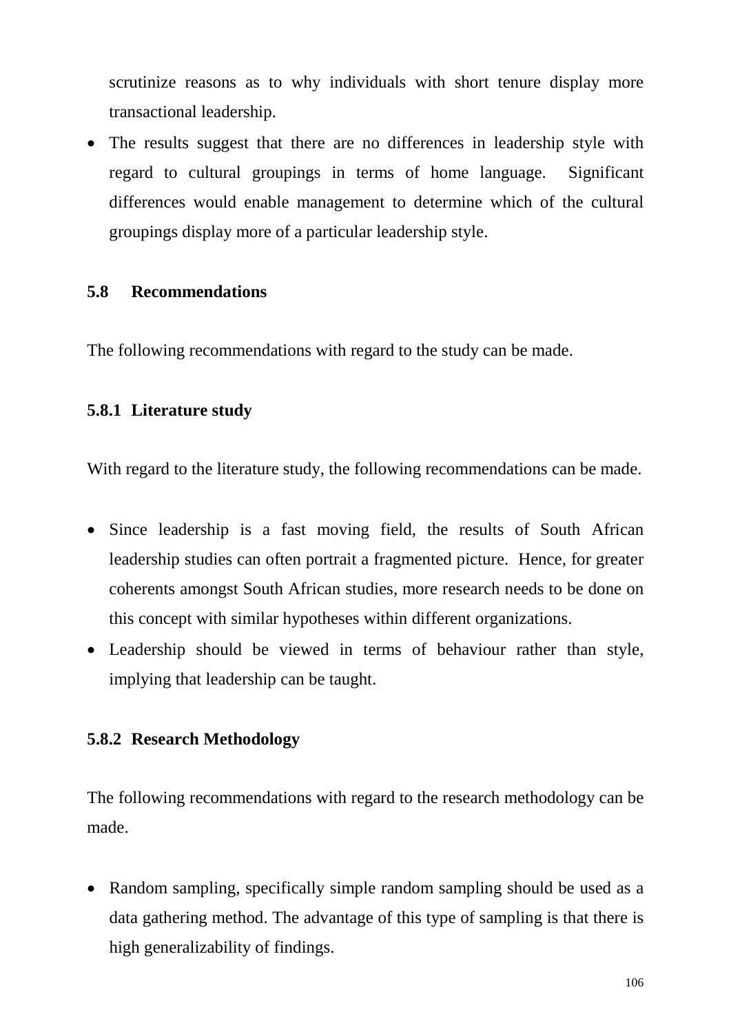scrutinize reasons as to why individuals with short tenure display more transactional leadership.

- The results suggest that there are no differences in leadership style with regard to cultural groupings in terms of home language. Significant differences would enable management to determine which of the cultural groupings display more of a particular leadership style.

## 5.8 Recommendations

The following recommendations with regard to the study can be made.

### 5.8.1 Literature study

With regard to the literature study, the following recommendations can be made.

- Since leadership is a fast moving field, the results of South African leadership studies can often portrait a fragmented picture. Hence, for greater coherents amongst South African studies, more research needs to be done on this concept with similar hypotheses within different organizations.
- Leadership should be viewed in terms of behaviour rather than style, implying that leadership can be taught.

### 5.8.2 Research Methodology

The following recommendations with regard to the research methodology can be made.

- Random sampling, specifically simple random sampling should be used as a data gathering method. The advantage of this type of sampling is that there is high generalizability of findings.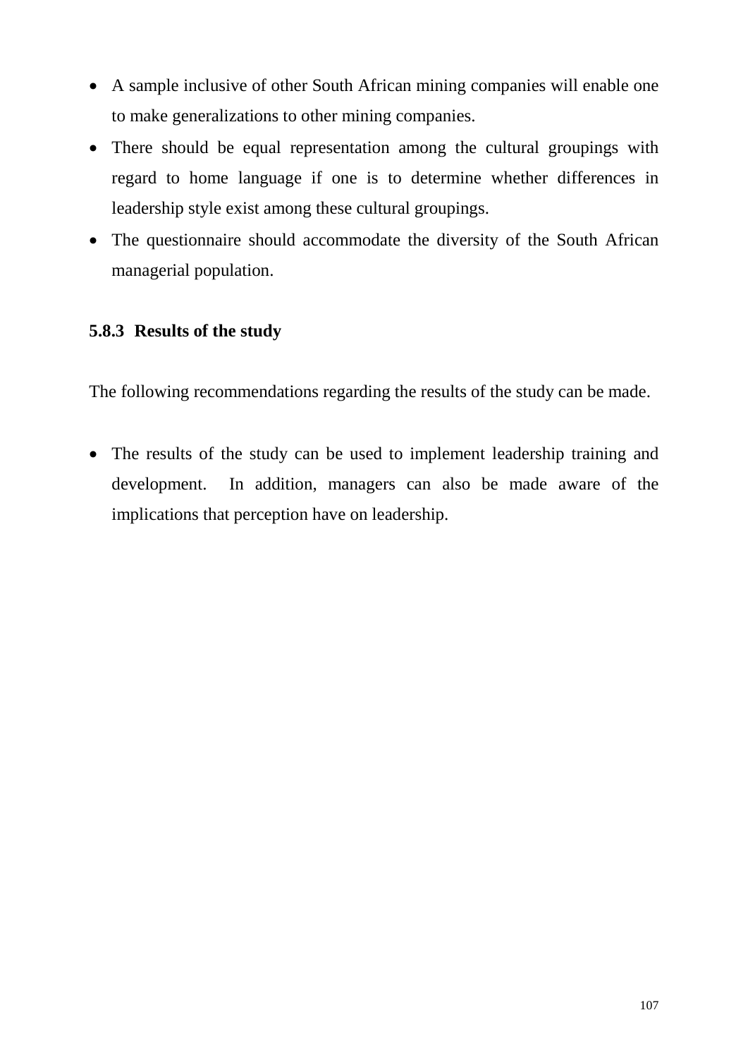- A sample inclusive of other South African mining companies will enable one to make generalizations to other mining companies.
- There should be equal representation among the cultural groupings with regard to home language if one is to determine whether differences in leadership style exist among these cultural groupings.
- The questionnaire should accommodate the diversity of the South African managerial population.

### 5.8.3 Results of the study

The following recommendations regarding the results of the study can be made.

- The results of the study can be used to implement leadership training and development. In addition, managers can also be made aware of the implications that perception have on leadership.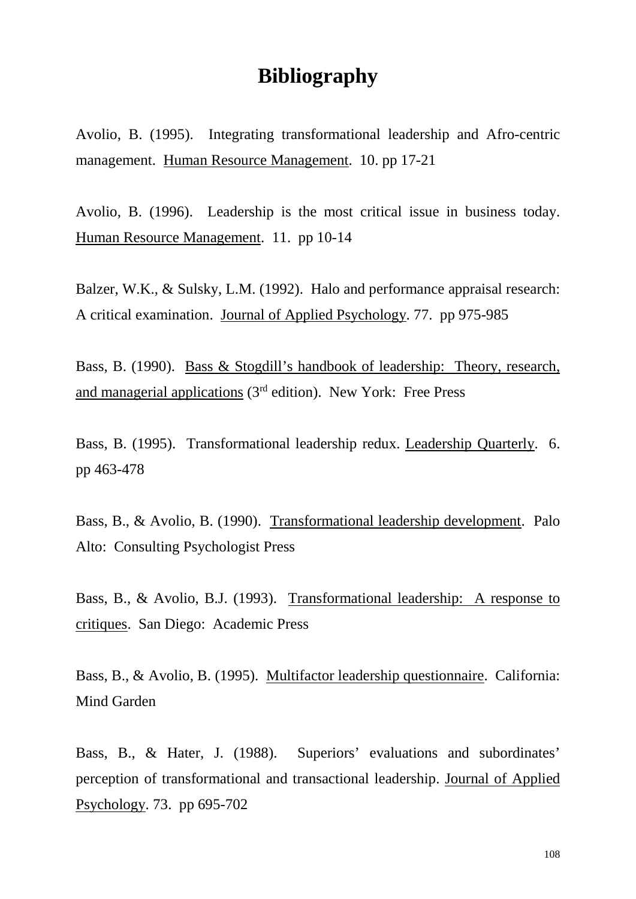# Bibliography

Avolio, B. (1995). Integrating transformational leadership and Afro-centric management. Human Resource Management. 10. pp 17-21

Avolio, B. (1996). Leadership is the most critical issue in business today. Human Resource Management. 11. pp 10-14

Balzer, W.K., & Sulsky, L.M. (1992). Halo and performance appraisal research: A critical examination. Journal of Applied Psychology. 77. pp 975-985

Bass, B. (1990). Bass & Stogdill's handbook of leadership: Theory, research, and managerial applications (3rd edition). New York: Free Press

Bass, B. (1995). Transformational leadership redux. Leadership Quarterly. 6. pp 463-478

Bass, B., & Avolio, B. (1990). Transformational leadership development. Palo Alto: Consulting Psychologist Press

Bass, B., & Avolio, B.J. (1993). Transformational leadership: A response to critiques. San Diego: Academic Press

Bass, B., & Avolio, B. (1995). Multifactor leadership questionnaire. California: Mind Garden

Bass, B., & Hater, J. (1988). Superiors' evaluations and subordinates' perception of transformational and transactional leadership. Journal of Applied Psychology. 73. pp 695-702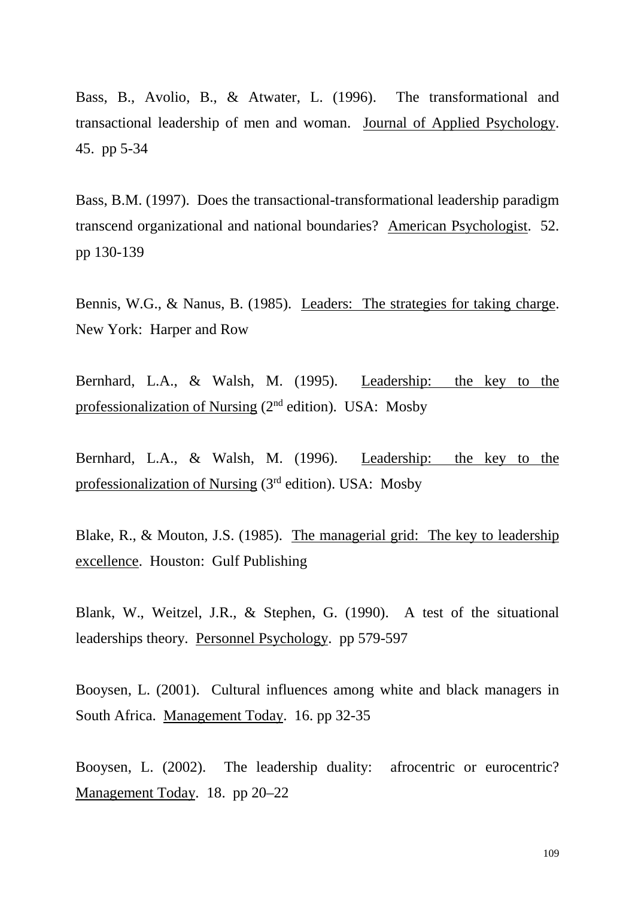Bass, B., Avolio, B., & Atwater, L. (1996). The transformational and transactional leadership of men and woman. Journal of Applied Psychology. 45. pp 5-34

Bass, B.M. (1997). Does the transactional-transformational leadership paradigm transcend organizational and national boundaries? American Psychologist. 52. pp 130-139

Bennis, W.G., & Nanus, B. (1985). Leaders: The strategies for taking charge. New York: Harper and Row

Bernhard, L.A., & Walsh, M. (1995). Leadership: the key to the professionalization of Nursing (2nd edition). USA: Mosby

Bernhard, L.A., & Walsh, M. (1996). Leadership: the key to the professionalization of Nursing (3rd edition). USA: Mosby

Blake, R., & Mouton, J.S. (1985). The managerial grid: The key to leadership excellence. Houston: Gulf Publishing

Blank, W., Weitzel, J.R., & Stephen, G. (1990). A test of the situational leaderships theory. Personnel Psychology. pp 579-597

Booysen, L. (2001). Cultural influences among white and black managers in South Africa. Management Today. 16. pp 32-35

Booysen, L. (2002). The leadership duality: afrocentric or eurocentric? Management Today. 18. pp 20–22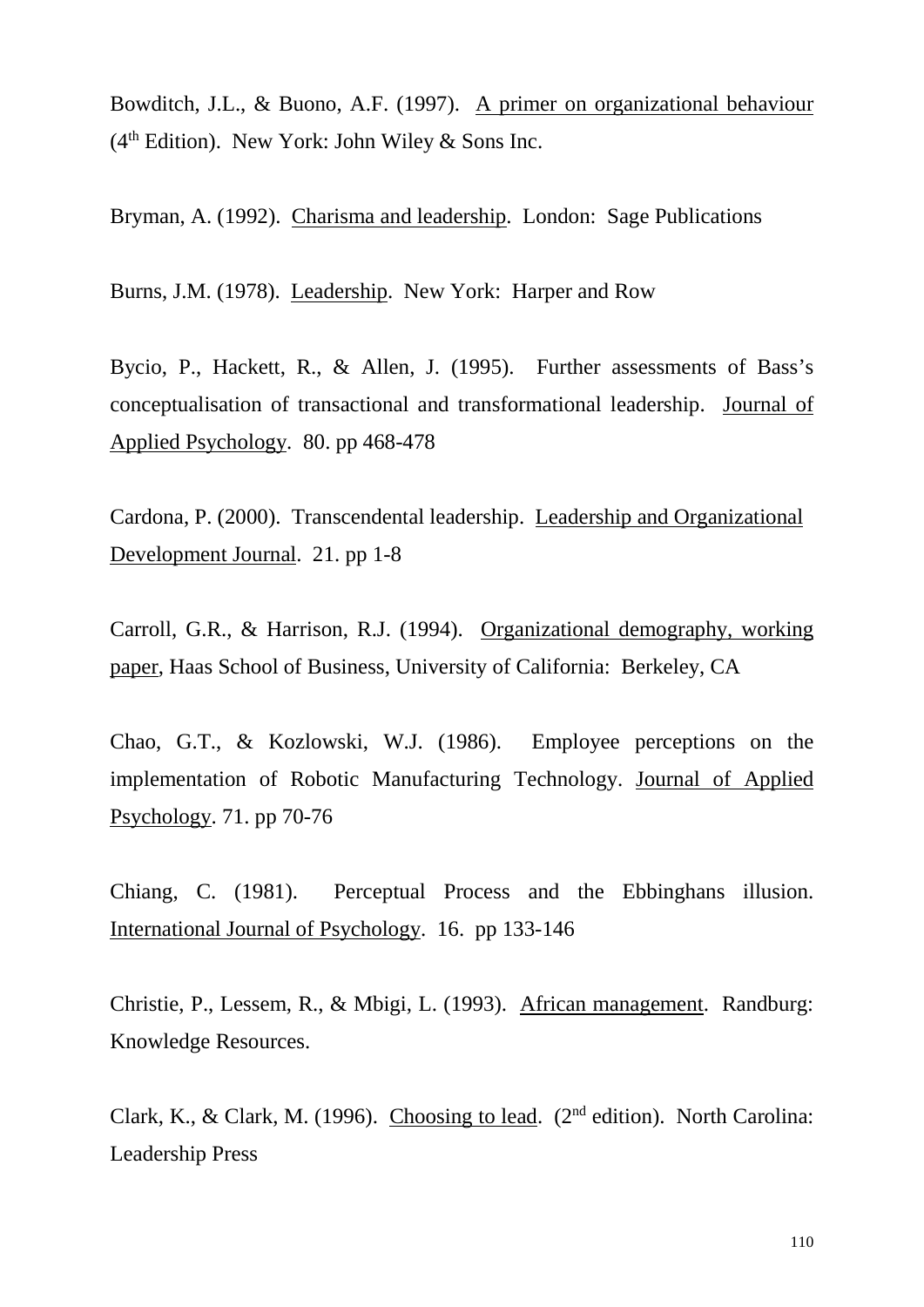Bowditch, J.L., & Buono, A.F. (1997). A primer on organizational behaviour (4th Edition). New York: John Wiley & Sons Inc.

Bryman, A. (1992). Charisma and leadership. London: Sage Publications

Burns, J.M. (1978). Leadership. New York: Harper and Row

Bycio, P., Hackett, R., & Allen, J. (1995). Further assessments of Bass's conceptualisation of transactional and transformational leadership. Journal of Applied Psychology. 80. pp 468-478

Cardona, P. (2000). Transcendental leadership. Leadership and Organizational Development Journal. 21. pp 1-8

Carroll, G.R., & Harrison, R.J. (1994). Organizational demography, working paper, Haas School of Business, University of California: Berkeley, CA

Chao, G.T., & Kozlowski, W.J. (1986). Employee perceptions on the implementation of Robotic Manufacturing Technology. Journal of Applied Psychology. 71. pp 70-76

Chiang, C. (1981). Perceptual Process and the Ebbinghans illusion. International Journal of Psychology. 16. pp 133-146

Christie, P., Lessem, R., & Mbigi, L. (1993). African management. Randburg: Knowledge Resources.

Clark, K., & Clark, M. (1996). Choosing to lead. (2nd edition). North Carolina: Leadership Press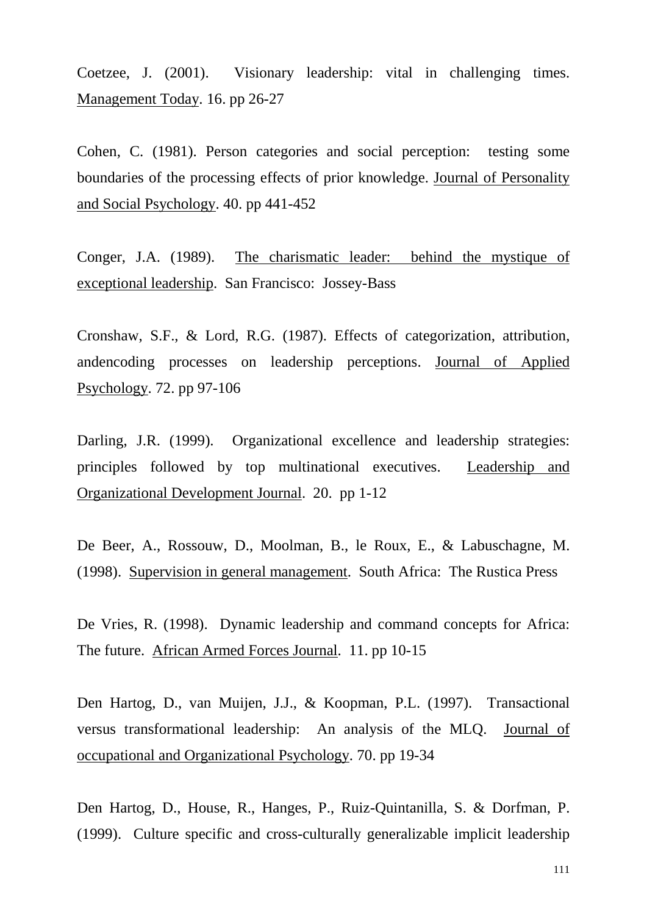Coetzee, J. (2001). Visionary leadership: vital in challenging times. Management Today. 16. pp 26-27

Cohen, C. (1981). Person categories and social perception: testing some boundaries of the processing effects of prior knowledge. Journal of Personality and Social Psychology. 40. pp 441-452

Conger, J.A. (1989). The charismatic leader: behind the mystique of exceptional leadership. San Francisco: Jossey-Bass

Cronshaw, S.F., & Lord, R.G. (1987). Effects of categorization, attribution, andencoding processes on leadership perceptions. Journal of Applied Psychology. 72. pp 97-106

Darling, J.R. (1999). Organizational excellence and leadership strategies: principles followed by top multinational executives. Leadership and Organizational Development Journal. 20. pp 1-12

De Beer, A., Rossouw, D., Moolman, B., le Roux, E., & Labuschagne, M. (1998). Supervision in general management. South Africa: The Rustica Press

De Vries, R. (1998). Dynamic leadership and command concepts for Africa: The future. African Armed Forces Journal. 11. pp 10-15

Den Hartog, D., van Muijen, J.J., & Koopman, P.L. (1997). Transactional versus transformational leadership: An analysis of the MLQ. Journal of occupational and Organizational Psychology. 70. pp 19-34

Den Hartog, D., House, R., Hanges, P., Ruiz-Quintanilla, S. & Dorfman, P. (1999). Culture specific and cross-culturally generalizable implicit leadership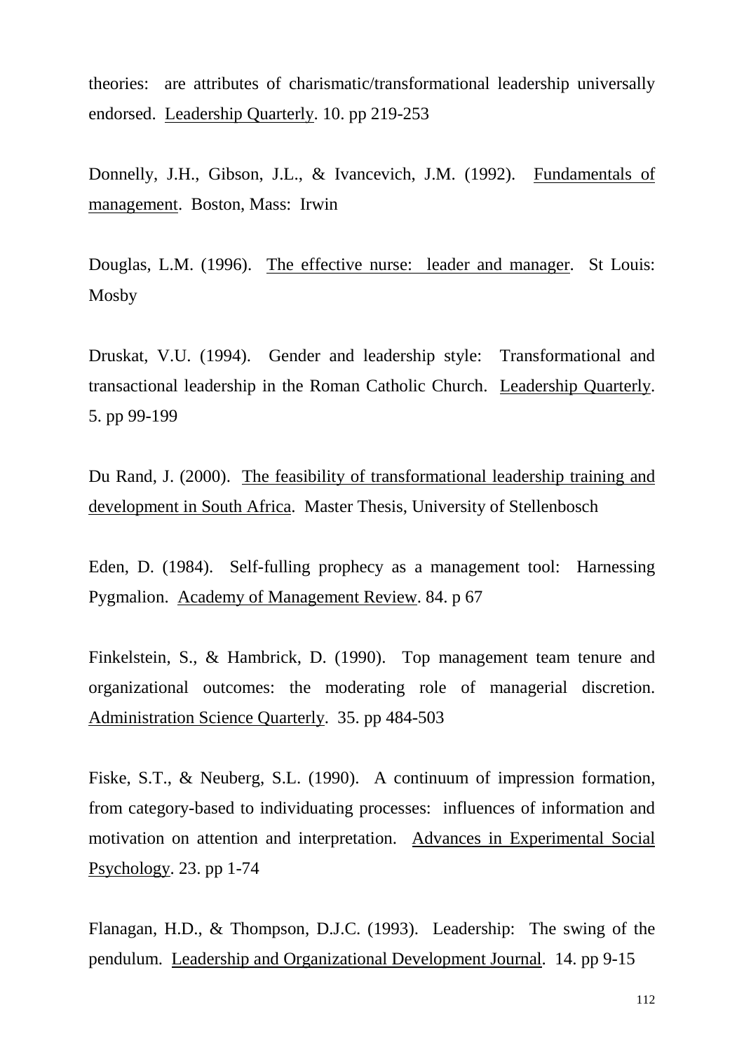theories: are attributes of charismatic/transformational leadership universally endorsed. Leadership Quarterly. 10. pp 219-253

Donnelly, J.H., Gibson, J.L., & Ivancevich, J.M. (1992). Fundamentals of management. Boston, Mass: Irwin

Douglas, L.M. (1996). The effective nurse: leader and manager. St Louis: Mosby

Druskat, V.U. (1994). Gender and leadership style: Transformational and transactional leadership in the Roman Catholic Church. Leadership Quarterly. 5. pp 99-199

Du Rand, J. (2000). The feasibility of transformational leadership training and development in South Africa. Master Thesis, University of Stellenbosch

Eden, D. (1984). Self-fulling prophecy as a management tool: Harnessing Pygmalion. Academy of Management Review. 84. p 67

Finkelstein, S., & Hambrick, D. (1990). Top management team tenure and organizational outcomes: the moderating role of managerial discretion. Administration Science Quarterly. 35. pp 484-503

Fiske, S.T., & Neuberg, S.L. (1990). A continuum of impression formation, from category-based to individuating processes: influences of information and motivation on attention and interpretation. Advances in Experimental Social Psychology. 23. pp 1-74

Flanagan, H.D., & Thompson, D.J.C. (1993). Leadership: The swing of the pendulum. Leadership and Organizational Development Journal. 14. pp 9-15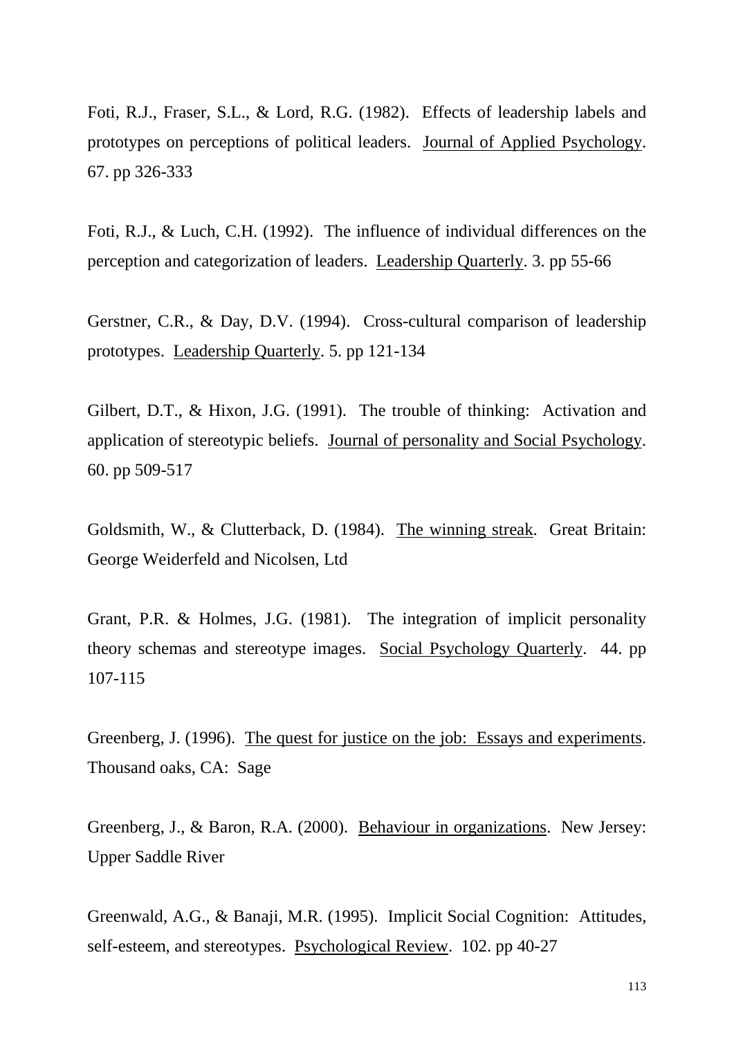Foti, R.J., Fraser, S.L., & Lord, R.G. (1982). Effects of leadership labels and prototypes on perceptions of political leaders. Journal of Applied Psychology. 67. pp 326-333

Foti, R.J., & Luch, C.H. (1992). The influence of individual differences on the perception and categorization of leaders. Leadership Quarterly. 3. pp 55-66

Gerstner, C.R., & Day, D.V. (1994). Cross-cultural comparison of leadership prototypes. Leadership Quarterly. 5. pp 121-134

Gilbert, D.T., & Hixon, J.G. (1991). The trouble of thinking: Activation and application of stereotypic beliefs. Journal of personality and Social Psychology. 60. pp 509-517

Goldsmith, W., & Clutterback, D. (1984). The winning streak. Great Britain: George Weiderfeld and Nicolsen, Ltd

Grant, P.R. & Holmes, J.G. (1981). The integration of implicit personality theory schemas and stereotype images. Social Psychology Quarterly. 44. pp 107-115

Greenberg, J. (1996). The quest for justice on the job: Essays and experiments. Thousand oaks, CA: Sage

Greenberg, J., & Baron, R.A. (2000). Behaviour in organizations. New Jersey: Upper Saddle River

Greenwald, A.G., & Banaji, M.R. (1995). Implicit Social Cognition: Attitudes, self-esteem, and stereotypes. Psychological Review. 102. pp 40-27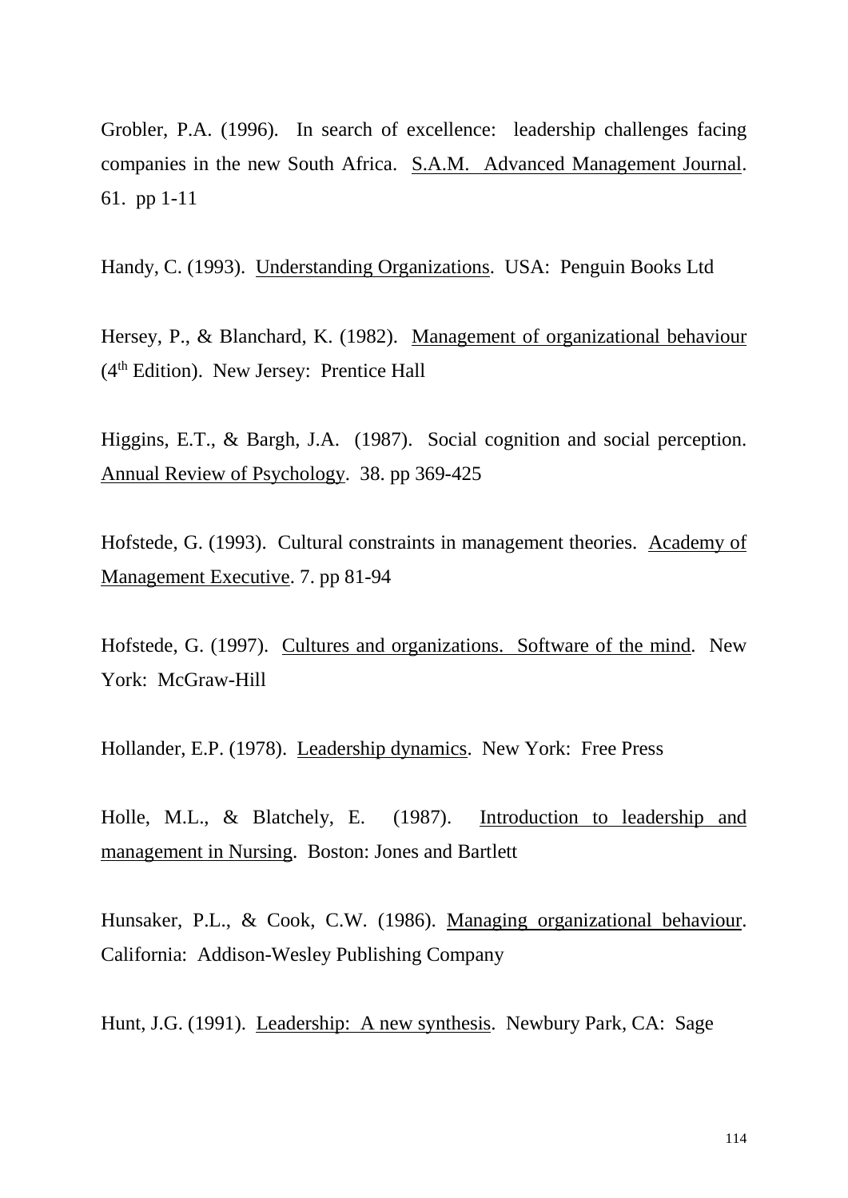Grobler, P.A. (1996). In search of excellence: leadership challenges facing companies in the new South Africa. S.A.M. Advanced Management Journal. 61. pp 1-11

Handy, C. (1993). Understanding Organizations. USA: Penguin Books Ltd

Hersey, P., & Blanchard, K. (1982). Management of organizational behaviour (4th Edition). New Jersey: Prentice Hall

Higgins, E.T., & Bargh, J.A. (1987). Social cognition and social perception. Annual Review of Psychology. 38. pp 369-425

Hofstede, G. (1993). Cultural constraints in management theories. Academy of Management Executive. 7. pp 81-94

Hofstede, G. (1997). Cultures and organizations. Software of the mind. New York: McGraw-Hill

Hollander, E.P. (1978). Leadership dynamics. New York: Free Press

Holle, M.L., & Blatchely, E. (1987). Introduction to leadership and management in Nursing. Boston: Jones and Bartlett

Hunsaker, P.L., & Cook, C.W. (1986). Managing organizational behaviour. California: Addison-Wesley Publishing Company

Hunt, J.G. (1991). Leadership: A new synthesis. Newbury Park, CA: Sage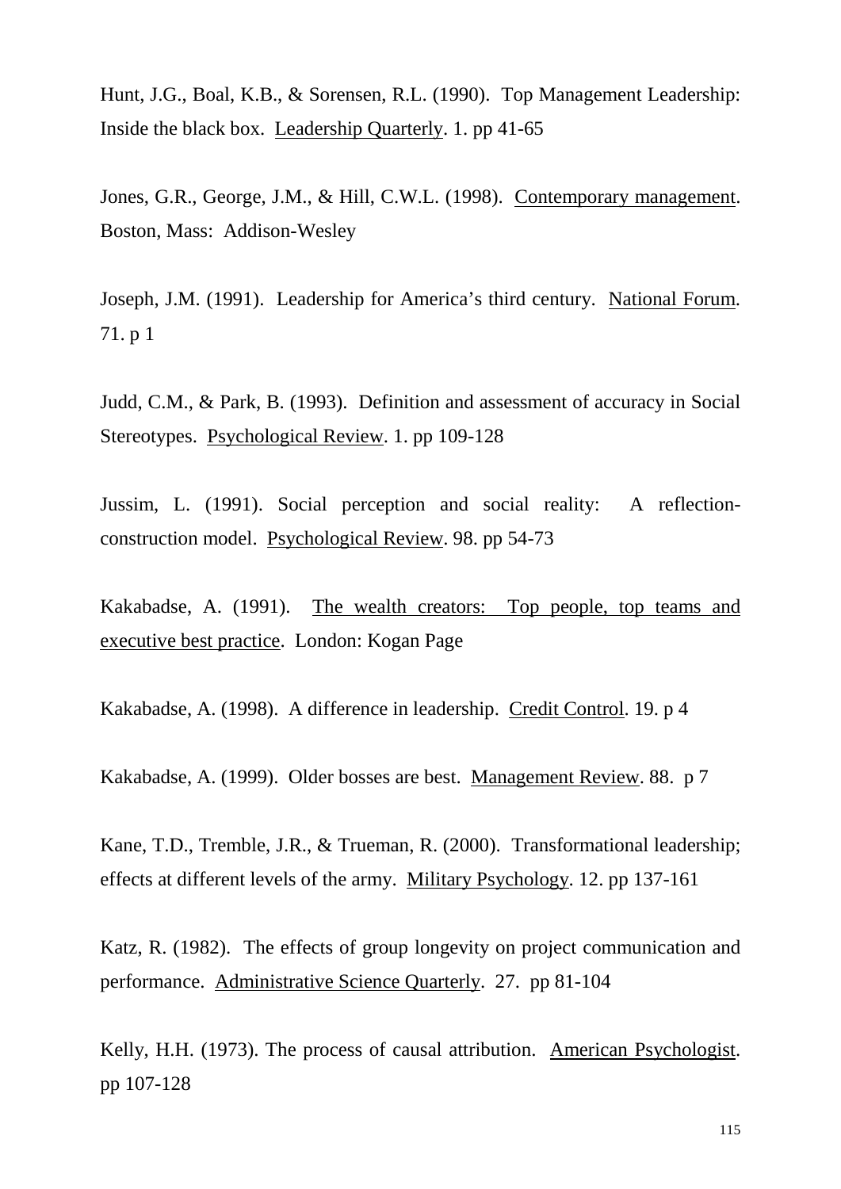Hunt, J.G., Boal, K.B., & Sorensen, R.L. (1990). Top Management Leadership: Inside the black box. Leadership Quarterly. 1. pp 41-65

Jones, G.R., George, J.M., & Hill, C.W.L. (1998). Contemporary management. Boston, Mass: Addison-Wesley

Joseph, J.M. (1991). Leadership for America's third century. National Forum. 71. p 1

Judd, C.M., & Park, B. (1993). Definition and assessment of accuracy in Social Stereotypes. Psychological Review. 1. pp 109-128

Jussim, L. (1991). Social perception and social reality: A reflection-construction model. Psychological Review. 98. pp 54-73

Kakabadse, A. (1991). The wealth creators: Top people, top teams and executive best practice. London: Kogan Page

Kakabadse, A. (1998). A difference in leadership. Credit Control. 19. p 4

Kakabadse, A. (1999). Older bosses are best. Management Review. 88. p 7

Kane, T.D., Tremble, J.R., & Trueman, R. (2000). Transformational leadership; effects at different levels of the army. Military Psychology. 12. pp 137-161

Katz, R. (1982). The effects of group longevity on project communication and performance. Administrative Science Quarterly. 27. pp 81-104

Kelly, H.H. (1973). The process of causal attribution. American Psychologist. pp 107-128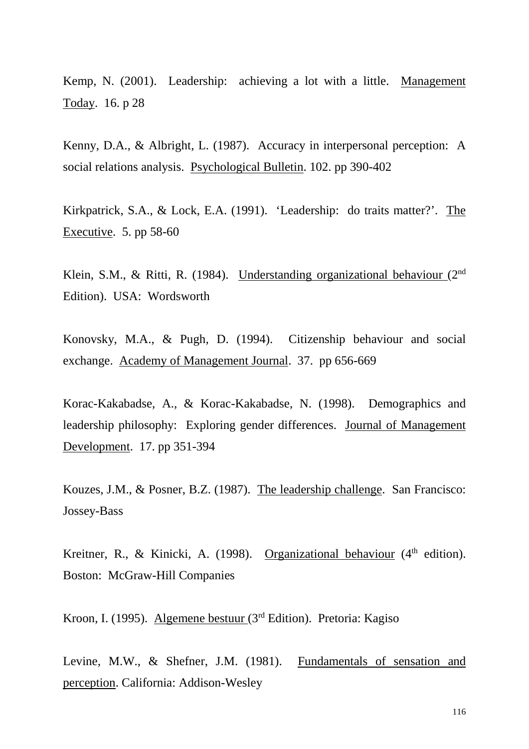Kemp, N. (2001). Leadership: achieving a lot with a little. Management Today. 16. p 28

Kenny, D.A., & Albright, L. (1987). Accuracy in interpersonal perception: A social relations analysis. Psychological Bulletin. 102. pp 390-402

Kirkpatrick, S.A., & Lock, E.A. (1991). 'Leadership: do traits matter?'. The Executive. 5. pp 58-60

Klein, S.M., & Ritti, R. (1984). Understanding organizational behaviour (2nd Edition). USA: Wordsworth

Konovsky, M.A., & Pugh, D. (1994). Citizenship behaviour and social exchange. Academy of Management Journal. 37. pp 656-669

Korac-Kakabadse, A., & Korac-Kakabadse, N. (1998). Demographics and leadership philosophy: Exploring gender differences. Journal of Management Development. 17. pp 351-394

Kouzes, J.M., & Posner, B.Z. (1987). The leadership challenge. San Francisco: Jossey-Bass

Kreitner, R., & Kinicki, A. (1998). Organizational behaviour (4th edition). Boston: McGraw-Hill Companies

Kroon, I. (1995). Algemene bestuur (3rd Edition). Pretoria: Kagiso

Levine, M.W., & Shefner, J.M. (1981). Fundamentals of sensation and perception. California: Addison-Wesley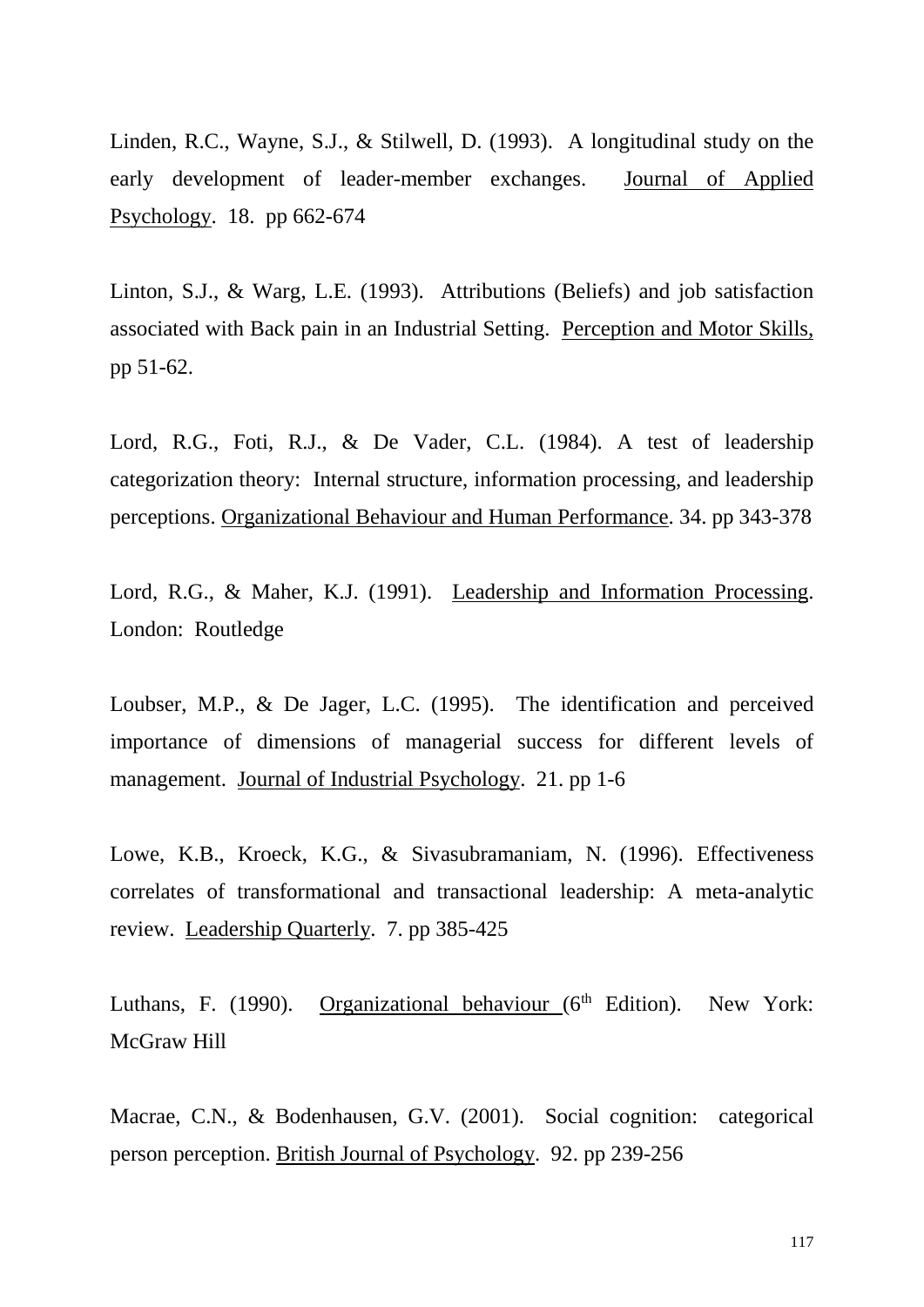Linden, R.C., Wayne, S.J., & Stilwell, D. (1993). A longitudinal study on the early development of leader-member exchanges. Journal of Applied Psychology. 18. pp 662-674

Linton, S.J., & Warg, L.E. (1993). Attributions (Beliefs) and job satisfaction associated with Back pain in an Industrial Setting. Perception and Motor Skills, pp 51-62.

Lord, R.G., Foti, R.J., & De Vader, C.L. (1984). A test of leadership categorization theory: Internal structure, information processing, and leadership perceptions. Organizational Behaviour and Human Performance. 34. pp 343-378

Lord, R.G., & Maher, K.J. (1991). Leadership and Information Processing. London: Routledge

Loubser, M.P., & De Jager, L.C. (1995). The identification and perceived importance of dimensions of managerial success for different levels of management. Journal of Industrial Psychology. 21. pp 1-6

Lowe, K.B., Kroeck, K.G., & Sivasubramaniam, N. (1996). Effectiveness correlates of transformational and transactional leadership: A meta-analytic review. Leadership Quarterly. 7. pp 385-425

Luthans, F. (1990). Organizational behaviour (6th Edition). New York: McGraw Hill

Macrae, C.N., & Bodenhausen, G.V. (2001). Social cognition: categorical person perception. British Journal of Psychology. 92. pp 239-256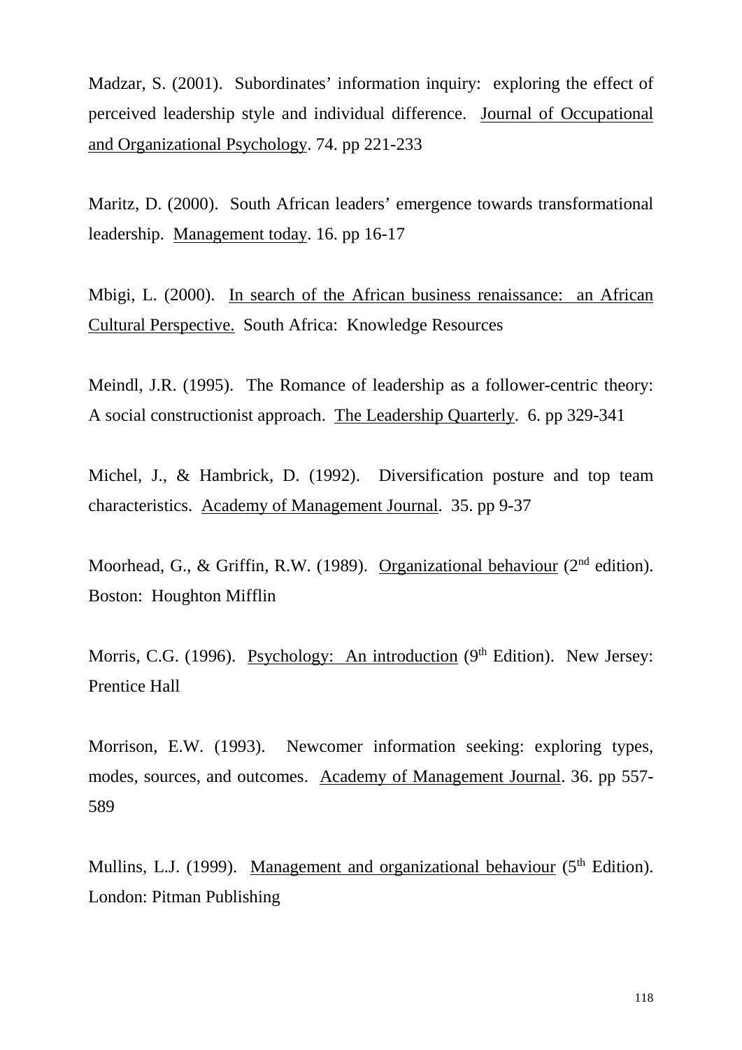Madzar, S. (2001). Subordinates' information inquiry: exploring the effect of perceived leadership style and individual difference. <u>Journal of Occupational and Organizational Psychology</u>. 74. pp 221-233

Maritz, D. (2000). South African leaders' emergence towards transformational leadership. <u>Management today</u>. 16. pp 16-17

Mbigi, L. (2000). <u>In search of the African business renaissance: an African Cultural Perspective.</u> South Africa: Knowledge Resources

Meindl, J.R. (1995). The Romance of leadership as a follower-centric theory: A social constructionist approach. <u>The Leadership Quarterly</u>. 6. pp 329-341

Michel, J., & Hambrick, D. (1992). Diversification posture and top team characteristics. <u>Academy of Management Journal</u>. 35. pp 9-37

Moorhead, G., & Griffin, R.W. (1989). <u>Organizational behaviour</u> (2nd edition). Boston: Houghton Mifflin

Morris, C.G. (1996). <u>Psychology: An introduction</u> (9th Edition). New Jersey: Prentice Hall

Morrison, E.W. (1993). Newcomer information seeking: exploring types, modes, sources, and outcomes. <u>Academy of Management Journal</u>. 36. pp 557-589

Mullins, L.J. (1999). <u>Management and organizational behaviour</u> (5th Edition). London: Pitman Publishing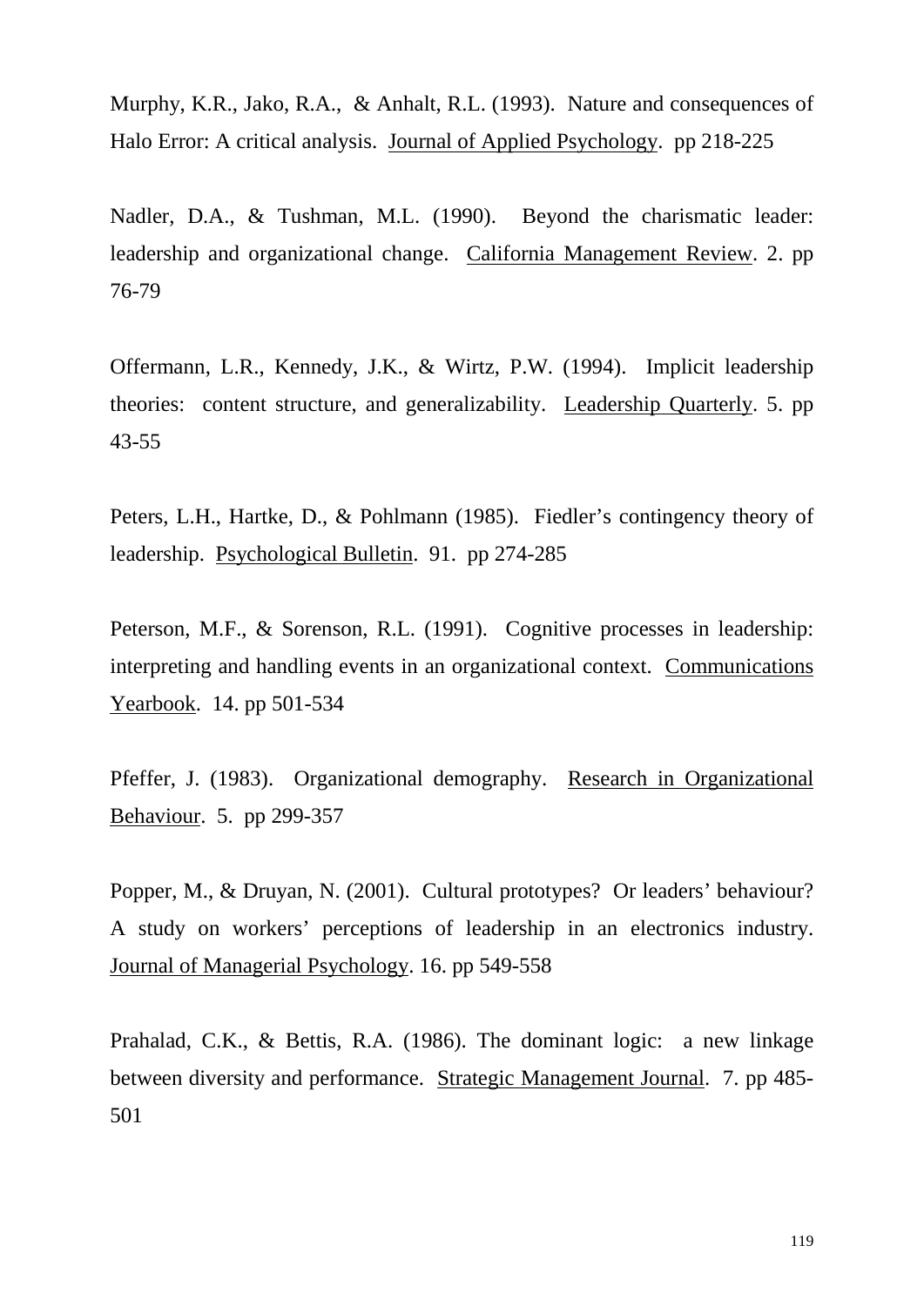Murphy, K.R., Jako, R.A., & Anhalt, R.L. (1993). Nature and consequences of Halo Error: A critical analysis. Journal of Applied Psychology. pp 218-225

Nadler, D.A., & Tushman, M.L. (1990). Beyond the charismatic leader: leadership and organizational change. California Management Review. 2. pp 76-79

Offermann, L.R., Kennedy, J.K., & Wirtz, P.W. (1994). Implicit leadership theories: content structure, and generalizability. Leadership Quarterly. 5. pp 43-55

Peters, L.H., Hartke, D., & Pohlmann (1985). Fiedler's contingency theory of leadership. Psychological Bulletin. 91. pp 274-285

Peterson, M.F., & Sorenson, R.L. (1991). Cognitive processes in leadership: interpreting and handling events in an organizational context. Communications Yearbook. 14. pp 501-534

Pfeffer, J. (1983). Organizational demography. Research in Organizational Behaviour. 5. pp 299-357

Popper, M., & Druyan, N. (2001). Cultural prototypes? Or leaders' behaviour? A study on workers' perceptions of leadership in an electronics industry. Journal of Managerial Psychology. 16. pp 549-558

Prahalad, C.K., & Bettis, R.A. (1986). The dominant logic: a new linkage between diversity and performance. Strategic Management Journal. 7. pp 485-501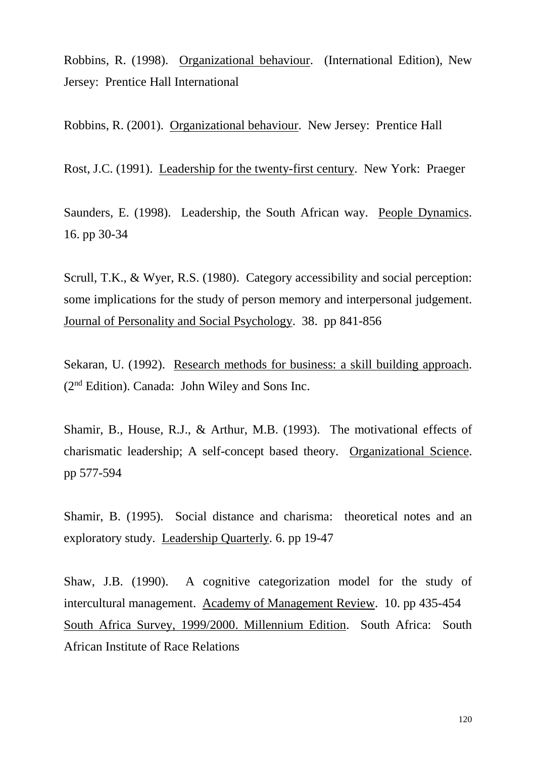Robbins, R. (1998). Organizational behaviour. (International Edition), New Jersey: Prentice Hall International

Robbins, R. (2001). Organizational behaviour. New Jersey: Prentice Hall

Rost, J.C. (1991). Leadership for the twenty-first century. New York: Praeger

Saunders, E. (1998). Leadership, the South African way. People Dynamics. 16. pp 30-34

Scrull, T.K., & Wyer, R.S. (1980). Category accessibility and social perception: some implications for the study of person memory and interpersonal judgement. Journal of Personality and Social Psychology. 38. pp 841-856

Sekaran, U. (1992). Research methods for business: a skill building approach. (2nd Edition). Canada: John Wiley and Sons Inc.

Shamir, B., House, R.J., & Arthur, M.B. (1993). The motivational effects of charismatic leadership; A self-concept based theory. Organizational Science. pp 577-594

Shamir, B. (1995). Social distance and charisma: theoretical notes and an exploratory study. Leadership Quarterly. 6. pp 19-47

Shaw, J.B. (1990). A cognitive categorization model for the study of intercultural management. Academy of Management Review. 10. pp 435-454

South Africa Survey, 1999/2000. Millennium Edition. South Africa: South African Institute of Race Relations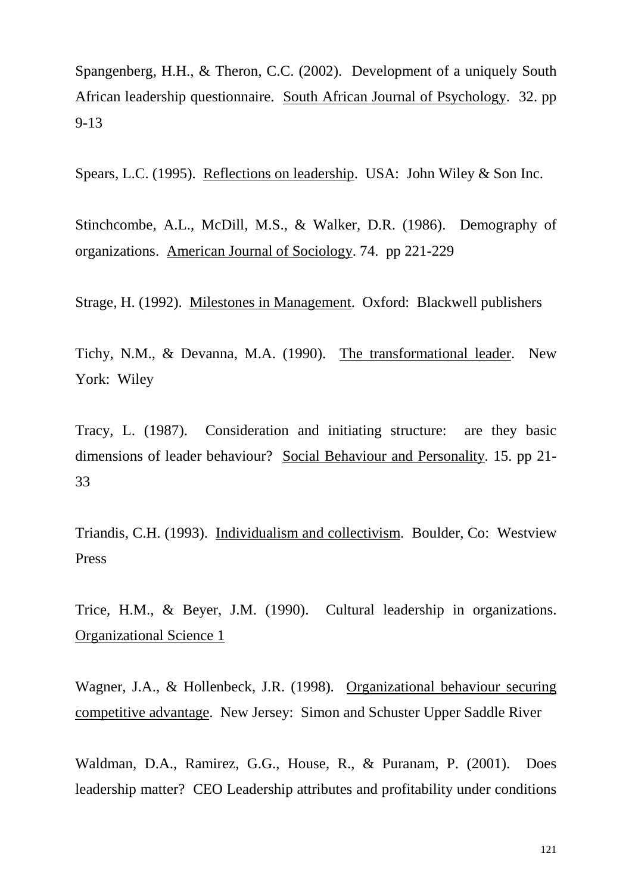Spangenberg, H.H., & Theron, C.C. (2002). Development of a uniquely South African leadership questionnaire. <u>South African Journal of Psychology</u>. 32. pp 9-13

Spears, L.C. (1995). <u>Reflections on leadership</u>. USA: John Wiley & Son Inc.

Stinchcombe, A.L., McDill, M.S., & Walker, D.R. (1986). Demography of organizations. <u>American Journal of Sociology</u>. 74. pp 221-229

Strage, H. (1992). <u>Milestones in Management</u>. Oxford: Blackwell publishers

Tichy, N.M., & Devanna, M.A. (1990). <u>The transformational leader</u>. New York: Wiley

Tracy, L. (1987). Consideration and initiating structure: are they basic dimensions of leader behaviour? <u>Social Behaviour and Personality</u>. 15. pp 21-33

Triandis, C.H. (1993). <u>Individualism and collectivism</u>. Boulder, Co: Westview Press

Trice, H.M., & Beyer, J.M. (1990). Cultural leadership in organizations. <u>Organizational Science 1</u>

Wagner, J.A., & Hollenbeck, J.R. (1998). <u>Organizational behaviour securing competitive advantage</u>. New Jersey: Simon and Schuster Upper Saddle River

Waldman, D.A., Ramirez, G.G., House, R., & Puranam, P. (2001). Does leadership matter? CEO Leadership attributes and profitability under conditions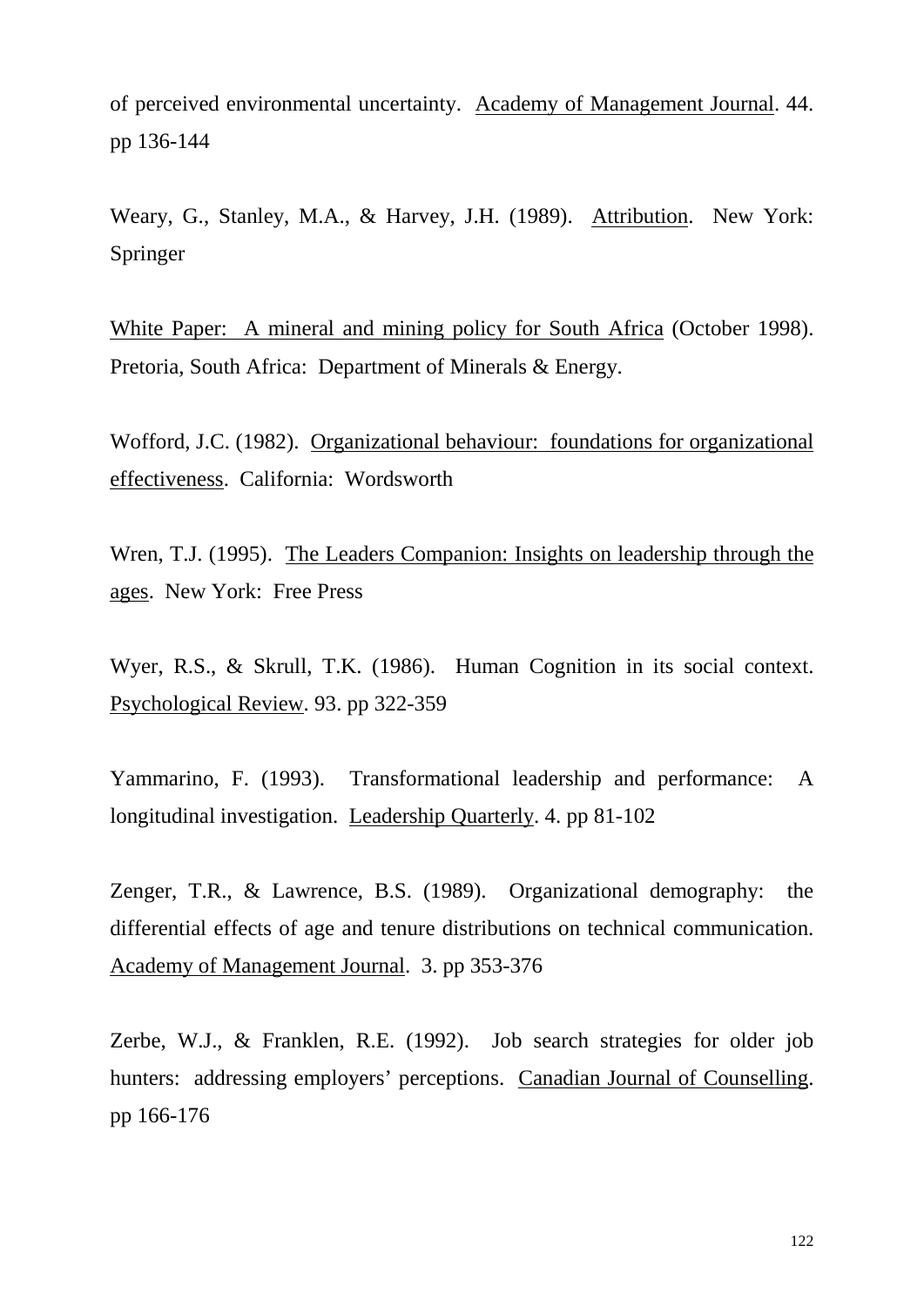of perceived environmental uncertainty. <u>Academy of Management Journal</u>. 44. pp 136-144

Weary, G., Stanley, M.A., & Harvey, J.H. (1989). <u>Attribution</u>. New York: Springer

<u>White Paper: A mineral and mining policy for South Africa</u> (October 1998). Pretoria, South Africa: Department of Minerals & Energy.

Wofford, J.C. (1982). <u>Organizational behaviour: foundations for organizational effectiveness</u>. California: Wordsworth

Wren, T.J. (1995). <u>The Leaders Companion: Insights on leadership through the ages</u>. New York: Free Press

Wyer, R.S., & Skrull, T.K. (1986). Human Cognition in its social context. <u>Psychological Review</u>. 93. pp 322-359

Yammarino, F. (1993). Transformational leadership and performance: A longitudinal investigation. <u>Leadership Quarterly</u>. 4. pp 81-102

Zenger, T.R., & Lawrence, B.S. (1989). Organizational demography: the differential effects of age and tenure distributions on technical communication. <u>Academy of Management Journal</u>. 3. pp 353-376

Zerbe, W.J., & Franklen, R.E. (1992). Job search strategies for older job hunters: addressing employers' perceptions. <u>Canadian Journal of Counselling</u>. pp 166-176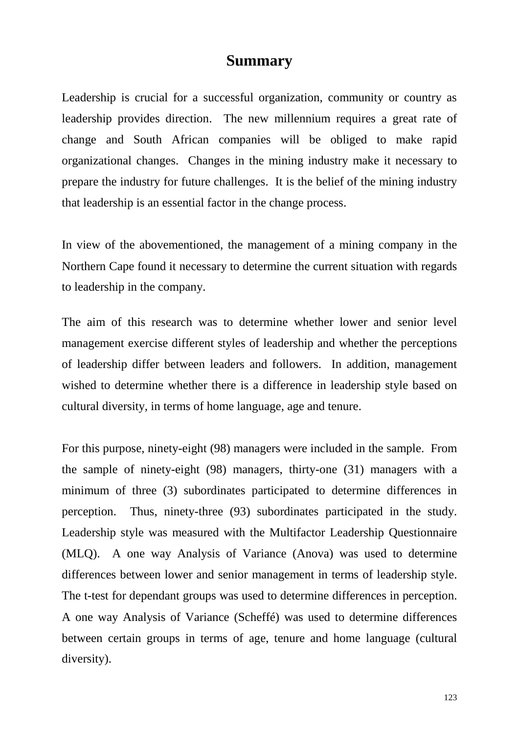# Summary

Leadership is crucial for a successful organization, community or country as leadership provides direction. The new millennium requires a great rate of change and South African companies will be obliged to make rapid organizational changes. Changes in the mining industry make it necessary to prepare the industry for future challenges. It is the belief of the mining industry that leadership is an essential factor in the change process.

In view of the abovementioned, the management of a mining company in the Northern Cape found it necessary to determine the current situation with regards to leadership in the company.

The aim of this research was to determine whether lower and senior level management exercise different styles of leadership and whether the perceptions of leadership differ between leaders and followers. In addition, management wished to determine whether there is a difference in leadership style based on cultural diversity, in terms of home language, age and tenure.

For this purpose, ninety-eight (98) managers were included in the sample. From the sample of ninety-eight (98) managers, thirty-one (31) managers with a minimum of three (3) subordinates participated to determine differences in perception. Thus, ninety-three (93) subordinates participated in the study. Leadership style was measured with the Multifactor Leadership Questionnaire (MLQ). A one way Analysis of Variance (Anova) was used to determine differences between lower and senior management in terms of leadership style. The t-test for dependant groups was used to determine differences in perception. A one way Analysis of Variance (Scheffé) was used to determine differences between certain groups in terms of age, tenure and home language (cultural diversity).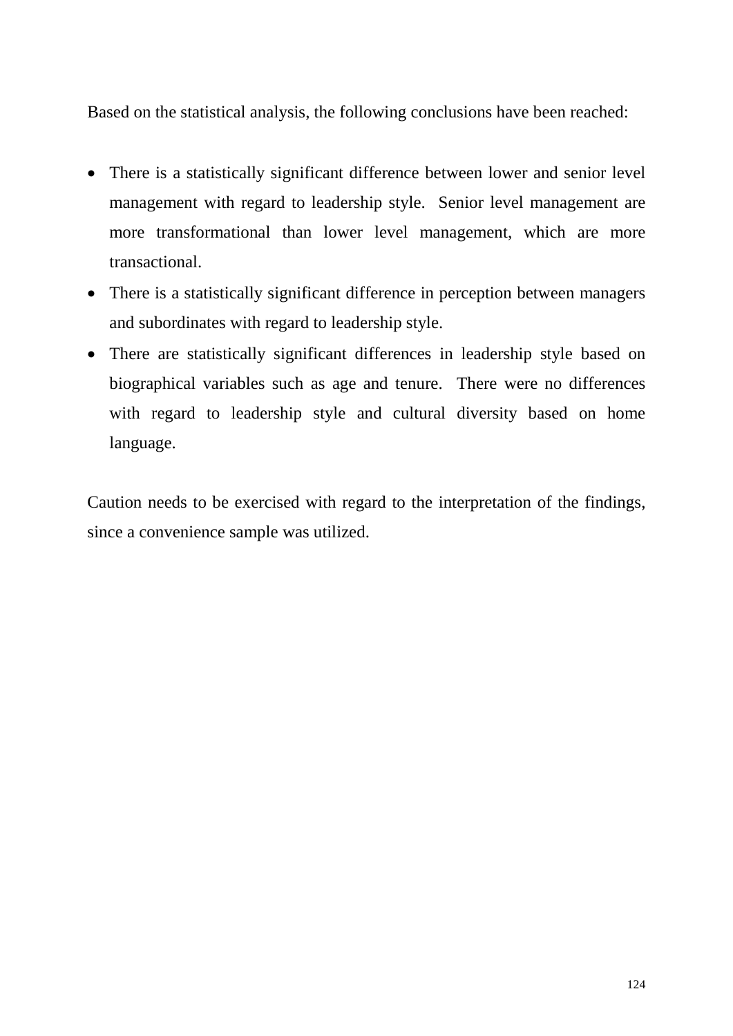Based on the statistical analysis, the following conclusions have been reached:

- There is a statistically significant difference between lower and senior level management with regard to leadership style. Senior level management are more transformational than lower level management, which are more transactional.
- There is a statistically significant difference in perception between managers and subordinates with regard to leadership style.
- There are statistically significant differences in leadership style based on biographical variables such as age and tenure. There were no differences with regard to leadership style and cultural diversity based on home language.

Caution needs to be exercised with regard to the interpretation of the findings, since a convenience sample was utilized.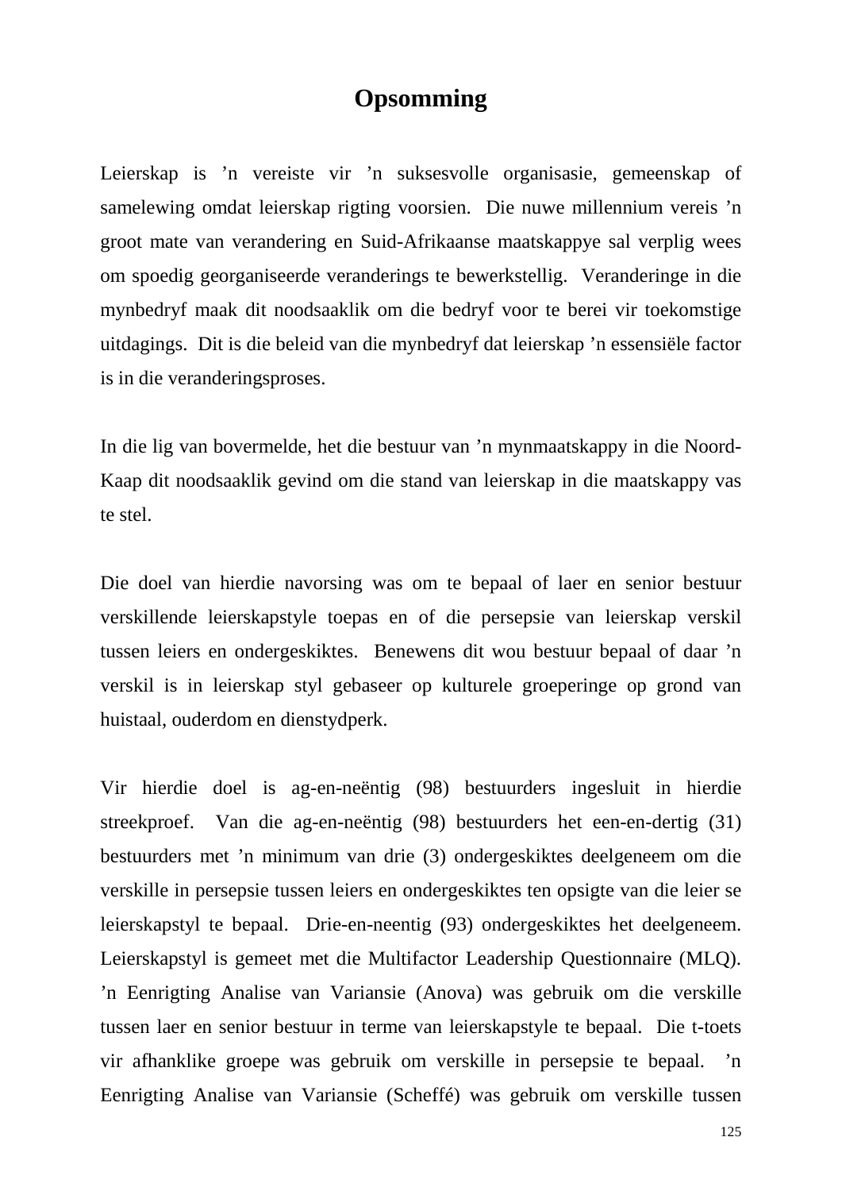# Opsomming

Leierskap is ’n vereiste vir ’n suksesvolle organisasie, gemeenskap of samelewing omdat leierskap rigting voorsien. Die nuwe millennium vereis ’n groot mate van verandering en Suid-Afrikaanse maatskappye sal verplig wees om spoedig georganiseerde veranderings te bewerkstellig. Veranderinge in die mynbedryf maak dit noodsaaklik om die bedryf voor te berei vir toekomstige uitdagings. Dit is die beleid van die mynbedryf dat leierskap ’n essensiële factor is in die veranderingsproses.

In die lig van bovermelde, het die bestuur van ’n mynmaatskappy in die Noord-Kaap dit noodsaaklik gevind om die stand van leierskap in die maatskappy vas te stel.

Die doel van hierdie navorsing was om te bepaal of laer en senior bestuur verskillende leierskapstyle toepas en of die persepsie van leierskap verskil tussen leiers en ondergeskiktes. Benewens dit wou bestuur bepaal of daar ’n verskil is in leierskap styl gebaseer op kulturele groeperinge op grond van huistaal, ouderdom en dienstydperk.

Vir hierdie doel is ag-en-neëntig (98) bestuurders ingesluit in hierdie streekproef. Van die ag-en-neëntig (98) bestuurders het een-en-dertig (31) bestuurders met ’n minimum van drie (3) ondergeskiktes deelgeneem om die verskille in persepsie tussen leiers en ondergeskiktes ten opsigte van die leier se leierskapstyl te bepaal. Drie-en-neentig (93) ondergeskiktes het deelgeneem. Leierskapstyl is gemeet met die Multifactor Leadership Questionnaire (MLQ). ’n Eenrigting Analise van Variansie (Anova) was gebruik om die verskille tussen laer en senior bestuur in terme van leierskapstyle te bepaal. Die t-toets vir afhanklike groepe was gebruik om verskille in persepsie te bepaal. ’n Eenrigting Analise van Variansie (Scheffé) was gebruik om verskille tussen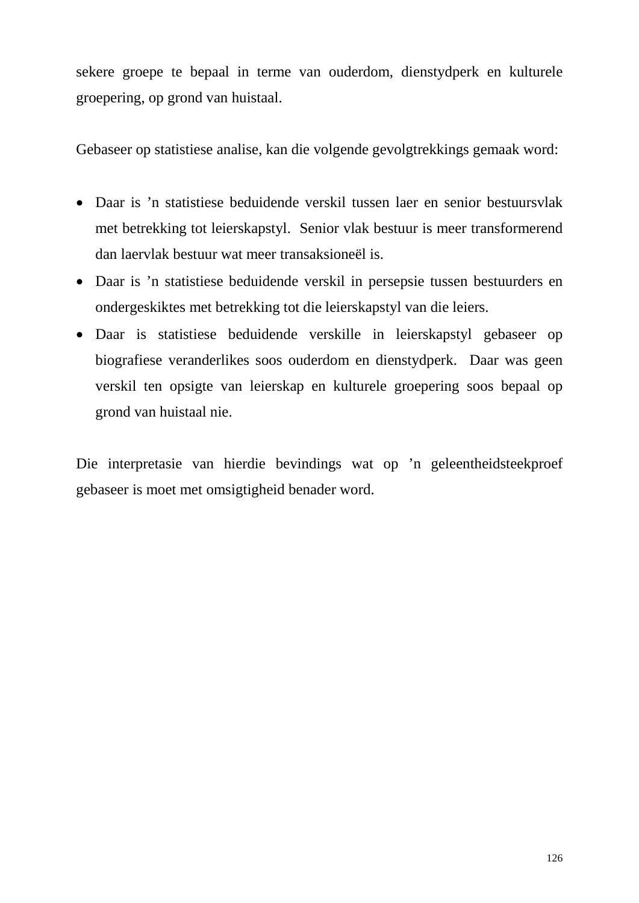sekere groepe te bepaal in terme van ouderdom, dienstydperk en kulturele groepering, op grond van huistaal.

Gebaseer op statistiese analise, kan die volgende gevolgtrekkings gemaak word:

- Daar is ’n statistiese beduidende verskil tussen laer en senior bestuursvlak met betrekking tot leierskapstyl. Senior vlak bestuur is meer transformerend dan laervlak bestuur wat meer transaksioneël is.
- Daar is ’n statistiese beduidende verskil in persepsie tussen bestuurders en ondergeskiktes met betrekking tot die leierskapstyl van die leiers.
- Daar is statistiese beduidende verskille in leierskapstyl gebaseer op biografiese veranderlikes soos ouderdom en dienstydperk. Daar was geen verskil ten opsigte van leierskap en kulturele groepering soos bepaal op grond van huistaal nie.

Die interpretasie van hierdie bevindings wat op ’n geleentheidsteekproef gebaseer is moet met omsigtigheid benader word.